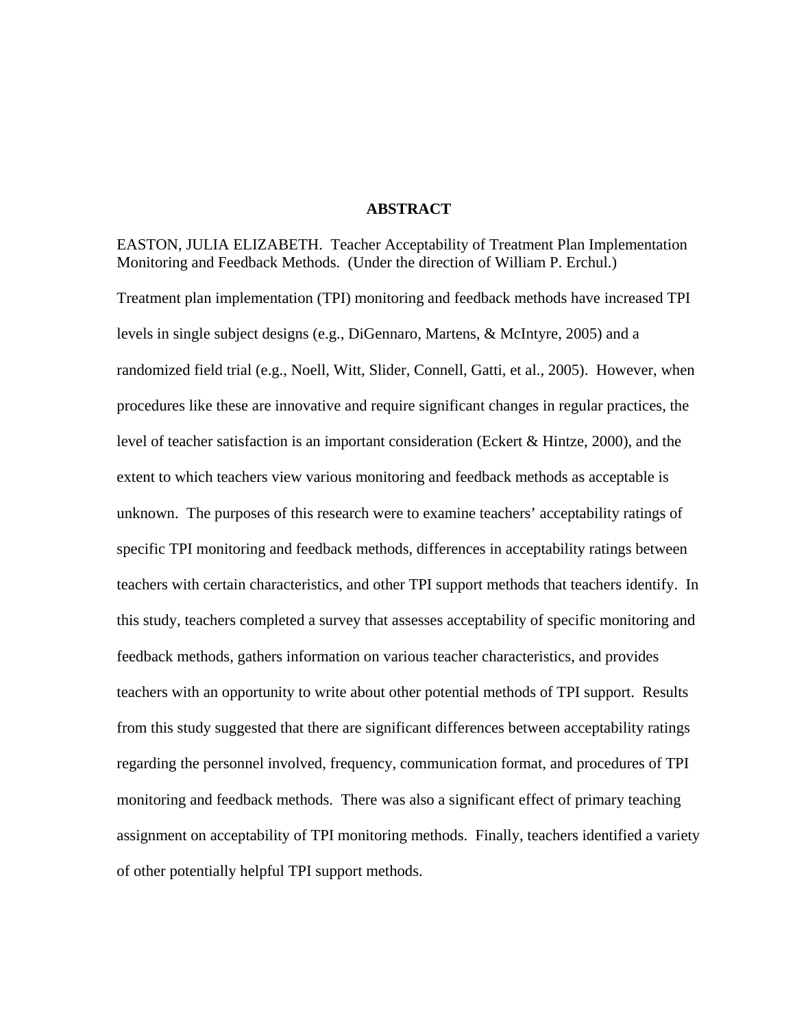# ABSTRACT

EASTON, JULIA ELIZABETH. Teacher Acceptability of Treatment Plan Implementation Monitoring and Feedback Methods. (Under the direction of William P. Erchul.)

Treatment plan implementation (TPI) monitoring and feedback methods have increased TPI levels in single subject designs (e.g., DiGennaro, Martens, & McIntyre, 2005) and a randomized field trial (e.g., Noell, Witt, Slider, Connell, Gatti, et al., 2005). However, when procedures like these are innovative and require significant changes in regular practices, the level of teacher satisfaction is an important consideration (Eckert & Hintze, 2000), and the extent to which teachers view various monitoring and feedback methods as acceptable is unknown. The purposes of this research were to examine teachers' acceptability ratings of specific TPI monitoring and feedback methods, differences in acceptability ratings between teachers with certain characteristics, and other TPI support methods that teachers identify. In this study, teachers completed a survey that assesses acceptability of specific monitoring and feedback methods, gathers information on various teacher characteristics, and provides teachers with an opportunity to write about other potential methods of TPI support. Results from this study suggested that there are significant differences between acceptability ratings regarding the personnel involved, frequency, communication format, and procedures of TPI monitoring and feedback methods. There was also a significant effect of primary teaching assignment on acceptability of TPI monitoring methods. Finally, teachers identified a variety of other potentially helpful TPI support methods.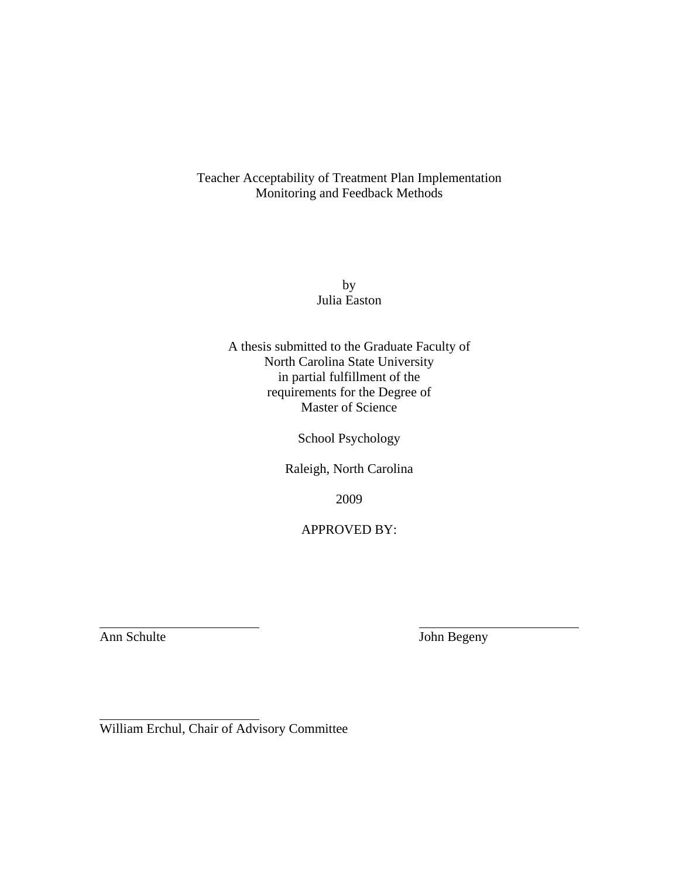Teacher Acceptability of Treatment Plan Implementation
Monitoring and Feedback Methods

by
Julia Easton

A thesis submitted to the Graduate Faculty of
North Carolina State University
in partial fulfillment of the
requirements for the Degree of
Master of Science

School Psychology

Raleigh, North Carolina

2009

APPROVED BY:

_________________________ &nbsp;&nbsp;&nbsp;&nbsp;&nbsp;&nbsp;&nbsp;&nbsp;&nbsp;&nbsp; _________________________
Ann Schulte &nbsp;&nbsp;&nbsp;&nbsp;&nbsp;&nbsp;&nbsp;&nbsp;&nbsp;&nbsp;&nbsp;&nbsp;&nbsp;&nbsp;&nbsp;&nbsp;&nbsp;&nbsp;&nbsp;&nbsp;&nbsp;&nbsp;&nbsp;&nbsp;&nbsp;&nbsp;&nbsp;&nbsp; John Begeny

_________________________
William Erchul, Chair of Advisory Committee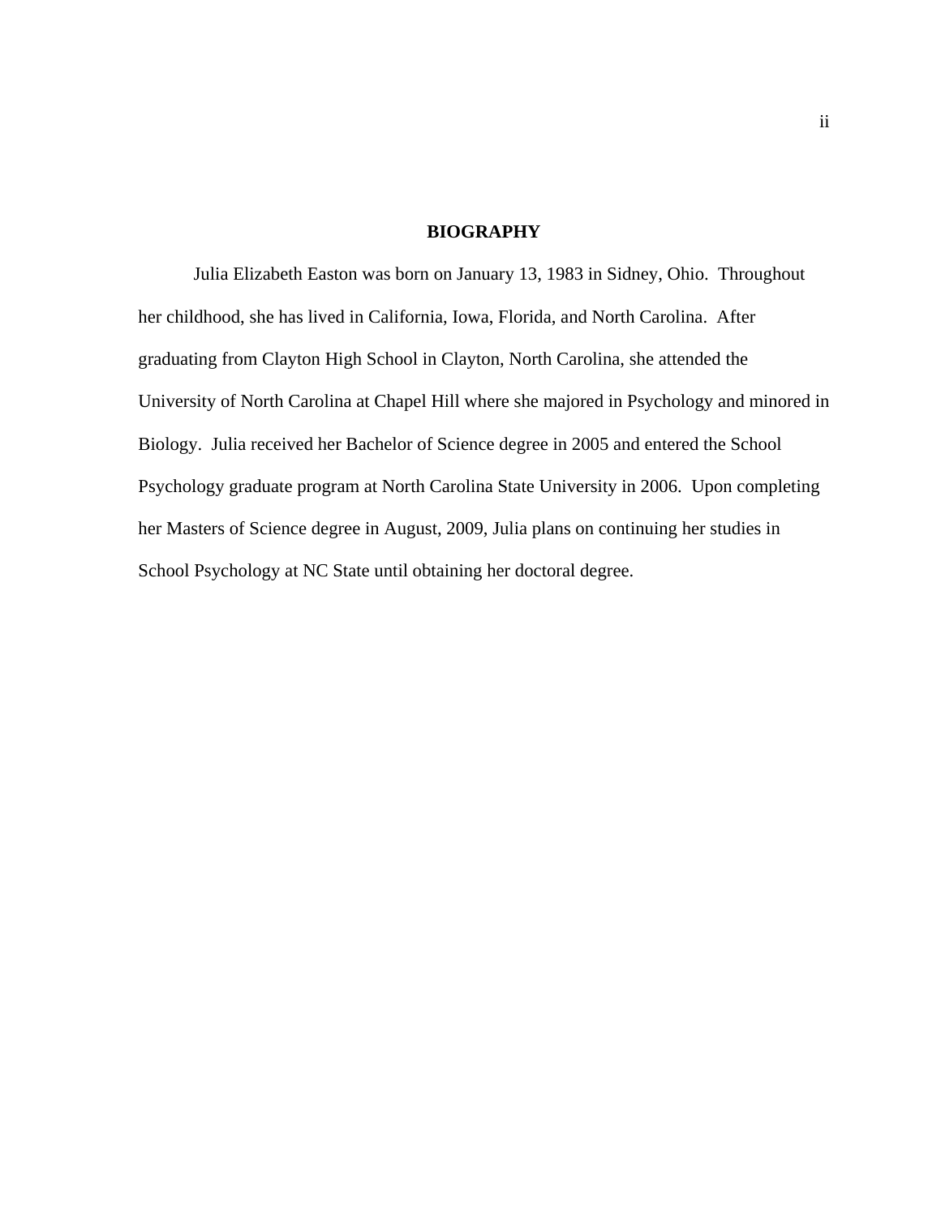# BIOGRAPHY

Julia Elizabeth Easton was born on January 13, 1983 in Sidney, Ohio. Throughout her childhood, she has lived in California, Iowa, Florida, and North Carolina. After graduating from Clayton High School in Clayton, North Carolina, she attended the University of North Carolina at Chapel Hill where she majored in Psychology and minored in Biology. Julia received her Bachelor of Science degree in 2005 and entered the School Psychology graduate program at North Carolina State University in 2006. Upon completing her Masters of Science degree in August, 2009, Julia plans on continuing her studies in School Psychology at NC State until obtaining her doctoral degree.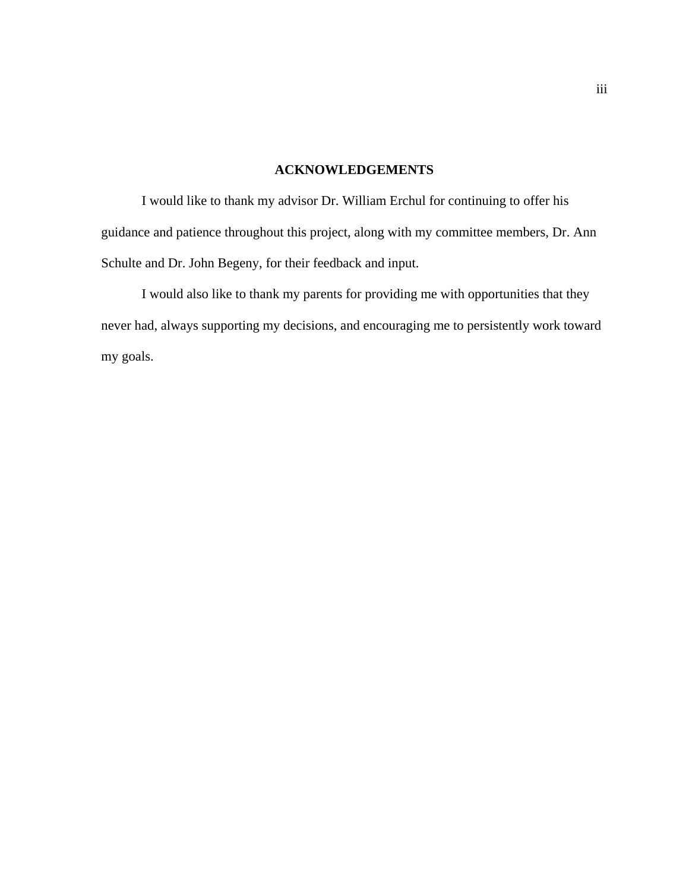## ACKNOWLEDGEMENTS

I would like to thank my advisor Dr. William Erchul for continuing to offer his guidance and patience throughout this project, along with my committee members, Dr. Ann Schulte and Dr. John Begeny, for their feedback and input.

I would also like to thank my parents for providing me with opportunities that they never had, always supporting my decisions, and encouraging me to persistently work toward my goals.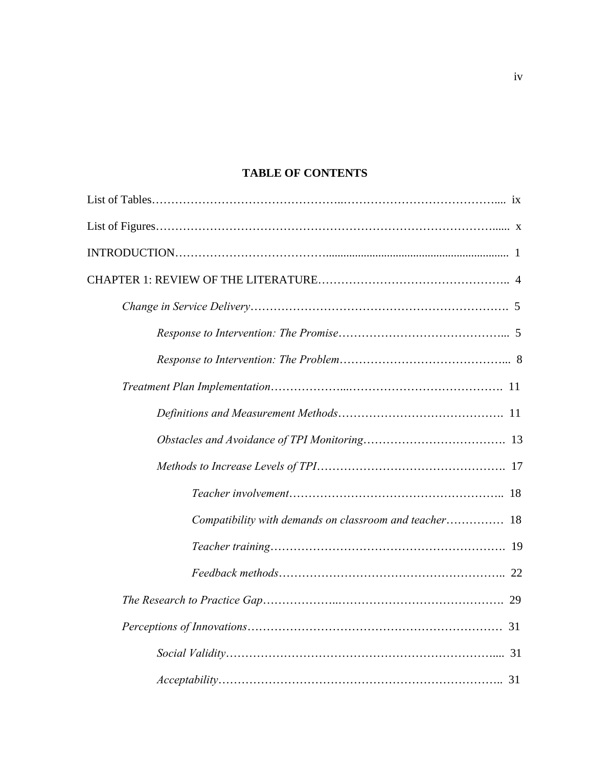## TABLE OF CONTENTS

List of Tables ........ ix

List of Figures ........ x

INTRODUCTION ........ 1

CHAPTER 1: REVIEW OF THE LITERATURE ........ 4

- *Change in Service Delivery* ........ 5
  - *Response to Intervention: The Promise* ........ 5
  - *Response to Intervention: The Problem* ........ 8
- *Treatment Plan Implementation* ........ 11
  - *Definitions and Measurement Methods* ........ 11
  - *Obstacles and Avoidance of TPI Monitoring* ........ 13
  - *Methods to Increase Levels of TPI* ........ 17
    - *Teacher involvement* ........ 18
    - *Compatibility with demands on classroom and teacher* ........ 18
    - *Teacher training* ........ 19
    - *Feedback methods* ........ 22
- *The Research to Practice Gap* ........ 29
- *Perceptions of Innovations* ........ 31
  - *Social Validity* ........ 31
  - *Acceptability* ........ 31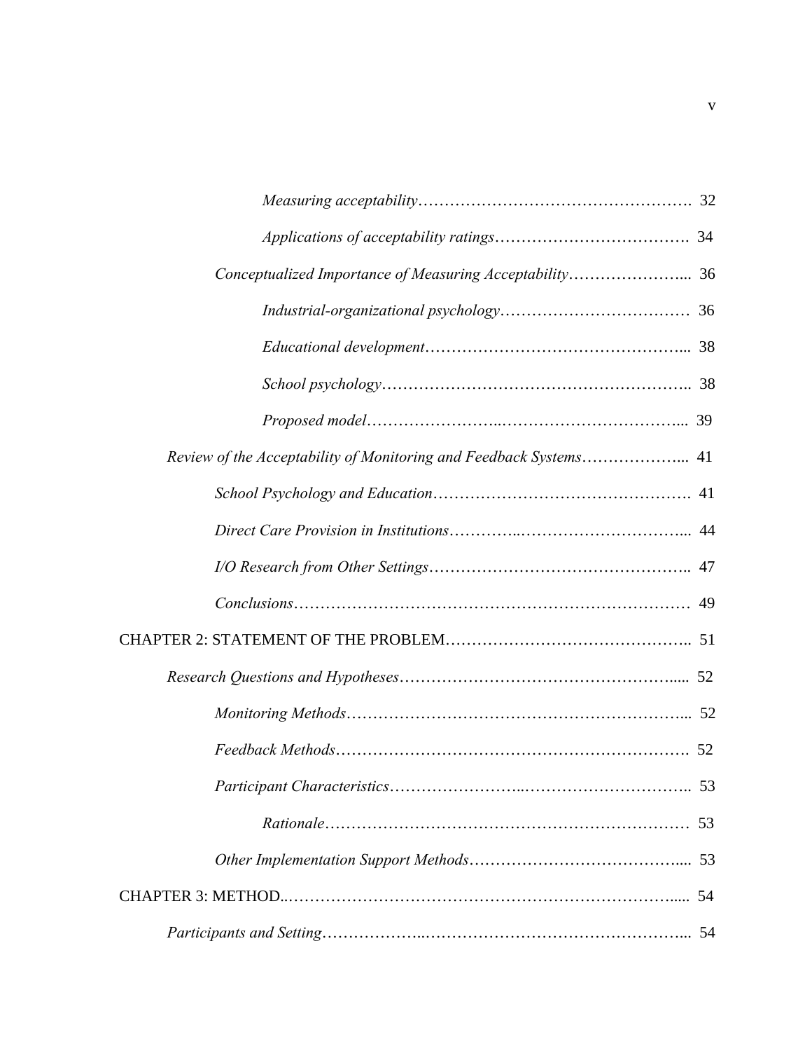*Measuring acceptability*………………………………………………. 32

*Applications of acceptability ratings*………………………………. 34

*Conceptualized Importance of Measuring Acceptability*…………………... 36

*Industrial-organizational psychology*……………………………… 36

*Educational development*…………………………………………... 38

*School psychology*……………………………………………….. 38

*Proposed model*……………………..……………………………... 39

*Review of the Acceptability of Monitoring and Feedback Systems*………………... 41

*School Psychology and Education*…………………………………………. 41

*Direct Care Provision in Institutions*…………..…………………………... 44

*I/O Research from Other Settings*………………………………………….. 47

*Conclusions*………………………………………………………………… 49

CHAPTER 2: STATEMENT OF THE PROBLEM……………………………………….. 51

*Research Questions and Hypotheses*………………………………………….... 52

*Monitoring Methods*………………………………………………………... 52

*Feedback Methods*…………………………………………………………. 52

*Participant Characteristics*……………………..………………………….. 53

*Rationale*…………………………………………………………… 53

*Other Implementation Support Methods*………………………………….... 53

CHAPTER 3: METHOD..……………………………………………………………..... 54

*Participants and Setting*………………..……………………………………….. 54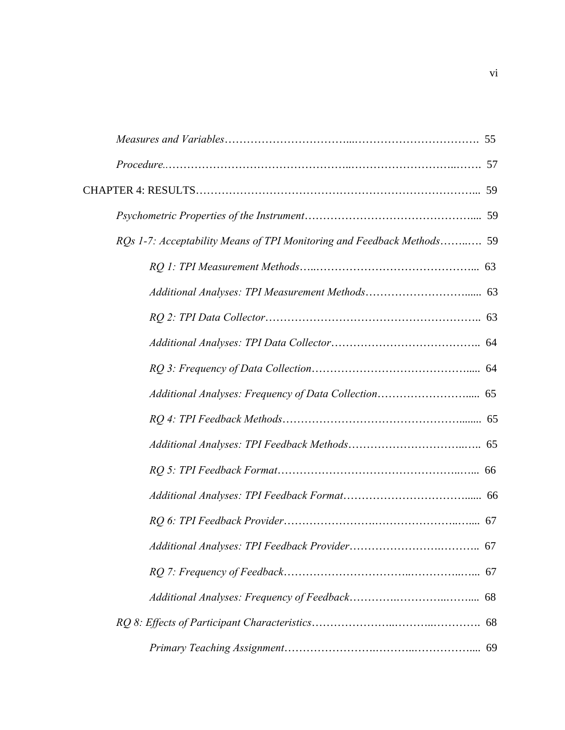*Measures and Variables* …………………………….…………………………… 55

*Procedure* ……………………………………………………………………… 57

CHAPTER 4: RESULTS ……………………………………………………………… 59

*Psychometric Properties of the Instrument* …………………………………… 59

*RQs 1-7: Acceptability Means of TPI Monitoring and Feedback Methods* ……… 59

*RQ 1: TPI Measurement Methods* ……………………………………… 63

*Additional Analyses: TPI Measurement Methods* ……………………… 63

*RQ 2: TPI Data Collector* ……………………………………………… 63

*Additional Analyses: TPI Data Collector* ………………………………… 64

*RQ 3: Frequency of Data Collection* …………………………………… 64

*Additional Analyses: Frequency of Data Collection* …………………… 65

*RQ 4: TPI Feedback Methods* …………………………………………… 65

*Additional Analyses: TPI Feedback Methods* …………………………… 65

*RQ 5: TPI Feedback Format* …………………………………………… 66

*Additional Analyses: TPI Feedback Format* …………………………… 66

*RQ 6: TPI Feedback Provider* …………………………………………… 67

*Additional Analyses: TPI Feedback Provider* …………………………… 67

*RQ 7: Frequency of Feedback* …………………………………………… 67

*Additional Analyses: Frequency of Feedback* …………………………… 68

*RQ 8: Effects of Participant Characteristics* …………………………………… 68

*Primary Teaching Assignment* …………………………………………… 69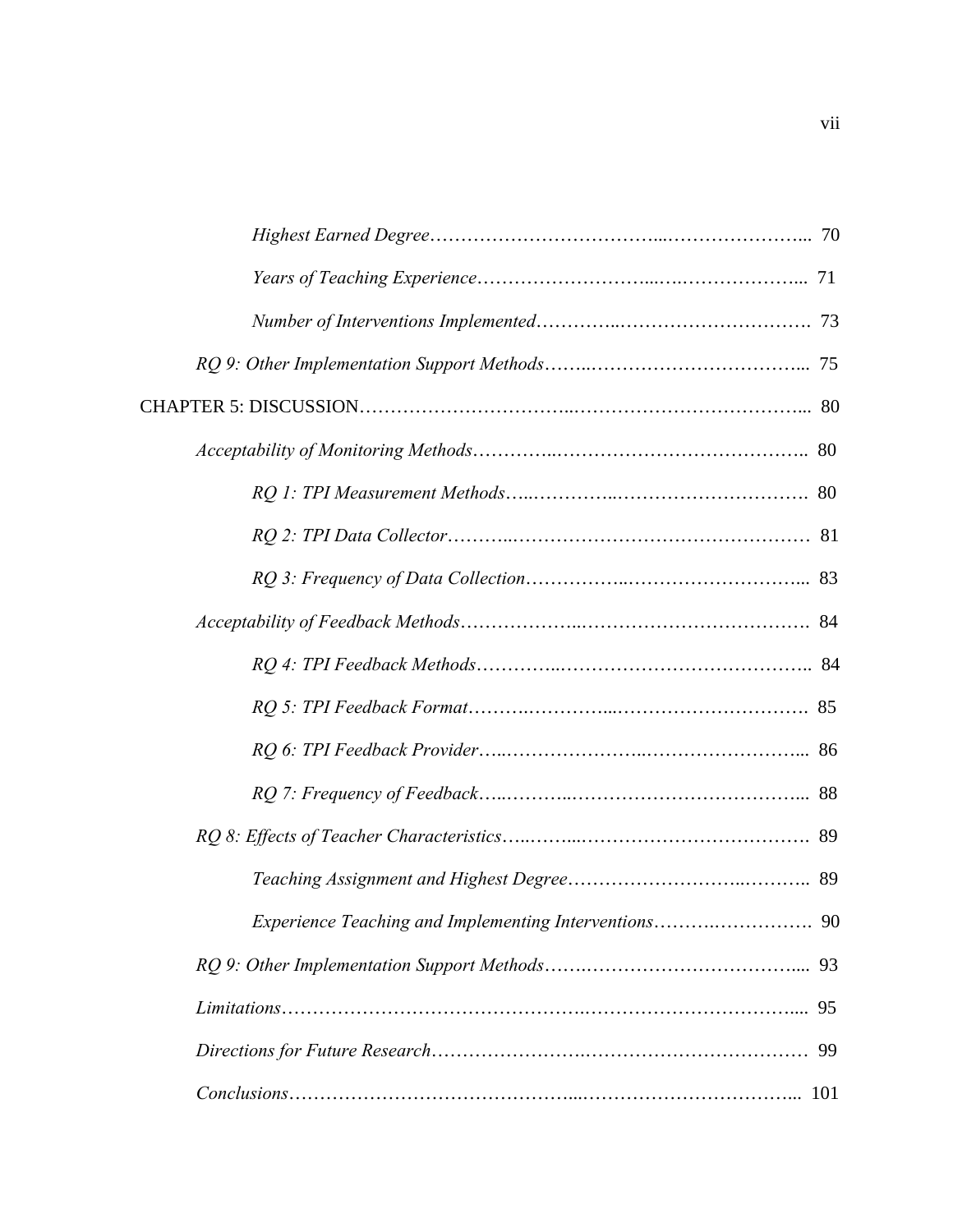*Highest Earned Degree*……………………………...…………………... 70

*Years of Teaching Experience*……………………...….………………... 71

*Number of Interventions Implemented*………….…………………………. 73

*RQ 9: Other Implementation Support Methods*……..……….……………………... 75

CHAPTER 5: DISCUSSION…………………………..……………………………….... 80

*Acceptability of Monitoring Methods*…………..………………………………….. 80

*RQ 1: TPI Measurement Methods*…..…………..…………………………. 80

*RQ 2: TPI Data Collector*………..………………………………………… 81

*RQ 3: Frequency of Data Collection*……………..………………………... 83

*Acceptability of Feedback Methods*………………..………………………………. 84

*RQ 4: TPI Feedback Methods*…………..………………………………….. 84

*RQ 5: TPI Feedback Format*……….…………...…………………………. 85

*RQ 6: TPI Feedback Provider*…..…………………..……………………... 86

*RQ 7: Frequency of Feedback*…..………..………………………………... 88

*RQ 8: Effects of Teacher Characteristics*…..……...………………………………. 89

*Teaching Assignment and Highest Degree*……………………..……….. 89

*Experience Teaching and Implementing Interventions*……….……………. 90

*RQ 9: Other Implementation Support Methods*…….…………………………….... 93

*Limitations*………………………………………..…………………………….... 95

*Directions for Future Research*…………………….……………………………… 99

*Conclusions*……………………………………...…………………………... 101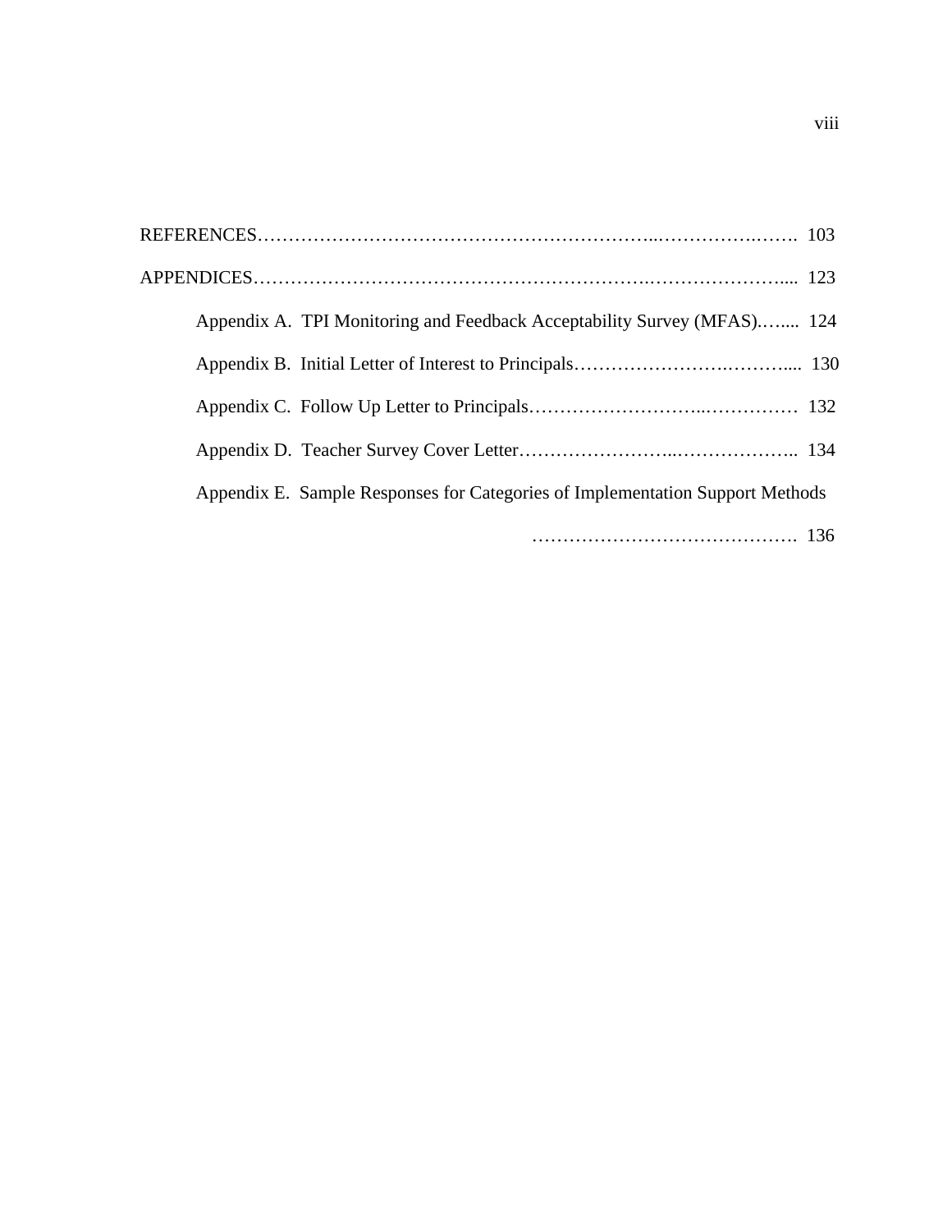REFERENCES……………………………………………………………..……………….……. 103

APPENDICES…………………………………………………….…………………..... 123

Appendix A. TPI Monitoring and Feedback Acceptability Survey (MFAS).…..... 124

Appendix B. Initial Letter of Interest to Principals…………………….……….... 130

Appendix C. Follow Up Letter to Principals………………………..…………… 132

Appendix D. Teacher Survey Cover Letter……………………..……………….. 134

Appendix E. Sample Responses for Categories of Implementation Support Methods

……………………………………. 136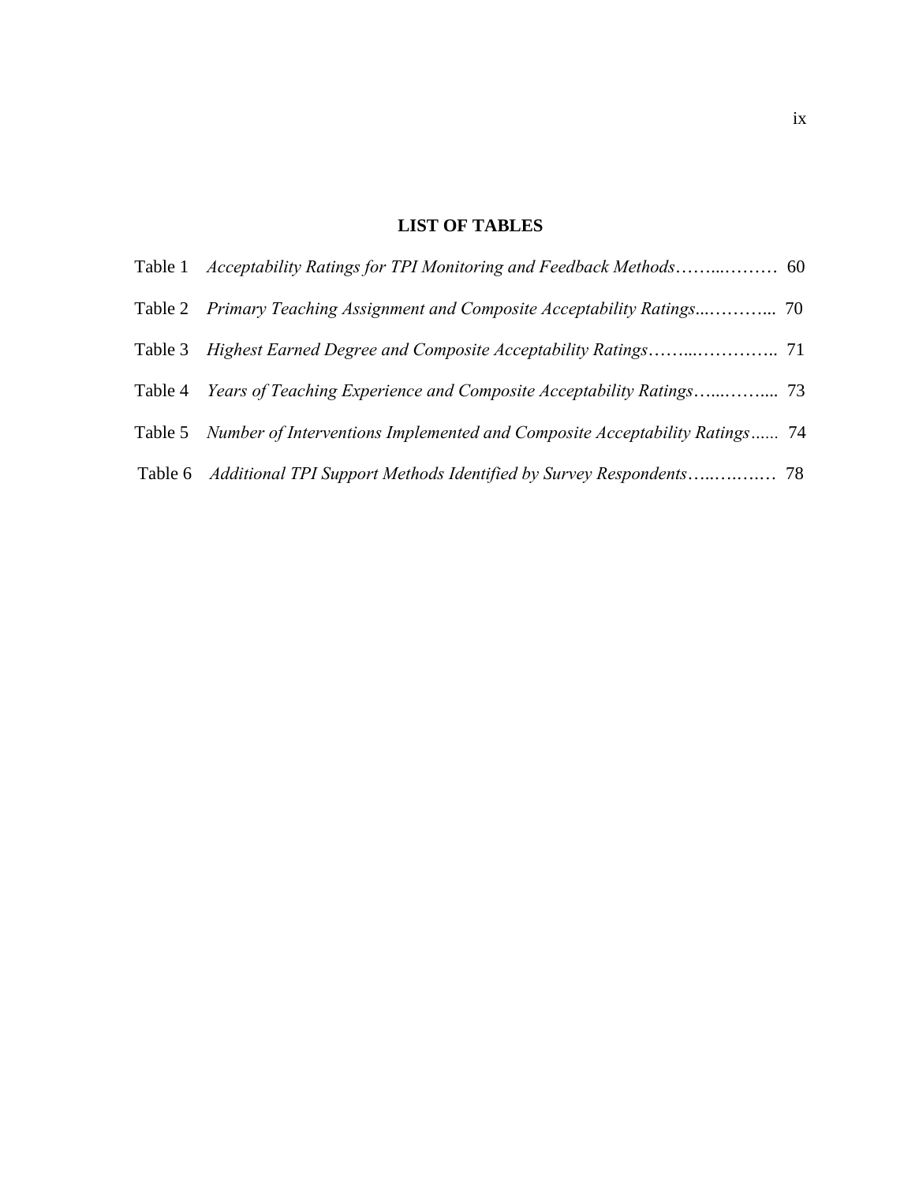## LIST OF TABLES

Table 1 *Acceptability Ratings for TPI Monitoring and Feedback Methods*……..……… 60

Table 2 *Primary Teaching Assignment and Composite Acceptability Ratings*...……….. 70

Table 3 *Highest Earned Degree and Composite Acceptability Ratings*……...………….. 71

Table 4 *Years of Teaching Experience and Composite Acceptability Ratings*…...……... 73

Table 5 *Number of Interventions Implemented and Composite Acceptability Ratings*...... 74

Table 6 *Additional TPI Support Methods Identified by Survey Respondents*…..….….… 78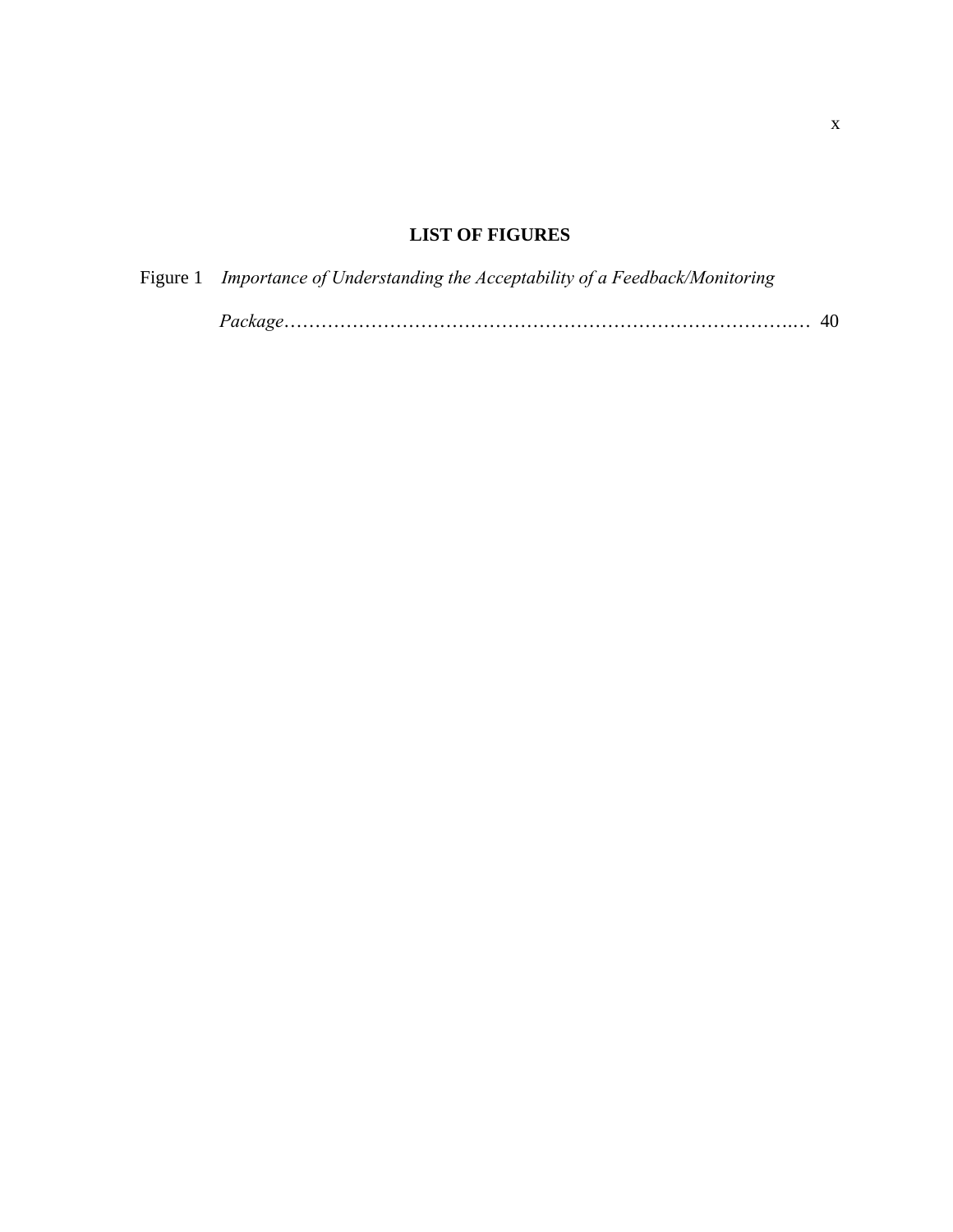## LIST OF FIGURES

Figure 1 *Importance of Understanding the Acceptability of a Feedback/Monitoring Package*……………………………………………………………………..… 40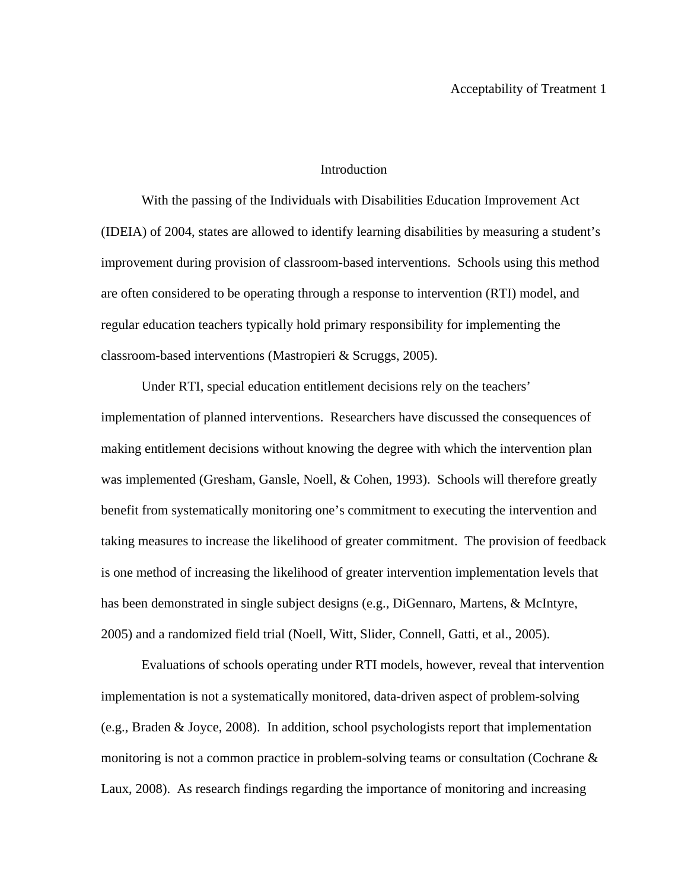# Introduction

With the passing of the Individuals with Disabilities Education Improvement Act (IDEIA) of 2004, states are allowed to identify learning disabilities by measuring a student's improvement during provision of classroom-based interventions. Schools using this method are often considered to be operating through a response to intervention (RTI) model, and regular education teachers typically hold primary responsibility for implementing the classroom-based interventions (Mastropieri & Scruggs, 2005).

Under RTI, special education entitlement decisions rely on the teachers' implementation of planned interventions. Researchers have discussed the consequences of making entitlement decisions without knowing the degree with which the intervention plan was implemented (Gresham, Gansle, Noell, & Cohen, 1993). Schools will therefore greatly benefit from systematically monitoring one's commitment to executing the intervention and taking measures to increase the likelihood of greater commitment. The provision of feedback is one method of increasing the likelihood of greater intervention implementation levels that has been demonstrated in single subject designs (e.g., DiGennaro, Martens, & McIntyre, 2005) and a randomized field trial (Noell, Witt, Slider, Connell, Gatti, et al., 2005).

Evaluations of schools operating under RTI models, however, reveal that intervention implementation is not a systematically monitored, data-driven aspect of problem-solving (e.g., Braden & Joyce, 2008). In addition, school psychologists report that implementation monitoring is not a common practice in problem-solving teams or consultation (Cochrane & Laux, 2008). As research findings regarding the importance of monitoring and increasing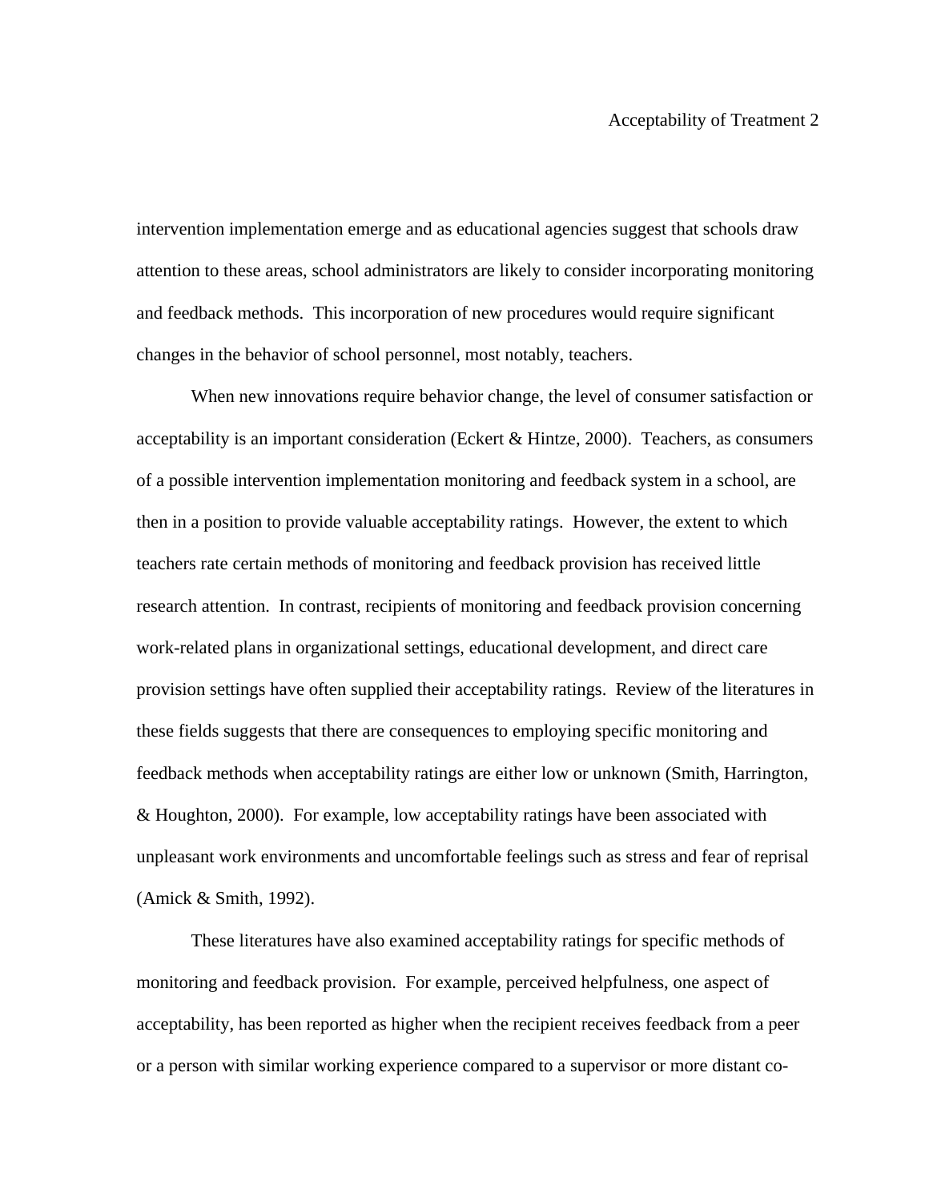intervention implementation emerge and as educational agencies suggest that schools draw attention to these areas, school administrators are likely to consider incorporating monitoring and feedback methods. This incorporation of new procedures would require significant changes in the behavior of school personnel, most notably, teachers.

When new innovations require behavior change, the level of consumer satisfaction or acceptability is an important consideration (Eckert & Hintze, 2000). Teachers, as consumers of a possible intervention implementation monitoring and feedback system in a school, are then in a position to provide valuable acceptability ratings. However, the extent to which teachers rate certain methods of monitoring and feedback provision has received little research attention. In contrast, recipients of monitoring and feedback provision concerning work-related plans in organizational settings, educational development, and direct care provision settings have often supplied their acceptability ratings. Review of the literatures in these fields suggests that there are consequences to employing specific monitoring and feedback methods when acceptability ratings are either low or unknown (Smith, Harrington, & Houghton, 2000). For example, low acceptability ratings have been associated with unpleasant work environments and uncomfortable feelings such as stress and fear of reprisal (Amick & Smith, 1992).

These literatures have also examined acceptability ratings for specific methods of monitoring and feedback provision. For example, perceived helpfulness, one aspect of acceptability, has been reported as higher when the recipient receives feedback from a peer or a person with similar working experience compared to a supervisor or more distant co-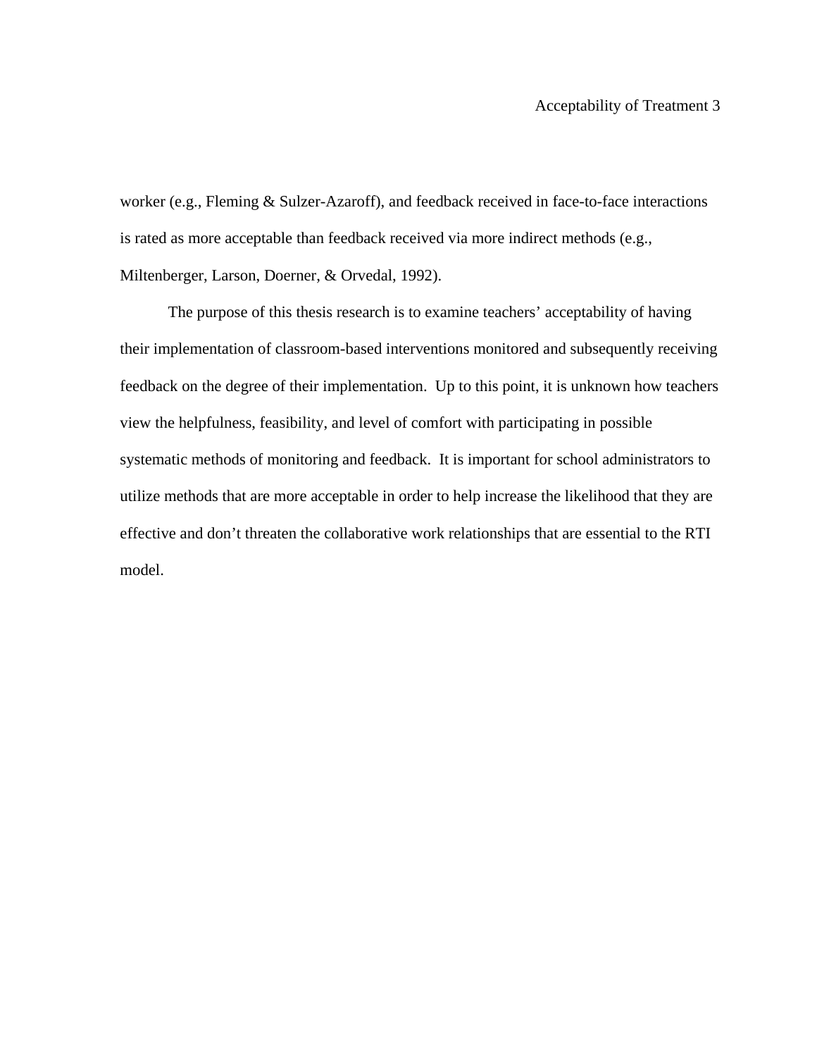worker (e.g., Fleming & Sulzer-Azaroff), and feedback received in face-to-face interactions is rated as more acceptable than feedback received via more indirect methods (e.g., Miltenberger, Larson, Doerner, & Orvedal, 1992).

The purpose of this thesis research is to examine teachers' acceptability of having their implementation of classroom-based interventions monitored and subsequently receiving feedback on the degree of their implementation. Up to this point, it is unknown how teachers view the helpfulness, feasibility, and level of comfort with participating in possible systematic methods of monitoring and feedback. It is important for school administrators to utilize methods that are more acceptable in order to help increase the likelihood that they are effective and don't threaten the collaborative work relationships that are essential to the RTI model.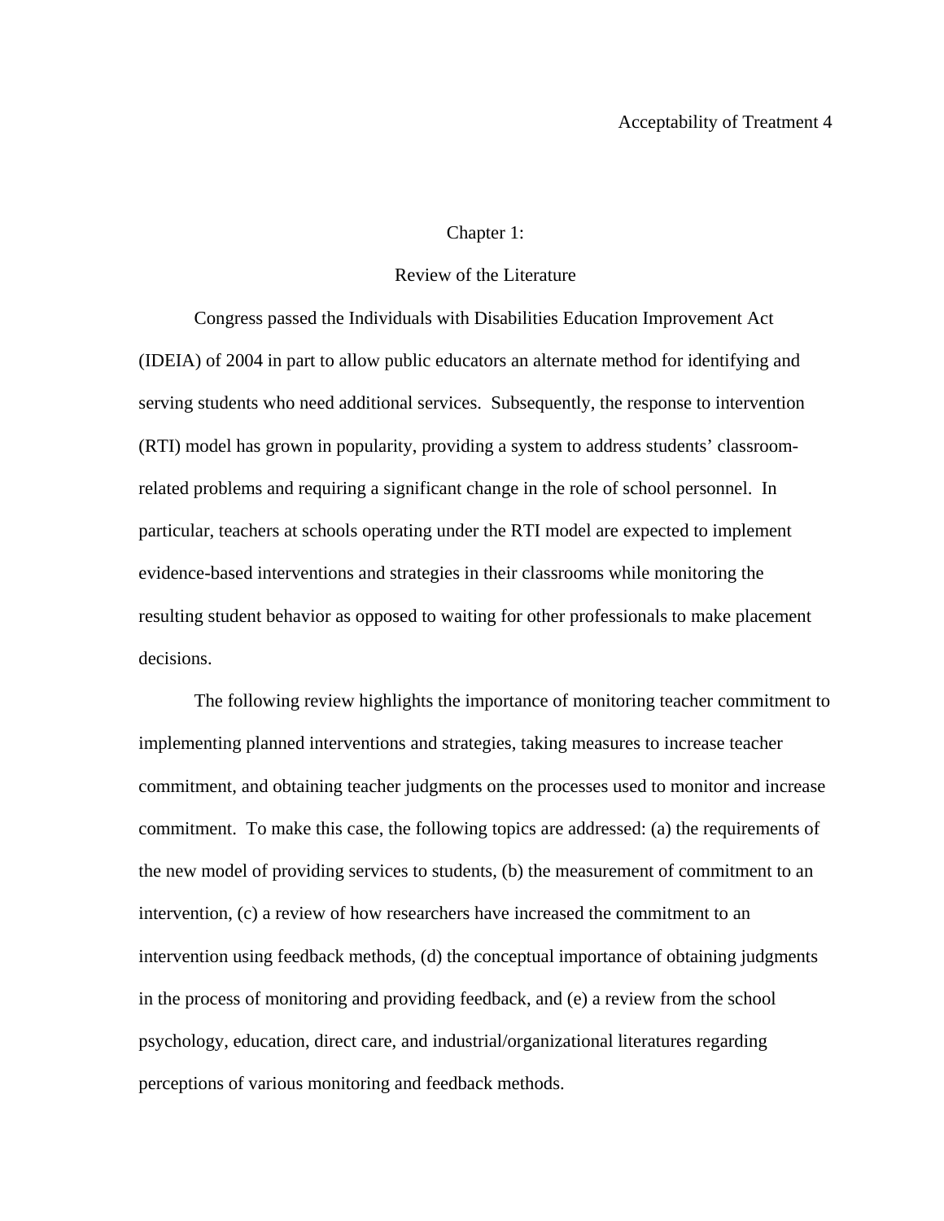# Chapter 1:

## Review of the Literature

Congress passed the Individuals with Disabilities Education Improvement Act (IDEIA) of 2004 in part to allow public educators an alternate method for identifying and serving students who need additional services. Subsequently, the response to intervention (RTI) model has grown in popularity, providing a system to address students' classroom-related problems and requiring a significant change in the role of school personnel. In particular, teachers at schools operating under the RTI model are expected to implement evidence-based interventions and strategies in their classrooms while monitoring the resulting student behavior as opposed to waiting for other professionals to make placement decisions.

The following review highlights the importance of monitoring teacher commitment to implementing planned interventions and strategies, taking measures to increase teacher commitment, and obtaining teacher judgments on the processes used to monitor and increase commitment. To make this case, the following topics are addressed: (a) the requirements of the new model of providing services to students, (b) the measurement of commitment to an intervention, (c) a review of how researchers have increased the commitment to an intervention using feedback methods, (d) the conceptual importance of obtaining judgments in the process of monitoring and providing feedback, and (e) a review from the school psychology, education, direct care, and industrial/organizational literatures regarding perceptions of various monitoring and feedback methods.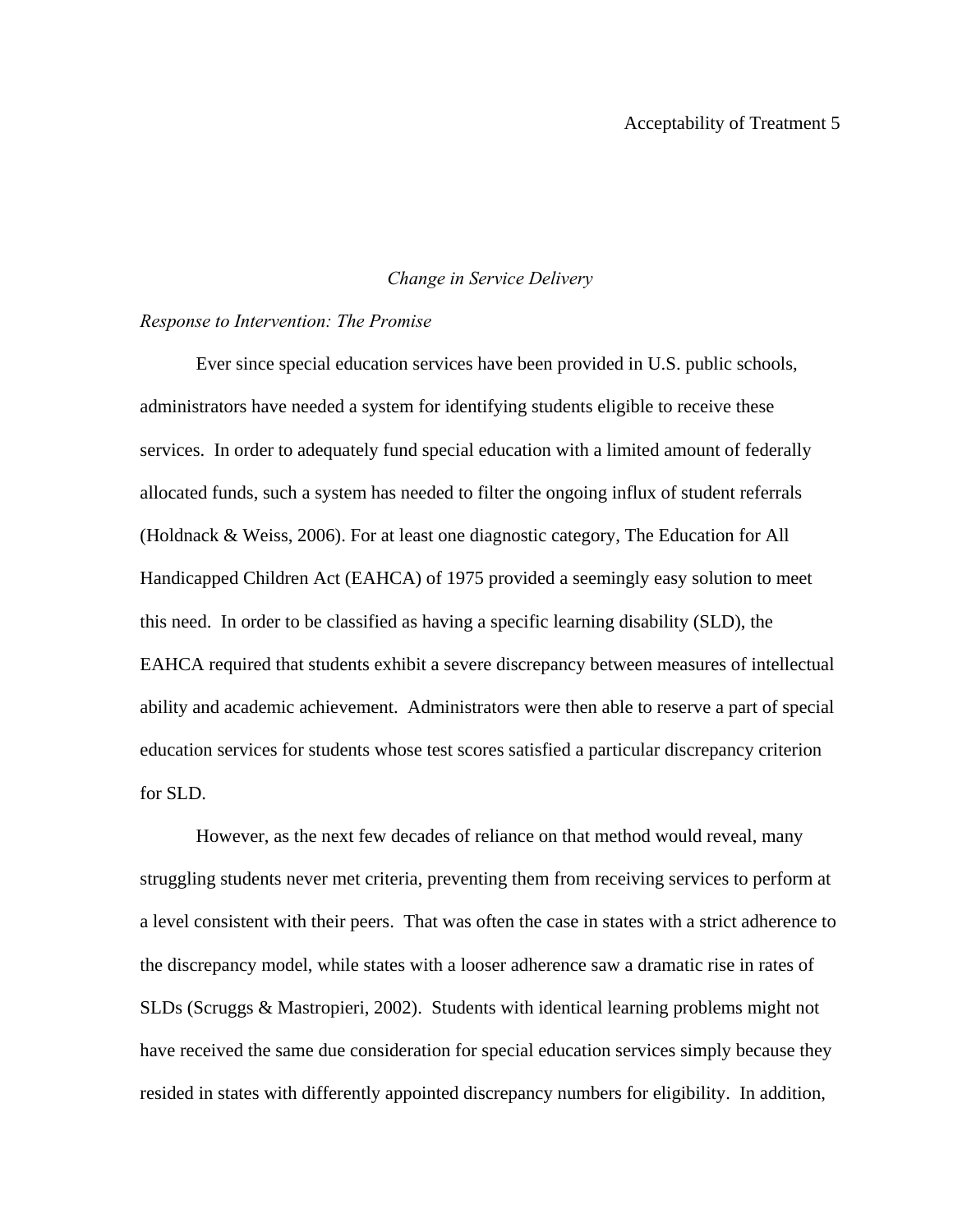## *Change in Service Delivery*

### *Response to Intervention: The Promise*

Ever since special education services have been provided in U.S. public schools, administrators have needed a system for identifying students eligible to receive these services. In order to adequately fund special education with a limited amount of federally allocated funds, such a system has needed to filter the ongoing influx of student referrals (Holdnack & Weiss, 2006). For at least one diagnostic category, The Education for All Handicapped Children Act (EAHCA) of 1975 provided a seemingly easy solution to meet this need. In order to be classified as having a specific learning disability (SLD), the EAHCA required that students exhibit a severe discrepancy between measures of intellectual ability and academic achievement. Administrators were then able to reserve a part of special education services for students whose test scores satisfied a particular discrepancy criterion for SLD.

However, as the next few decades of reliance on that method would reveal, many struggling students never met criteria, preventing them from receiving services to perform at a level consistent with their peers. That was often the case in states with a strict adherence to the discrepancy model, while states with a looser adherence saw a dramatic rise in rates of SLDs (Scruggs & Mastropieri, 2002). Students with identical learning problems might not have received the same due consideration for special education services simply because they resided in states with differently appointed discrepancy numbers for eligibility. In addition,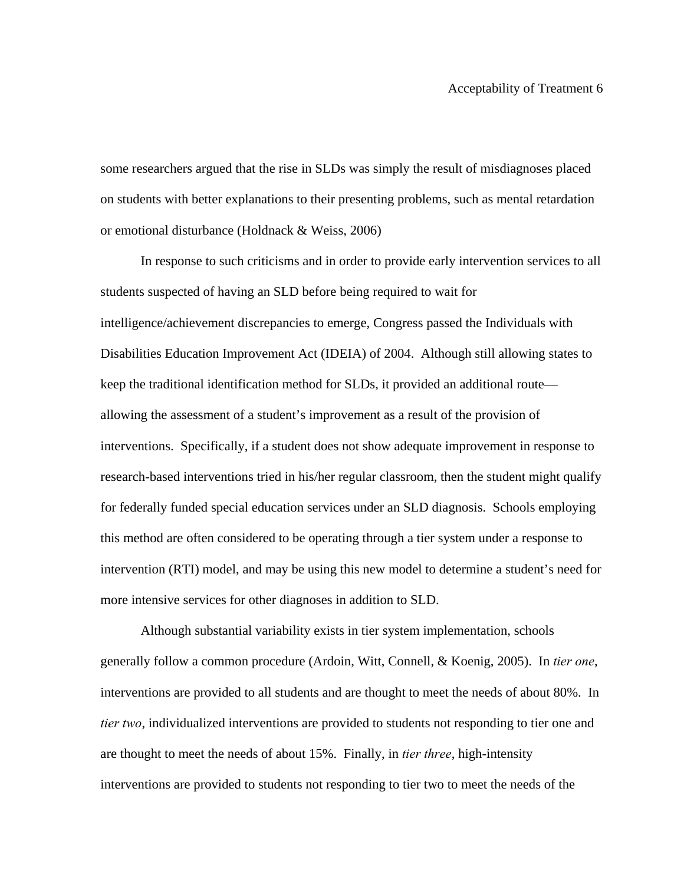some researchers argued that the rise in SLDs was simply the result of misdiagnoses placed on students with better explanations to their presenting problems, such as mental retardation or emotional disturbance (Holdnack & Weiss, 2006)

In response to such criticisms and in order to provide early intervention services to all students suspected of having an SLD before being required to wait for intelligence/achievement discrepancies to emerge, Congress passed the Individuals with Disabilities Education Improvement Act (IDEIA) of 2004. Although still allowing states to keep the traditional identification method for SLDs, it provided an additional route—allowing the assessment of a student's improvement as a result of the provision of interventions. Specifically, if a student does not show adequate improvement in response to research-based interventions tried in his/her regular classroom, then the student might qualify for federally funded special education services under an SLD diagnosis. Schools employing this method are often considered to be operating through a tier system under a response to intervention (RTI) model, and may be using this new model to determine a student's need for more intensive services for other diagnoses in addition to SLD.

Although substantial variability exists in tier system implementation, schools generally follow a common procedure (Ardoin, Witt, Connell, & Koenig, 2005). In *tier one*, interventions are provided to all students and are thought to meet the needs of about 80%. In *tier two*, individualized interventions are provided to students not responding to tier one and are thought to meet the needs of about 15%. Finally, in *tier three*, high-intensity interventions are provided to students not responding to tier two to meet the needs of the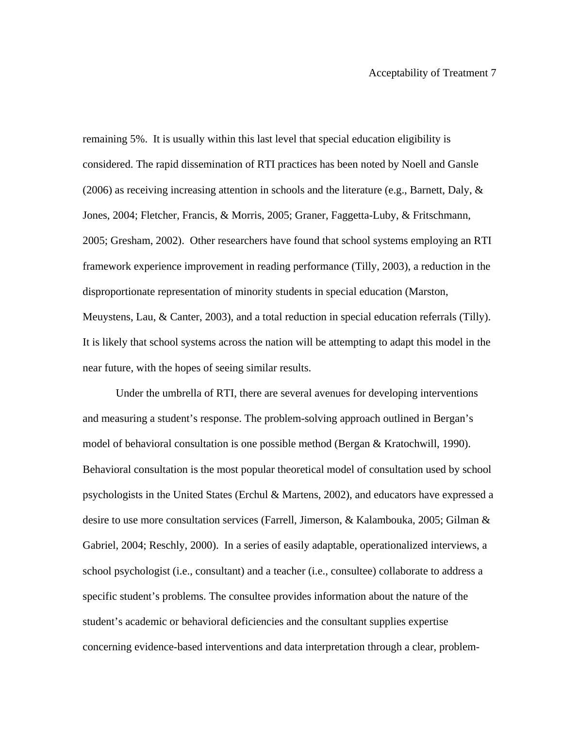remaining 5%. It is usually within this last level that special education eligibility is considered. The rapid dissemination of RTI practices has been noted by Noell and Gansle (2006) as receiving increasing attention in schools and the literature (e.g., Barnett, Daly, & Jones, 2004; Fletcher, Francis, & Morris, 2005; Graner, Faggetta-Luby, & Fritschmann, 2005; Gresham, 2002). Other researchers have found that school systems employing an RTI framework experience improvement in reading performance (Tilly, 2003), a reduction in the disproportionate representation of minority students in special education (Marston, Meuystens, Lau, & Canter, 2003), and a total reduction in special education referrals (Tilly). It is likely that school systems across the nation will be attempting to adapt this model in the near future, with the hopes of seeing similar results.

Under the umbrella of RTI, there are several avenues for developing interventions and measuring a student's response. The problem-solving approach outlined in Bergan's model of behavioral consultation is one possible method (Bergan & Kratochwill, 1990). Behavioral consultation is the most popular theoretical model of consultation used by school psychologists in the United States (Erchul & Martens, 2002), and educators have expressed a desire to use more consultation services (Farrell, Jimerson, & Kalambouka, 2005; Gilman & Gabriel, 2004; Reschly, 2000). In a series of easily adaptable, operationalized interviews, a school psychologist (i.e., consultant) and a teacher (i.e., consultee) collaborate to address a specific student's problems. The consultee provides information about the nature of the student's academic or behavioral deficiencies and the consultant supplies expertise concerning evidence-based interventions and data interpretation through a clear, problem-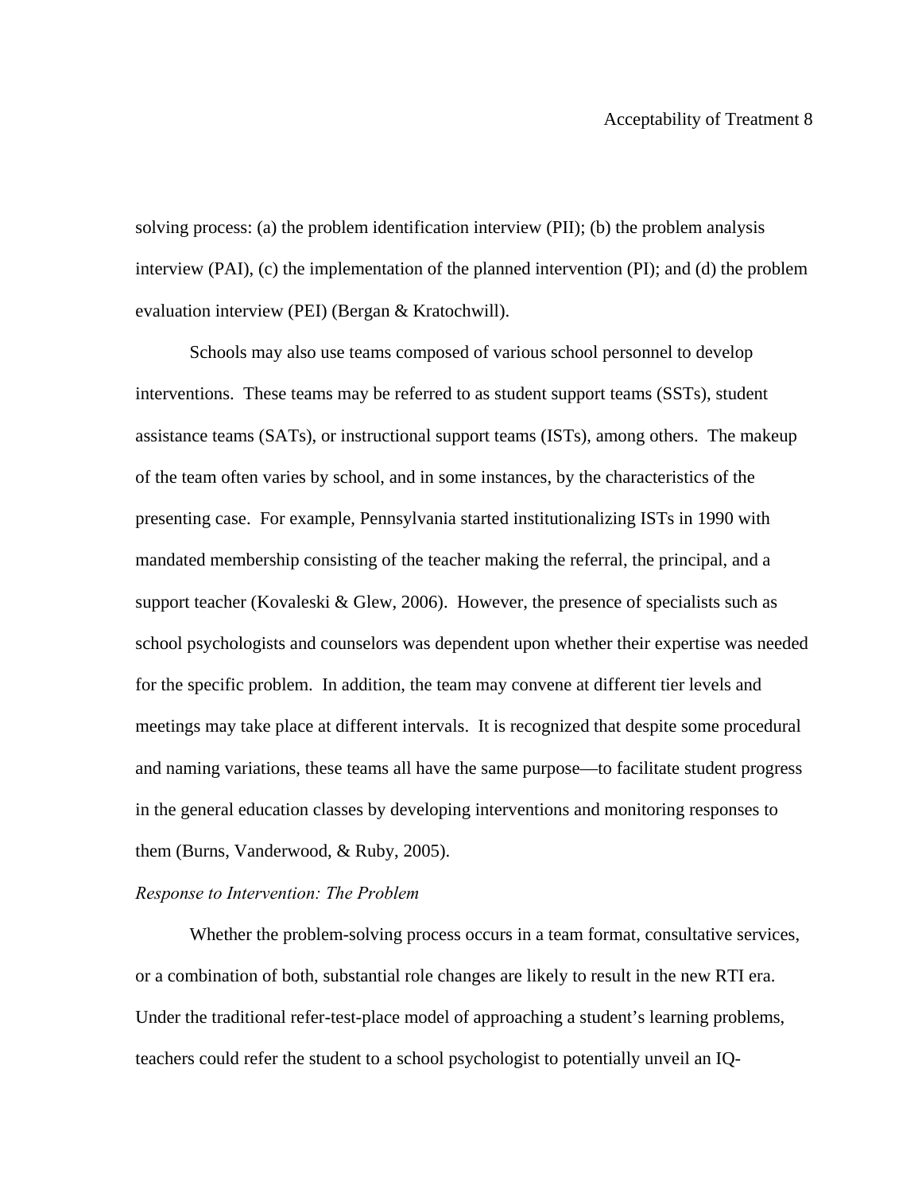solving process: (a) the problem identification interview (PII); (b) the problem analysis interview (PAI), (c) the implementation of the planned intervention (PI); and (d) the problem evaluation interview (PEI) (Bergan & Kratochwill).

Schools may also use teams composed of various school personnel to develop interventions. These teams may be referred to as student support teams (SSTs), student assistance teams (SATs), or instructional support teams (ISTs), among others. The makeup of the team often varies by school, and in some instances, by the characteristics of the presenting case. For example, Pennsylvania started institutionalizing ISTs in 1990 with mandated membership consisting of the teacher making the referral, the principal, and a support teacher (Kovaleski & Glew, 2006). However, the presence of specialists such as school psychologists and counselors was dependent upon whether their expertise was needed for the specific problem. In addition, the team may convene at different tier levels and meetings may take place at different intervals. It is recognized that despite some procedural and naming variations, these teams all have the same purpose—to facilitate student progress in the general education classes by developing interventions and monitoring responses to them (Burns, Vanderwood, & Ruby, 2005).

*Response to Intervention: The Problem*

Whether the problem-solving process occurs in a team format, consultative services, or a combination of both, substantial role changes are likely to result in the new RTI era. Under the traditional refer-test-place model of approaching a student's learning problems, teachers could refer the student to a school psychologist to potentially unveil an IQ-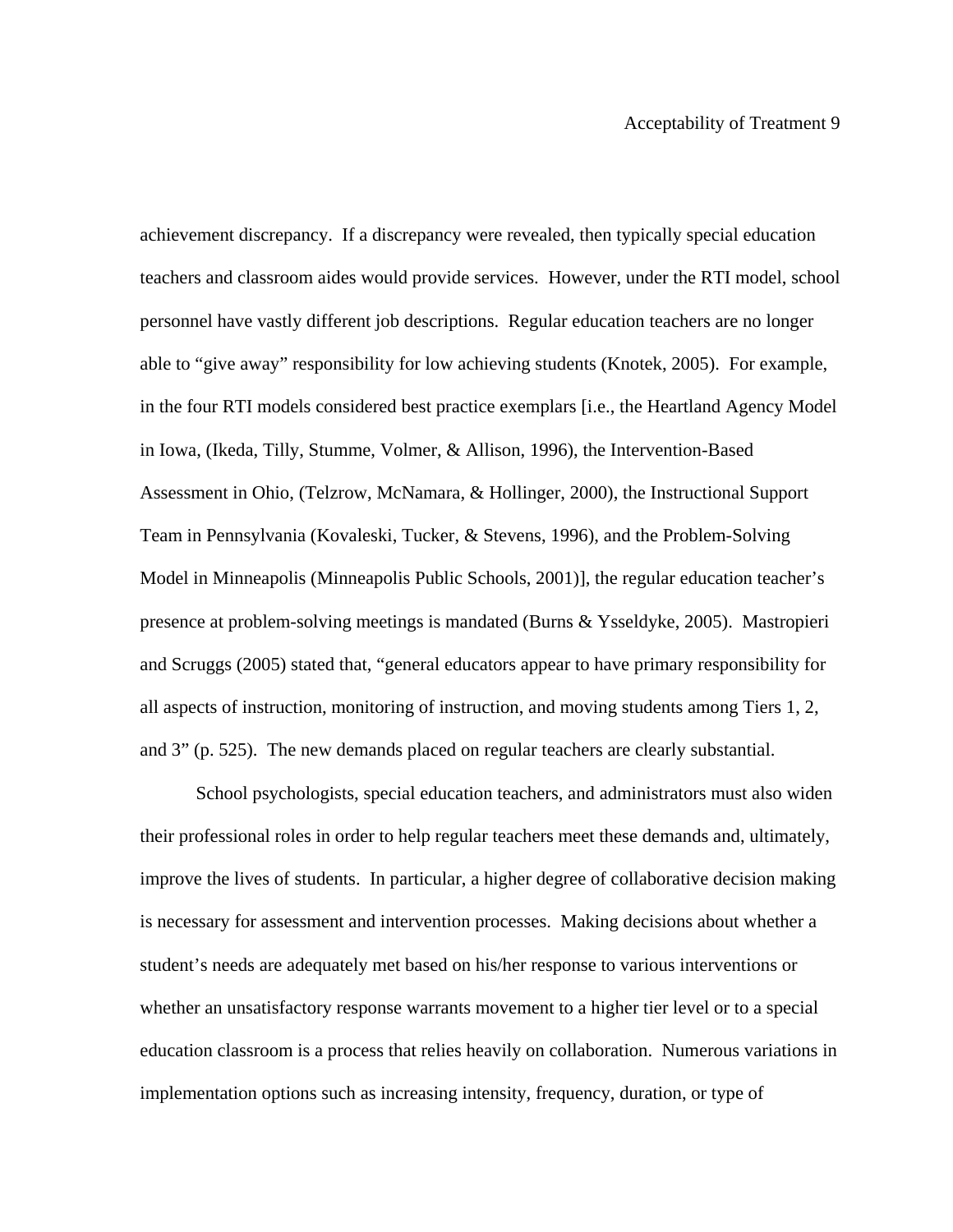achievement discrepancy. If a discrepancy were revealed, then typically special education teachers and classroom aides would provide services. However, under the RTI model, school personnel have vastly different job descriptions. Regular education teachers are no longer able to "give away" responsibility for low achieving students (Knotek, 2005). For example, in the four RTI models considered best practice exemplars [i.e., the Heartland Agency Model in Iowa, (Ikeda, Tilly, Stumme, Volmer, & Allison, 1996), the Intervention-Based Assessment in Ohio, (Telzrow, McNamara, & Hollinger, 2000), the Instructional Support Team in Pennsylvania (Kovaleski, Tucker, & Stevens, 1996), and the Problem-Solving Model in Minneapolis (Minneapolis Public Schools, 2001)], the regular education teacher's presence at problem-solving meetings is mandated (Burns & Ysseldyke, 2005). Mastropieri and Scruggs (2005) stated that, "general educators appear to have primary responsibility for all aspects of instruction, monitoring of instruction, and moving students among Tiers 1, 2, and 3" (p. 525). The new demands placed on regular teachers are clearly substantial.

School psychologists, special education teachers, and administrators must also widen their professional roles in order to help regular teachers meet these demands and, ultimately, improve the lives of students. In particular, a higher degree of collaborative decision making is necessary for assessment and intervention processes. Making decisions about whether a student's needs are adequately met based on his/her response to various interventions or whether an unsatisfactory response warrants movement to a higher tier level or to a special education classroom is a process that relies heavily on collaboration. Numerous variations in implementation options such as increasing intensity, frequency, duration, or type of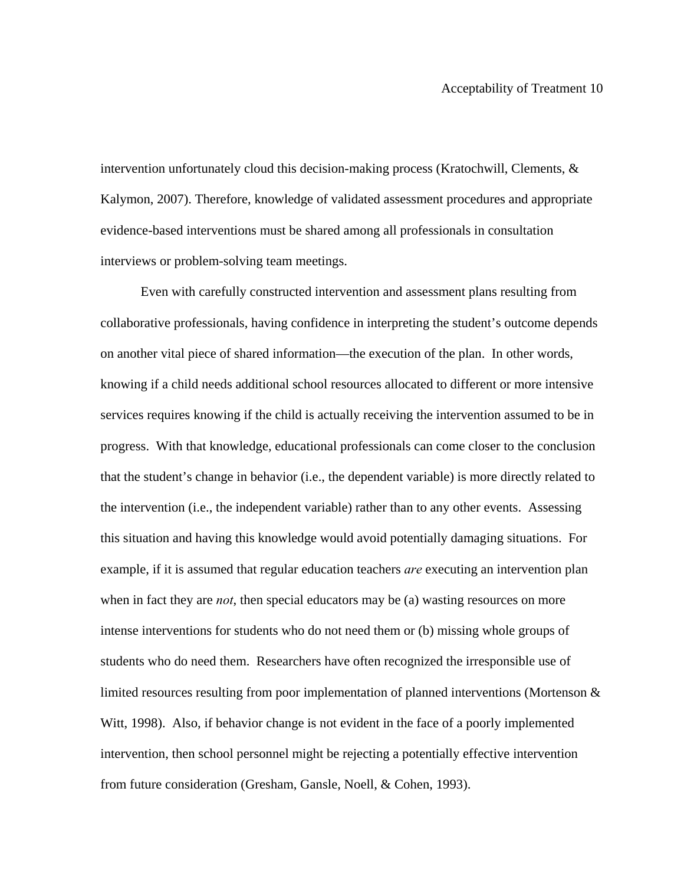intervention unfortunately cloud this decision-making process (Kratochwill, Clements, & Kalymon, 2007). Therefore, knowledge of validated assessment procedures and appropriate evidence-based interventions must be shared among all professionals in consultation interviews or problem-solving team meetings.

Even with carefully constructed intervention and assessment plans resulting from collaborative professionals, having confidence in interpreting the student's outcome depends on another vital piece of shared information—the execution of the plan. In other words, knowing if a child needs additional school resources allocated to different or more intensive services requires knowing if the child is actually receiving the intervention assumed to be in progress. With that knowledge, educational professionals can come closer to the conclusion that the student's change in behavior (i.e., the dependent variable) is more directly related to the intervention (i.e., the independent variable) rather than to any other events. Assessing this situation and having this knowledge would avoid potentially damaging situations. For example, if it is assumed that regular education teachers *are* executing an intervention plan when in fact they are *not*, then special educators may be (a) wasting resources on more intense interventions for students who do not need them or (b) missing whole groups of students who do need them. Researchers have often recognized the irresponsible use of limited resources resulting from poor implementation of planned interventions (Mortenson & Witt, 1998). Also, if behavior change is not evident in the face of a poorly implemented intervention, then school personnel might be rejecting a potentially effective intervention from future consideration (Gresham, Gansle, Noell, & Cohen, 1993).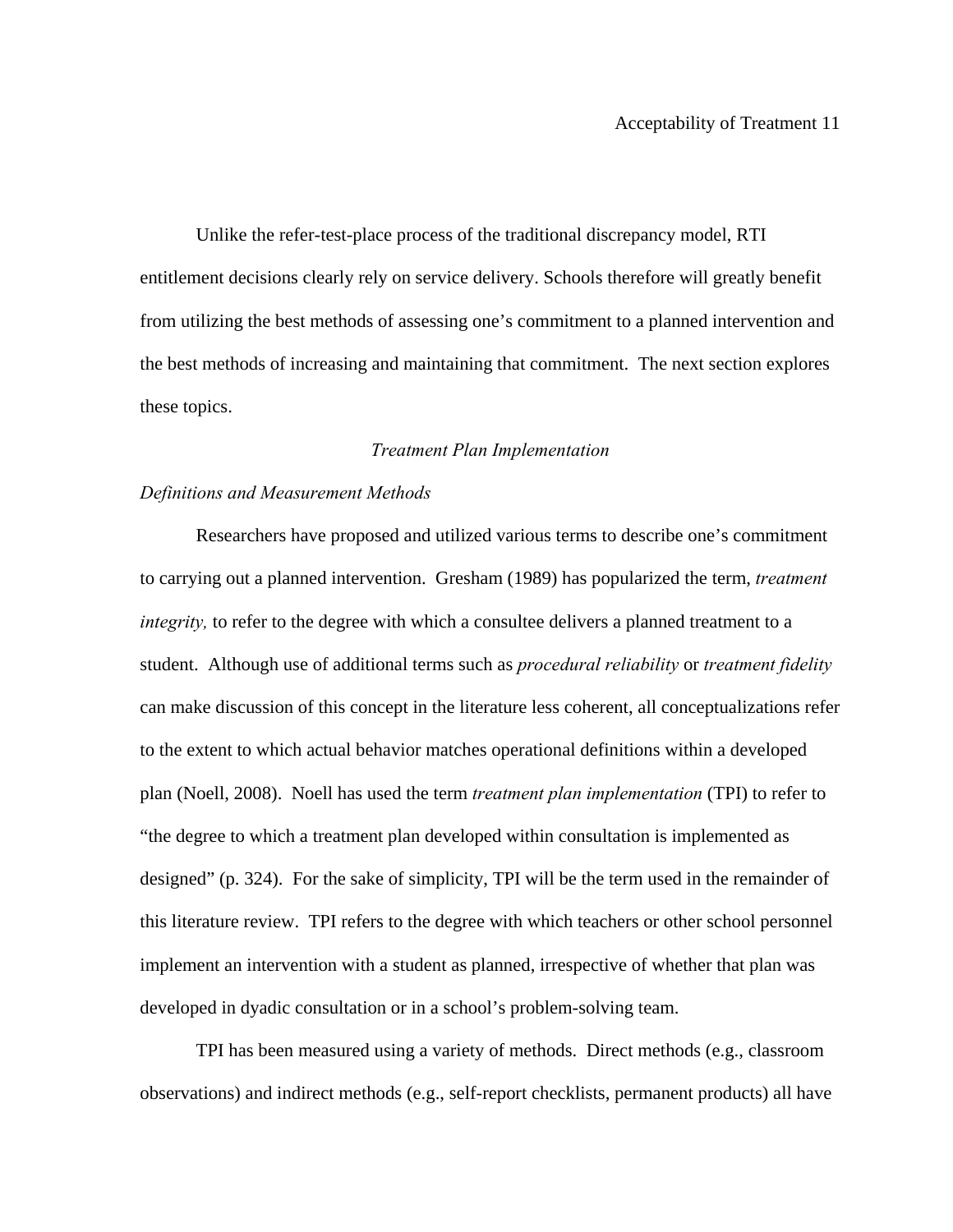Unlike the refer-test-place process of the traditional discrepancy model, RTI entitlement decisions clearly rely on service delivery. Schools therefore will greatly benefit from utilizing the best methods of assessing one's commitment to a planned intervention and the best methods of increasing and maintaining that commitment. The next section explores these topics.

## *Treatment Plan Implementation*

### *Definitions and Measurement Methods*

Researchers have proposed and utilized various terms to describe one's commitment to carrying out a planned intervention. Gresham (1989) has popularized the term, *treatment integrity,* to refer to the degree with which a consultee delivers a planned treatment to a student. Although use of additional terms such as *procedural reliability* or *treatment fidelity* can make discussion of this concept in the literature less coherent, all conceptualizations refer to the extent to which actual behavior matches operational definitions within a developed plan (Noell, 2008). Noell has used the term *treatment plan implementation* (TPI) to refer to "the degree to which a treatment plan developed within consultation is implemented as designed" (p. 324). For the sake of simplicity, TPI will be the term used in the remainder of this literature review. TPI refers to the degree with which teachers or other school personnel implement an intervention with a student as planned, irrespective of whether that plan was developed in dyadic consultation or in a school's problem-solving team.

TPI has been measured using a variety of methods. Direct methods (e.g., classroom observations) and indirect methods (e.g., self-report checklists, permanent products) all have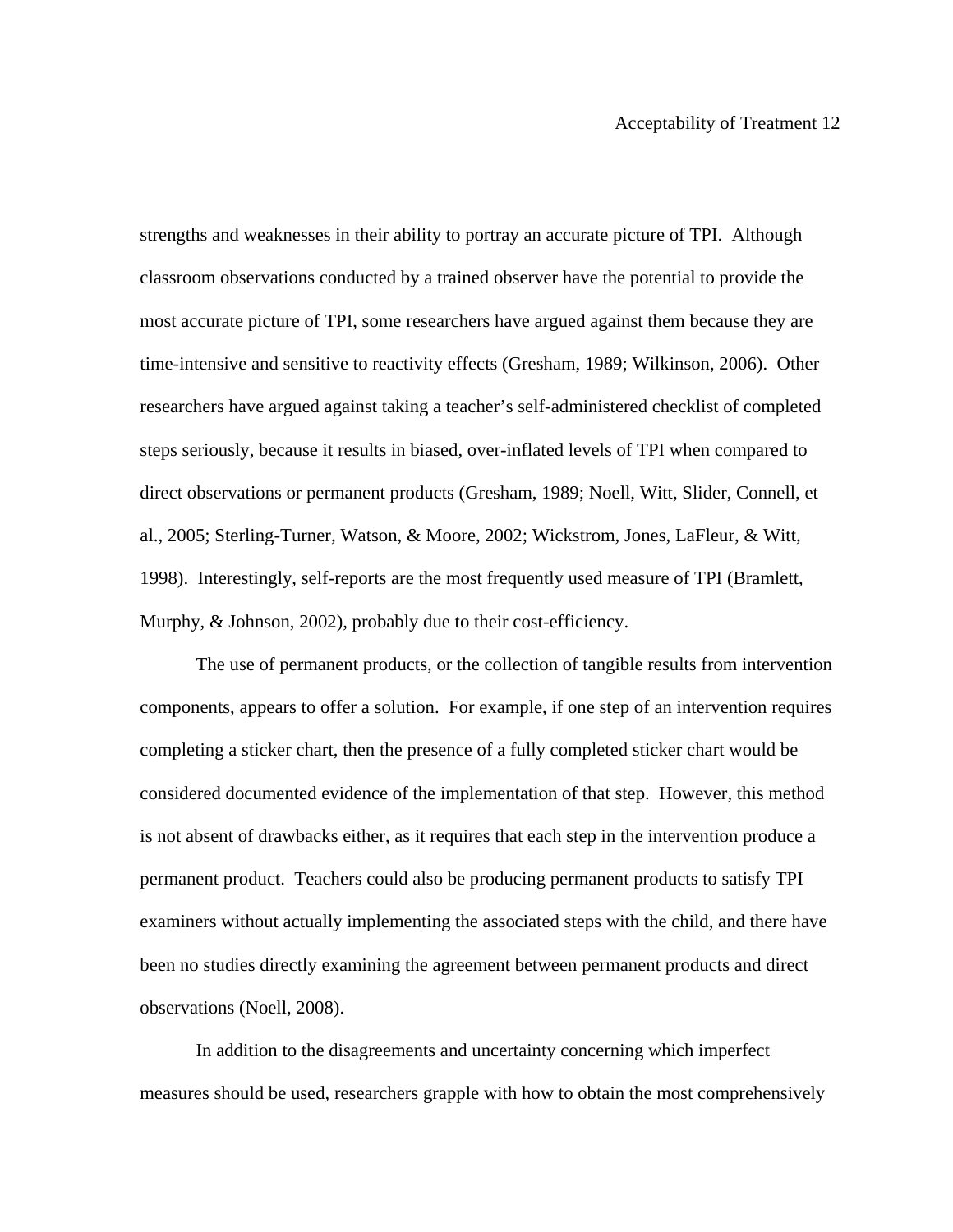strengths and weaknesses in their ability to portray an accurate picture of TPI. Although classroom observations conducted by a trained observer have the potential to provide the most accurate picture of TPI, some researchers have argued against them because they are time-intensive and sensitive to reactivity effects (Gresham, 1989; Wilkinson, 2006). Other researchers have argued against taking a teacher's self-administered checklist of completed steps seriously, because it results in biased, over-inflated levels of TPI when compared to direct observations or permanent products (Gresham, 1989; Noell, Witt, Slider, Connell, et al., 2005; Sterling-Turner, Watson, & Moore, 2002; Wickstrom, Jones, LaFleur, & Witt, 1998). Interestingly, self-reports are the most frequently used measure of TPI (Bramlett, Murphy, & Johnson, 2002), probably due to their cost-efficiency.

The use of permanent products, or the collection of tangible results from intervention components, appears to offer a solution. For example, if one step of an intervention requires completing a sticker chart, then the presence of a fully completed sticker chart would be considered documented evidence of the implementation of that step. However, this method is not absent of drawbacks either, as it requires that each step in the intervention produce a permanent product. Teachers could also be producing permanent products to satisfy TPI examiners without actually implementing the associated steps with the child, and there have been no studies directly examining the agreement between permanent products and direct observations (Noell, 2008).

In addition to the disagreements and uncertainty concerning which imperfect measures should be used, researchers grapple with how to obtain the most comprehensively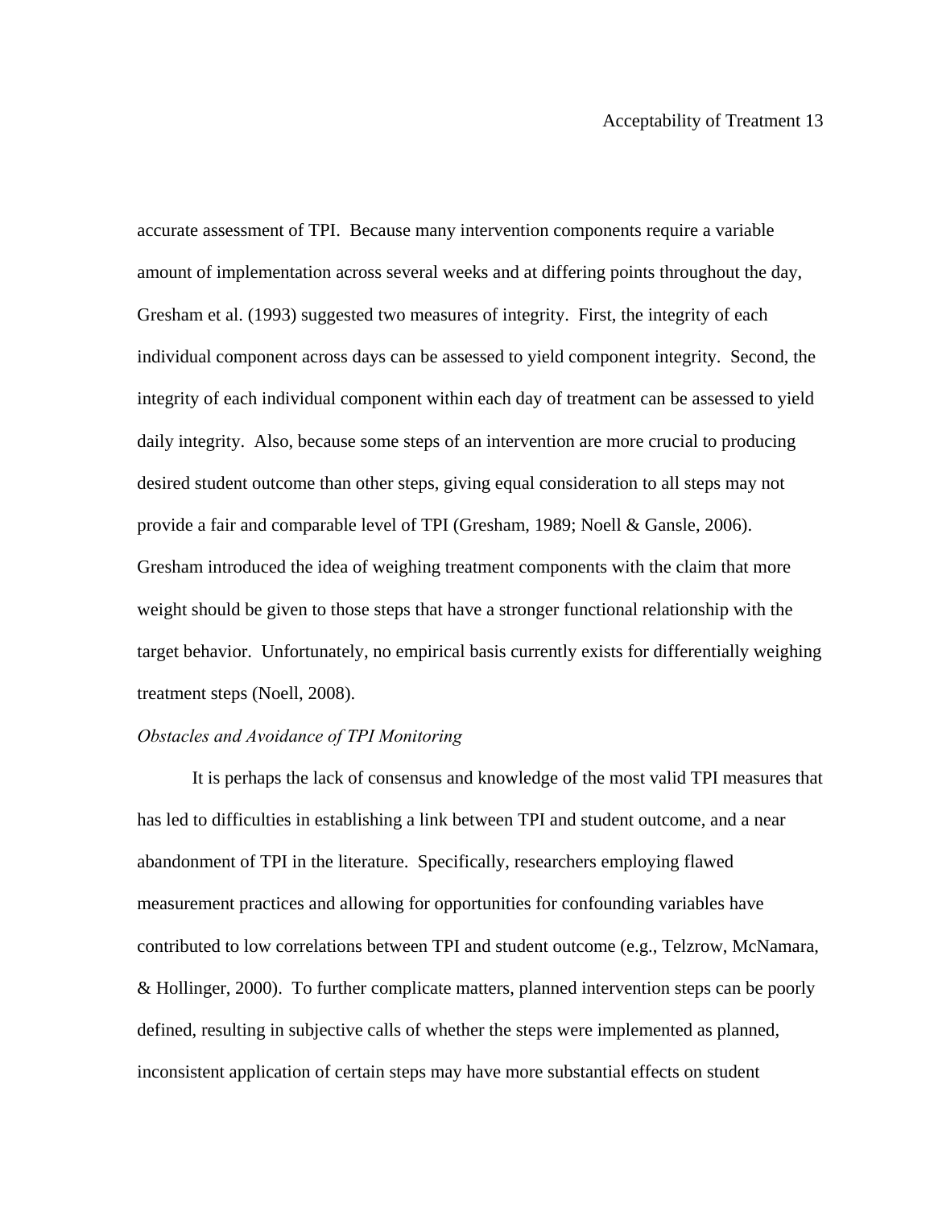accurate assessment of TPI. Because many intervention components require a variable amount of implementation across several weeks and at differing points throughout the day, Gresham et al. (1993) suggested two measures of integrity. First, the integrity of each individual component across days can be assessed to yield component integrity. Second, the integrity of each individual component within each day of treatment can be assessed to yield daily integrity. Also, because some steps of an intervention are more crucial to producing desired student outcome than other steps, giving equal consideration to all steps may not provide a fair and comparable level of TPI (Gresham, 1989; Noell & Gansle, 2006). Gresham introduced the idea of weighing treatment components with the claim that more weight should be given to those steps that have a stronger functional relationship with the target behavior. Unfortunately, no empirical basis currently exists for differentially weighing treatment steps (Noell, 2008).

*Obstacles and Avoidance of TPI Monitoring*

It is perhaps the lack of consensus and knowledge of the most valid TPI measures that has led to difficulties in establishing a link between TPI and student outcome, and a near abandonment of TPI in the literature. Specifically, researchers employing flawed measurement practices and allowing for opportunities for confounding variables have contributed to low correlations between TPI and student outcome (e.g., Telzrow, McNamara, & Hollinger, 2000). To further complicate matters, planned intervention steps can be poorly defined, resulting in subjective calls of whether the steps were implemented as planned, inconsistent application of certain steps may have more substantial effects on student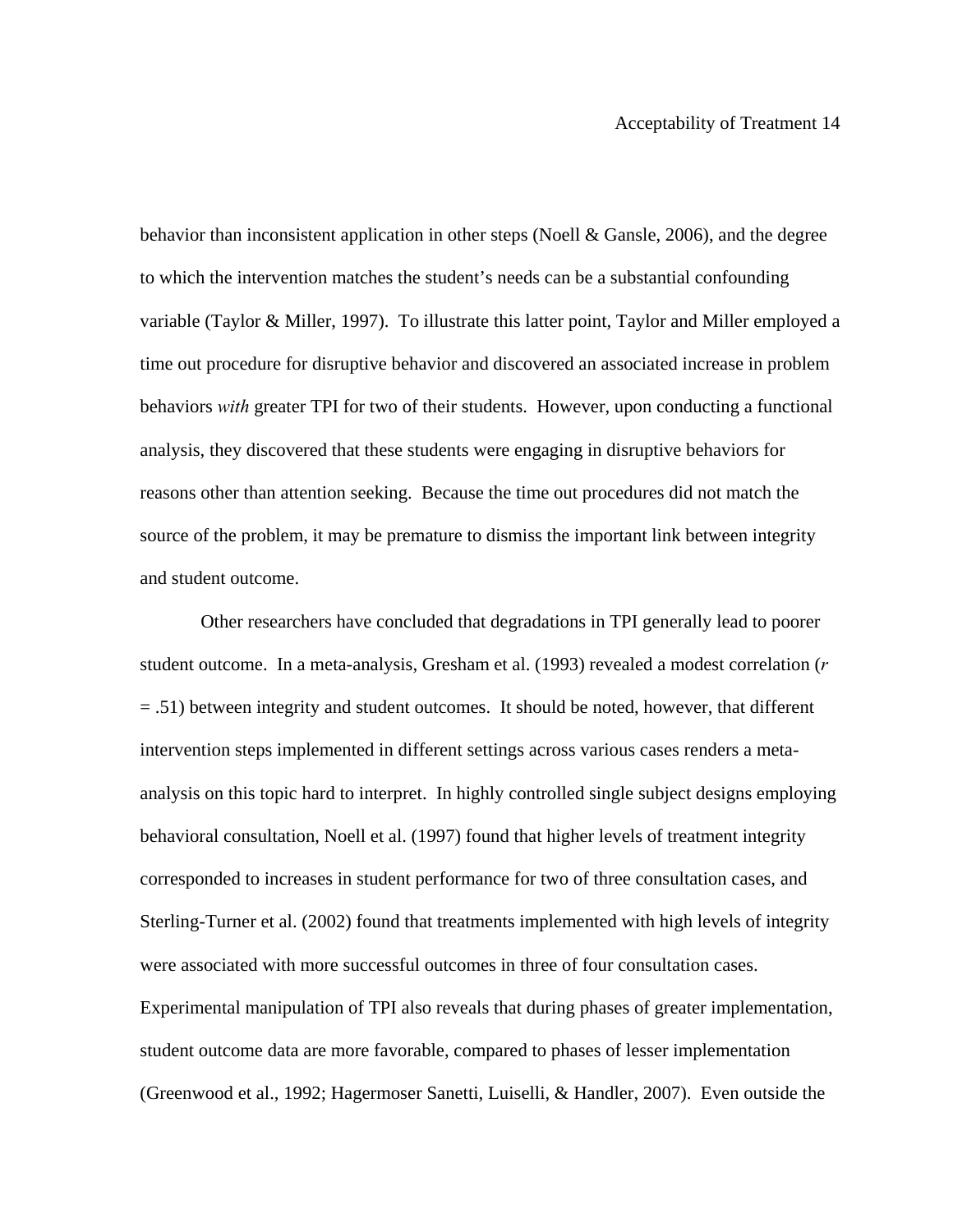behavior than inconsistent application in other steps (Noell & Gansle, 2006), and the degree to which the intervention matches the student's needs can be a substantial confounding variable (Taylor & Miller, 1997). To illustrate this latter point, Taylor and Miller employed a time out procedure for disruptive behavior and discovered an associated increase in problem behaviors *with* greater TPI for two of their students. However, upon conducting a functional analysis, they discovered that these students were engaging in disruptive behaviors for reasons other than attention seeking. Because the time out procedures did not match the source of the problem, it may be premature to dismiss the important link between integrity and student outcome.

Other researchers have concluded that degradations in TPI generally lead to poorer student outcome. In a meta-analysis, Gresham et al. (1993) revealed a modest correlation ($r = .51$) between integrity and student outcomes. It should be noted, however, that different intervention steps implemented in different settings across various cases renders a meta-analysis on this topic hard to interpret. In highly controlled single subject designs employing behavioral consultation, Noell et al. (1997) found that higher levels of treatment integrity corresponded to increases in student performance for two of three consultation cases, and Sterling-Turner et al. (2002) found that treatments implemented with high levels of integrity were associated with more successful outcomes in three of four consultation cases. Experimental manipulation of TPI also reveals that during phases of greater implementation, student outcome data are more favorable, compared to phases of lesser implementation (Greenwood et al., 1992; Hagermoser Sanetti, Luiselli, & Handler, 2007). Even outside the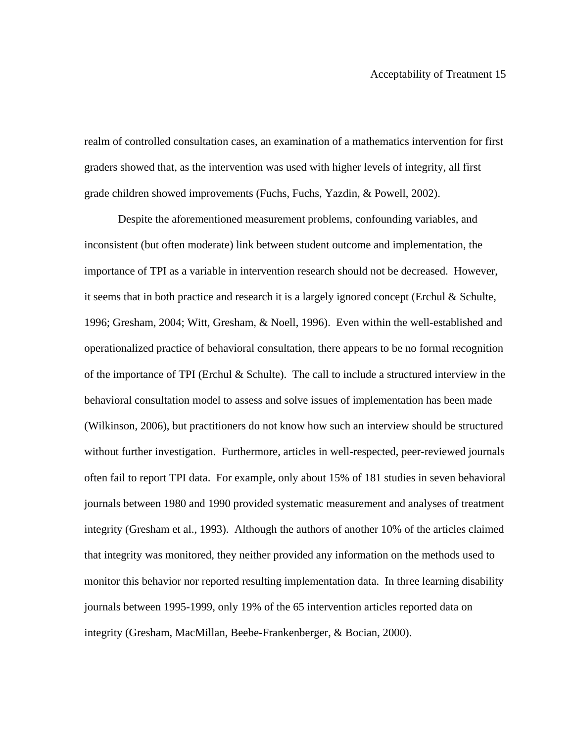realm of controlled consultation cases, an examination of a mathematics intervention for first graders showed that, as the intervention was used with higher levels of integrity, all first grade children showed improvements (Fuchs, Fuchs, Yazdin, & Powell, 2002).

Despite the aforementioned measurement problems, confounding variables, and inconsistent (but often moderate) link between student outcome and implementation, the importance of TPI as a variable in intervention research should not be decreased. However, it seems that in both practice and research it is a largely ignored concept (Erchul & Schulte, 1996; Gresham, 2004; Witt, Gresham, & Noell, 1996). Even within the well-established and operationalized practice of behavioral consultation, there appears to be no formal recognition of the importance of TPI (Erchul & Schulte). The call to include a structured interview in the behavioral consultation model to assess and solve issues of implementation has been made (Wilkinson, 2006), but practitioners do not know how such an interview should be structured without further investigation. Furthermore, articles in well-respected, peer-reviewed journals often fail to report TPI data. For example, only about 15% of 181 studies in seven behavioral journals between 1980 and 1990 provided systematic measurement and analyses of treatment integrity (Gresham et al., 1993). Although the authors of another 10% of the articles claimed that integrity was monitored, they neither provided any information on the methods used to monitor this behavior nor reported resulting implementation data. In three learning disability journals between 1995-1999, only 19% of the 65 intervention articles reported data on integrity (Gresham, MacMillan, Beebe-Frankenberger, & Bocian, 2000).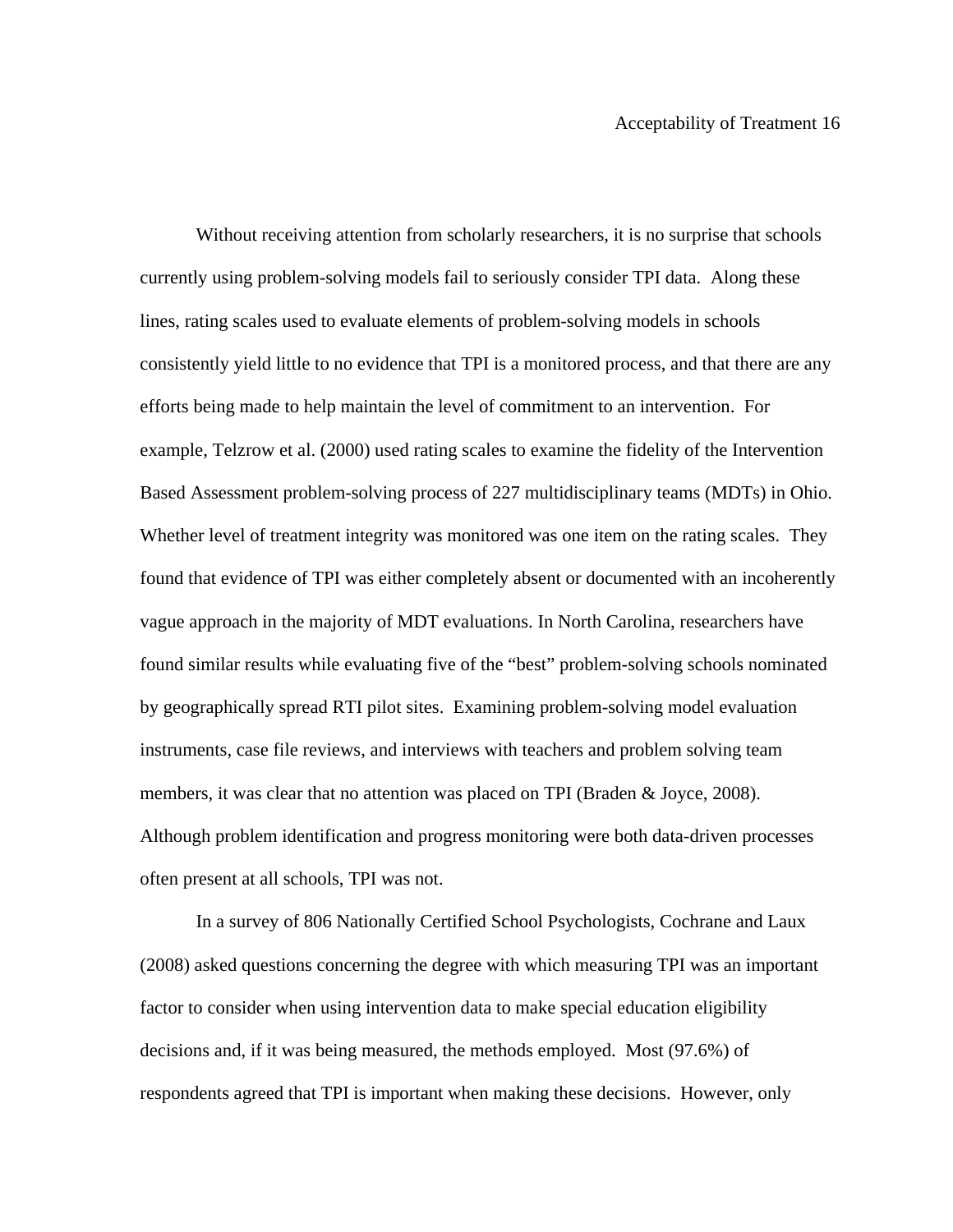Without receiving attention from scholarly researchers, it is no surprise that schools currently using problem-solving models fail to seriously consider TPI data. Along these lines, rating scales used to evaluate elements of problem-solving models in schools consistently yield little to no evidence that TPI is a monitored process, and that there are any efforts being made to help maintain the level of commitment to an intervention. For example, Telzrow et al. (2000) used rating scales to examine the fidelity of the Intervention Based Assessment problem-solving process of 227 multidisciplinary teams (MDTs) in Ohio. Whether level of treatment integrity was monitored was one item on the rating scales. They found that evidence of TPI was either completely absent or documented with an incoherently vague approach in the majority of MDT evaluations. In North Carolina, researchers have found similar results while evaluating five of the "best" problem-solving schools nominated by geographically spread RTI pilot sites. Examining problem-solving model evaluation instruments, case file reviews, and interviews with teachers and problem solving team members, it was clear that no attention was placed on TPI (Braden & Joyce, 2008). Although problem identification and progress monitoring were both data-driven processes often present at all schools, TPI was not.

In a survey of 806 Nationally Certified School Psychologists, Cochrane and Laux (2008) asked questions concerning the degree with which measuring TPI was an important factor to consider when using intervention data to make special education eligibility decisions and, if it was being measured, the methods employed. Most (97.6%) of respondents agreed that TPI is important when making these decisions. However, only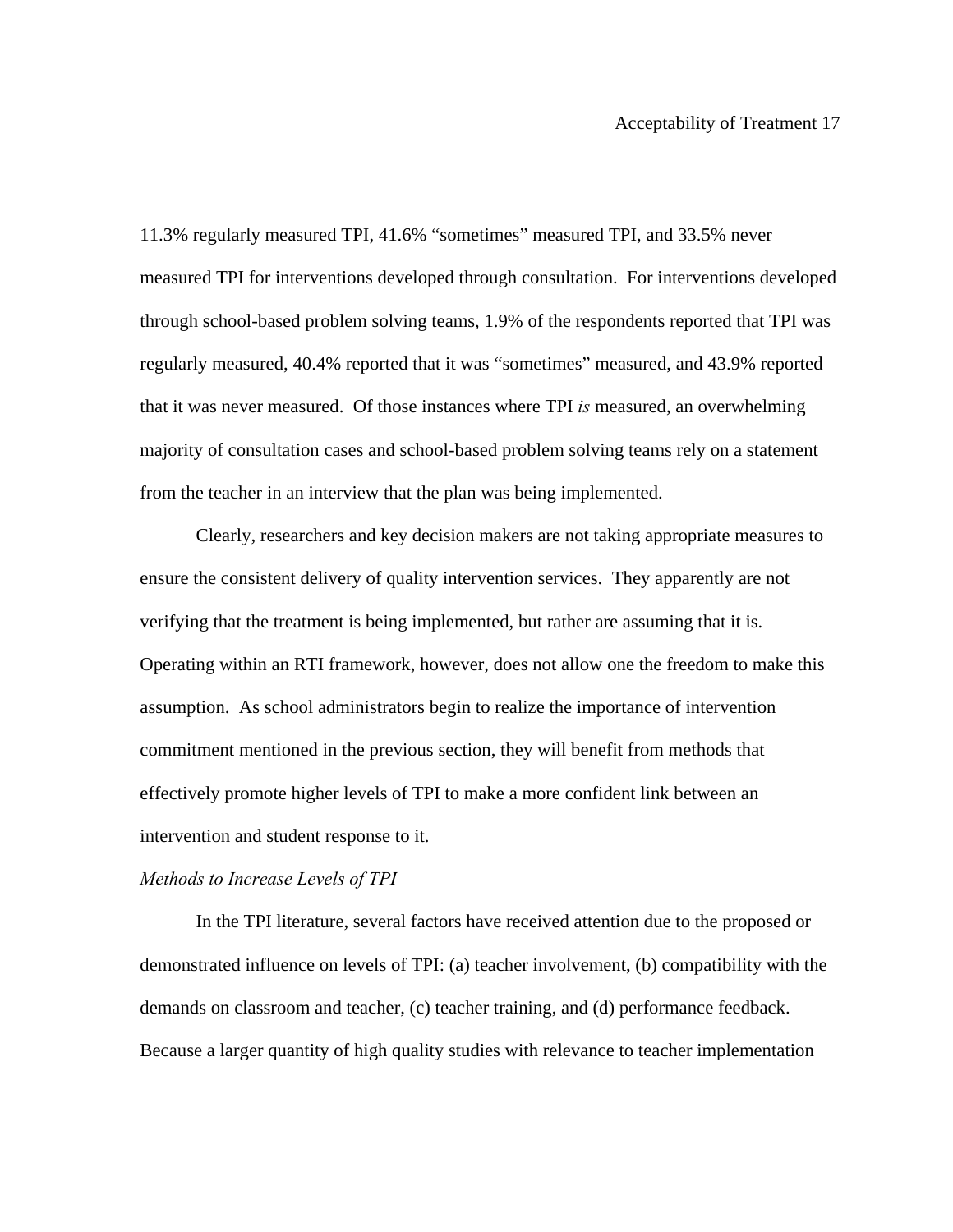11.3% regularly measured TPI, 41.6% "sometimes" measured TPI, and 33.5% never measured TPI for interventions developed through consultation. For interventions developed through school-based problem solving teams, 1.9% of the respondents reported that TPI was regularly measured, 40.4% reported that it was "sometimes" measured, and 43.9% reported that it was never measured. Of those instances where TPI *is* measured, an overwhelming majority of consultation cases and school-based problem solving teams rely on a statement from the teacher in an interview that the plan was being implemented.

Clearly, researchers and key decision makers are not taking appropriate measures to ensure the consistent delivery of quality intervention services. They apparently are not verifying that the treatment is being implemented, but rather are assuming that it is. Operating within an RTI framework, however, does not allow one the freedom to make this assumption. As school administrators begin to realize the importance of intervention commitment mentioned in the previous section, they will benefit from methods that effectively promote higher levels of TPI to make a more confident link between an intervention and student response to it.

*Methods to Increase Levels of TPI*

In the TPI literature, several factors have received attention due to the proposed or demonstrated influence on levels of TPI: (a) teacher involvement, (b) compatibility with the demands on classroom and teacher, (c) teacher training, and (d) performance feedback. Because a larger quantity of high quality studies with relevance to teacher implementation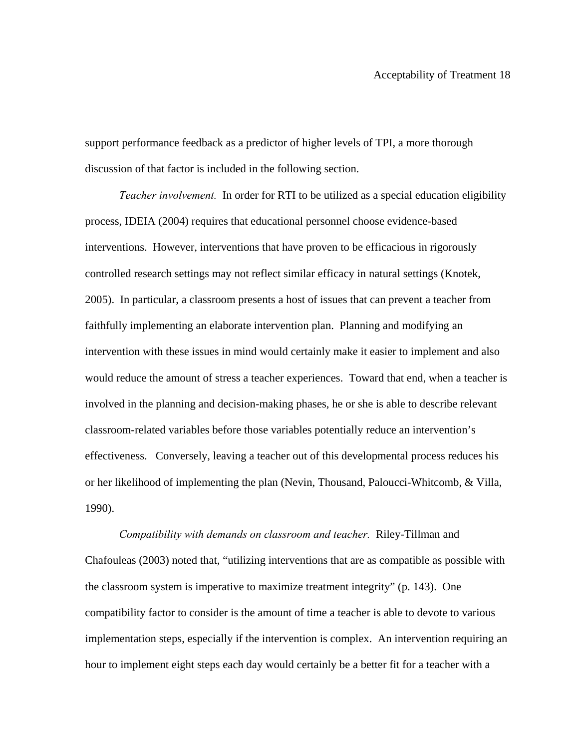support performance feedback as a predictor of higher levels of TPI, a more thorough discussion of that factor is included in the following section.

*Teacher involvement.* In order for RTI to be utilized as a special education eligibility process, IDEIA (2004) requires that educational personnel choose evidence-based interventions. However, interventions that have proven to be efficacious in rigorously controlled research settings may not reflect similar efficacy in natural settings (Knotek, 2005). In particular, a classroom presents a host of issues that can prevent a teacher from faithfully implementing an elaborate intervention plan. Planning and modifying an intervention with these issues in mind would certainly make it easier to implement and also would reduce the amount of stress a teacher experiences. Toward that end, when a teacher is involved in the planning and decision-making phases, he or she is able to describe relevant classroom-related variables before those variables potentially reduce an intervention's effectiveness. Conversely, leaving a teacher out of this developmental process reduces his or her likelihood of implementing the plan (Nevin, Thousand, Paloucci-Whitcomb, & Villa, 1990).

*Compatibility with demands on classroom and teacher.* Riley-Tillman and Chafouleas (2003) noted that, "utilizing interventions that are as compatible as possible with the classroom system is imperative to maximize treatment integrity" (p. 143). One compatibility factor to consider is the amount of time a teacher is able to devote to various implementation steps, especially if the intervention is complex. An intervention requiring an hour to implement eight steps each day would certainly be a better fit for a teacher with a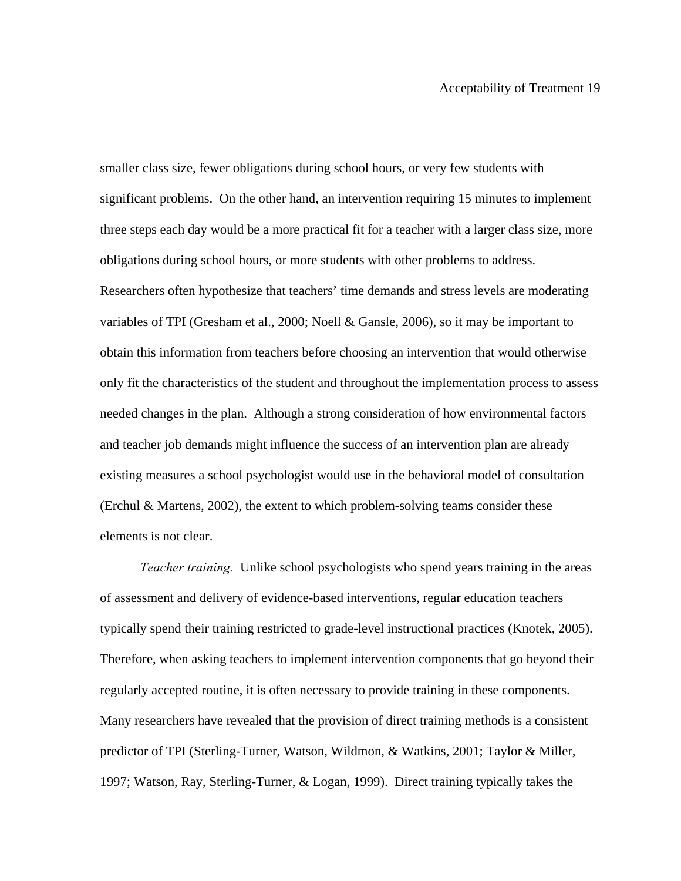smaller class size, fewer obligations during school hours, or very few students with significant problems.  On the other hand, an intervention requiring 15 minutes to implement three steps each day would be a more practical fit for a teacher with a larger class size, more obligations during school hours, or more students with other problems to address. Researchers often hypothesize that teachers' time demands and stress levels are moderating variables of TPI (Gresham et al., 2000; Noell & Gansle, 2006), so it may be important to obtain this information from teachers before choosing an intervention that would otherwise only fit the characteristics of the student and throughout the implementation process to assess needed changes in the plan.  Although a strong consideration of how environmental factors and teacher job demands might influence the success of an intervention plan are already existing measures a school psychologist would use in the behavioral model of consultation (Erchul & Martens, 2002), the extent to which problem-solving teams consider these elements is not clear.

*Teacher training.*  Unlike school psychologists who spend years training in the areas of assessment and delivery of evidence-based interventions, regular education teachers typically spend their training restricted to grade-level instructional practices (Knotek, 2005). Therefore, when asking teachers to implement intervention components that go beyond their regularly accepted routine, it is often necessary to provide training in these components. Many researchers have revealed that the provision of direct training methods is a consistent predictor of TPI (Sterling-Turner, Watson, Wildmon, & Watkins, 2001; Taylor & Miller, 1997; Watson, Ray, Sterling-Turner, & Logan, 1999).  Direct training typically takes the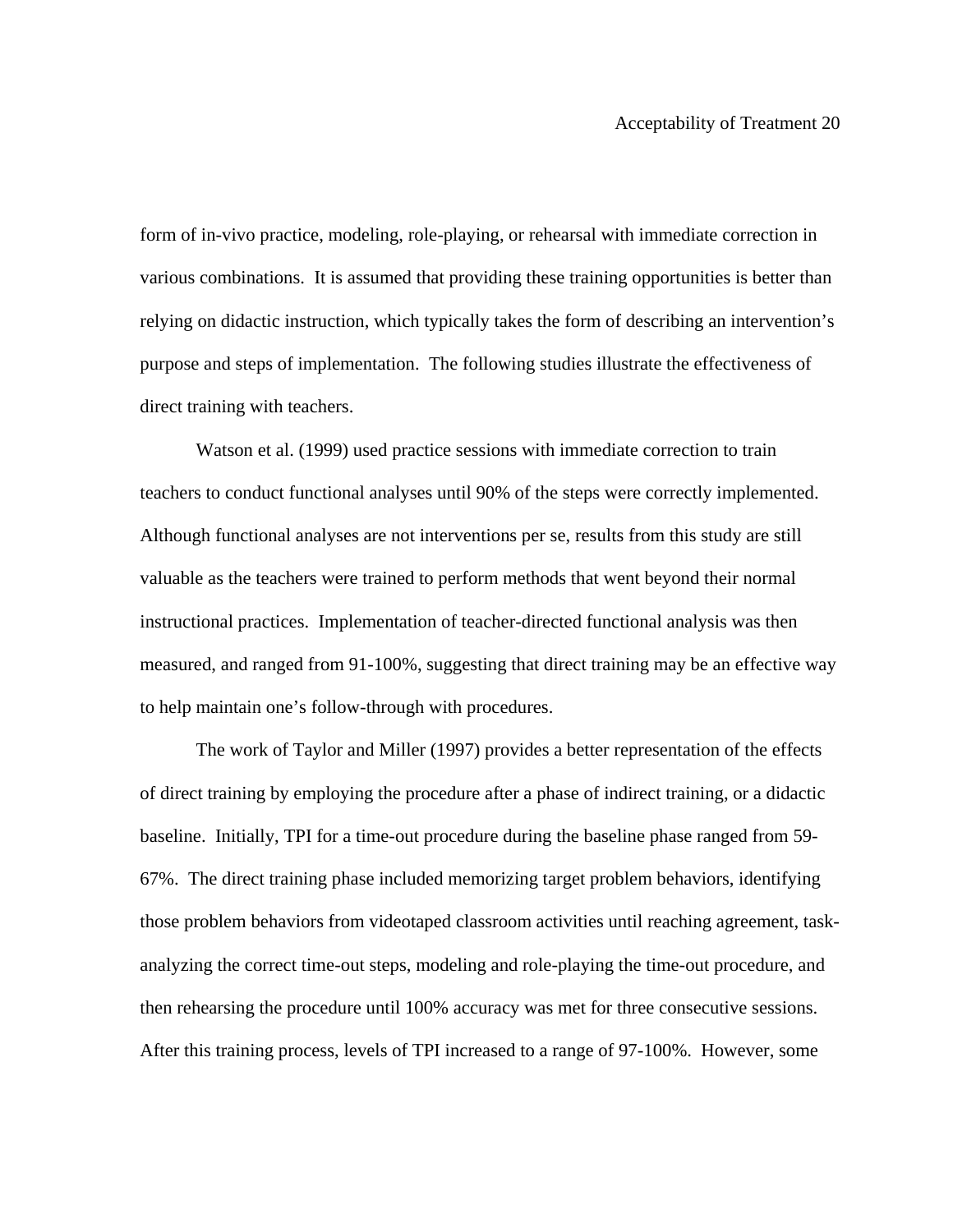form of in-vivo practice, modeling, role-playing, or rehearsal with immediate correction in various combinations. It is assumed that providing these training opportunities is better than relying on didactic instruction, which typically takes the form of describing an intervention's purpose and steps of implementation. The following studies illustrate the effectiveness of direct training with teachers.

Watson et al. (1999) used practice sessions with immediate correction to train teachers to conduct functional analyses until 90% of the steps were correctly implemented. Although functional analyses are not interventions per se, results from this study are still valuable as the teachers were trained to perform methods that went beyond their normal instructional practices. Implementation of teacher-directed functional analysis was then measured, and ranged from 91-100%, suggesting that direct training may be an effective way to help maintain one's follow-through with procedures.

The work of Taylor and Miller (1997) provides a better representation of the effects of direct training by employing the procedure after a phase of indirect training, or a didactic baseline. Initially, TPI for a time-out procedure during the baseline phase ranged from 59-67%. The direct training phase included memorizing target problem behaviors, identifying those problem behaviors from videotaped classroom activities until reaching agreement, task-analyzing the correct time-out steps, modeling and role-playing the time-out procedure, and then rehearsing the procedure until 100% accuracy was met for three consecutive sessions. After this training process, levels of TPI increased to a range of 97-100%. However, some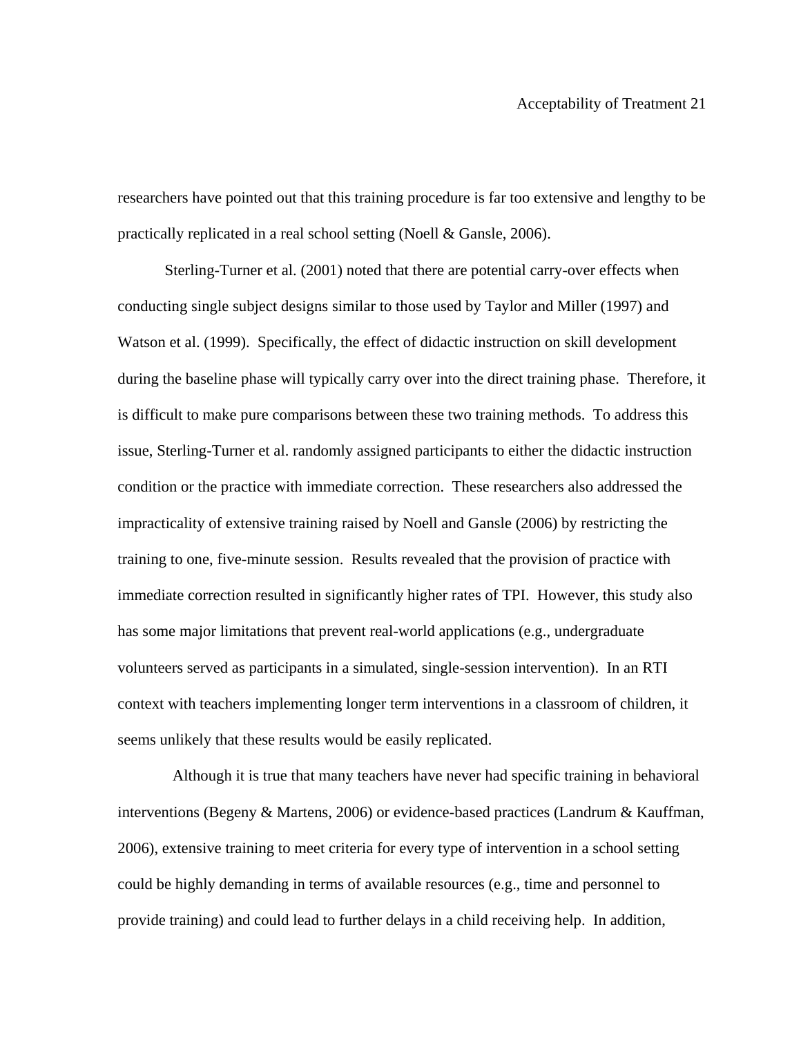researchers have pointed out that this training procedure is far too extensive and lengthy to be practically replicated in a real school setting (Noell & Gansle, 2006).

Sterling-Turner et al. (2001) noted that there are potential carry-over effects when conducting single subject designs similar to those used by Taylor and Miller (1997) and Watson et al. (1999). Specifically, the effect of didactic instruction on skill development during the baseline phase will typically carry over into the direct training phase. Therefore, it is difficult to make pure comparisons between these two training methods. To address this issue, Sterling-Turner et al. randomly assigned participants to either the didactic instruction condition or the practice with immediate correction. These researchers also addressed the impracticality of extensive training raised by Noell and Gansle (2006) by restricting the training to one, five-minute session. Results revealed that the provision of practice with immediate correction resulted in significantly higher rates of TPI. However, this study also has some major limitations that prevent real-world applications (e.g., undergraduate volunteers served as participants in a simulated, single-session intervention). In an RTI context with teachers implementing longer term interventions in a classroom of children, it seems unlikely that these results would be easily replicated.

Although it is true that many teachers have never had specific training in behavioral interventions (Begeny & Martens, 2006) or evidence-based practices (Landrum & Kauffman, 2006), extensive training to meet criteria for every type of intervention in a school setting could be highly demanding in terms of available resources (e.g., time and personnel to provide training) and could lead to further delays in a child receiving help. In addition,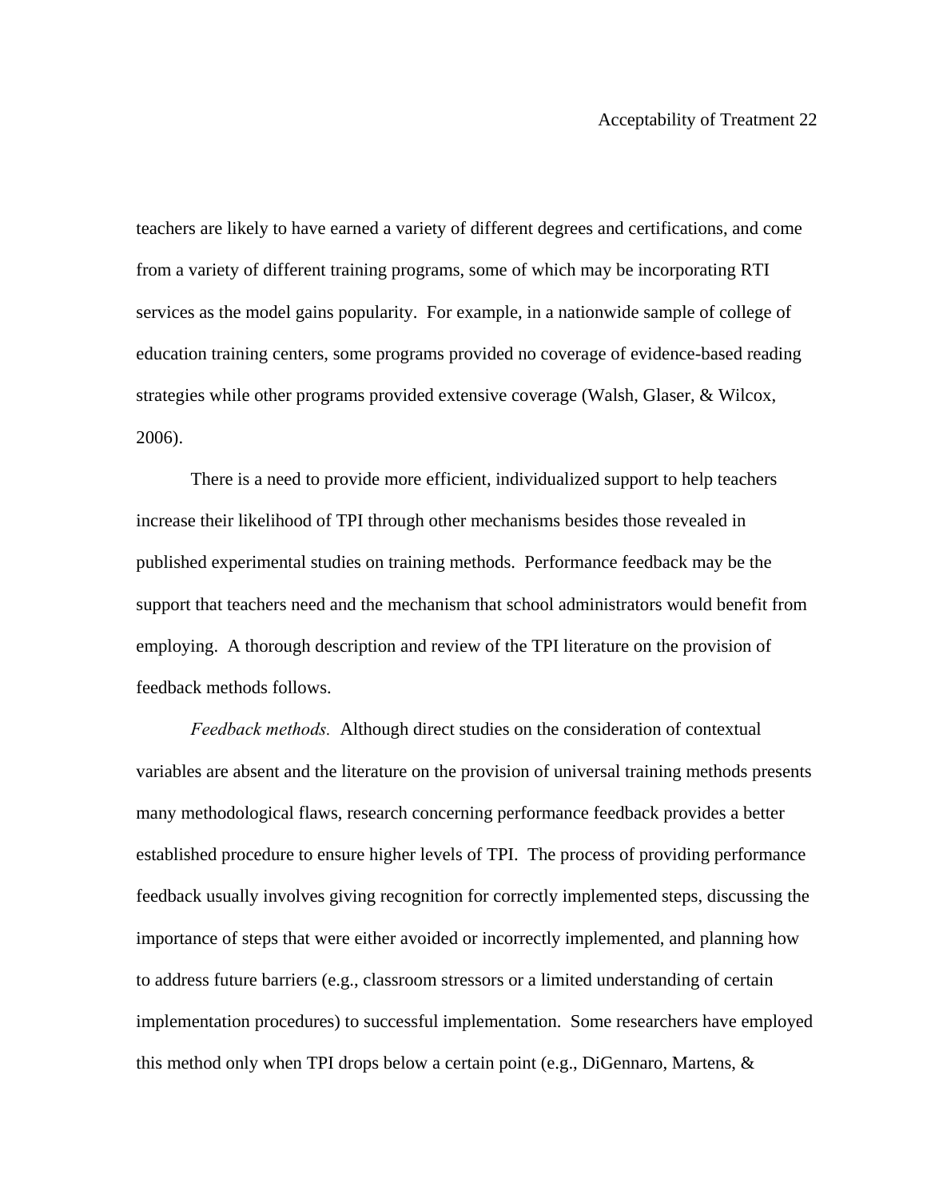teachers are likely to have earned a variety of different degrees and certifications, and come from a variety of different training programs, some of which may be incorporating RTI services as the model gains popularity. For example, in a nationwide sample of college of education training centers, some programs provided no coverage of evidence-based reading strategies while other programs provided extensive coverage (Walsh, Glaser, & Wilcox, 2006).

There is a need to provide more efficient, individualized support to help teachers increase their likelihood of TPI through other mechanisms besides those revealed in published experimental studies on training methods. Performance feedback may be the support that teachers need and the mechanism that school administrators would benefit from employing. A thorough description and review of the TPI literature on the provision of feedback methods follows.

*Feedback methods.* Although direct studies on the consideration of contextual variables are absent and the literature on the provision of universal training methods presents many methodological flaws, research concerning performance feedback provides a better established procedure to ensure higher levels of TPI. The process of providing performance feedback usually involves giving recognition for correctly implemented steps, discussing the importance of steps that were either avoided or incorrectly implemented, and planning how to address future barriers (e.g., classroom stressors or a limited understanding of certain implementation procedures) to successful implementation. Some researchers have employed this method only when TPI drops below a certain point (e.g., DiGennaro, Martens, &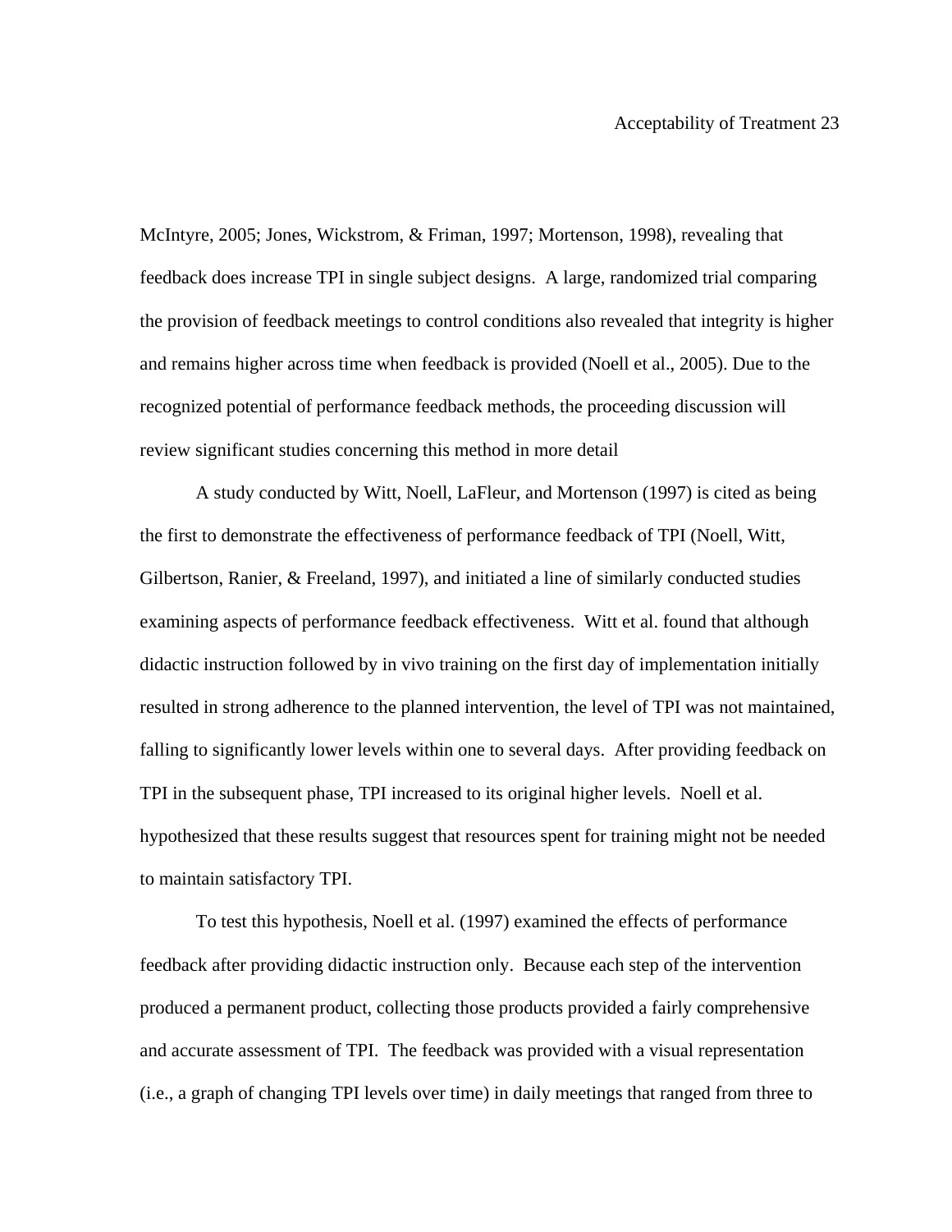McIntyre, 2005; Jones, Wickstrom, & Friman, 1997; Mortenson, 1998), revealing that feedback does increase TPI in single subject designs. A large, randomized trial comparing the provision of feedback meetings to control conditions also revealed that integrity is higher and remains higher across time when feedback is provided (Noell et al., 2005). Due to the recognized potential of performance feedback methods, the proceeding discussion will review significant studies concerning this method in more detail

A study conducted by Witt, Noell, LaFleur, and Mortenson (1997) is cited as being the first to demonstrate the effectiveness of performance feedback of TPI (Noell, Witt, Gilbertson, Ranier, & Freeland, 1997), and initiated a line of similarly conducted studies examining aspects of performance feedback effectiveness. Witt et al. found that although didactic instruction followed by in vivo training on the first day of implementation initially resulted in strong adherence to the planned intervention, the level of TPI was not maintained, falling to significantly lower levels within one to several days. After providing feedback on TPI in the subsequent phase, TPI increased to its original higher levels. Noell et al. hypothesized that these results suggest that resources spent for training might not be needed to maintain satisfactory TPI.

To test this hypothesis, Noell et al. (1997) examined the effects of performance feedback after providing didactic instruction only. Because each step of the intervention produced a permanent product, collecting those products provided a fairly comprehensive and accurate assessment of TPI. The feedback was provided with a visual representation (i.e., a graph of changing TPI levels over time) in daily meetings that ranged from three to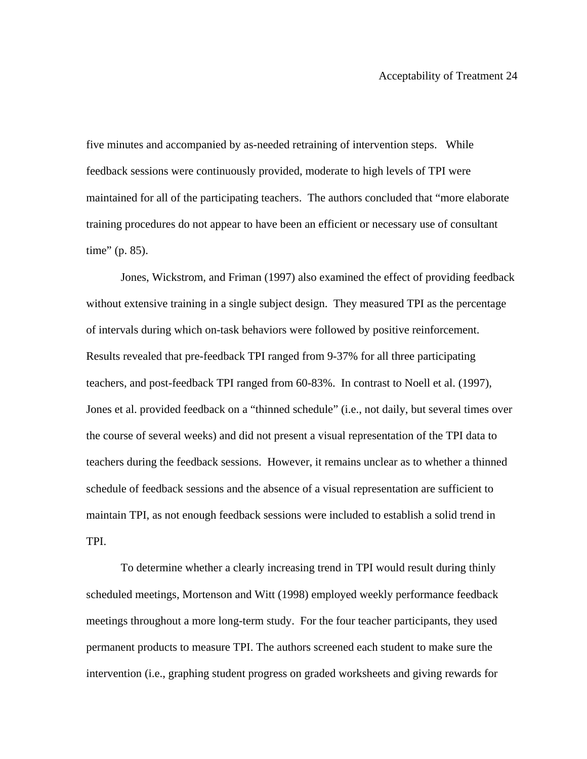five minutes and accompanied by as-needed retraining of intervention steps. While feedback sessions were continuously provided, moderate to high levels of TPI were maintained for all of the participating teachers. The authors concluded that "more elaborate training procedures do not appear to have been an efficient or necessary use of consultant time" (p. 85).

Jones, Wickstrom, and Friman (1997) also examined the effect of providing feedback without extensive training in a single subject design. They measured TPI as the percentage of intervals during which on-task behaviors were followed by positive reinforcement. Results revealed that pre-feedback TPI ranged from 9-37% for all three participating teachers, and post-feedback TPI ranged from 60-83%. In contrast to Noell et al. (1997), Jones et al. provided feedback on a "thinned schedule" (i.e., not daily, but several times over the course of several weeks) and did not present a visual representation of the TPI data to teachers during the feedback sessions. However, it remains unclear as to whether a thinned schedule of feedback sessions and the absence of a visual representation are sufficient to maintain TPI, as not enough feedback sessions were included to establish a solid trend in TPI.

To determine whether a clearly increasing trend in TPI would result during thinly scheduled meetings, Mortenson and Witt (1998) employed weekly performance feedback meetings throughout a more long-term study. For the four teacher participants, they used permanent products to measure TPI. The authors screened each student to make sure the intervention (i.e., graphing student progress on graded worksheets and giving rewards for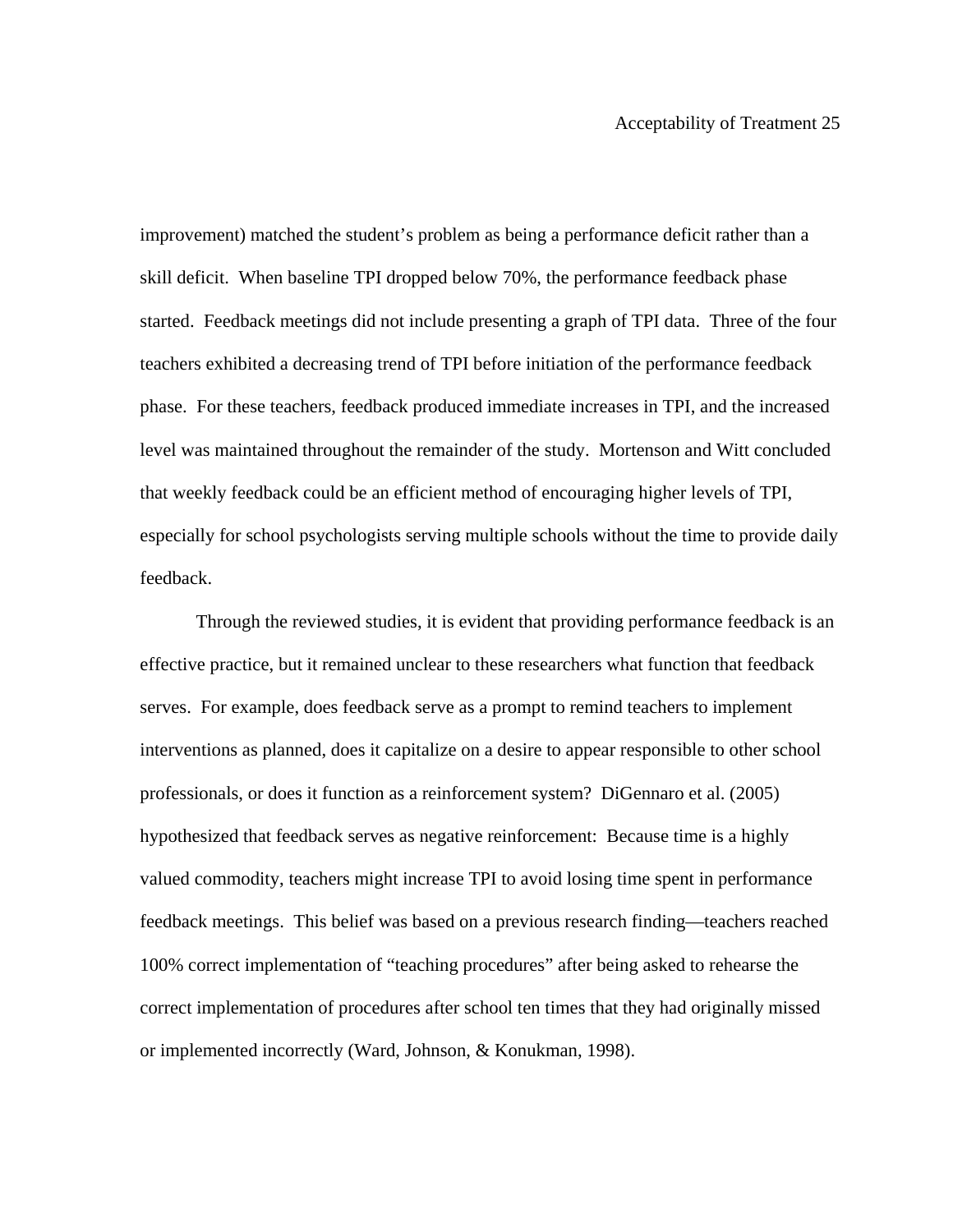improvement) matched the student's problem as being a performance deficit rather than a skill deficit. When baseline TPI dropped below 70%, the performance feedback phase started. Feedback meetings did not include presenting a graph of TPI data. Three of the four teachers exhibited a decreasing trend of TPI before initiation of the performance feedback phase. For these teachers, feedback produced immediate increases in TPI, and the increased level was maintained throughout the remainder of the study. Mortenson and Witt concluded that weekly feedback could be an efficient method of encouraging higher levels of TPI, especially for school psychologists serving multiple schools without the time to provide daily feedback.

Through the reviewed studies, it is evident that providing performance feedback is an effective practice, but it remained unclear to these researchers what function that feedback serves. For example, does feedback serve as a prompt to remind teachers to implement interventions as planned, does it capitalize on a desire to appear responsible to other school professionals, or does it function as a reinforcement system? DiGennaro et al. (2005) hypothesized that feedback serves as negative reinforcement: Because time is a highly valued commodity, teachers might increase TPI to avoid losing time spent in performance feedback meetings. This belief was based on a previous research finding—teachers reached 100% correct implementation of "teaching procedures" after being asked to rehearse the correct implementation of procedures after school ten times that they had originally missed or implemented incorrectly (Ward, Johnson, & Konukman, 1998).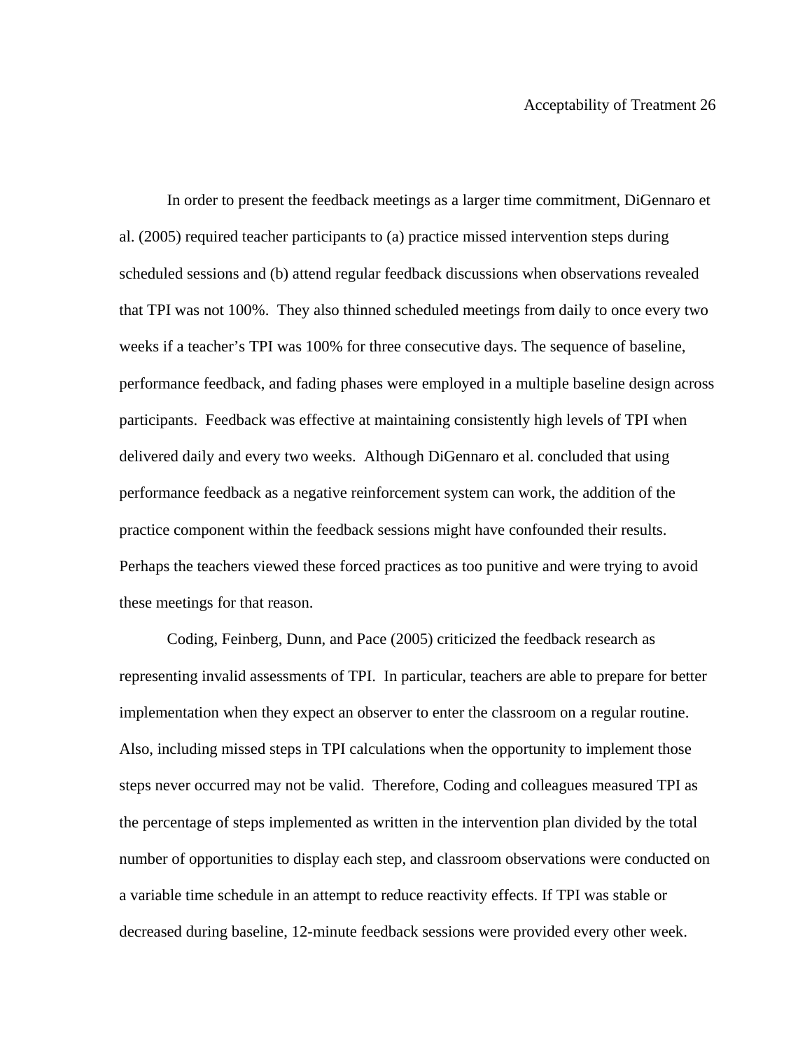In order to present the feedback meetings as a larger time commitment, DiGennaro et al. (2005) required teacher participants to (a) practice missed intervention steps during scheduled sessions and (b) attend regular feedback discussions when observations revealed that TPI was not 100%. They also thinned scheduled meetings from daily to once every two weeks if a teacher's TPI was 100% for three consecutive days. The sequence of baseline, performance feedback, and fading phases were employed in a multiple baseline design across participants. Feedback was effective at maintaining consistently high levels of TPI when delivered daily and every two weeks. Although DiGennaro et al. concluded that using performance feedback as a negative reinforcement system can work, the addition of the practice component within the feedback sessions might have confounded their results. Perhaps the teachers viewed these forced practices as too punitive and were trying to avoid these meetings for that reason.

Coding, Feinberg, Dunn, and Pace (2005) criticized the feedback research as representing invalid assessments of TPI. In particular, teachers are able to prepare for better implementation when they expect an observer to enter the classroom on a regular routine. Also, including missed steps in TPI calculations when the opportunity to implement those steps never occurred may not be valid. Therefore, Coding and colleagues measured TPI as the percentage of steps implemented as written in the intervention plan divided by the total number of opportunities to display each step, and classroom observations were conducted on a variable time schedule in an attempt to reduce reactivity effects. If TPI was stable or decreased during baseline, 12-minute feedback sessions were provided every other week.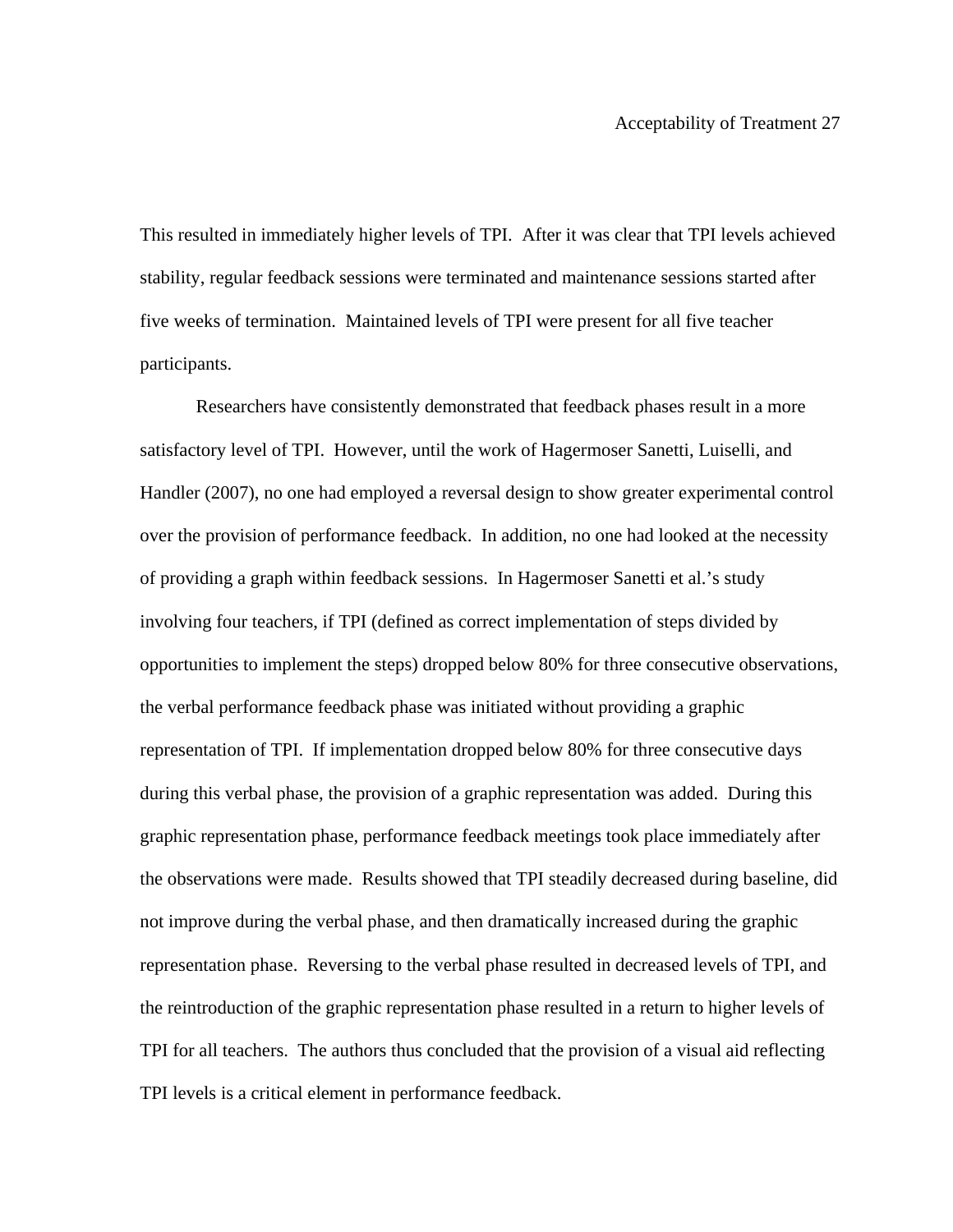This resulted in immediately higher levels of TPI. After it was clear that TPI levels achieved stability, regular feedback sessions were terminated and maintenance sessions started after five weeks of termination. Maintained levels of TPI were present for all five teacher participants.

Researchers have consistently demonstrated that feedback phases result in a more satisfactory level of TPI. However, until the work of Hagermoser Sanetti, Luiselli, and Handler (2007), no one had employed a reversal design to show greater experimental control over the provision of performance feedback. In addition, no one had looked at the necessity of providing a graph within feedback sessions. In Hagermoser Sanetti et al.'s study involving four teachers, if TPI (defined as correct implementation of steps divided by opportunities to implement the steps) dropped below 80% for three consecutive observations, the verbal performance feedback phase was initiated without providing a graphic representation of TPI. If implementation dropped below 80% for three consecutive days during this verbal phase, the provision of a graphic representation was added. During this graphic representation phase, performance feedback meetings took place immediately after the observations were made. Results showed that TPI steadily decreased during baseline, did not improve during the verbal phase, and then dramatically increased during the graphic representation phase. Reversing to the verbal phase resulted in decreased levels of TPI, and the reintroduction of the graphic representation phase resulted in a return to higher levels of TPI for all teachers. The authors thus concluded that the provision of a visual aid reflecting TPI levels is a critical element in performance feedback.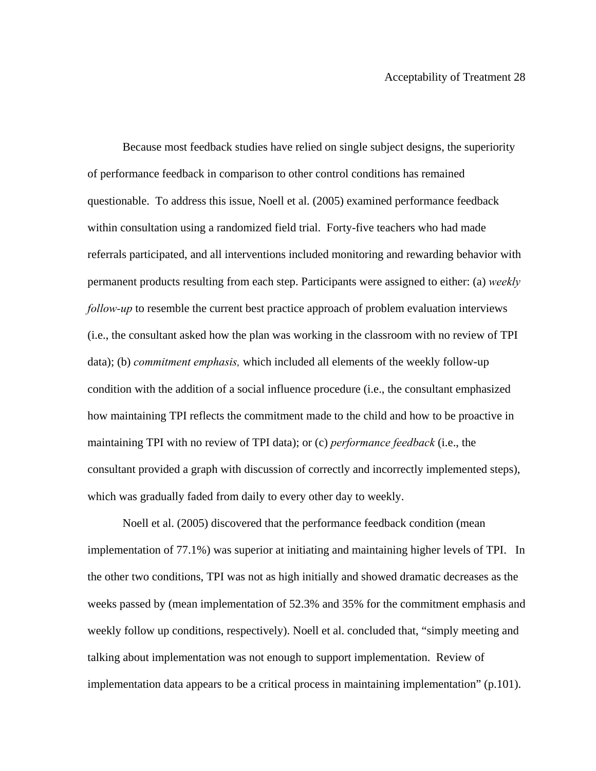Because most feedback studies have relied on single subject designs, the superiority of performance feedback in comparison to other control conditions has remained questionable. To address this issue, Noell et al. (2005) examined performance feedback within consultation using a randomized field trial. Forty-five teachers who had made referrals participated, and all interventions included monitoring and rewarding behavior with permanent products resulting from each step. Participants were assigned to either: (a) *weekly follow-up* to resemble the current best practice approach of problem evaluation interviews (i.e., the consultant asked how the plan was working in the classroom with no review of TPI data); (b) *commitment emphasis,* which included all elements of the weekly follow-up condition with the addition of a social influence procedure (i.e., the consultant emphasized how maintaining TPI reflects the commitment made to the child and how to be proactive in maintaining TPI with no review of TPI data); or (c) *performance feedback* (i.e., the consultant provided a graph with discussion of correctly and incorrectly implemented steps), which was gradually faded from daily to every other day to weekly.

Noell et al. (2005) discovered that the performance feedback condition (mean implementation of 77.1%) was superior at initiating and maintaining higher levels of TPI. In the other two conditions, TPI was not as high initially and showed dramatic decreases as the weeks passed by (mean implementation of 52.3% and 35% for the commitment emphasis and weekly follow up conditions, respectively). Noell et al. concluded that, "simply meeting and talking about implementation was not enough to support implementation. Review of implementation data appears to be a critical process in maintaining implementation" (p.101).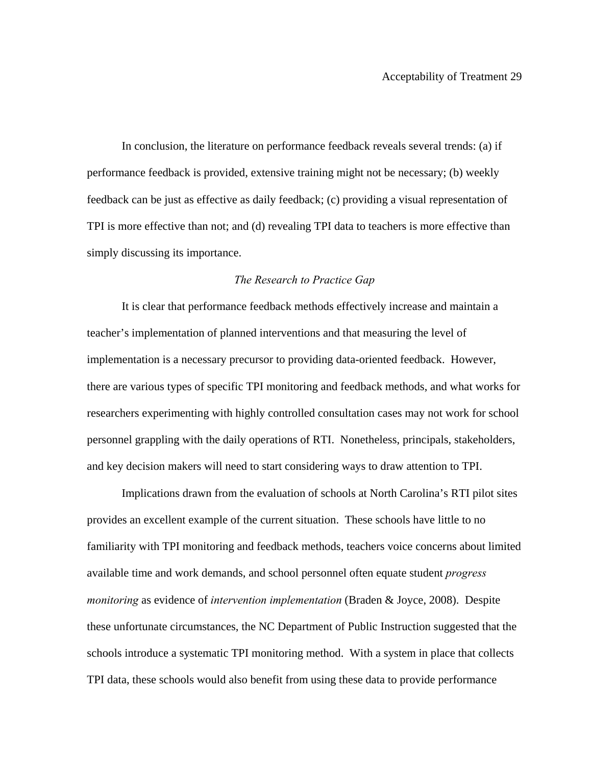In conclusion, the literature on performance feedback reveals several trends: (a) if performance feedback is provided, extensive training might not be necessary; (b) weekly feedback can be just as effective as daily feedback; (c) providing a visual representation of TPI is more effective than not; and (d) revealing TPI data to teachers is more effective than simply discussing its importance.

### *The Research to Practice Gap*

It is clear that performance feedback methods effectively increase and maintain a teacher's implementation of planned interventions and that measuring the level of implementation is a necessary precursor to providing data-oriented feedback. However, there are various types of specific TPI monitoring and feedback methods, and what works for researchers experimenting with highly controlled consultation cases may not work for school personnel grappling with the daily operations of RTI. Nonetheless, principals, stakeholders, and key decision makers will need to start considering ways to draw attention to TPI.

Implications drawn from the evaluation of schools at North Carolina's RTI pilot sites provides an excellent example of the current situation. These schools have little to no familiarity with TPI monitoring and feedback methods, teachers voice concerns about limited available time and work demands, and school personnel often equate student *progress monitoring* as evidence of *intervention implementation* (Braden & Joyce, 2008). Despite these unfortunate circumstances, the NC Department of Public Instruction suggested that the schools introduce a systematic TPI monitoring method. With a system in place that collects TPI data, these schools would also benefit from using these data to provide performance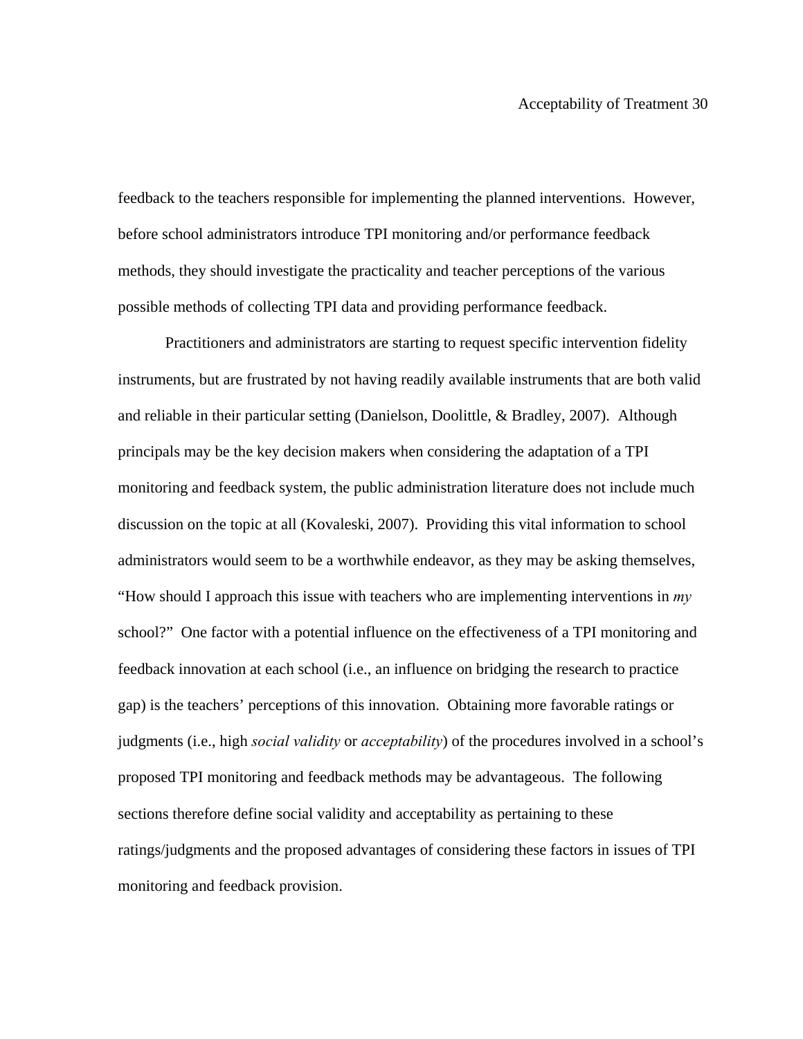feedback to the teachers responsible for implementing the planned interventions. However, before school administrators introduce TPI monitoring and/or performance feedback methods, they should investigate the practicality and teacher perceptions of the various possible methods of collecting TPI data and providing performance feedback.

Practitioners and administrators are starting to request specific intervention fidelity instruments, but are frustrated by not having readily available instruments that are both valid and reliable in their particular setting (Danielson, Doolittle, & Bradley, 2007). Although principals may be the key decision makers when considering the adaptation of a TPI monitoring and feedback system, the public administration literature does not include much discussion on the topic at all (Kovaleski, 2007). Providing this vital information to school administrators would seem to be a worthwhile endeavor, as they may be asking themselves, "How should I approach this issue with teachers who are implementing interventions in *my* school?" One factor with a potential influence on the effectiveness of a TPI monitoring and feedback innovation at each school (i.e., an influence on bridging the research to practice gap) is the teachers' perceptions of this innovation. Obtaining more favorable ratings or judgments (i.e., high *social validity* or *acceptability*) of the procedures involved in a school's proposed TPI monitoring and feedback methods may be advantageous. The following sections therefore define social validity and acceptability as pertaining to these ratings/judgments and the proposed advantages of considering these factors in issues of TPI monitoring and feedback provision.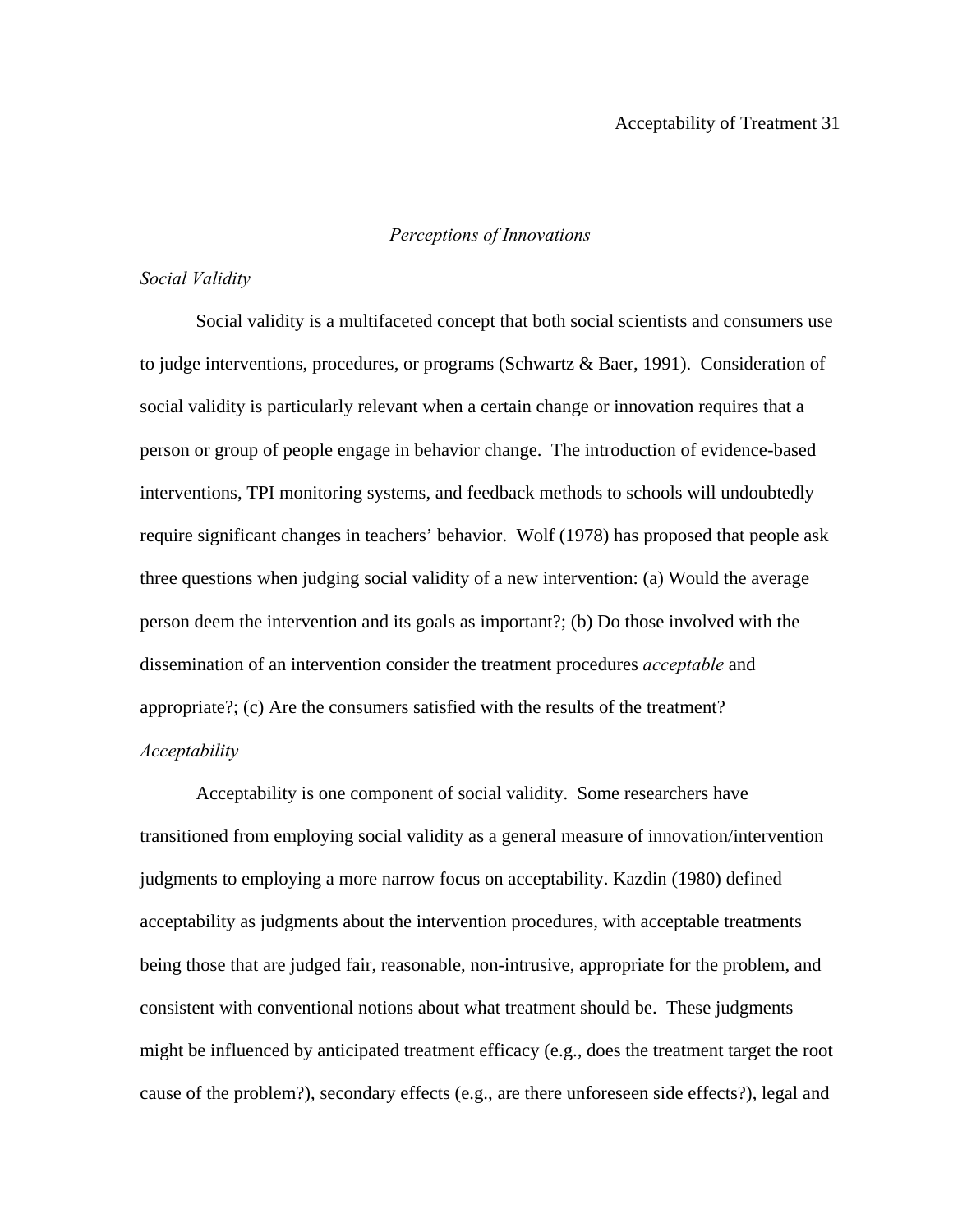## *Perceptions of Innovations*

### *Social Validity*

Social validity is a multifaceted concept that both social scientists and consumers use to judge interventions, procedures, or programs (Schwartz & Baer, 1991). Consideration of social validity is particularly relevant when a certain change or innovation requires that a person or group of people engage in behavior change. The introduction of evidence-based interventions, TPI monitoring systems, and feedback methods to schools will undoubtedly require significant changes in teachers' behavior. Wolf (1978) has proposed that people ask three questions when judging social validity of a new intervention: (a) Would the average person deem the intervention and its goals as important?; (b) Do those involved with the dissemination of an intervention consider the treatment procedures *acceptable* and appropriate?; (c) Are the consumers satisfied with the results of the treatment?

### *Acceptability*

Acceptability is one component of social validity. Some researchers have transitioned from employing social validity as a general measure of innovation/intervention judgments to employing a more narrow focus on acceptability. Kazdin (1980) defined acceptability as judgments about the intervention procedures, with acceptable treatments being those that are judged fair, reasonable, non-intrusive, appropriate for the problem, and consistent with conventional notions about what treatment should be. These judgments might be influenced by anticipated treatment efficacy (e.g., does the treatment target the root cause of the problem?), secondary effects (e.g., are there unforeseen side effects?), legal and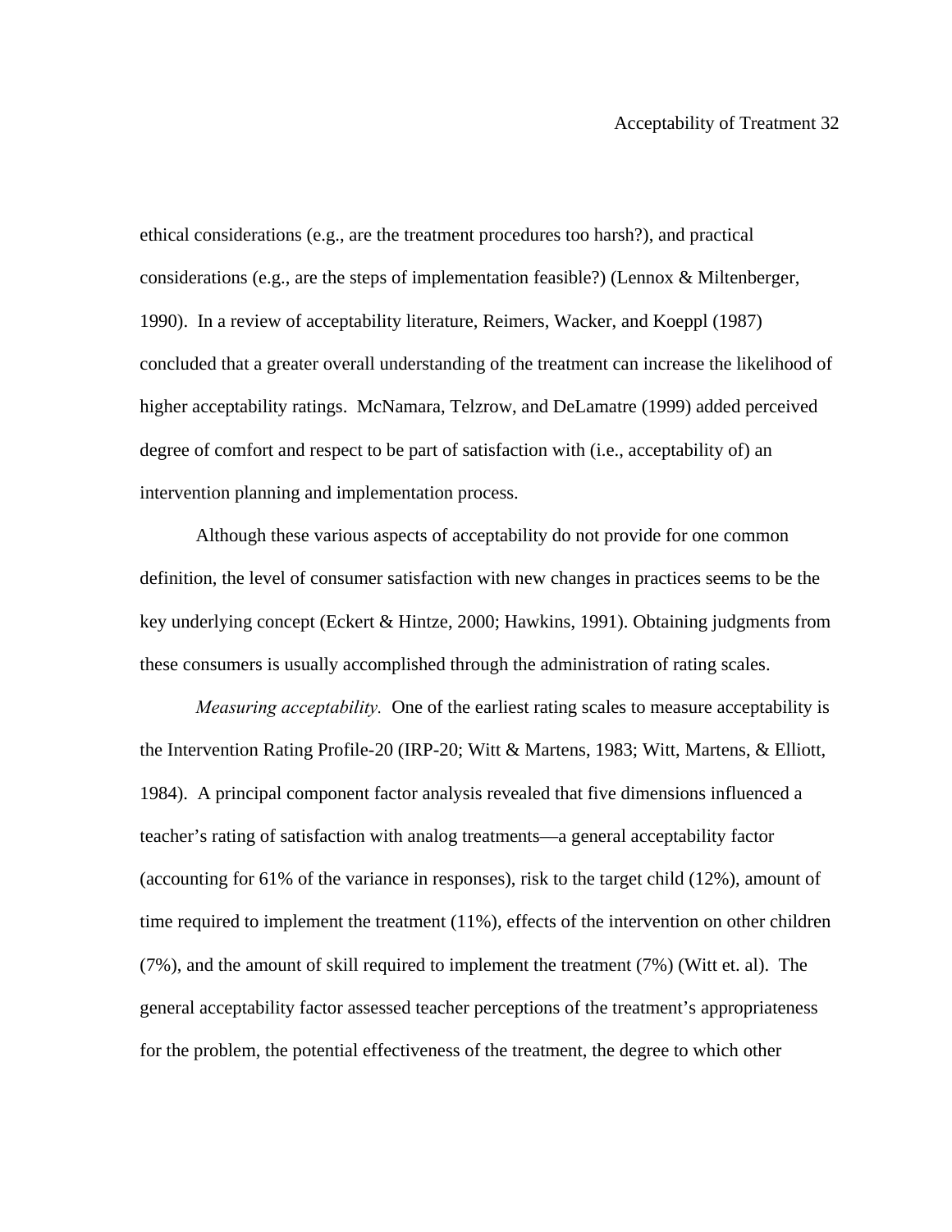ethical considerations (e.g., are the treatment procedures too harsh?), and practical considerations (e.g., are the steps of implementation feasible?) (Lennox & Miltenberger, 1990). In a review of acceptability literature, Reimers, Wacker, and Koeppl (1987) concluded that a greater overall understanding of the treatment can increase the likelihood of higher acceptability ratings. McNamara, Telzrow, and DeLamatre (1999) added perceived degree of comfort and respect to be part of satisfaction with (i.e., acceptability of) an intervention planning and implementation process.

Although these various aspects of acceptability do not provide for one common definition, the level of consumer satisfaction with new changes in practices seems to be the key underlying concept (Eckert & Hintze, 2000; Hawkins, 1991). Obtaining judgments from these consumers is usually accomplished through the administration of rating scales.

*Measuring acceptability.* One of the earliest rating scales to measure acceptability is the Intervention Rating Profile-20 (IRP-20; Witt & Martens, 1983; Witt, Martens, & Elliott, 1984). A principal component factor analysis revealed that five dimensions influenced a teacher's rating of satisfaction with analog treatments—a general acceptability factor (accounting for 61% of the variance in responses), risk to the target child (12%), amount of time required to implement the treatment (11%), effects of the intervention on other children (7%), and the amount of skill required to implement the treatment (7%) (Witt et. al). The general acceptability factor assessed teacher perceptions of the treatment's appropriateness for the problem, the potential effectiveness of the treatment, the degree to which other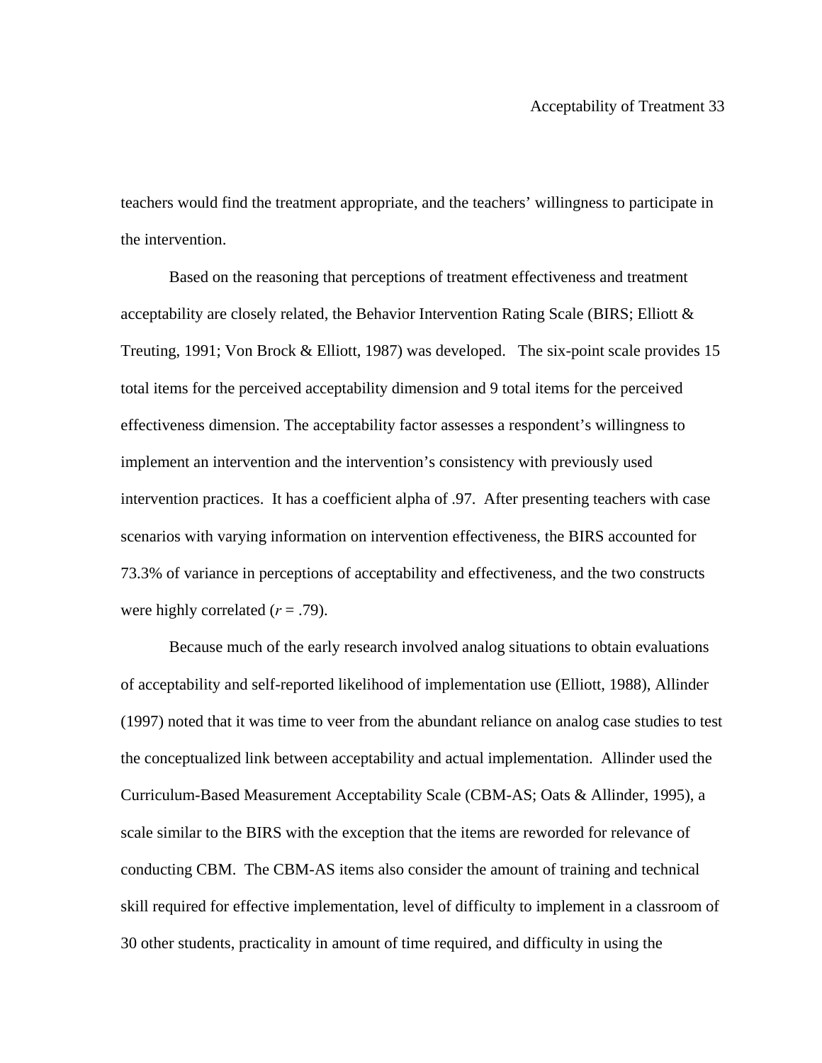teachers would find the treatment appropriate, and the teachers' willingness to participate in the intervention.

Based on the reasoning that perceptions of treatment effectiveness and treatment acceptability are closely related, the Behavior Intervention Rating Scale (BIRS; Elliott & Treuting, 1991; Von Brock & Elliott, 1987) was developed. The six-point scale provides 15 total items for the perceived acceptability dimension and 9 total items for the perceived effectiveness dimension. The acceptability factor assesses a respondent's willingness to implement an intervention and the intervention's consistency with previously used intervention practices. It has a coefficient alpha of .97. After presenting teachers with case scenarios with varying information on intervention effectiveness, the BIRS accounted for 73.3% of variance in perceptions of acceptability and effectiveness, and the two constructs were highly correlated ($r$ = .79).

Because much of the early research involved analog situations to obtain evaluations of acceptability and self-reported likelihood of implementation use (Elliott, 1988), Allinder (1997) noted that it was time to veer from the abundant reliance on analog case studies to test the conceptualized link between acceptability and actual implementation. Allinder used the Curriculum-Based Measurement Acceptability Scale (CBM-AS; Oats & Allinder, 1995), a scale similar to the BIRS with the exception that the items are reworded for relevance of conducting CBM. The CBM-AS items also consider the amount of training and technical skill required for effective implementation, level of difficulty to implement in a classroom of 30 other students, practicality in amount of time required, and difficulty in using the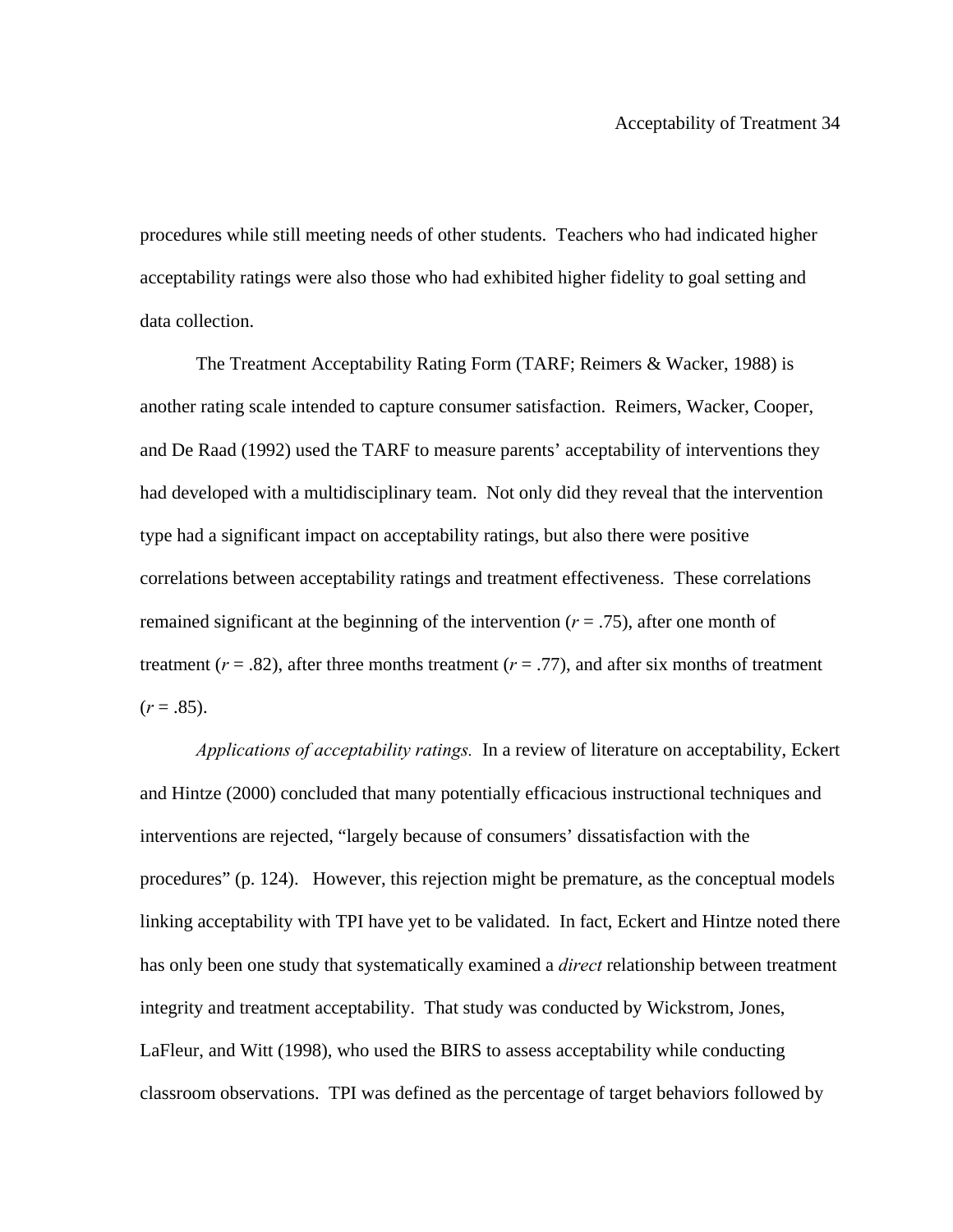procedures while still meeting needs of other students.  Teachers who had indicated higher acceptability ratings were also those who had exhibited higher fidelity to goal setting and data collection.

The Treatment Acceptability Rating Form (TARF; Reimers & Wacker, 1988) is another rating scale intended to capture consumer satisfaction.  Reimers, Wacker, Cooper, and De Raad (1992) used the TARF to measure parents' acceptability of interventions they had developed with a multidisciplinary team.  Not only did they reveal that the intervention type had a significant impact on acceptability ratings, but also there were positive correlations between acceptability ratings and treatment effectiveness.  These correlations remained significant at the beginning of the intervention ($r$ = .75), after one month of treatment ($r$ = .82), after three months treatment ($r$ = .77), and after six months of treatment ($r$ = .85).

*Applications of acceptability ratings.*  In a review of literature on acceptability, Eckert and Hintze (2000) concluded that many potentially efficacious instructional techniques and interventions are rejected, "largely because of consumers' dissatisfaction with the procedures" (p. 124).   However, this rejection might be premature, as the conceptual models linking acceptability with TPI have yet to be validated.  In fact, Eckert and Hintze noted there has only been one study that systematically examined a *direct* relationship between treatment integrity and treatment acceptability.  That study was conducted by Wickstrom, Jones, LaFleur, and Witt (1998), who used the BIRS to assess acceptability while conducting classroom observations.  TPI was defined as the percentage of target behaviors followed by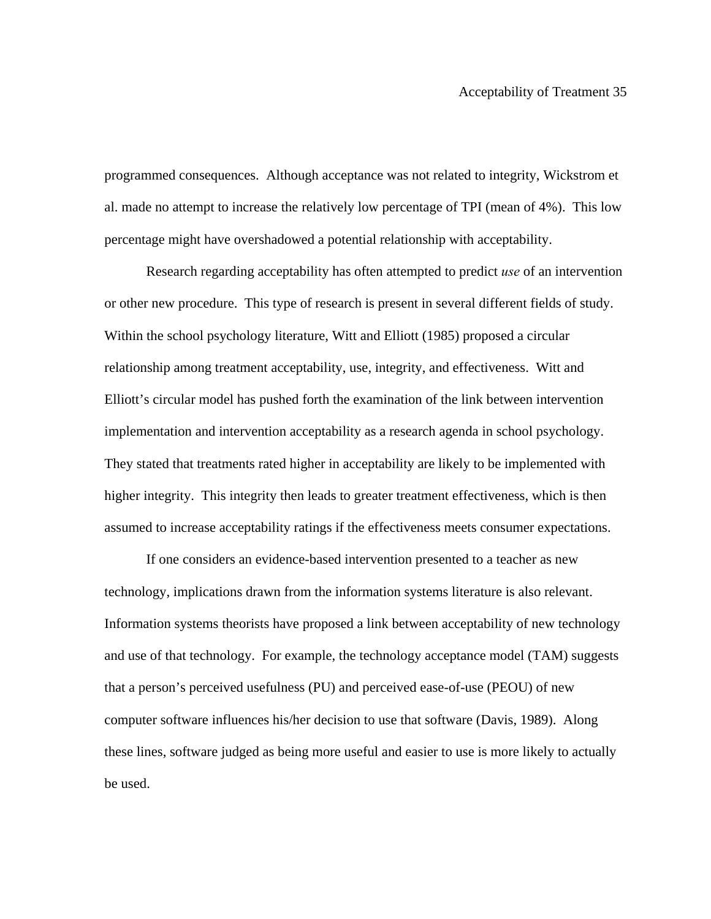programmed consequences. Although acceptance was not related to integrity, Wickstrom et al. made no attempt to increase the relatively low percentage of TPI (mean of 4%). This low percentage might have overshadowed a potential relationship with acceptability.

Research regarding acceptability has often attempted to predict *use* of an intervention or other new procedure. This type of research is present in several different fields of study. Within the school psychology literature, Witt and Elliott (1985) proposed a circular relationship among treatment acceptability, use, integrity, and effectiveness. Witt and Elliott's circular model has pushed forth the examination of the link between intervention implementation and intervention acceptability as a research agenda in school psychology. They stated that treatments rated higher in acceptability are likely to be implemented with higher integrity. This integrity then leads to greater treatment effectiveness, which is then assumed to increase acceptability ratings if the effectiveness meets consumer expectations.

If one considers an evidence-based intervention presented to a teacher as new technology, implications drawn from the information systems literature is also relevant. Information systems theorists have proposed a link between acceptability of new technology and use of that technology. For example, the technology acceptance model (TAM) suggests that a person's perceived usefulness (PU) and perceived ease-of-use (PEOU) of new computer software influences his/her decision to use that software (Davis, 1989). Along these lines, software judged as being more useful and easier to use is more likely to actually be used.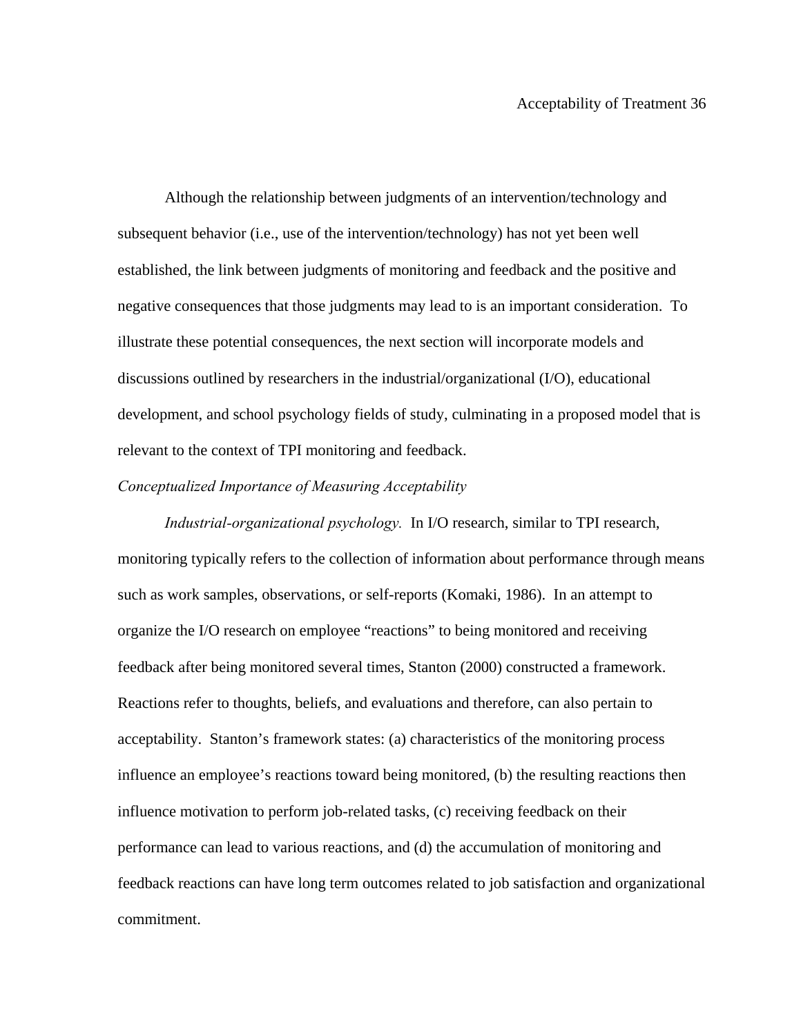Although the relationship between judgments of an intervention/technology and subsequent behavior (i.e., use of the intervention/technology) has not yet been well established, the link between judgments of monitoring and feedback and the positive and negative consequences that those judgments may lead to is an important consideration. To illustrate these potential consequences, the next section will incorporate models and discussions outlined by researchers in the industrial/organizational (I/O), educational development, and school psychology fields of study, culminating in a proposed model that is relevant to the context of TPI monitoring and feedback.

### *Conceptualized Importance of Measuring Acceptability*

*Industrial-organizational psychology.* In I/O research, similar to TPI research, monitoring typically refers to the collection of information about performance through means such as work samples, observations, or self-reports (Komaki, 1986). In an attempt to organize the I/O research on employee "reactions" to being monitored and receiving feedback after being monitored several times, Stanton (2000) constructed a framework. Reactions refer to thoughts, beliefs, and evaluations and therefore, can also pertain to acceptability. Stanton's framework states: (a) characteristics of the monitoring process influence an employee's reactions toward being monitored, (b) the resulting reactions then influence motivation to perform job-related tasks, (c) receiving feedback on their performance can lead to various reactions, and (d) the accumulation of monitoring and feedback reactions can have long term outcomes related to job satisfaction and organizational commitment.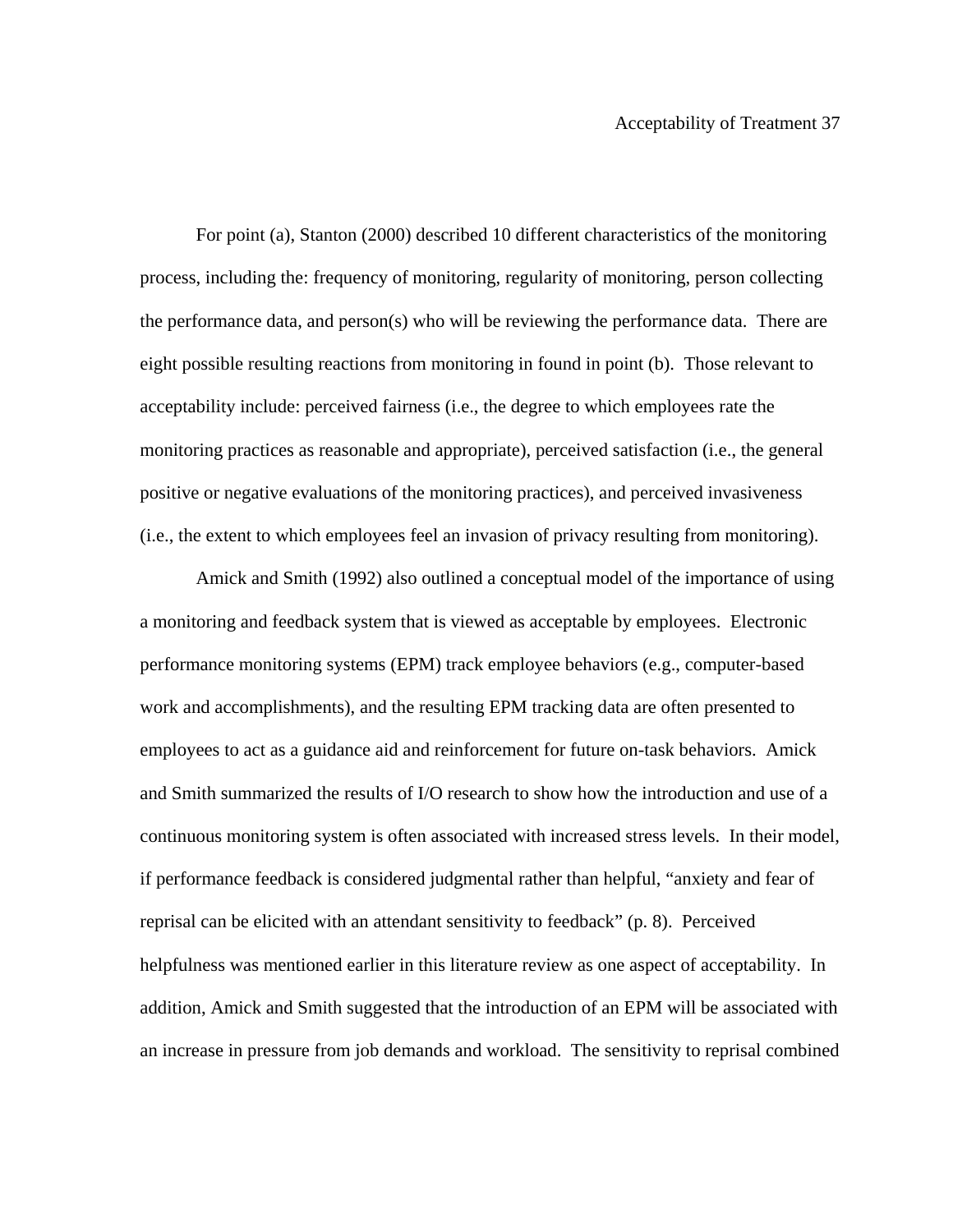For point (a), Stanton (2000) described 10 different characteristics of the monitoring process, including the: frequency of monitoring, regularity of monitoring, person collecting the performance data, and person(s) who will be reviewing the performance data. There are eight possible resulting reactions from monitoring in found in point (b). Those relevant to acceptability include: perceived fairness (i.e., the degree to which employees rate the monitoring practices as reasonable and appropriate), perceived satisfaction (i.e., the general positive or negative evaluations of the monitoring practices), and perceived invasiveness (i.e., the extent to which employees feel an invasion of privacy resulting from monitoring).

Amick and Smith (1992) also outlined a conceptual model of the importance of using a monitoring and feedback system that is viewed as acceptable by employees. Electronic performance monitoring systems (EPM) track employee behaviors (e.g., computer-based work and accomplishments), and the resulting EPM tracking data are often presented to employees to act as a guidance aid and reinforcement for future on-task behaviors. Amick and Smith summarized the results of I/O research to show how the introduction and use of a continuous monitoring system is often associated with increased stress levels. In their model, if performance feedback is considered judgmental rather than helpful, "anxiety and fear of reprisal can be elicited with an attendant sensitivity to feedback" (p. 8). Perceived helpfulness was mentioned earlier in this literature review as one aspect of acceptability. In addition, Amick and Smith suggested that the introduction of an EPM will be associated with an increase in pressure from job demands and workload. The sensitivity to reprisal combined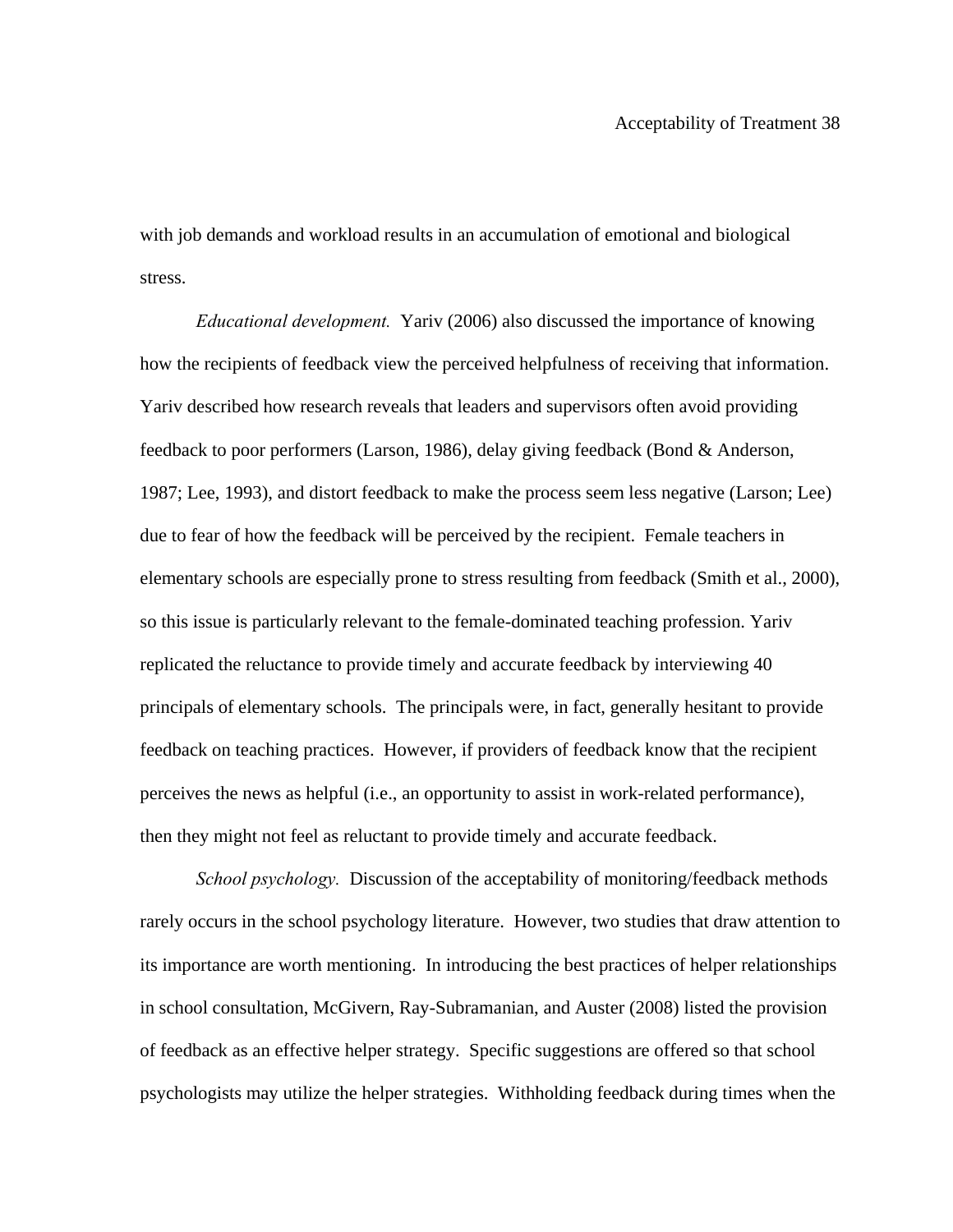with job demands and workload results in an accumulation of emotional and biological stress.

*Educational development.* Yariv (2006) also discussed the importance of knowing how the recipients of feedback view the perceived helpfulness of receiving that information. Yariv described how research reveals that leaders and supervisors often avoid providing feedback to poor performers (Larson, 1986), delay giving feedback (Bond & Anderson, 1987; Lee, 1993), and distort feedback to make the process seem less negative (Larson; Lee) due to fear of how the feedback will be perceived by the recipient. Female teachers in elementary schools are especially prone to stress resulting from feedback (Smith et al., 2000), so this issue is particularly relevant to the female-dominated teaching profession. Yariv replicated the reluctance to provide timely and accurate feedback by interviewing 40 principals of elementary schools. The principals were, in fact, generally hesitant to provide feedback on teaching practices. However, if providers of feedback know that the recipient perceives the news as helpful (i.e., an opportunity to assist in work-related performance), then they might not feel as reluctant to provide timely and accurate feedback.

*School psychology.* Discussion of the acceptability of monitoring/feedback methods rarely occurs in the school psychology literature. However, two studies that draw attention to its importance are worth mentioning. In introducing the best practices of helper relationships in school consultation, McGivern, Ray-Subramanian, and Auster (2008) listed the provision of feedback as an effective helper strategy. Specific suggestions are offered so that school psychologists may utilize the helper strategies. Withholding feedback during times when the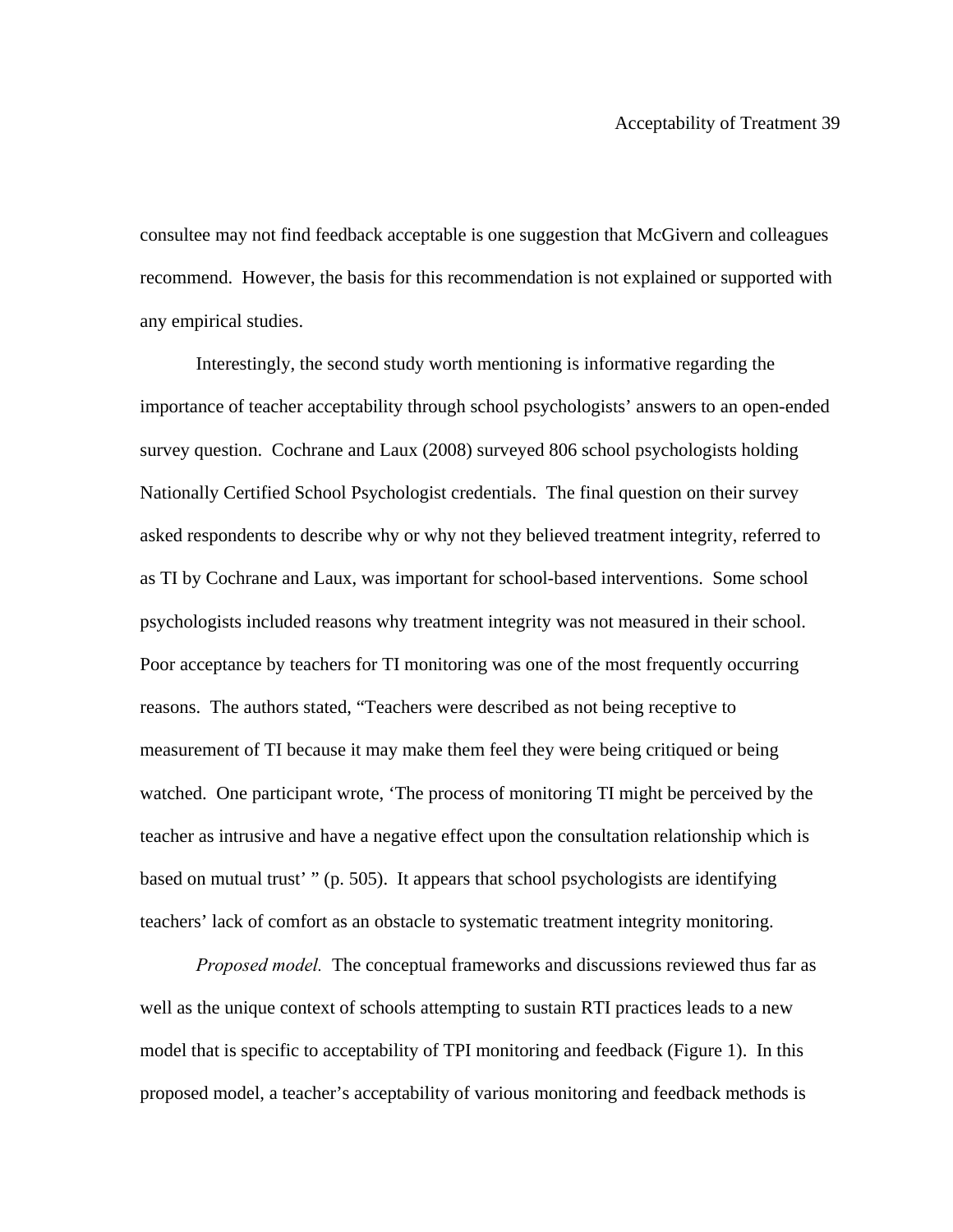consultee may not find feedback acceptable is one suggestion that McGivern and colleagues recommend. However, the basis for this recommendation is not explained or supported with any empirical studies.

Interestingly, the second study worth mentioning is informative regarding the importance of teacher acceptability through school psychologists' answers to an open-ended survey question. Cochrane and Laux (2008) surveyed 806 school psychologists holding Nationally Certified School Psychologist credentials. The final question on their survey asked respondents to describe why or why not they believed treatment integrity, referred to as TI by Cochrane and Laux, was important for school-based interventions. Some school psychologists included reasons why treatment integrity was not measured in their school. Poor acceptance by teachers for TI monitoring was one of the most frequently occurring reasons. The authors stated, "Teachers were described as not being receptive to measurement of TI because it may make them feel they were being critiqued or being watched. One participant wrote, 'The process of monitoring TI might be perceived by the teacher as intrusive and have a negative effect upon the consultation relationship which is based on mutual trust' " (p. 505). It appears that school psychologists are identifying teachers' lack of comfort as an obstacle to systematic treatment integrity monitoring.

*Proposed model.* The conceptual frameworks and discussions reviewed thus far as well as the unique context of schools attempting to sustain RTI practices leads to a new model that is specific to acceptability of TPI monitoring and feedback (Figure 1). In this proposed model, a teacher's acceptability of various monitoring and feedback methods is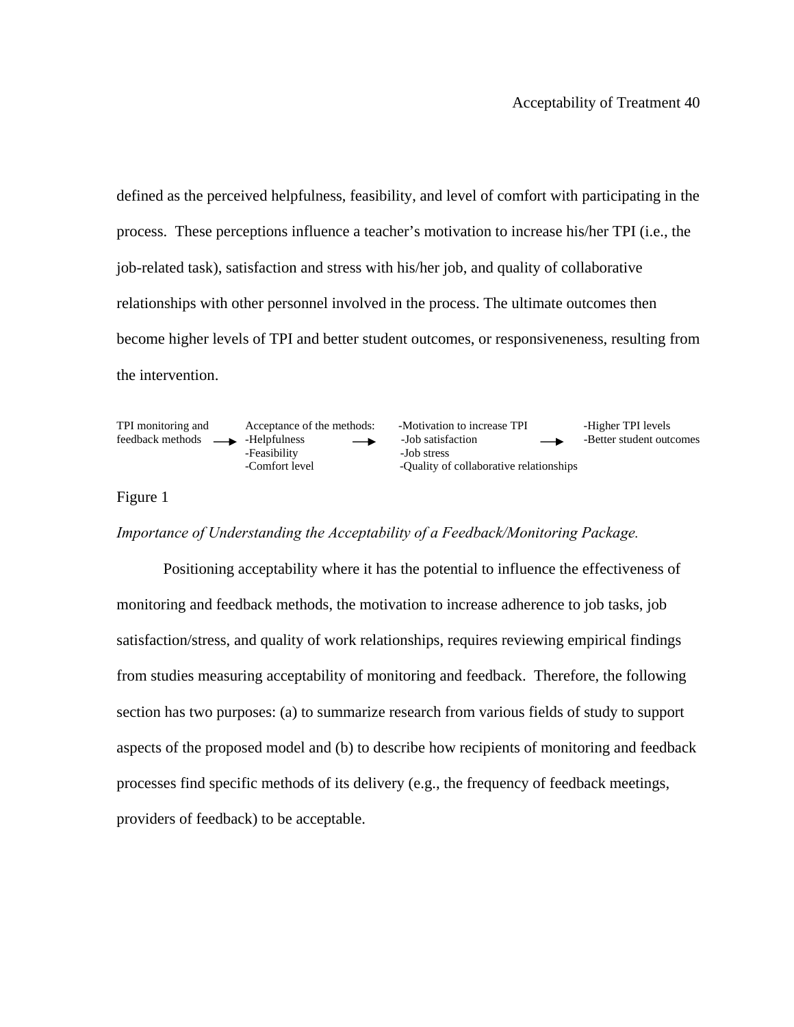defined as the perceived helpfulness, feasibility, and level of comfort with participating in the process. These perceptions influence a teacher's motivation to increase his/her TPI (i.e., the job-related task), satisfaction and stress with his/her job, and quality of collaborative relationships with other personnel involved in the process. The ultimate outcomes then become higher levels of TPI and better student outcomes, or responsiveness, resulting from the intervention.

| TPI monitoring and feedback methods | → | Acceptance of the methods: -Helpfulness -Feasibility -Comfort level | → | -Motivation to increase TPI -Job satisfaction -Job stress -Quality of collaborative relationships | → | -Higher TPI levels -Better student outcomes |
|---|---|---|---|---|---|---|

Figure 1

*Importance of Understanding the Acceptability of a Feedback/Monitoring Package.*

Positioning acceptability where it has the potential to influence the effectiveness of monitoring and feedback methods, the motivation to increase adherence to job tasks, job satisfaction/stress, and quality of work relationships, requires reviewing empirical findings from studies measuring acceptability of monitoring and feedback. Therefore, the following section has two purposes: (a) to summarize research from various fields of study to support aspects of the proposed model and (b) to describe how recipients of monitoring and feedback processes find specific methods of its delivery (e.g., the frequency of feedback meetings, providers of feedback) to be acceptable.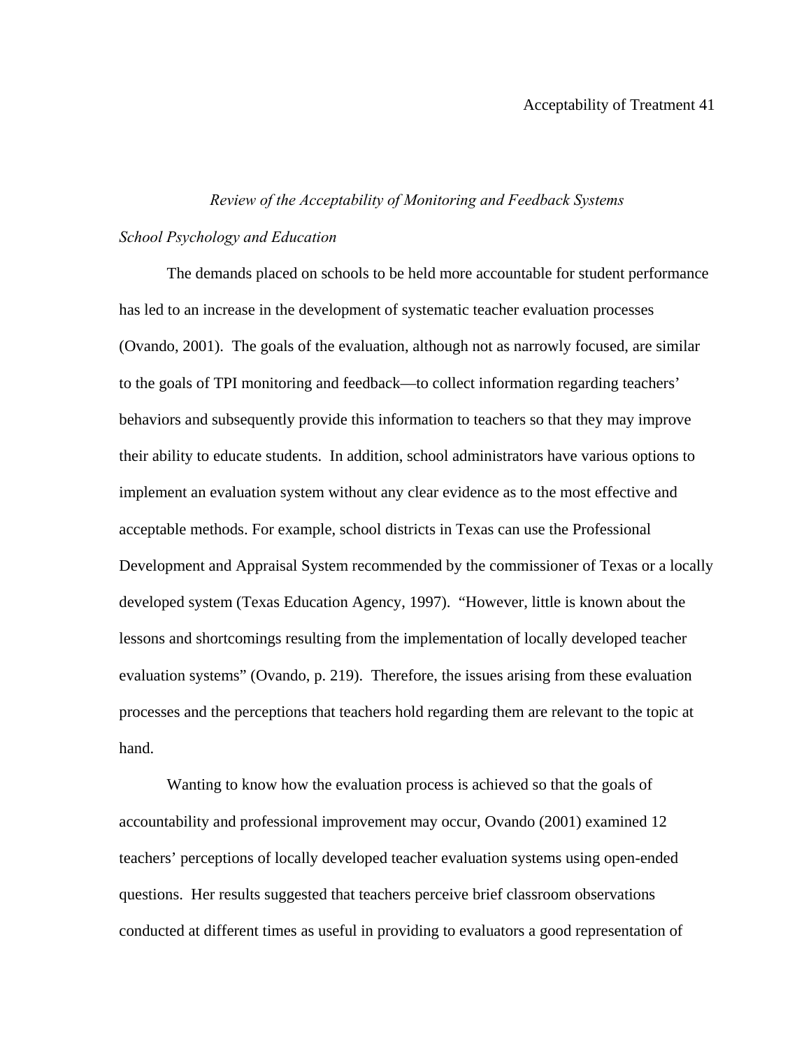## *Review of the Acceptability of Monitoring and Feedback Systems*

### *School Psychology and Education*

The demands placed on schools to be held more accountable for student performance has led to an increase in the development of systematic teacher evaluation processes (Ovando, 2001). The goals of the evaluation, although not as narrowly focused, are similar to the goals of TPI monitoring and feedback—to collect information regarding teachers' behaviors and subsequently provide this information to teachers so that they may improve their ability to educate students. In addition, school administrators have various options to implement an evaluation system without any clear evidence as to the most effective and acceptable methods. For example, school districts in Texas can use the Professional Development and Appraisal System recommended by the commissioner of Texas or a locally developed system (Texas Education Agency, 1997). "However, little is known about the lessons and shortcomings resulting from the implementation of locally developed teacher evaluation systems" (Ovando, p. 219). Therefore, the issues arising from these evaluation processes and the perceptions that teachers hold regarding them are relevant to the topic at hand.

Wanting to know how the evaluation process is achieved so that the goals of accountability and professional improvement may occur, Ovando (2001) examined 12 teachers' perceptions of locally developed teacher evaluation systems using open-ended questions. Her results suggested that teachers perceive brief classroom observations conducted at different times as useful in providing to evaluators a good representation of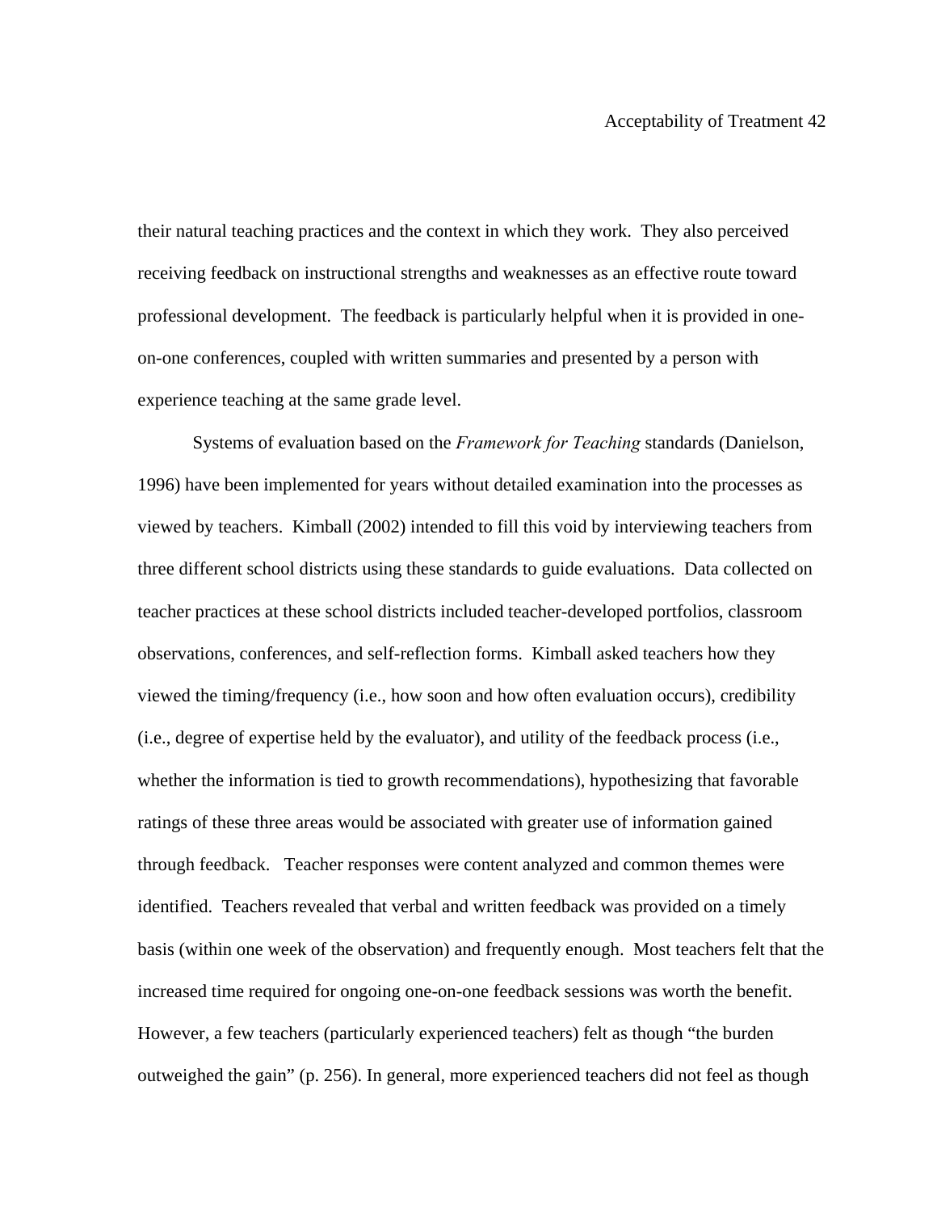their natural teaching practices and the context in which they work. They also perceived receiving feedback on instructional strengths and weaknesses as an effective route toward professional development. The feedback is particularly helpful when it is provided in one-on-one conferences, coupled with written summaries and presented by a person with experience teaching at the same grade level.

Systems of evaluation based on the *Framework for Teaching* standards (Danielson, 1996) have been implemented for years without detailed examination into the processes as viewed by teachers. Kimball (2002) intended to fill this void by interviewing teachers from three different school districts using these standards to guide evaluations. Data collected on teacher practices at these school districts included teacher-developed portfolios, classroom observations, conferences, and self-reflection forms. Kimball asked teachers how they viewed the timing/frequency (i.e., how soon and how often evaluation occurs), credibility (i.e., degree of expertise held by the evaluator), and utility of the feedback process (i.e., whether the information is tied to growth recommendations), hypothesizing that favorable ratings of these three areas would be associated with greater use of information gained through feedback. Teacher responses were content analyzed and common themes were identified. Teachers revealed that verbal and written feedback was provided on a timely basis (within one week of the observation) and frequently enough. Most teachers felt that the increased time required for ongoing one-on-one feedback sessions was worth the benefit. However, a few teachers (particularly experienced teachers) felt as though "the burden outweighed the gain" (p. 256). In general, more experienced teachers did not feel as though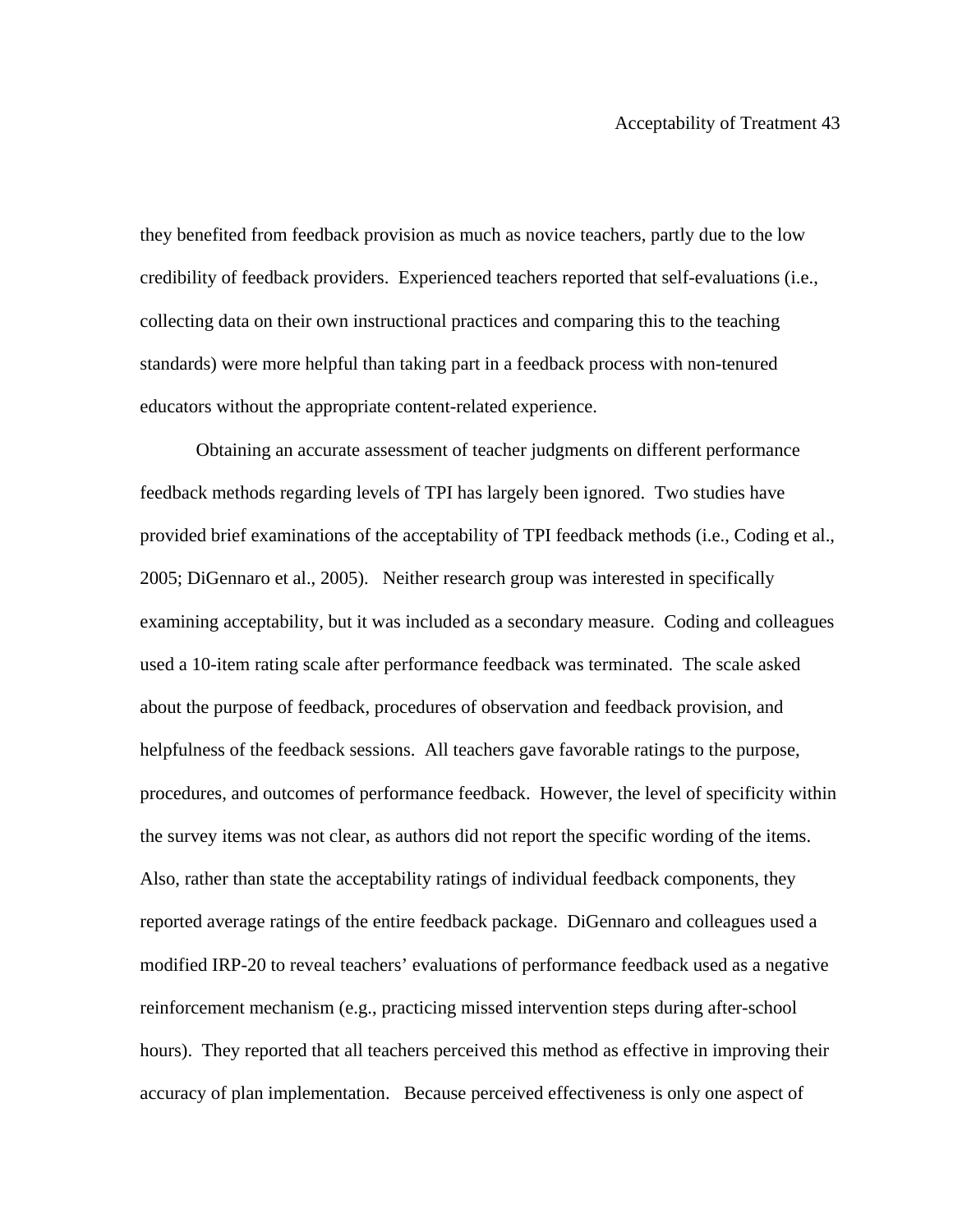they benefited from feedback provision as much as novice teachers, partly due to the low credibility of feedback providers. Experienced teachers reported that self-evaluations (i.e., collecting data on their own instructional practices and comparing this to the teaching standards) were more helpful than taking part in a feedback process with non-tenured educators without the appropriate content-related experience.

Obtaining an accurate assessment of teacher judgments on different performance feedback methods regarding levels of TPI has largely been ignored. Two studies have provided brief examinations of the acceptability of TPI feedback methods (i.e., Coding et al., 2005; DiGennaro et al., 2005). Neither research group was interested in specifically examining acceptability, but it was included as a secondary measure. Coding and colleagues used a 10-item rating scale after performance feedback was terminated. The scale asked about the purpose of feedback, procedures of observation and feedback provision, and helpfulness of the feedback sessions. All teachers gave favorable ratings to the purpose, procedures, and outcomes of performance feedback. However, the level of specificity within the survey items was not clear, as authors did not report the specific wording of the items. Also, rather than state the acceptability ratings of individual feedback components, they reported average ratings of the entire feedback package. DiGennaro and colleagues used a modified IRP-20 to reveal teachers' evaluations of performance feedback used as a negative reinforcement mechanism (e.g., practicing missed intervention steps during after-school hours). They reported that all teachers perceived this method as effective in improving their accuracy of plan implementation. Because perceived effectiveness is only one aspect of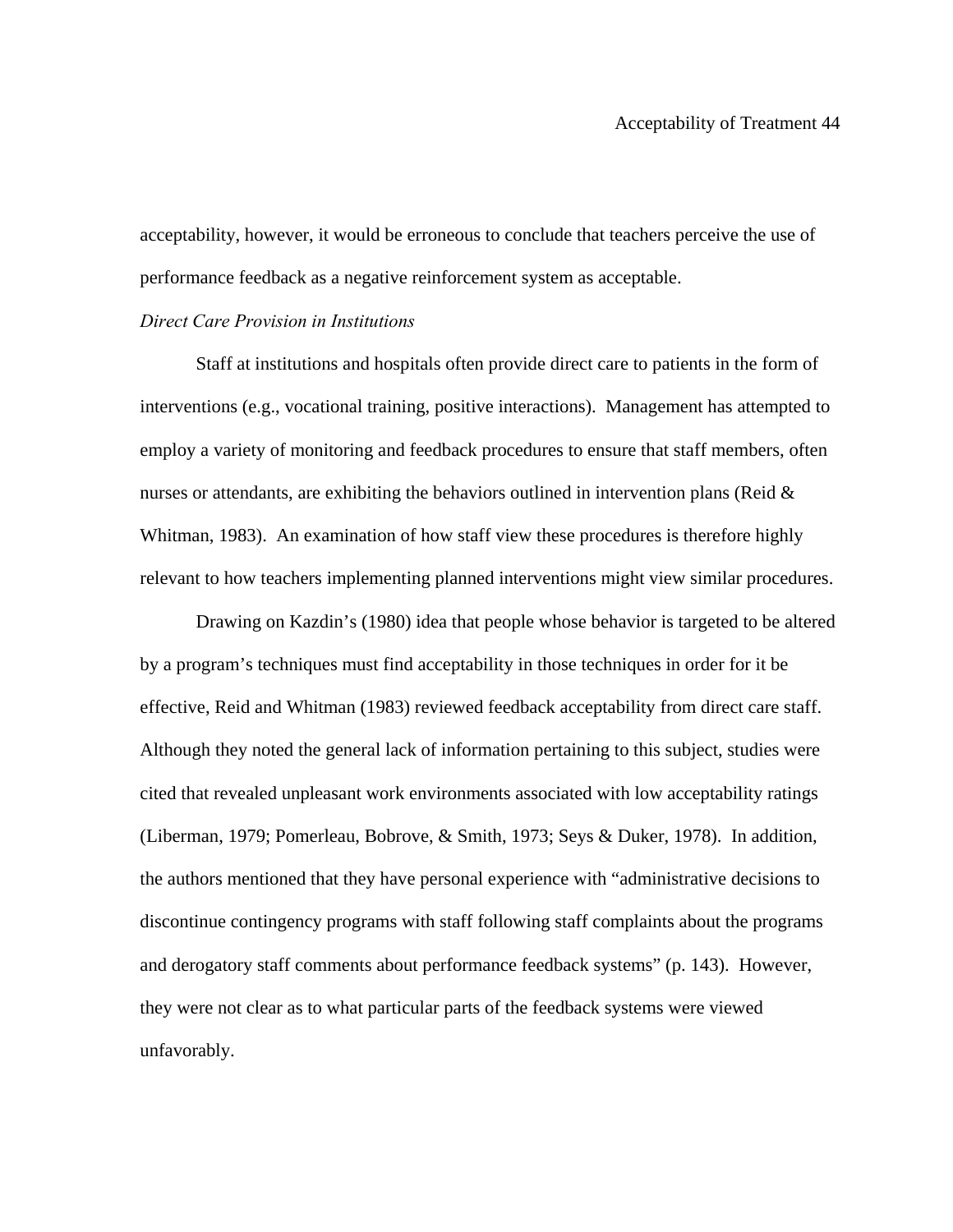acceptability, however, it would be erroneous to conclude that teachers perceive the use of performance feedback as a negative reinforcement system as acceptable.

*Direct Care Provision in Institutions*

Staff at institutions and hospitals often provide direct care to patients in the form of interventions (e.g., vocational training, positive interactions). Management has attempted to employ a variety of monitoring and feedback procedures to ensure that staff members, often nurses or attendants, are exhibiting the behaviors outlined in intervention plans (Reid & Whitman, 1983). An examination of how staff view these procedures is therefore highly relevant to how teachers implementing planned interventions might view similar procedures.

Drawing on Kazdin's (1980) idea that people whose behavior is targeted to be altered by a program's techniques must find acceptability in those techniques in order for it be effective, Reid and Whitman (1983) reviewed feedback acceptability from direct care staff. Although they noted the general lack of information pertaining to this subject, studies were cited that revealed unpleasant work environments associated with low acceptability ratings (Liberman, 1979; Pomerleau, Bobrove, & Smith, 1973; Seys & Duker, 1978). In addition, the authors mentioned that they have personal experience with "administrative decisions to discontinue contingency programs with staff following staff complaints about the programs and derogatory staff comments about performance feedback systems" (p. 143). However, they were not clear as to what particular parts of the feedback systems were viewed unfavorably.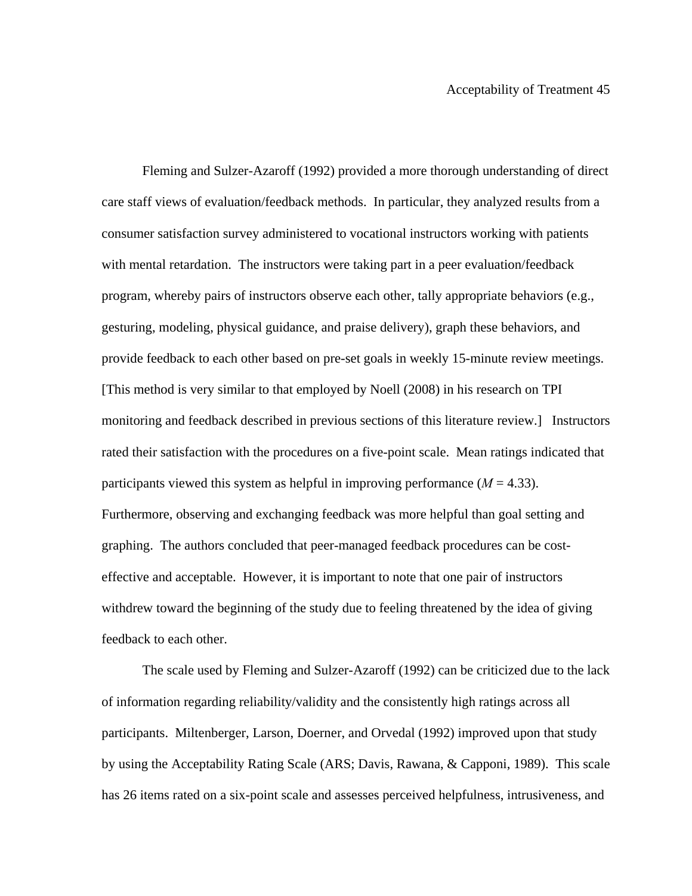Fleming and Sulzer-Azaroff (1992) provided a more thorough understanding of direct care staff views of evaluation/feedback methods. In particular, they analyzed results from a consumer satisfaction survey administered to vocational instructors working with patients with mental retardation. The instructors were taking part in a peer evaluation/feedback program, whereby pairs of instructors observe each other, tally appropriate behaviors (e.g., gesturing, modeling, physical guidance, and praise delivery), graph these behaviors, and provide feedback to each other based on pre-set goals in weekly 15-minute review meetings. [This method is very similar to that employed by Noell (2008) in his research on TPI monitoring and feedback described in previous sections of this literature review.] Instructors rated their satisfaction with the procedures on a five-point scale. Mean ratings indicated that participants viewed this system as helpful in improving performance ($M$ = 4.33). Furthermore, observing and exchanging feedback was more helpful than goal setting and graphing. The authors concluded that peer-managed feedback procedures can be cost-effective and acceptable. However, it is important to note that one pair of instructors withdrew toward the beginning of the study due to feeling threatened by the idea of giving feedback to each other.

The scale used by Fleming and Sulzer-Azaroff (1992) can be criticized due to the lack of information regarding reliability/validity and the consistently high ratings across all participants. Miltenberger, Larson, Doerner, and Orvedal (1992) improved upon that study by using the Acceptability Rating Scale (ARS; Davis, Rawana, & Capponi, 1989). This scale has 26 items rated on a six-point scale and assesses perceived helpfulness, intrusiveness, and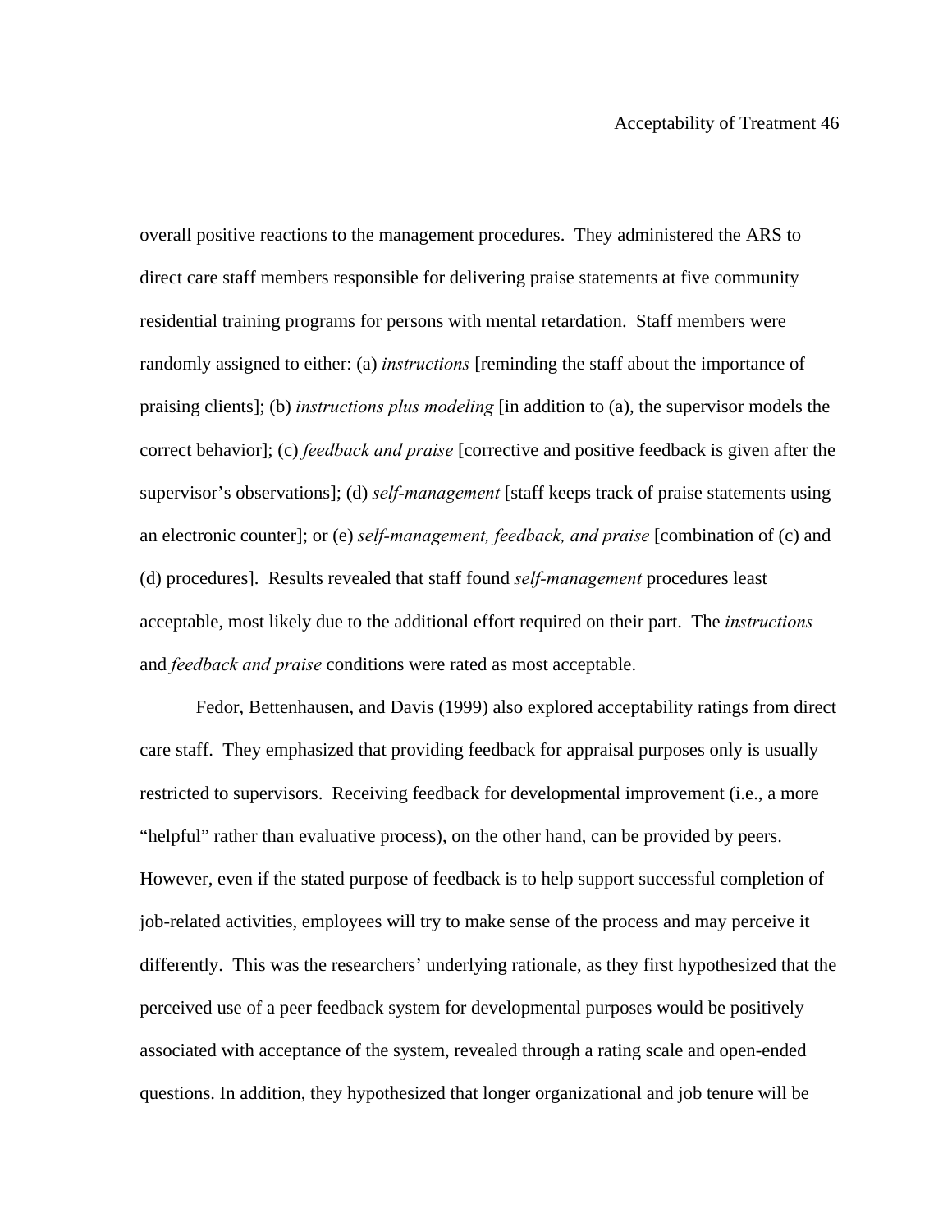overall positive reactions to the management procedures.  They administered the ARS to direct care staff members responsible for delivering praise statements at five community residential training programs for persons with mental retardation.  Staff members were randomly assigned to either: (a) *instructions* [reminding the staff about the importance of praising clients]; (b) *instructions plus modeling* [in addition to (a), the supervisor models the correct behavior]; (c) *feedback and praise* [corrective and positive feedback is given after the supervisor's observations]; (d) *self-management* [staff keeps track of praise statements using an electronic counter]; or (e) *self-management, feedback, and praise* [combination of (c) and (d) procedures].  Results revealed that staff found *self-management* procedures least acceptable, most likely due to the additional effort required on their part.  The *instructions* and *feedback and praise* conditions were rated as most acceptable.

Fedor, Bettenhausen, and Davis (1999) also explored acceptability ratings from direct care staff.  They emphasized that providing feedback for appraisal purposes only is usually restricted to supervisors.  Receiving feedback for developmental improvement (i.e., a more "helpful" rather than evaluative process), on the other hand, can be provided by peers.  However, even if the stated purpose of feedback is to help support successful completion of job-related activities, employees will try to make sense of the process and may perceive it differently.  This was the researchers' underlying rationale, as they first hypothesized that the perceived use of a peer feedback system for developmental purposes would be positively associated with acceptance of the system, revealed through a rating scale and open-ended questions. In addition, they hypothesized that longer organizational and job tenure will be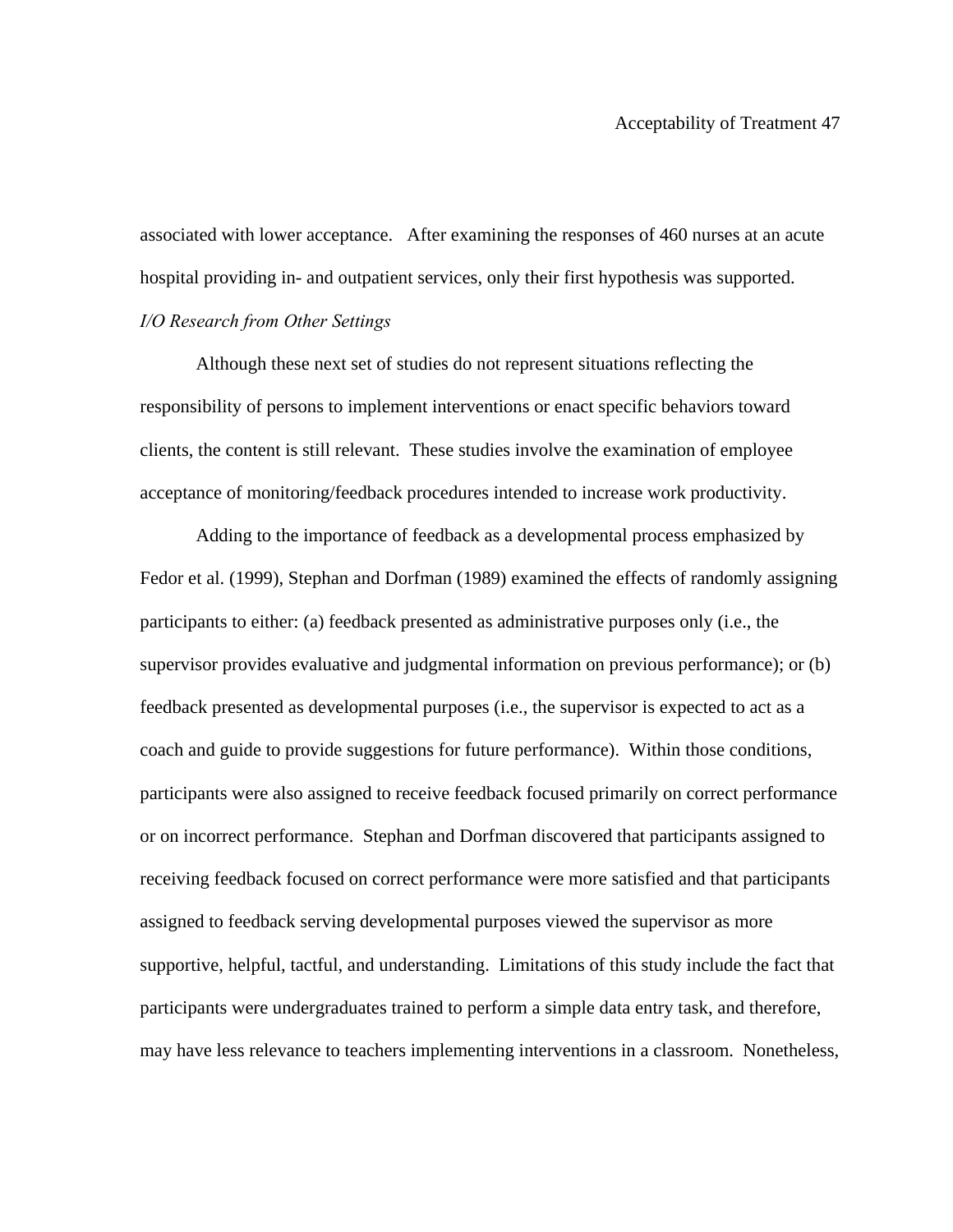associated with lower acceptance. After examining the responses of 460 nurses at an acute hospital providing in- and outpatient services, only their first hypothesis was supported.

*I/O Research from Other Settings*

Although these next set of studies do not represent situations reflecting the responsibility of persons to implement interventions or enact specific behaviors toward clients, the content is still relevant. These studies involve the examination of employee acceptance of monitoring/feedback procedures intended to increase work productivity.

Adding to the importance of feedback as a developmental process emphasized by Fedor et al. (1999), Stephan and Dorfman (1989) examined the effects of randomly assigning participants to either: (a) feedback presented as administrative purposes only (i.e., the supervisor provides evaluative and judgmental information on previous performance); or (b) feedback presented as developmental purposes (i.e., the supervisor is expected to act as a coach and guide to provide suggestions for future performance). Within those conditions, participants were also assigned to receive feedback focused primarily on correct performance or on incorrect performance. Stephan and Dorfman discovered that participants assigned to receiving feedback focused on correct performance were more satisfied and that participants assigned to feedback serving developmental purposes viewed the supervisor as more supportive, helpful, tactful, and understanding. Limitations of this study include the fact that participants were undergraduates trained to perform a simple data entry task, and therefore, may have less relevance to teachers implementing interventions in a classroom. Nonetheless,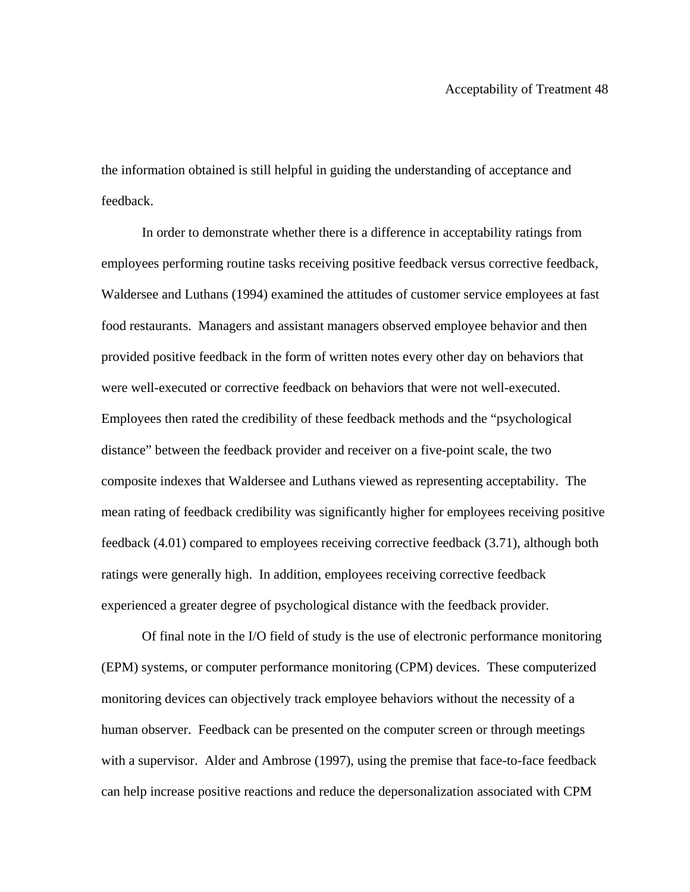the information obtained is still helpful in guiding the understanding of acceptance and feedback.

In order to demonstrate whether there is a difference in acceptability ratings from employees performing routine tasks receiving positive feedback versus corrective feedback, Waldersee and Luthans (1994) examined the attitudes of customer service employees at fast food restaurants. Managers and assistant managers observed employee behavior and then provided positive feedback in the form of written notes every other day on behaviors that were well-executed or corrective feedback on behaviors that were not well-executed. Employees then rated the credibility of these feedback methods and the "psychological distance" between the feedback provider and receiver on a five-point scale, the two composite indexes that Waldersee and Luthans viewed as representing acceptability. The mean rating of feedback credibility was significantly higher for employees receiving positive feedback (4.01) compared to employees receiving corrective feedback (3.71), although both ratings were generally high. In addition, employees receiving corrective feedback experienced a greater degree of psychological distance with the feedback provider.

Of final note in the I/O field of study is the use of electronic performance monitoring (EPM) systems, or computer performance monitoring (CPM) devices. These computerized monitoring devices can objectively track employee behaviors without the necessity of a human observer. Feedback can be presented on the computer screen or through meetings with a supervisor. Alder and Ambrose (1997), using the premise that face-to-face feedback can help increase positive reactions and reduce the depersonalization associated with CPM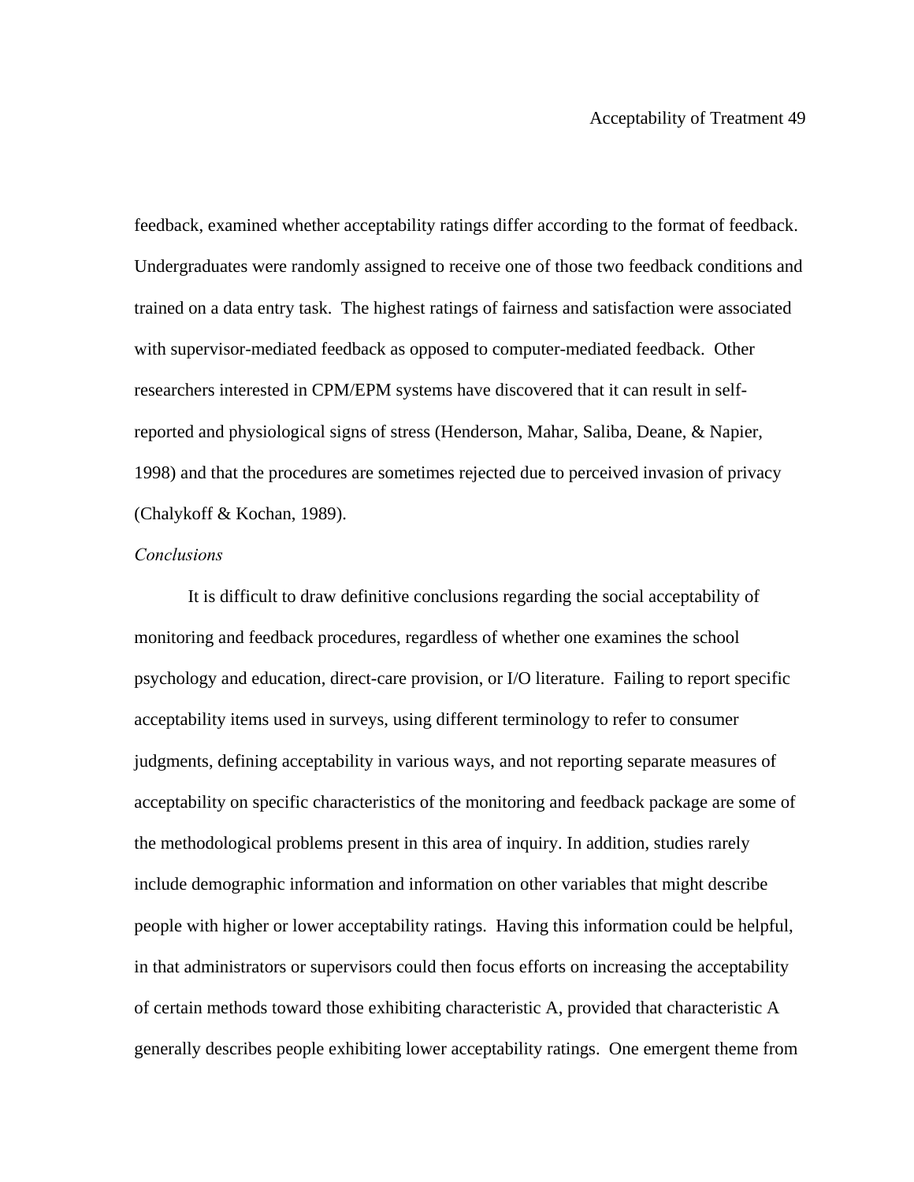feedback, examined whether acceptability ratings differ according to the format of feedback. Undergraduates were randomly assigned to receive one of those two feedback conditions and trained on a data entry task. The highest ratings of fairness and satisfaction were associated with supervisor-mediated feedback as opposed to computer-mediated feedback. Other researchers interested in CPM/EPM systems have discovered that it can result in self-reported and physiological signs of stress (Henderson, Mahar, Saliba, Deane, & Napier, 1998) and that the procedures are sometimes rejected due to perceived invasion of privacy (Chalykoff & Kochan, 1989).

*Conclusions*

It is difficult to draw definitive conclusions regarding the social acceptability of monitoring and feedback procedures, regardless of whether one examines the school psychology and education, direct-care provision, or I/O literature. Failing to report specific acceptability items used in surveys, using different terminology to refer to consumer judgments, defining acceptability in various ways, and not reporting separate measures of acceptability on specific characteristics of the monitoring and feedback package are some of the methodological problems present in this area of inquiry. In addition, studies rarely include demographic information and information on other variables that might describe people with higher or lower acceptability ratings. Having this information could be helpful, in that administrators or supervisors could then focus efforts on increasing the acceptability of certain methods toward those exhibiting characteristic A, provided that characteristic A generally describes people exhibiting lower acceptability ratings. One emergent theme from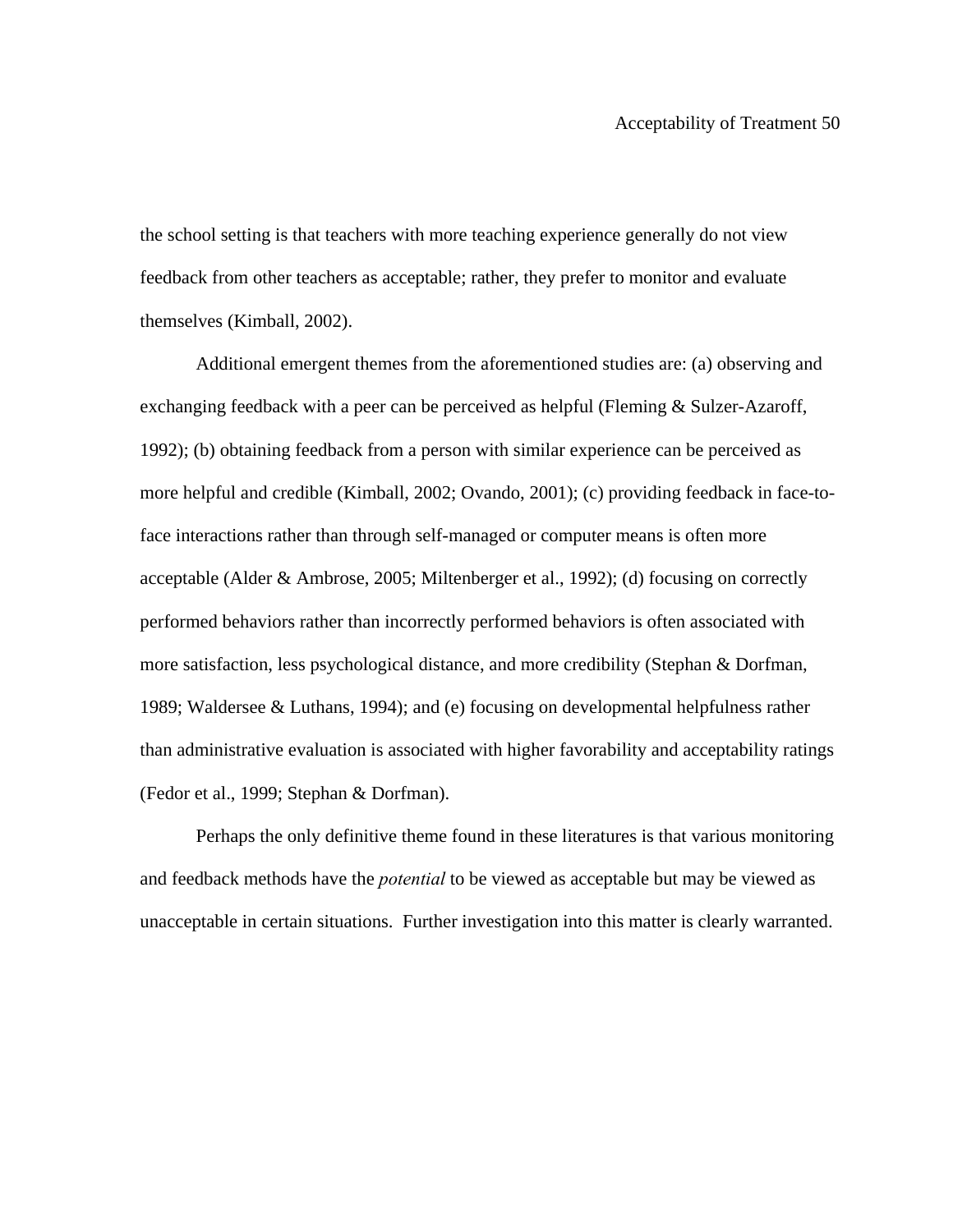the school setting is that teachers with more teaching experience generally do not view feedback from other teachers as acceptable; rather, they prefer to monitor and evaluate themselves (Kimball, 2002).

Additional emergent themes from the aforementioned studies are: (a) observing and exchanging feedback with a peer can be perceived as helpful (Fleming & Sulzer-Azaroff, 1992); (b) obtaining feedback from a person with similar experience can be perceived as more helpful and credible (Kimball, 2002; Ovando, 2001); (c) providing feedback in face-to-face interactions rather than through self-managed or computer means is often more acceptable (Alder & Ambrose, 2005; Miltenberger et al., 1992); (d) focusing on correctly performed behaviors rather than incorrectly performed behaviors is often associated with more satisfaction, less psychological distance, and more credibility (Stephan & Dorfman, 1989; Waldersee & Luthans, 1994); and (e) focusing on developmental helpfulness rather than administrative evaluation is associated with higher favorability and acceptability ratings (Fedor et al., 1999; Stephan & Dorfman).

Perhaps the only definitive theme found in these literatures is that various monitoring and feedback methods have the *potential* to be viewed as acceptable but may be viewed as unacceptable in certain situations. Further investigation into this matter is clearly warranted.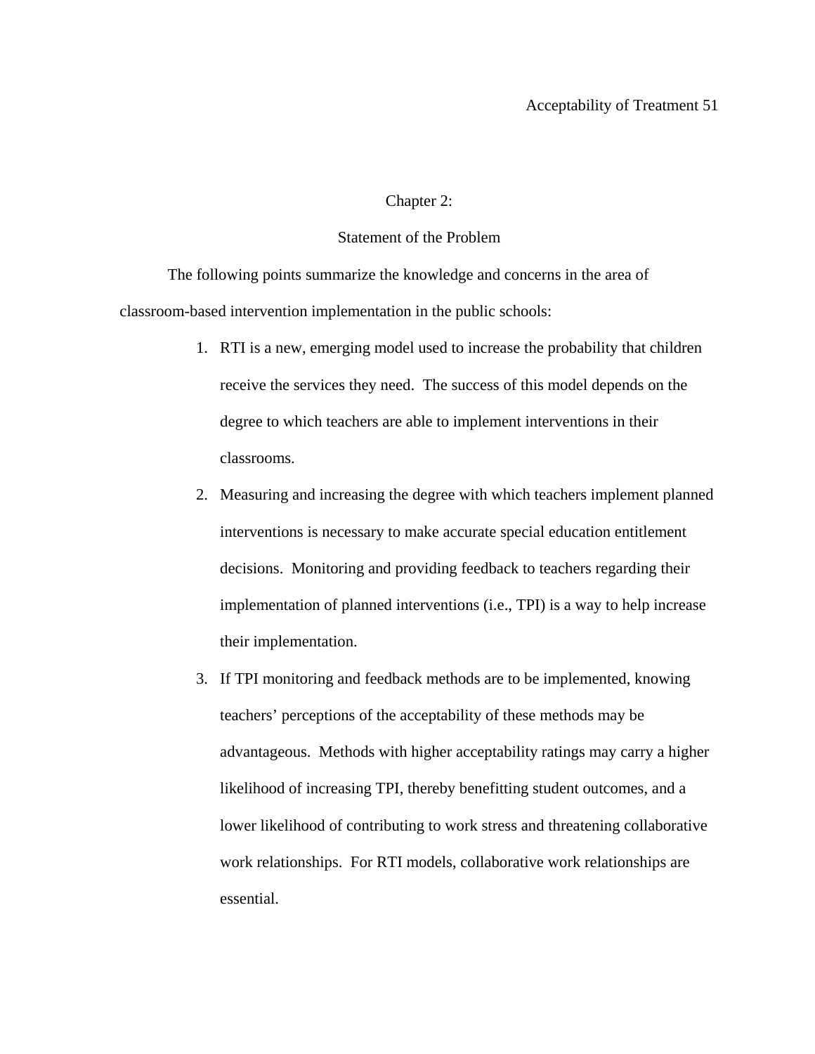# Chapter 2:

## Statement of the Problem

The following points summarize the knowledge and concerns in the area of classroom-based intervention implementation in the public schools:

1. RTI is a new, emerging model used to increase the probability that children receive the services they need. The success of this model depends on the degree to which teachers are able to implement interventions in their classrooms.
2. Measuring and increasing the degree with which teachers implement planned interventions is necessary to make accurate special education entitlement decisions. Monitoring and providing feedback to teachers regarding their implementation of planned interventions (i.e., TPI) is a way to help increase their implementation.
3. If TPI monitoring and feedback methods are to be implemented, knowing teachers' perceptions of the acceptability of these methods may be advantageous. Methods with higher acceptability ratings may carry a higher likelihood of increasing TPI, thereby benefitting student outcomes, and a lower likelihood of contributing to work stress and threatening collaborative work relationships. For RTI models, collaborative work relationships are essential.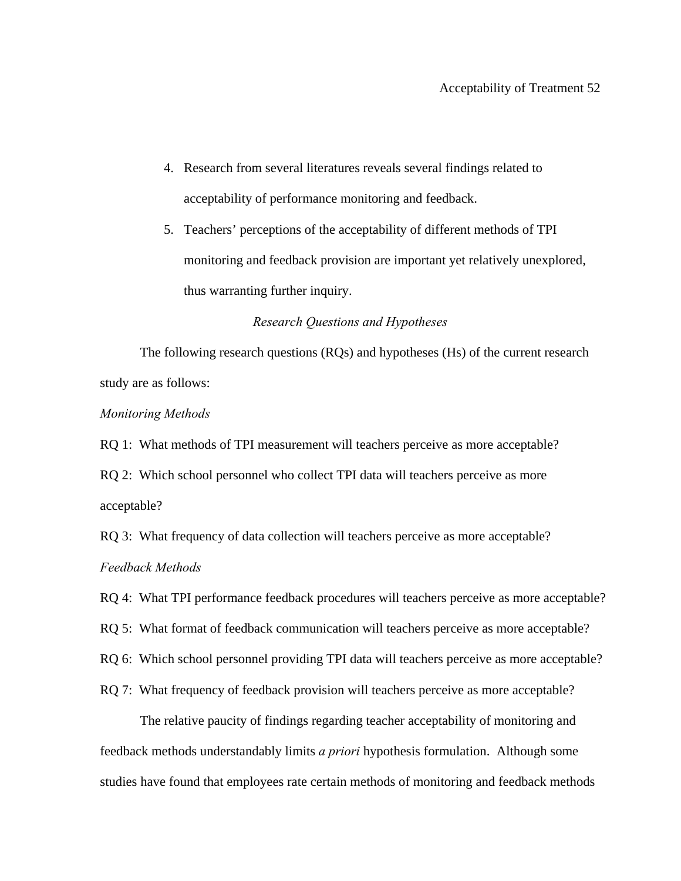4. Research from several literatures reveals several findings related to acceptability of performance monitoring and feedback.
5. Teachers' perceptions of the acceptability of different methods of TPI monitoring and feedback provision are important yet relatively unexplored, thus warranting further inquiry.

## *Research Questions and Hypotheses*

The following research questions (RQs) and hypotheses (Hs) of the current research study are as follows:

*Monitoring Methods*

RQ 1: What methods of TPI measurement will teachers perceive as more acceptable?

RQ 2: Which school personnel who collect TPI data will teachers perceive as more acceptable?

RQ 3: What frequency of data collection will teachers perceive as more acceptable?

*Feedback Methods*

RQ 4: What TPI performance feedback procedures will teachers perceive as more acceptable?

RQ 5: What format of feedback communication will teachers perceive as more acceptable?

RQ 6: Which school personnel providing TPI data will teachers perceive as more acceptable?

RQ 7: What frequency of feedback provision will teachers perceive as more acceptable?

The relative paucity of findings regarding teacher acceptability of monitoring and feedback methods understandably limits *a priori* hypothesis formulation. Although some studies have found that employees rate certain methods of monitoring and feedback methods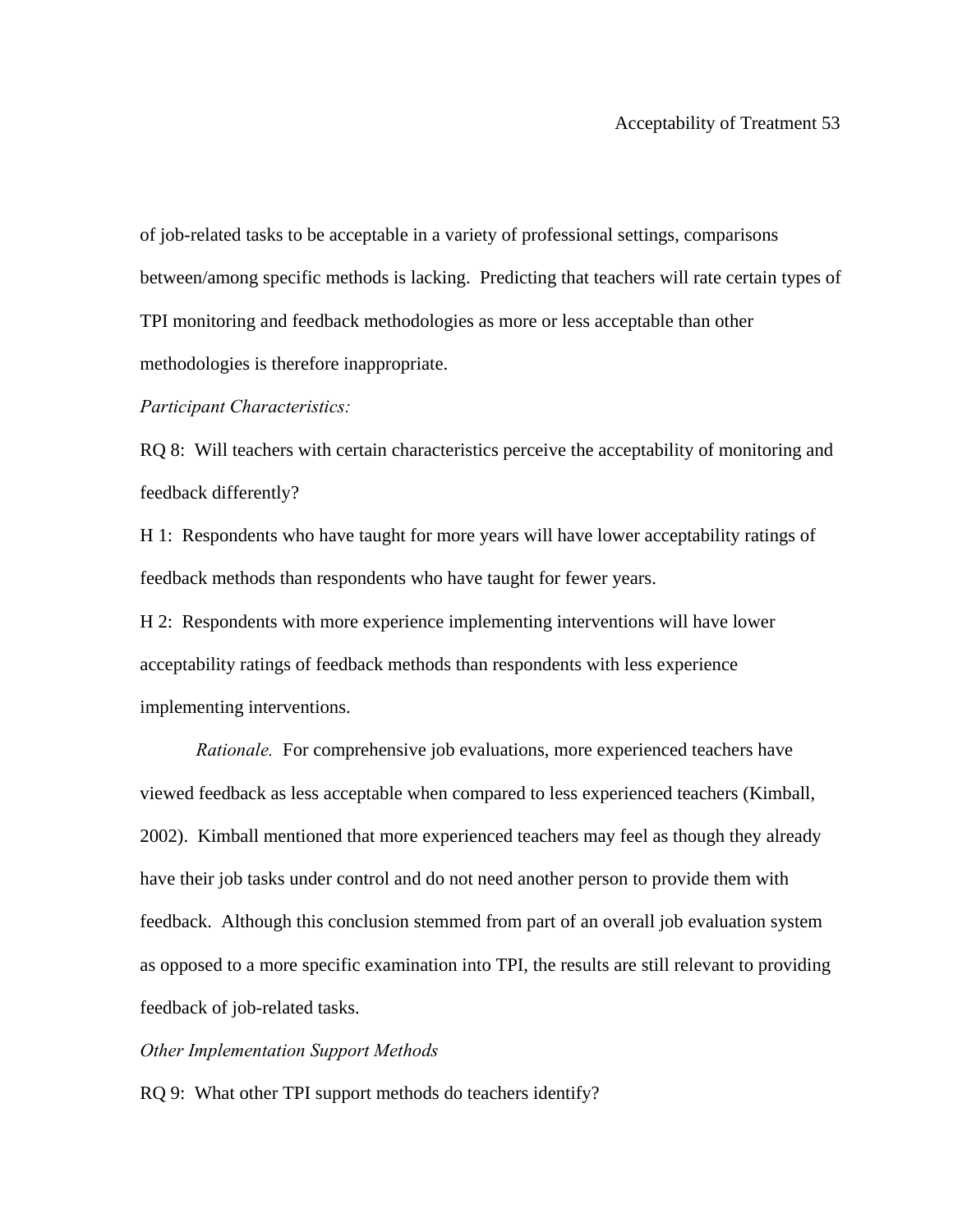of job-related tasks to be acceptable in a variety of professional settings, comparisons between/among specific methods is lacking. Predicting that teachers will rate certain types of TPI monitoring and feedback methodologies as more or less acceptable than other methodologies is therefore inappropriate.

*Participant Characteristics:*

RQ 8: Will teachers with certain characteristics perceive the acceptability of monitoring and feedback differently?

H 1: Respondents who have taught for more years will have lower acceptability ratings of feedback methods than respondents who have taught for fewer years.

H 2: Respondents with more experience implementing interventions will have lower acceptability ratings of feedback methods than respondents with less experience implementing interventions.

*Rationale.* For comprehensive job evaluations, more experienced teachers have viewed feedback as less acceptable when compared to less experienced teachers (Kimball, 2002). Kimball mentioned that more experienced teachers may feel as though they already have their job tasks under control and do not need another person to provide them with feedback. Although this conclusion stemmed from part of an overall job evaluation system as opposed to a more specific examination into TPI, the results are still relevant to providing feedback of job-related tasks.

*Other Implementation Support Methods*

RQ 9: What other TPI support methods do teachers identify?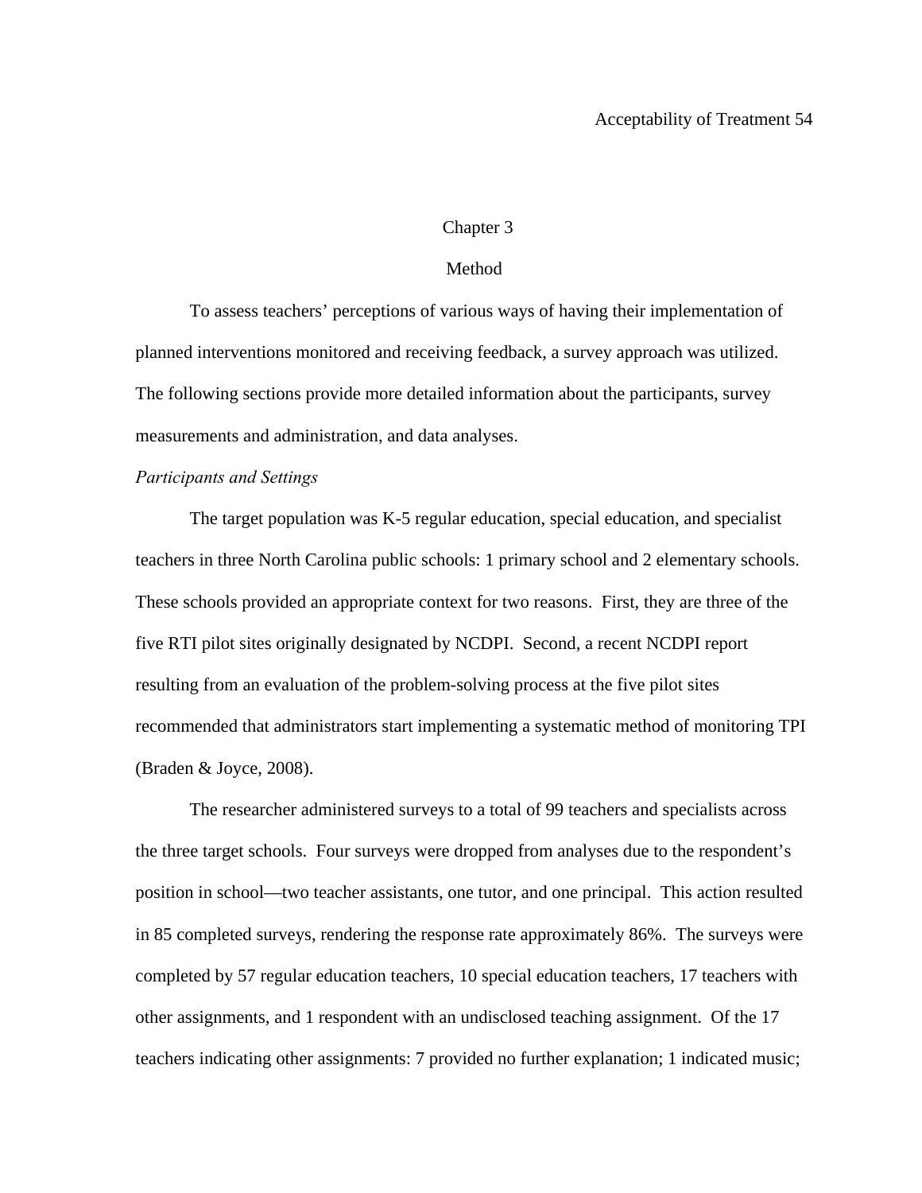# Chapter 3

# Method

To assess teachers' perceptions of various ways of having their implementation of planned interventions monitored and receiving feedback, a survey approach was utilized. The following sections provide more detailed information about the participants, survey measurements and administration, and data analyses.

*Participants and Settings*

The target population was K-5 regular education, special education, and specialist teachers in three North Carolina public schools: 1 primary school and 2 elementary schools. These schools provided an appropriate context for two reasons. First, they are three of the five RTI pilot sites originally designated by NCDPI. Second, a recent NCDPI report resulting from an evaluation of the problem-solving process at the five pilot sites recommended that administrators start implementing a systematic method of monitoring TPI (Braden & Joyce, 2008).

The researcher administered surveys to a total of 99 teachers and specialists across the three target schools. Four surveys were dropped from analyses due to the respondent's position in school—two teacher assistants, one tutor, and one principal. This action resulted in 85 completed surveys, rendering the response rate approximately 86%. The surveys were completed by 57 regular education teachers, 10 special education teachers, 17 teachers with other assignments, and 1 respondent with an undisclosed teaching assignment. Of the 17 teachers indicating other assignments: 7 provided no further explanation; 1 indicated music;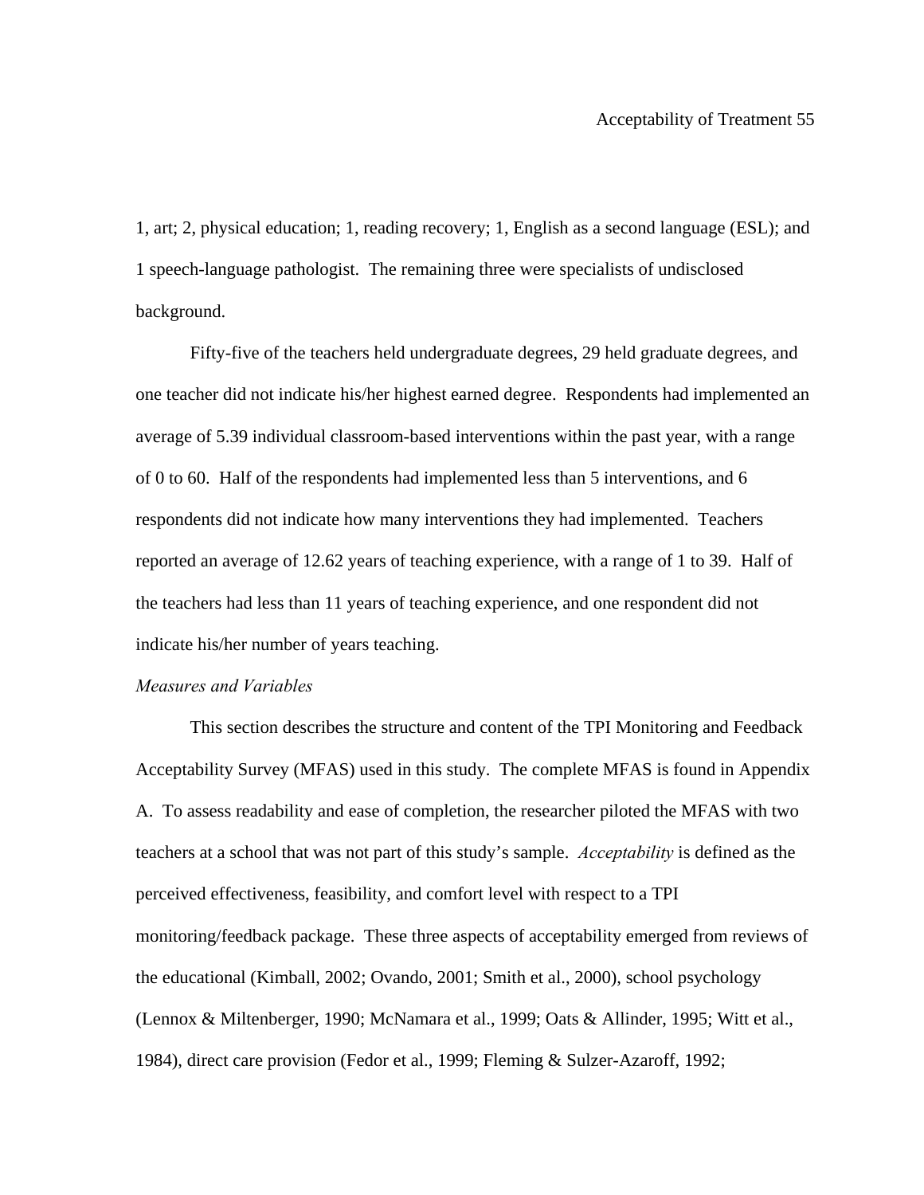1, art; 2, physical education; 1, reading recovery; 1, English as a second language (ESL); and 1 speech-language pathologist. The remaining three were specialists of undisclosed background.

Fifty-five of the teachers held undergraduate degrees, 29 held graduate degrees, and one teacher did not indicate his/her highest earned degree. Respondents had implemented an average of 5.39 individual classroom-based interventions within the past year, with a range of 0 to 60. Half of the respondents had implemented less than 5 interventions, and 6 respondents did not indicate how many interventions they had implemented. Teachers reported an average of 12.62 years of teaching experience, with a range of 1 to 39. Half of the teachers had less than 11 years of teaching experience, and one respondent did not indicate his/her number of years teaching.

*Measures and Variables*

This section describes the structure and content of the TPI Monitoring and Feedback Acceptability Survey (MFAS) used in this study. The complete MFAS is found in Appendix A. To assess readability and ease of completion, the researcher piloted the MFAS with two teachers at a school that was not part of this study's sample. *Acceptability* is defined as the perceived effectiveness, feasibility, and comfort level with respect to a TPI monitoring/feedback package. These three aspects of acceptability emerged from reviews of the educational (Kimball, 2002; Ovando, 2001; Smith et al., 2000), school psychology (Lennox & Miltenberger, 1990; McNamara et al., 1999; Oats & Allinder, 1995; Witt et al., 1984), direct care provision (Fedor et al., 1999; Fleming & Sulzer-Azaroff, 1992;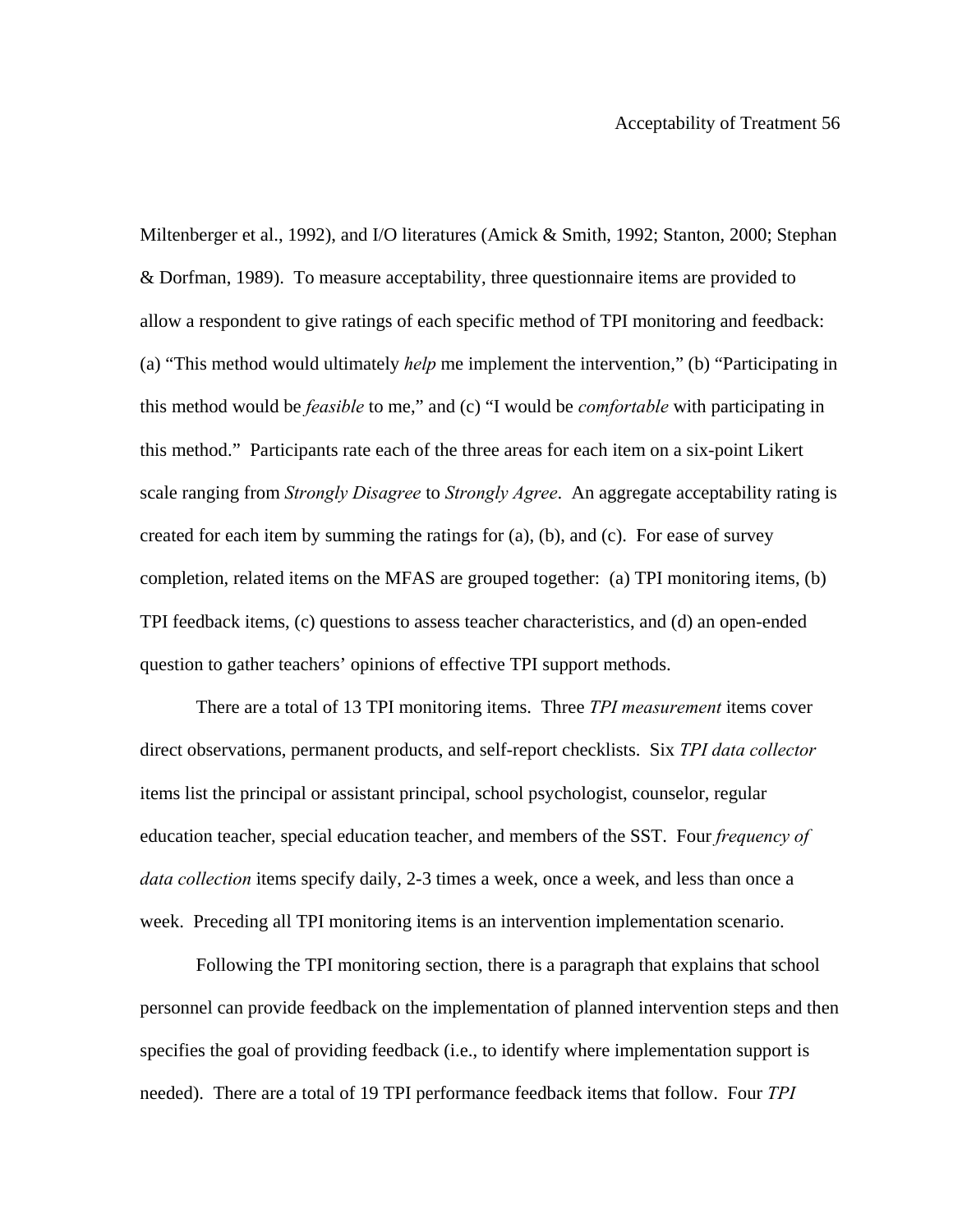Miltenberger et al., 1992), and I/O literatures (Amick & Smith, 1992; Stanton, 2000; Stephan & Dorfman, 1989). To measure acceptability, three questionnaire items are provided to allow a respondent to give ratings of each specific method of TPI monitoring and feedback: (a) "This method would ultimately *help* me implement the intervention," (b) "Participating in this method would be *feasible* to me," and (c) "I would be *comfortable* with participating in this method." Participants rate each of the three areas for each item on a six-point Likert scale ranging from *Strongly Disagree* to *Strongly Agree*. An aggregate acceptability rating is created for each item by summing the ratings for (a), (b), and (c). For ease of survey completion, related items on the MFAS are grouped together: (a) TPI monitoring items, (b) TPI feedback items, (c) questions to assess teacher characteristics, and (d) an open-ended question to gather teachers' opinions of effective TPI support methods.

There are a total of 13 TPI monitoring items. Three *TPI measurement* items cover direct observations, permanent products, and self-report checklists. Six *TPI data collector* items list the principal or assistant principal, school psychologist, counselor, regular education teacher, special education teacher, and members of the SST. Four *frequency of data collection* items specify daily, 2-3 times a week, once a week, and less than once a week. Preceding all TPI monitoring items is an intervention implementation scenario.

Following the TPI monitoring section, there is a paragraph that explains that school personnel can provide feedback on the implementation of planned intervention steps and then specifies the goal of providing feedback (i.e., to identify where implementation support is needed). There are a total of 19 TPI performance feedback items that follow. Four *TPI*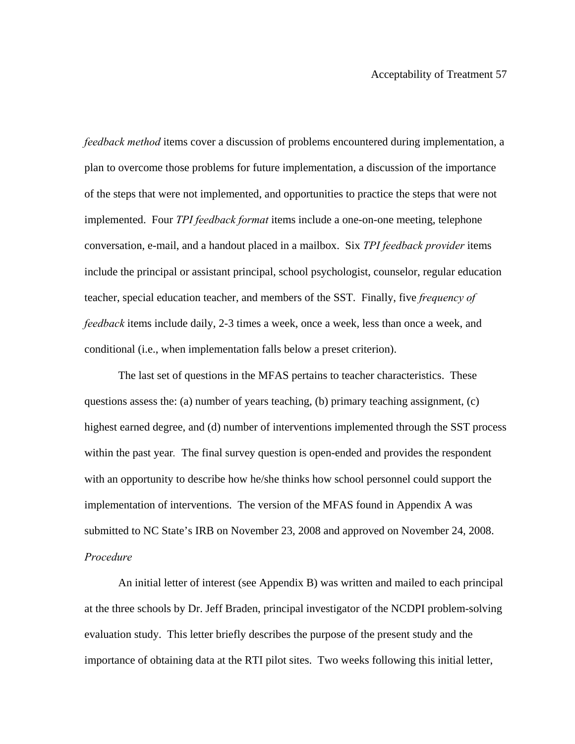*feedback method* items cover a discussion of problems encountered during implementation, a plan to overcome those problems for future implementation, a discussion of the importance of the steps that were not implemented, and opportunities to practice the steps that were not implemented. Four *TPI feedback format* items include a one-on-one meeting, telephone conversation, e-mail, and a handout placed in a mailbox. Six *TPI feedback provider* items include the principal or assistant principal, school psychologist, counselor, regular education teacher, special education teacher, and members of the SST. Finally, five *frequency of feedback* items include daily, 2-3 times a week, once a week, less than once a week, and conditional (i.e., when implementation falls below a preset criterion).

The last set of questions in the MFAS pertains to teacher characteristics. These questions assess the: (a) number of years teaching, (b) primary teaching assignment, (c) highest earned degree, and (d) number of interventions implemented through the SST process within the past year. The final survey question is open-ended and provides the respondent with an opportunity to describe how he/she thinks how school personnel could support the implementation of interventions. The version of the MFAS found in Appendix A was submitted to NC State's IRB on November 23, 2008 and approved on November 24, 2008.

*Procedure*

An initial letter of interest (see Appendix B) was written and mailed to each principal at the three schools by Dr. Jeff Braden, principal investigator of the NCDPI problem-solving evaluation study. This letter briefly describes the purpose of the present study and the importance of obtaining data at the RTI pilot sites. Two weeks following this initial letter,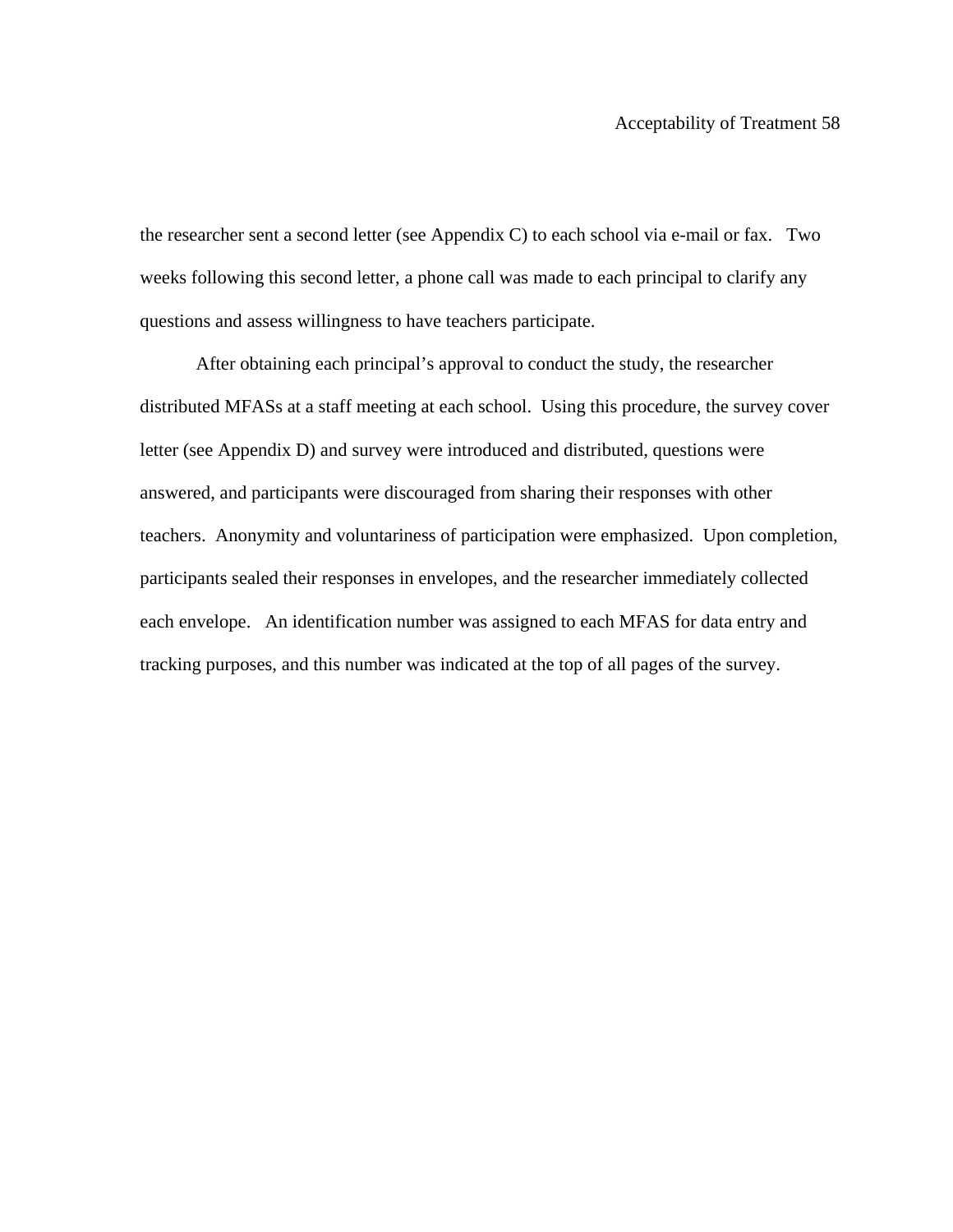the researcher sent a second letter (see Appendix C) to each school via e-mail or fax. Two weeks following this second letter, a phone call was made to each principal to clarify any questions and assess willingness to have teachers participate.

After obtaining each principal's approval to conduct the study, the researcher distributed MFASs at a staff meeting at each school. Using this procedure, the survey cover letter (see Appendix D) and survey were introduced and distributed, questions were answered, and participants were discouraged from sharing their responses with other teachers. Anonymity and voluntariness of participation were emphasized. Upon completion, participants sealed their responses in envelopes, and the researcher immediately collected each envelope. An identification number was assigned to each MFAS for data entry and tracking purposes, and this number was indicated at the top of all pages of the survey.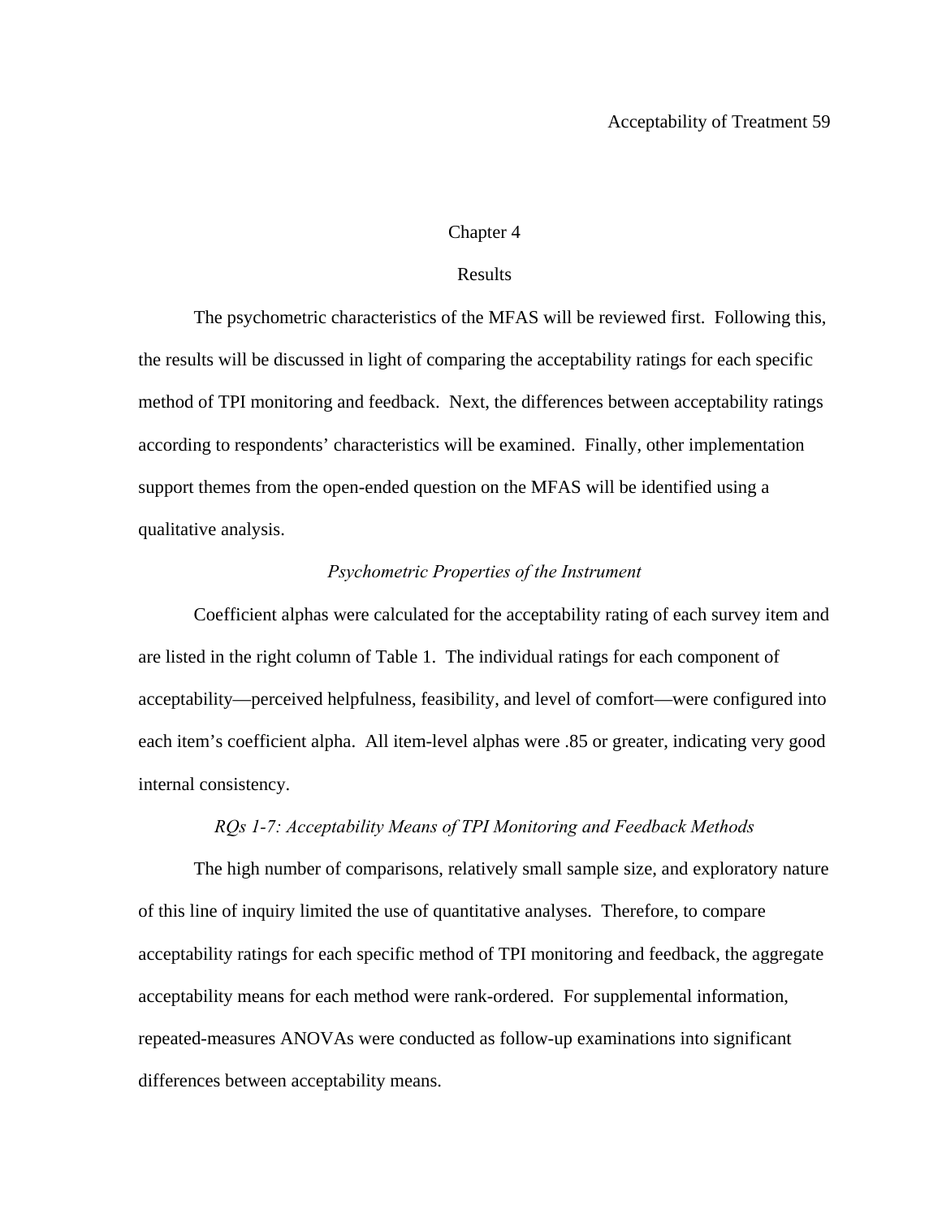# Chapter 4

# Results

The psychometric characteristics of the MFAS will be reviewed first. Following this, the results will be discussed in light of comparing the acceptability ratings for each specific method of TPI monitoring and feedback. Next, the differences between acceptability ratings according to respondents' characteristics will be examined. Finally, other implementation support themes from the open-ended question on the MFAS will be identified using a qualitative analysis.

## *Psychometric Properties of the Instrument*

Coefficient alphas were calculated for the acceptability rating of each survey item and are listed in the right column of Table 1. The individual ratings for each component of acceptability—perceived helpfulness, feasibility, and level of comfort—were configured into each item's coefficient alpha. All item-level alphas were .85 or greater, indicating very good internal consistency.

## *RQs 1-7: Acceptability Means of TPI Monitoring and Feedback Methods*

The high number of comparisons, relatively small sample size, and exploratory nature of this line of inquiry limited the use of quantitative analyses. Therefore, to compare acceptability ratings for each specific method of TPI monitoring and feedback, the aggregate acceptability means for each method were rank-ordered. For supplemental information, repeated-measures ANOVAs were conducted as follow-up examinations into significant differences between acceptability means.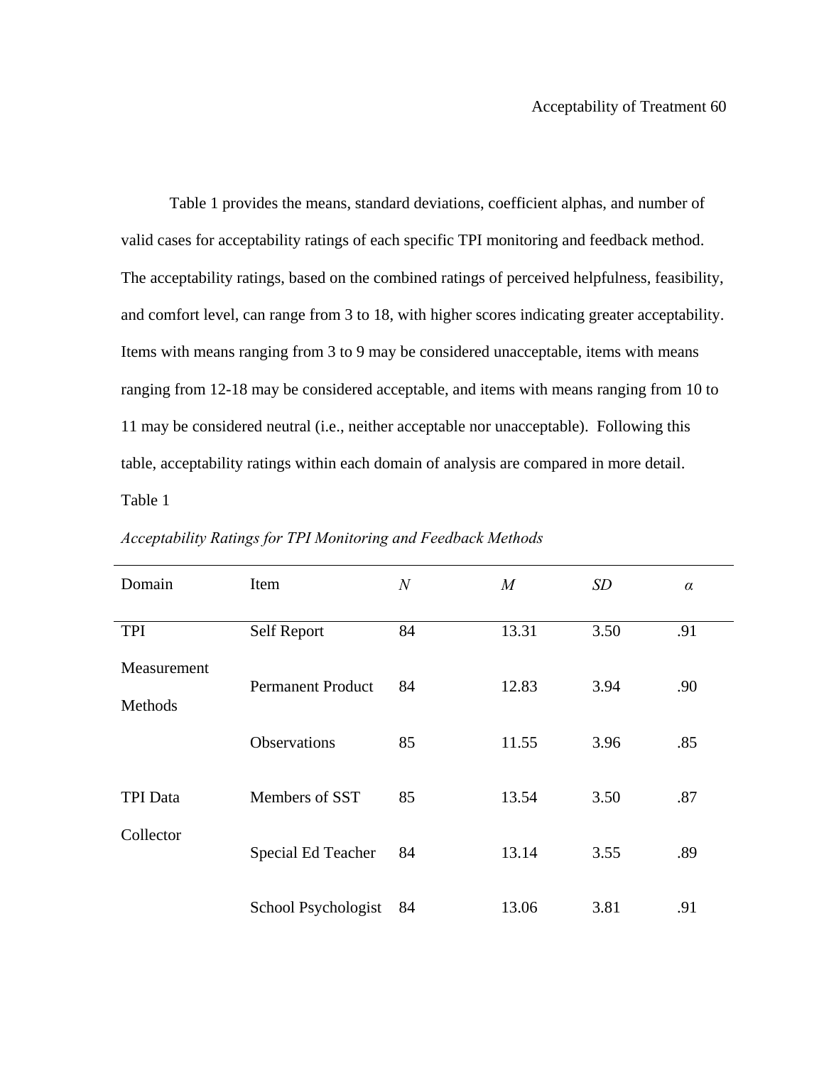Table 1 provides the means, standard deviations, coefficient alphas, and number of valid cases for acceptability ratings of each specific TPI monitoring and feedback method. The acceptability ratings, based on the combined ratings of perceived helpfulness, feasibility, and comfort level, can range from 3 to 18, with higher scores indicating greater acceptability. Items with means ranging from 3 to 9 may be considered unacceptable, items with means ranging from 12-18 may be considered acceptable, and items with means ranging from 10 to 11 may be considered neutral (i.e., neither acceptable nor unacceptable). Following this table, acceptability ratings within each domain of analysis are compared in more detail.

Table 1

*Acceptability Ratings for TPI Monitoring and Feedback Methods*

| Domain | Item | *N* | *M* | *SD* | $\alpha$ |
|---|---|---|---|---|---|
| TPI Measurement Methods | Self Report | 84 | 13.31 | 3.50 | .91 |
| | Permanent Product | 84 | 12.83 | 3.94 | .90 |
| | Observations | 85 | 11.55 | 3.96 | .85 |
| TPI Data Collector | Members of SST | 85 | 13.54 | 3.50 | .87 |
| | Special Ed Teacher | 84 | 13.14 | 3.55 | .89 |
| | School Psychologist | 84 | 13.06 | 3.81 | .91 |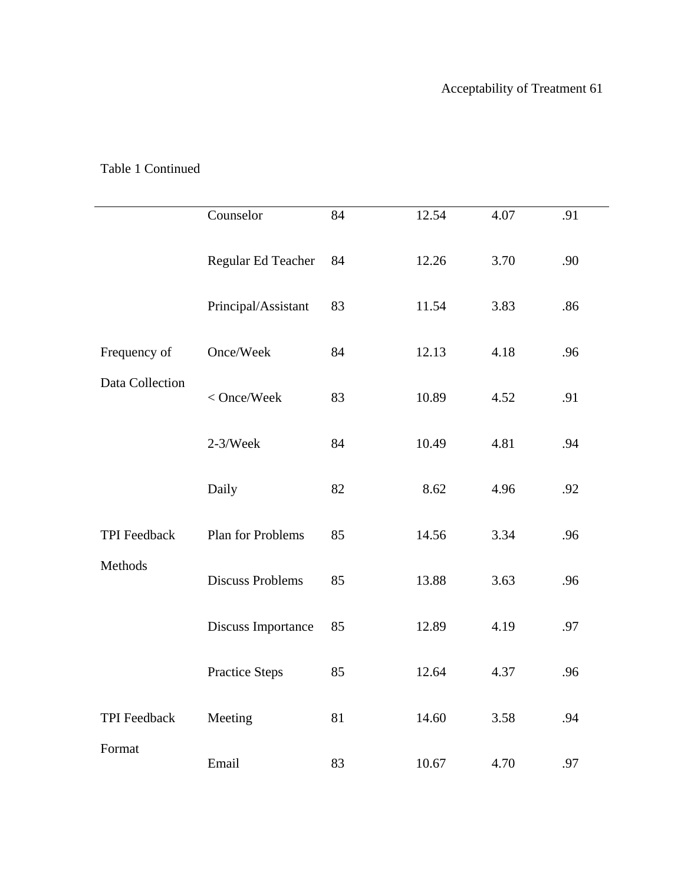Table 1 Continued

| | | | | | |
|---|---|---|---|---|---|
| | Counselor | 84 | 12.54 | 4.07 | .91 |
| | Regular Ed Teacher | 84 | 12.26 | 3.70 | .90 |
| | Principal/Assistant | 83 | 11.54 | 3.83 | .86 |
| Frequency of Data Collection | Once/Week | 84 | 12.13 | 4.18 | .96 |
| | < Once/Week | 83 | 10.89 | 4.52 | .91 |
| | 2-3/Week | 84 | 10.49 | 4.81 | .94 |
| | Daily | 82 | 8.62 | 4.96 | .92 |
| TPI Feedback Methods | Plan for Problems | 85 | 14.56 | 3.34 | .96 |
| | Discuss Problems | 85 | 13.88 | 3.63 | .96 |
| | Discuss Importance | 85 | 12.89 | 4.19 | .97 |
| | Practice Steps | 85 | 12.64 | 4.37 | .96 |
| TPI Feedback Format | Meeting | 81 | 14.60 | 3.58 | .94 |
| | Email | 83 | 10.67 | 4.70 | .97 |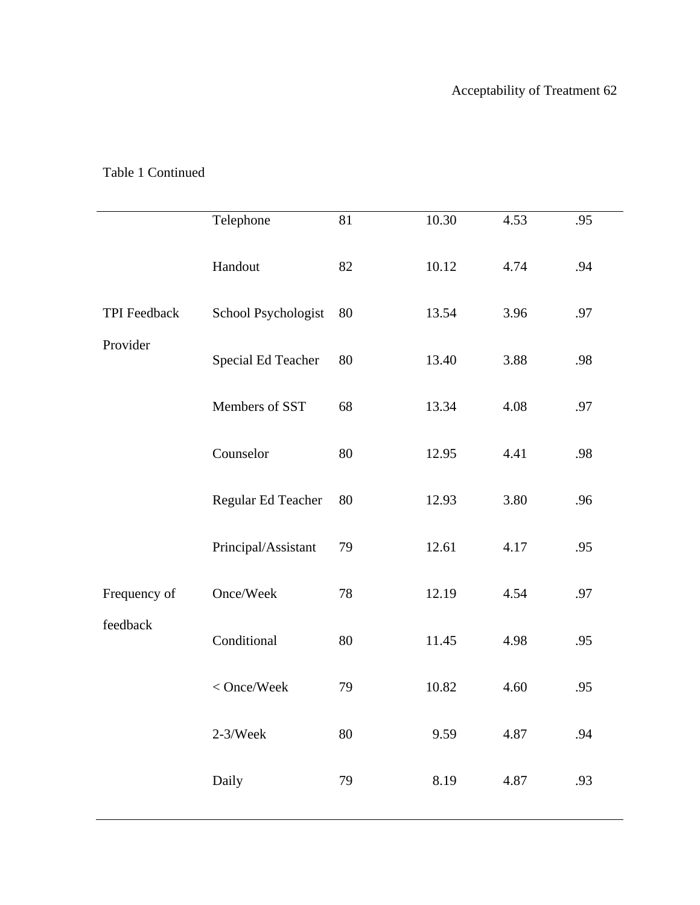Table 1 Continued

| | | | | | |
|---|---|---|---|---|---|
| | Telephone | 81 | 10.30 | 4.53 | .95 |
| | Handout | 82 | 10.12 | 4.74 | .94 |
| TPI Feedback Provider | School Psychologist | 80 | 13.54 | 3.96 | .97 |
| | Special Ed Teacher | 80 | 13.40 | 3.88 | .98 |
| | Members of SST | 68 | 13.34 | 4.08 | .97 |
| | Counselor | 80 | 12.95 | 4.41 | .98 |
| | Regular Ed Teacher | 80 | 12.93 | 3.80 | .96 |
| | Principal/Assistant | 79 | 12.61 | 4.17 | .95 |
| Frequency of feedback | Once/Week | 78 | 12.19 | 4.54 | .97 |
| | Conditional | 80 | 11.45 | 4.98 | .95 |
| | < Once/Week | 79 | 10.82 | 4.60 | .95 |
| | 2-3/Week | 80 | 9.59 | 4.87 | .94 |
| | Daily | 79 | 8.19 | 4.87 | .93 |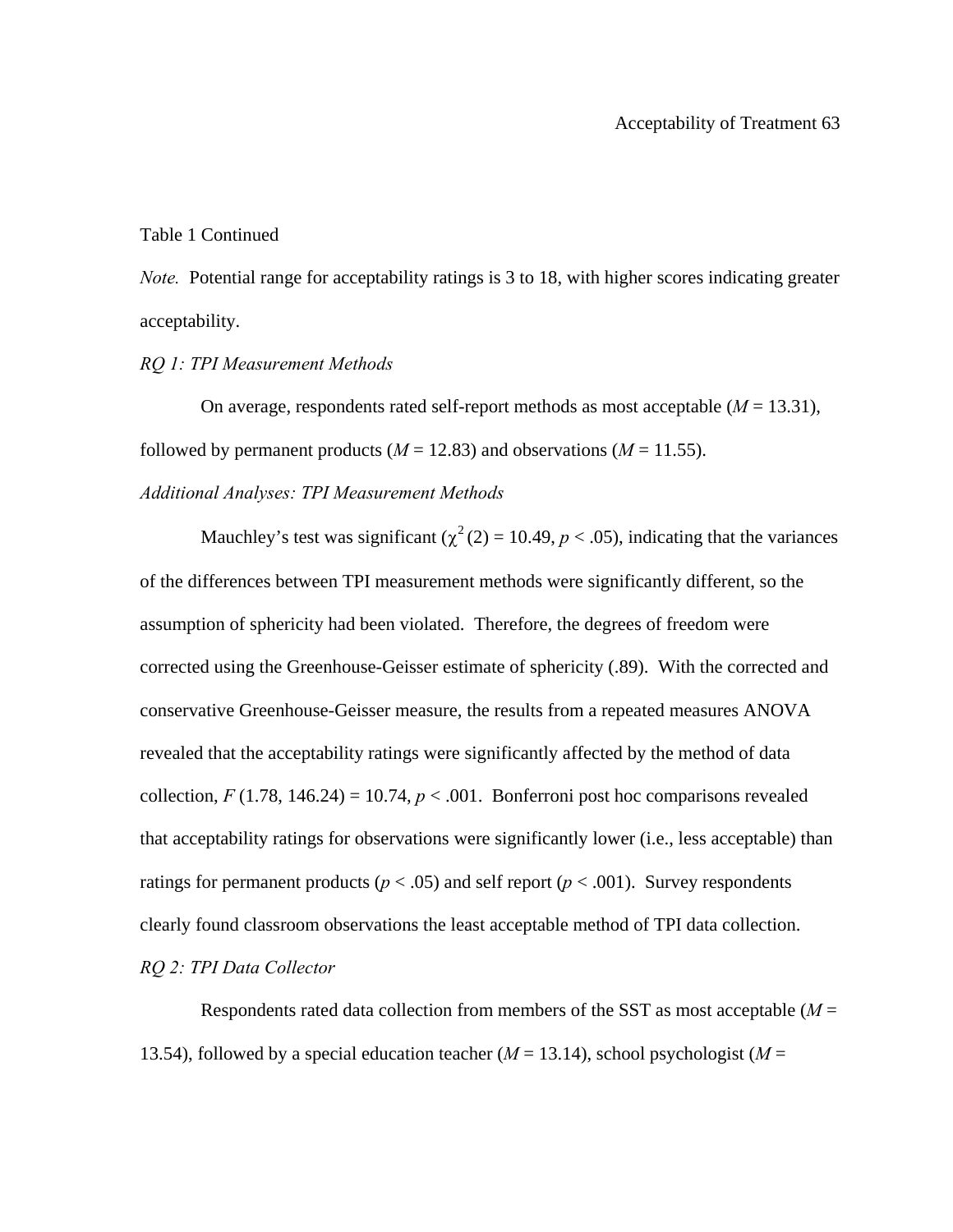Table 1 Continued

*Note.* Potential range for acceptability ratings is 3 to 18, with higher scores indicating greater acceptability.

*RQ 1: TPI Measurement Methods*

On average, respondents rated self-report methods as most acceptable (*M* = 13.31), followed by permanent products (*M* = 12.83) and observations (*M* = 11.55).

*Additional Analyses: TPI Measurement Methods*

Mauchley's test was significant ($\chi^2(2) = 10.49$, $p < .05$), indicating that the variances of the differences between TPI measurement methods were significantly different, so the assumption of sphericity had been violated. Therefore, the degrees of freedom were corrected using the Greenhouse-Geisser estimate of sphericity (.89). With the corrected and conservative Greenhouse-Geisser measure, the results from a repeated measures ANOVA revealed that the acceptability ratings were significantly affected by the method of data collection, $F(1.78, 146.24) = 10.74$, $p < .001$. Bonferroni post hoc comparisons revealed that acceptability ratings for observations were significantly lower (i.e., less acceptable) than ratings for permanent products ($p < .05$) and self report ($p < .001$). Survey respondents clearly found classroom observations the least acceptable method of TPI data collection.

*RQ 2: TPI Data Collector*

Respondents rated data collection from members of the SST as most acceptable (*M* = 13.54), followed by a special education teacher (*M* = 13.14), school psychologist (*M* =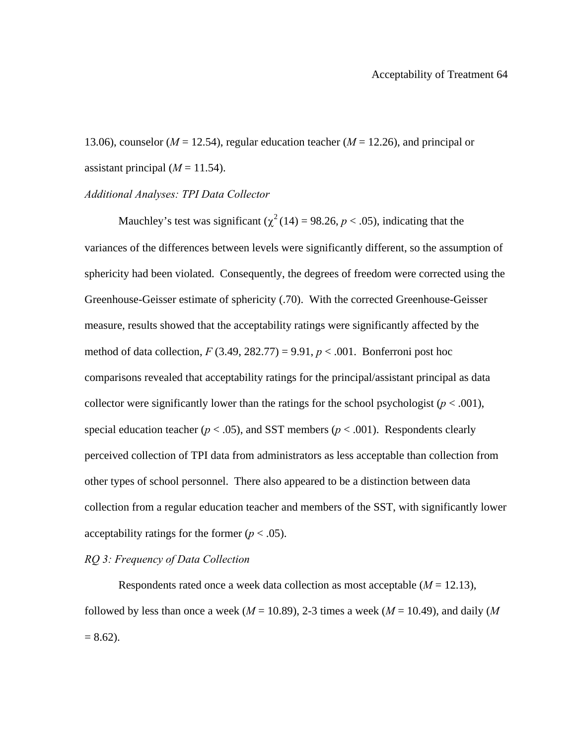13.06), counselor (*M* = 12.54), regular education teacher (*M* = 12.26), and principal or assistant principal (*M* = 11.54).

*Additional Analyses: TPI Data Collector*

Mauchley's test was significant ($\chi^2$(14) = 98.26, $p < .05$), indicating that the variances of the differences between levels were significantly different, so the assumption of sphericity had been violated. Consequently, the degrees of freedom were corrected using the Greenhouse-Geisser estimate of sphericity (.70). With the corrected Greenhouse-Geisser measure, results showed that the acceptability ratings were significantly affected by the method of data collection, $F$ (3.49, 282.77) = 9.91, $p < .001$. Bonferroni post hoc comparisons revealed that acceptability ratings for the principal/assistant principal as data collector were significantly lower than the ratings for the school psychologist ($p < .001$), special education teacher ($p < .05$), and SST members ($p < .001$). Respondents clearly perceived collection of TPI data from administrators as less acceptable than collection from other types of school personnel. There also appeared to be a distinction between data collection from a regular education teacher and members of the SST, with significantly lower acceptability ratings for the former ($p < .05$).

*RQ 3: Frequency of Data Collection*

Respondents rated once a week data collection as most acceptable (*M* = 12.13), followed by less than once a week (*M* = 10.89), 2-3 times a week (*M* = 10.49), and daily (*M* = 8.62).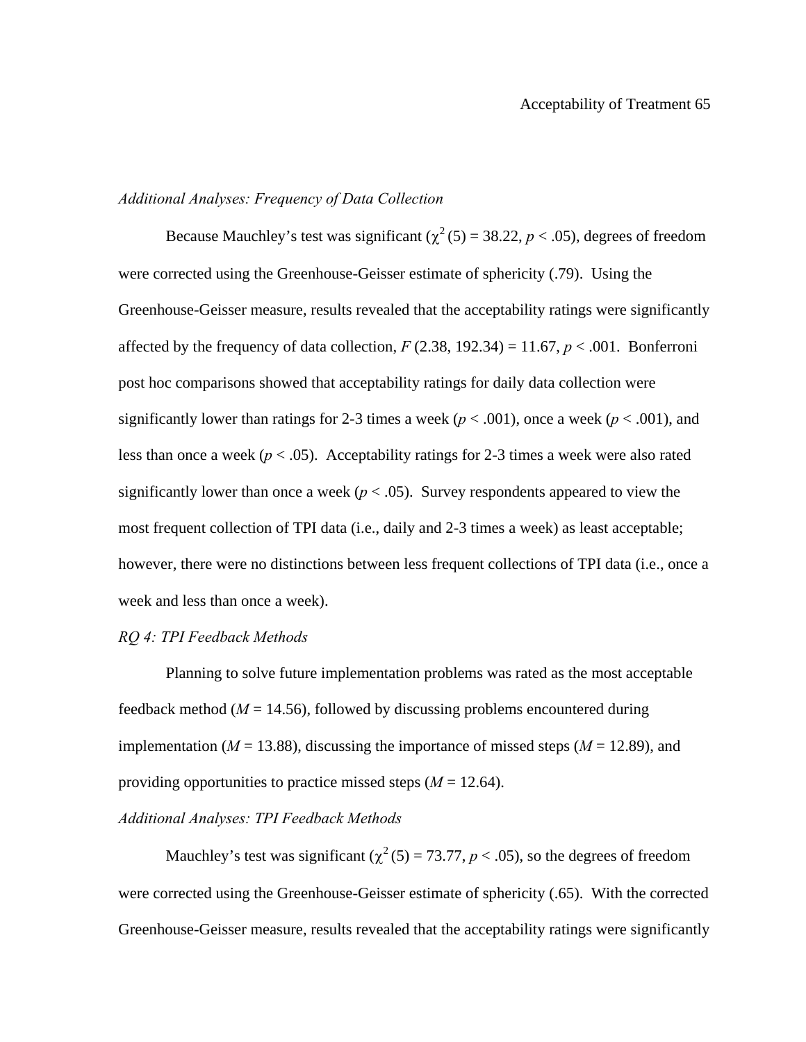*Additional Analyses: Frequency of Data Collection*

Because Mauchley's test was significant ($\chi^2$ (5) = 38.22, $p$ < .05), degrees of freedom were corrected using the Greenhouse-Geisser estimate of sphericity (.79). Using the Greenhouse-Geisser measure, results revealed that the acceptability ratings were significantly affected by the frequency of data collection, $F$ (2.38, 192.34) = 11.67, $p$ < .001. Bonferroni post hoc comparisons showed that acceptability ratings for daily data collection were significantly lower than ratings for 2-3 times a week ($p$ < .001), once a week ($p$ < .001), and less than once a week ($p$ < .05). Acceptability ratings for 2-3 times a week were also rated significantly lower than once a week ($p$ < .05). Survey respondents appeared to view the most frequent collection of TPI data (i.e., daily and 2-3 times a week) as least acceptable; however, there were no distinctions between less frequent collections of TPI data (i.e., once a week and less than once a week).

*RQ 4: TPI Feedback Methods*

Planning to solve future implementation problems was rated as the most acceptable feedback method ($M$ = 14.56), followed by discussing problems encountered during implementation ($M$ = 13.88), discussing the importance of missed steps ($M$ = 12.89), and providing opportunities to practice missed steps ($M$ = 12.64).

*Additional Analyses: TPI Feedback Methods*

Mauchley's test was significant ($\chi^2$ (5) = 73.77, $p$ < .05), so the degrees of freedom were corrected using the Greenhouse-Geisser estimate of sphericity (.65). With the corrected Greenhouse-Geisser measure, results revealed that the acceptability ratings were significantly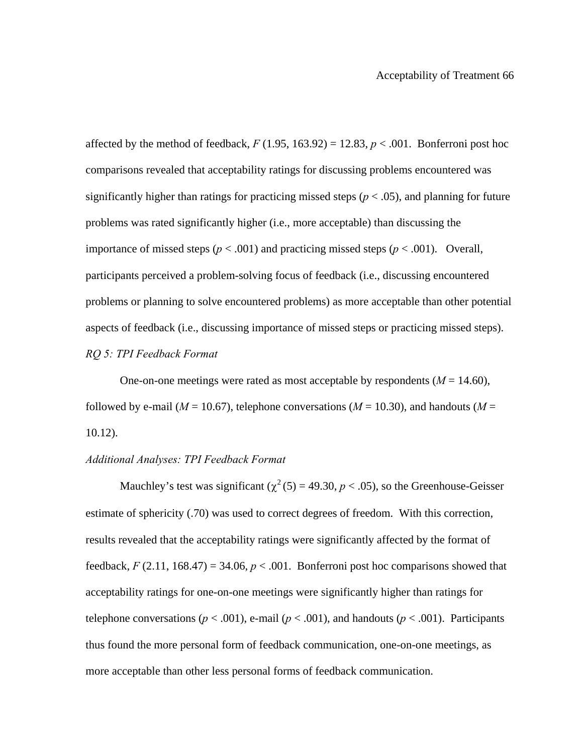affected by the method of feedback, $F$ (1.95, 163.92) = 12.83, $p < .001$. Bonferroni post hoc comparisons revealed that acceptability ratings for discussing problems encountered was significantly higher than ratings for practicing missed steps ($p < .05$), and planning for future problems was rated significantly higher (i.e., more acceptable) than discussing the importance of missed steps ($p < .001$) and practicing missed steps ($p < .001$). Overall, participants perceived a problem-solving focus of feedback (i.e., discussing encountered problems or planning to solve encountered problems) as more acceptable than other potential aspects of feedback (i.e., discussing importance of missed steps or practicing missed steps).

*RQ 5: TPI Feedback Format*

One-on-one meetings were rated as most acceptable by respondents ($M$ = 14.60), followed by e-mail ($M$ = 10.67), telephone conversations ($M$ = 10.30), and handouts ($M$ = 10.12).

*Additional Analyses: TPI Feedback Format*

Mauchley's test was significant ($\chi^2$ (5) = 49.30, $p < .05$), so the Greenhouse-Geisser estimate of sphericity (.70) was used to correct degrees of freedom. With this correction, results revealed that the acceptability ratings were significantly affected by the format of feedback, $F$ (2.11, 168.47) = 34.06, $p < .001$. Bonferroni post hoc comparisons showed that acceptability ratings for one-on-one meetings were significantly higher than ratings for telephone conversations ($p < .001$), e-mail ($p < .001$), and handouts ($p < .001$). Participants thus found the more personal form of feedback communication, one-on-one meetings, as more acceptable than other less personal forms of feedback communication.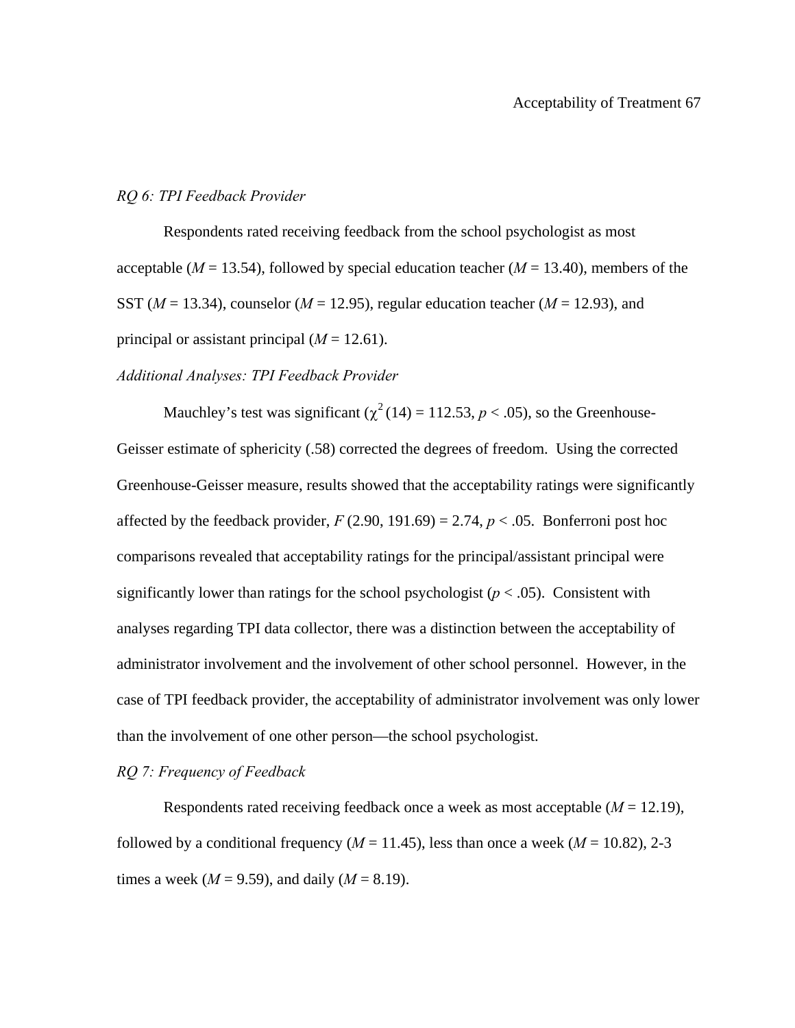*RQ 6: TPI Feedback Provider*

Respondents rated receiving feedback from the school psychologist as most acceptable ($M$ = 13.54), followed by special education teacher ($M$ = 13.40), members of the SST ($M$ = 13.34), counselor ($M$ = 12.95), regular education teacher ($M$ = 12.93), and principal or assistant principal ($M$ = 12.61).

*Additional Analyses: TPI Feedback Provider*

Mauchley's test was significant ($\chi^2$ (14) = 112.53, $p < .05$), so the Greenhouse-Geisser estimate of sphericity (.58) corrected the degrees of freedom. Using the corrected Greenhouse-Geisser measure, results showed that the acceptability ratings were significantly affected by the feedback provider, $F$ (2.90, 191.69) = 2.74, $p < .05$. Bonferroni post hoc comparisons revealed that acceptability ratings for the principal/assistant principal were significantly lower than ratings for the school psychologist ($p < .05$). Consistent with analyses regarding TPI data collector, there was a distinction between the acceptability of administrator involvement and the involvement of other school personnel. However, in the case of TPI feedback provider, the acceptability of administrator involvement was only lower than the involvement of one other person—the school psychologist.

*RQ 7: Frequency of Feedback*

Respondents rated receiving feedback once a week as most acceptable ($M$ = 12.19), followed by a conditional frequency ($M$ = 11.45), less than once a week ($M$ = 10.82), 2-3 times a week ($M$ = 9.59), and daily ($M$ = 8.19).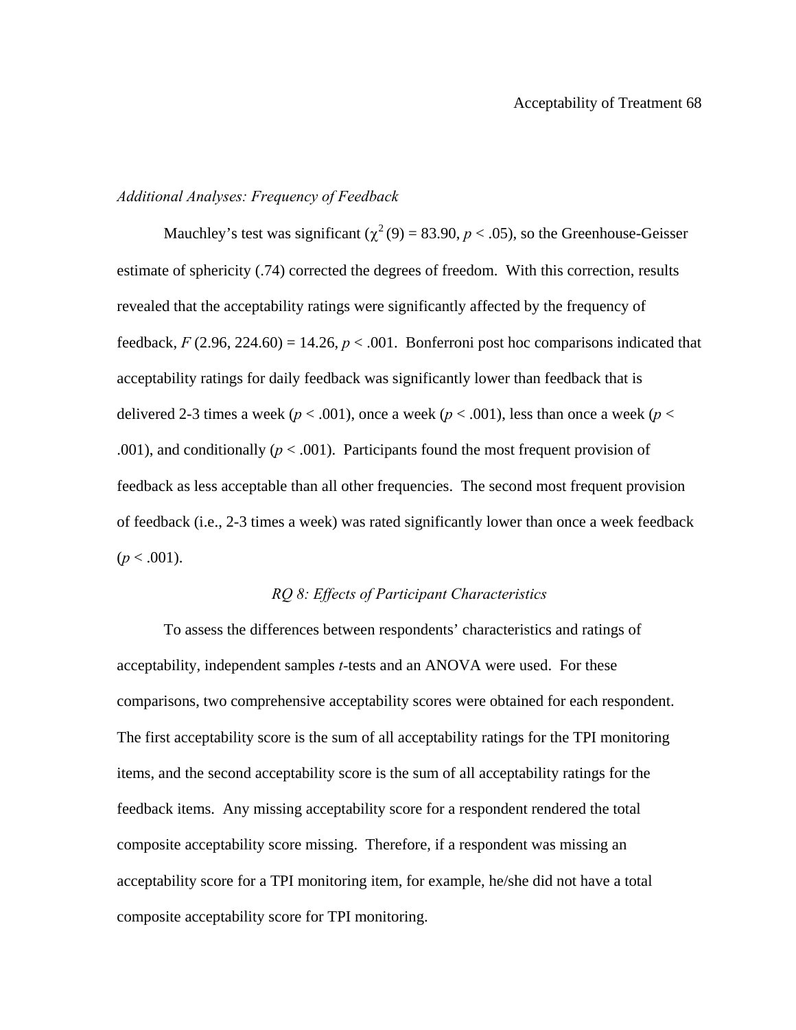*Additional Analyses: Frequency of Feedback*

Mauchley's test was significant ($\chi^2$ (9) = 83.90, $p < .05$), so the Greenhouse-Geisser estimate of sphericity (.74) corrected the degrees of freedom. With this correction, results revealed that the acceptability ratings were significantly affected by the frequency of feedback, $F$ (2.96, 224.60) = 14.26, $p < .001$. Bonferroni post hoc comparisons indicated that acceptability ratings for daily feedback was significantly lower than feedback that is delivered 2-3 times a week ($p < .001$), once a week ($p < .001$), less than once a week ($p < .001$), and conditionally ($p < .001$). Participants found the most frequent provision of feedback as less acceptable than all other frequencies. The second most frequent provision of feedback (i.e., 2-3 times a week) was rated significantly lower than once a week feedback ($p < .001$).

## *RQ 8: Effects of Participant Characteristics*

To assess the differences between respondents' characteristics and ratings of acceptability, independent samples *t*-tests and an ANOVA were used. For these comparisons, two comprehensive acceptability scores were obtained for each respondent. The first acceptability score is the sum of all acceptability ratings for the TPI monitoring items, and the second acceptability score is the sum of all acceptability ratings for the feedback items. Any missing acceptability score for a respondent rendered the total composite acceptability score missing. Therefore, if a respondent was missing an acceptability score for a TPI monitoring item, for example, he/she did not have a total composite acceptability score for TPI monitoring.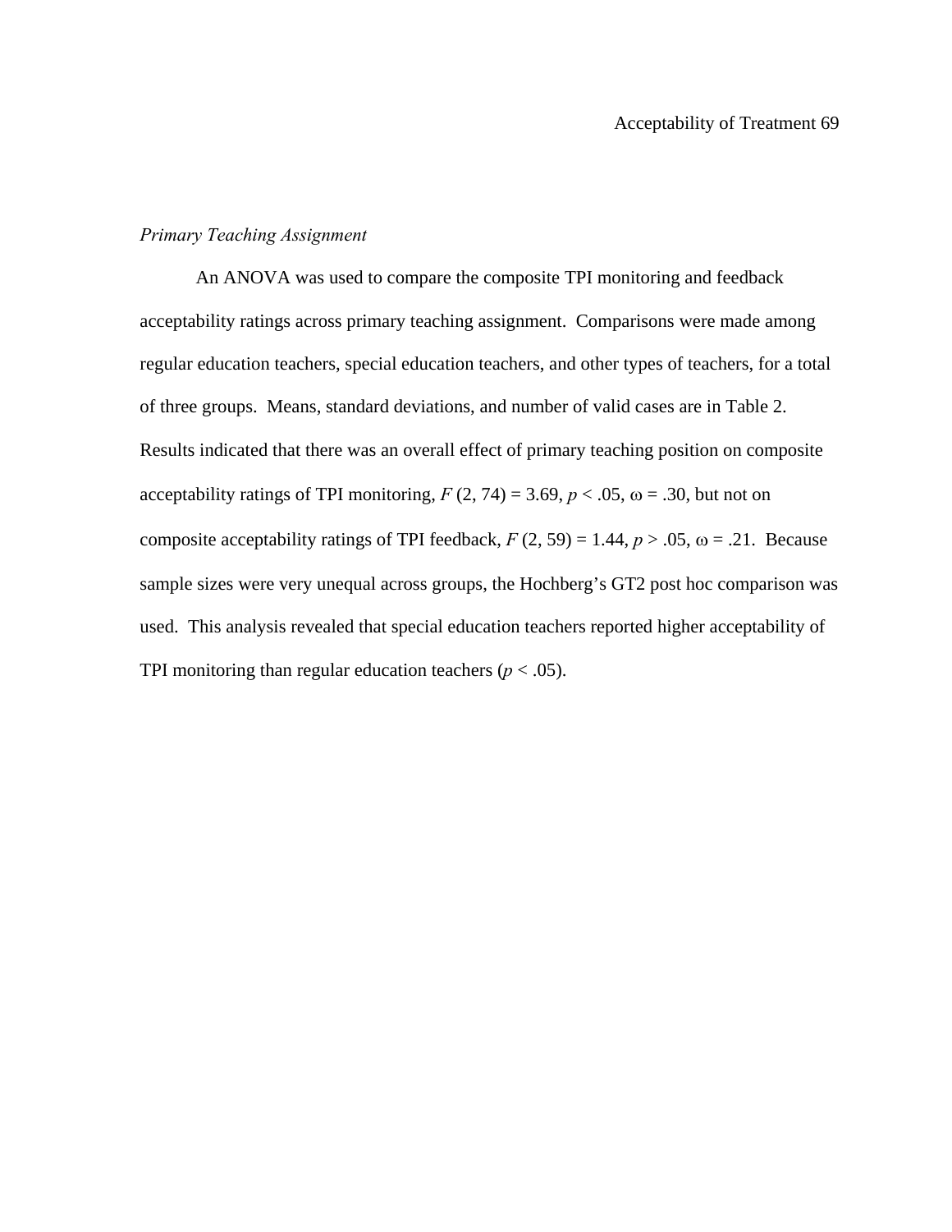*Primary Teaching Assignment*

An ANOVA was used to compare the composite TPI monitoring and feedback acceptability ratings across primary teaching assignment. Comparisons were made among regular education teachers, special education teachers, and other types of teachers, for a total of three groups. Means, standard deviations, and number of valid cases are in Table 2. Results indicated that there was an overall effect of primary teaching position on composite acceptability ratings of TPI monitoring, $F(2, 74) = 3.69$, $p < .05$, $\omega = .30$, but not on composite acceptability ratings of TPI feedback, $F(2, 59) = 1.44$, $p > .05$, $\omega = .21$. Because sample sizes were very unequal across groups, the Hochberg's GT2 post hoc comparison was used. This analysis revealed that special education teachers reported higher acceptability of TPI monitoring than regular education teachers ($p < .05$).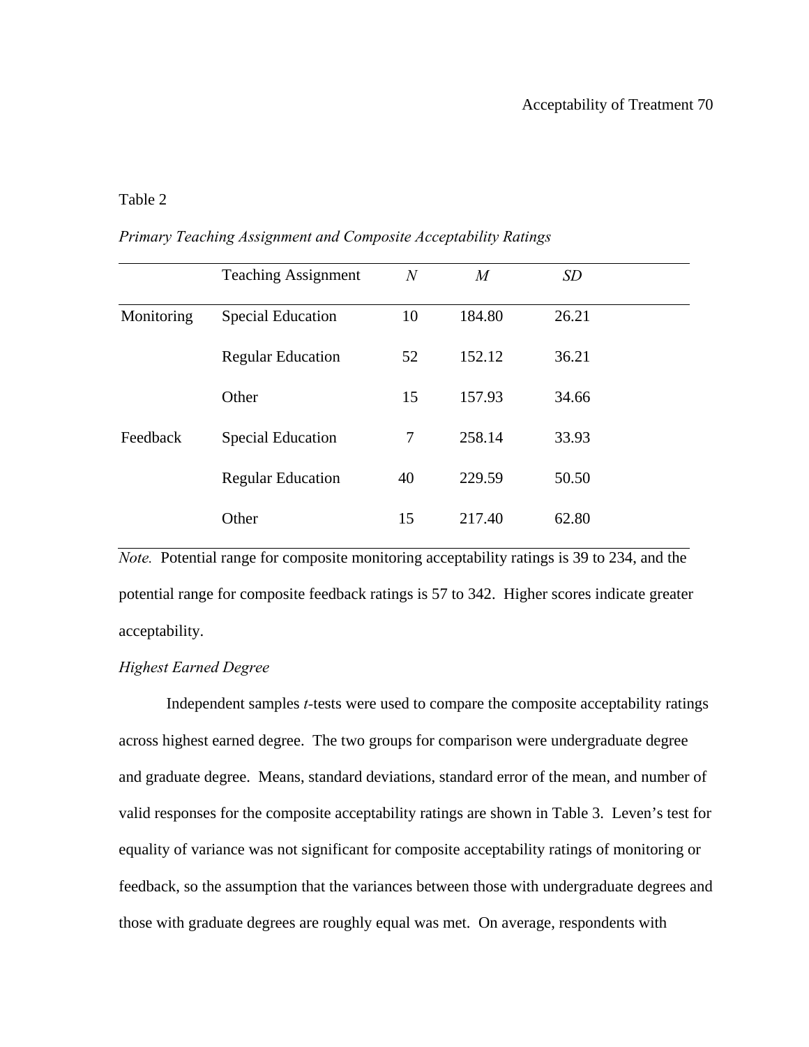Table 2

*Primary Teaching Assignment and Composite Acceptability Ratings*

| | Teaching Assignment | *N* | *M* | *SD* |
|---|---|---|---|---|
| Monitoring | Special Education | 10 | 184.80 | 26.21 |
| | Regular Education | 52 | 152.12 | 36.21 |
| | Other | 15 | 157.93 | 34.66 |
| Feedback | Special Education | 7 | 258.14 | 33.93 |
| | Regular Education | 40 | 229.59 | 50.50 |
| | Other | 15 | 217.40 | 62.80 |

*Note.* Potential range for composite monitoring acceptability ratings is 39 to 234, and the potential range for composite feedback ratings is 57 to 342. Higher scores indicate greater acceptability.

*Highest Earned Degree*

Independent samples *t*-tests were used to compare the composite acceptability ratings across highest earned degree. The two groups for comparison were undergraduate degree and graduate degree. Means, standard deviations, standard error of the mean, and number of valid responses for the composite acceptability ratings are shown in Table 3. Leven's test for equality of variance was not significant for composite acceptability ratings of monitoring or feedback, so the assumption that the variances between those with undergraduate degrees and those with graduate degrees are roughly equal was met. On average, respondents with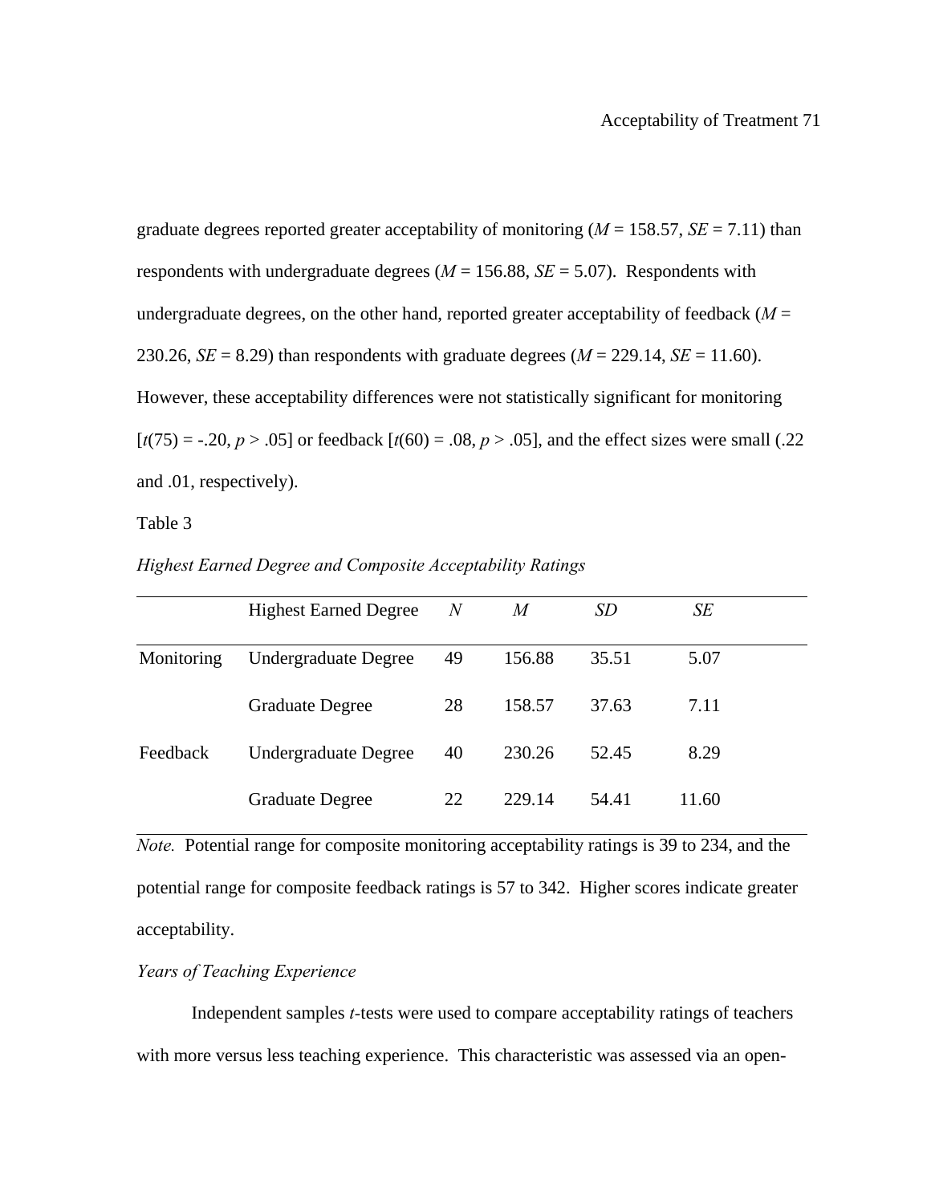graduate degrees reported greater acceptability of monitoring (*M* = 158.57, *SE* = 7.11) than respondents with undergraduate degrees (*M* = 156.88, *SE* = 5.07). Respondents with undergraduate degrees, on the other hand, reported greater acceptability of feedback (*M* = 230.26, *SE* = 8.29) than respondents with graduate degrees (*M* = 229.14, *SE* = 11.60). However, these acceptability differences were not statistically significant for monitoring [$t(75) = -.20$, $p > .05$] or feedback [$t(60) = .08$, $p > .05$], and the effect sizes were small (.22 and .01, respectively).

Table 3

*Highest Earned Degree and Composite Acceptability Ratings*

| | Highest Earned Degree | *N* | *M* | *SD* | *SE* |
|---|---|---|---|---|---|
| Monitoring | Undergraduate Degree | 49 | 156.88 | 35.51 | 5.07 |
| | Graduate Degree | 28 | 158.57 | 37.63 | 7.11 |
| Feedback | Undergraduate Degree | 40 | 230.26 | 52.45 | 8.29 |
| | Graduate Degree | 22 | 229.14 | 54.41 | 11.60 |

*Note.* Potential range for composite monitoring acceptability ratings is 39 to 234, and the potential range for composite feedback ratings is 57 to 342. Higher scores indicate greater acceptability.

*Years of Teaching Experience*

Independent samples *t*-tests were used to compare acceptability ratings of teachers with more versus less teaching experience. This characteristic was assessed via an open-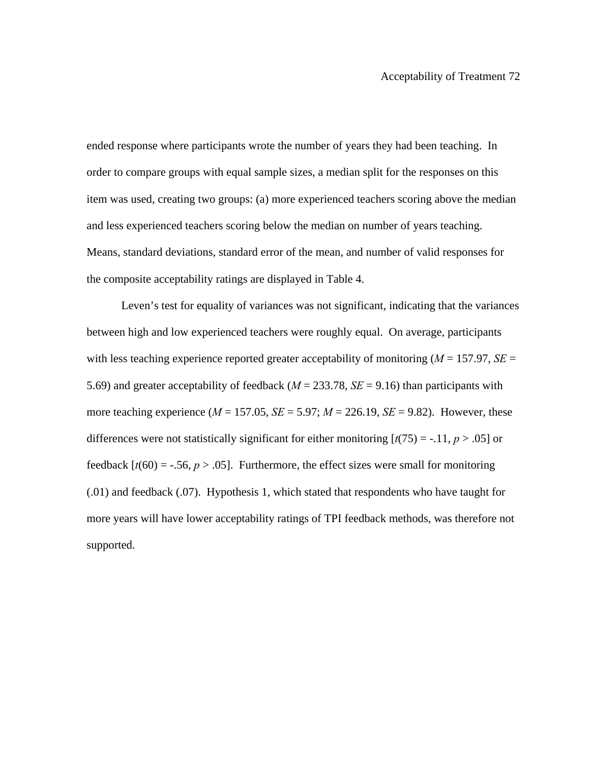ended response where participants wrote the number of years they had been teaching. In order to compare groups with equal sample sizes, a median split for the responses on this item was used, creating two groups: (a) more experienced teachers scoring above the median and less experienced teachers scoring below the median on number of years teaching. Means, standard deviations, standard error of the mean, and number of valid responses for the composite acceptability ratings are displayed in Table 4.

Leven's test for equality of variances was not significant, indicating that the variances between high and low experienced teachers were roughly equal. On average, participants with less teaching experience reported greater acceptability of monitoring ($M$ = 157.97, $SE$ = 5.69) and greater acceptability of feedback ($M$ = 233.78, $SE$ = 9.16) than participants with more teaching experience ($M$ = 157.05, $SE$ = 5.97; $M$ = 226.19, $SE$ = 9.82). However, these differences were not statistically significant for either monitoring [$t(75) = -.11$, $p > .05$] or feedback [$t(60) = -.56$, $p > .05$]. Furthermore, the effect sizes were small for monitoring (.01) and feedback (.07). Hypothesis 1, which stated that respondents who have taught for more years will have lower acceptability ratings of TPI feedback methods, was therefore not supported.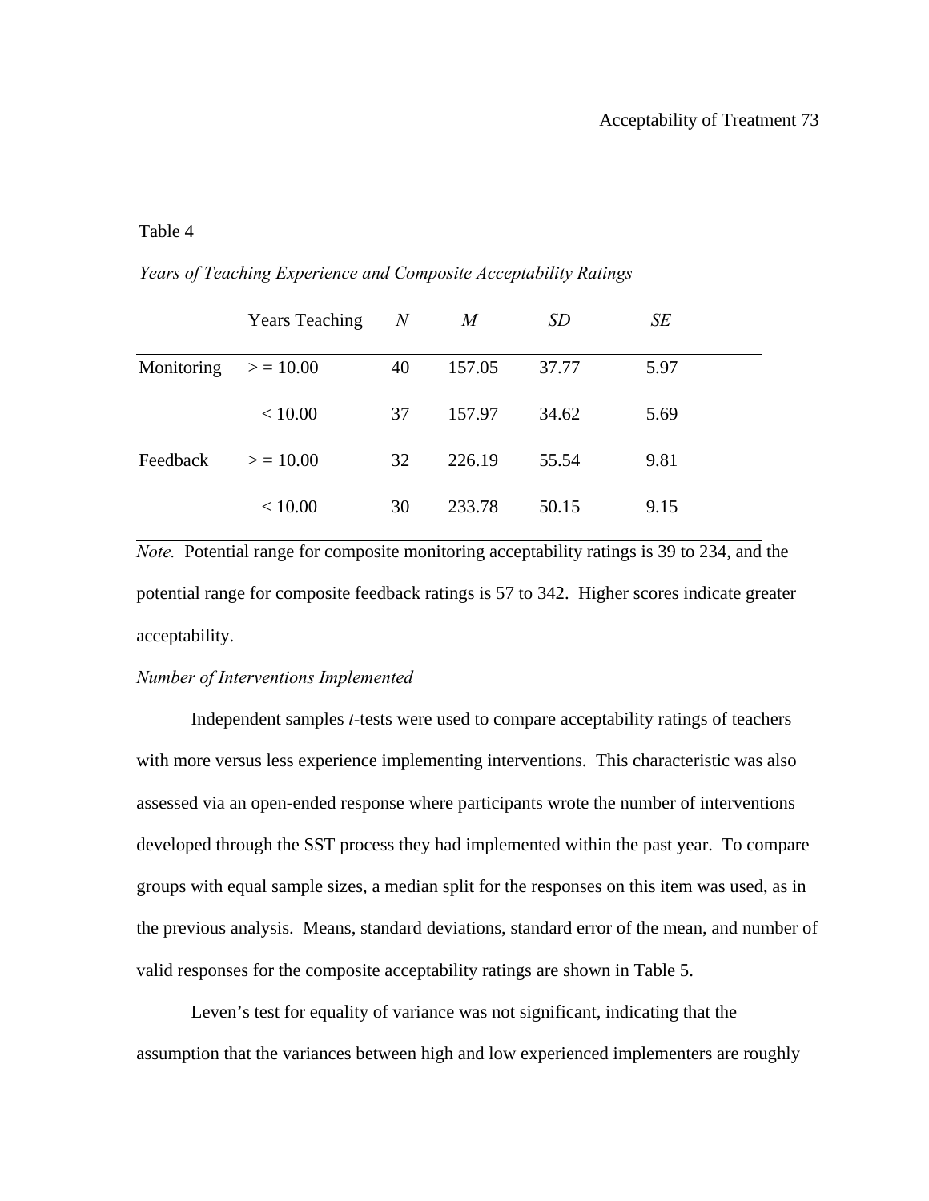Table 4

*Years of Teaching Experience and Composite Acceptability Ratings*

| | Years Teaching | *N* | *M* | *SD* | *SE* |
|---|---|---|---|---|---|
| Monitoring | > = 10.00 | 40 | 157.05 | 37.77 | 5.97 |
| | < 10.00 | 37 | 157.97 | 34.62 | 5.69 |
| Feedback | > = 10.00 | 32 | 226.19 | 55.54 | 9.81 |
| | < 10.00 | 30 | 233.78 | 50.15 | 9.15 |

*Note.* Potential range for composite monitoring acceptability ratings is 39 to 234, and the potential range for composite feedback ratings is 57 to 342. Higher scores indicate greater acceptability.

*Number of Interventions Implemented*

Independent samples *t*-tests were used to compare acceptability ratings of teachers with more versus less experience implementing interventions. This characteristic was also assessed via an open-ended response where participants wrote the number of interventions developed through the SST process they had implemented within the past year. To compare groups with equal sample sizes, a median split for the responses on this item was used, as in the previous analysis. Means, standard deviations, standard error of the mean, and number of valid responses for the composite acceptability ratings are shown in Table 5.

Leven's test for equality of variance was not significant, indicating that the assumption that the variances between high and low experienced implementers are roughly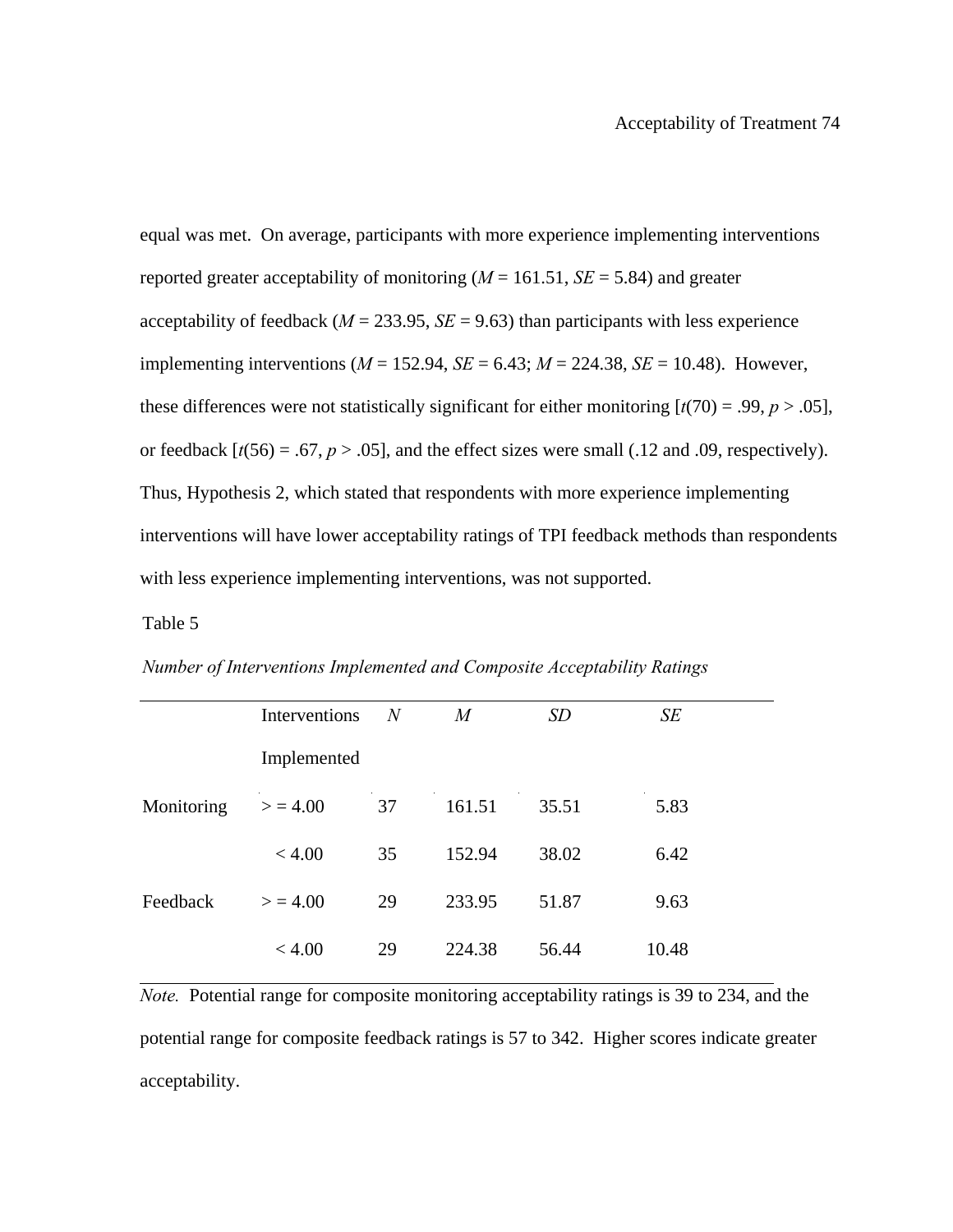equal was met. On average, participants with more experience implementing interventions reported greater acceptability of monitoring (*M* = 161.51, *SE* = 5.84) and greater acceptability of feedback (*M* = 233.95, *SE* = 9.63) than participants with less experience implementing interventions (*M* = 152.94, *SE* = 6.43; *M* = 224.38, *SE* = 10.48). However, these differences were not statistically significant for either monitoring [$t(70) = .99$, $p > .05$], or feedback [$t(56) = .67$, $p > .05$], and the effect sizes were small (.12 and .09, respectively). Thus, Hypothesis 2, which stated that respondents with more experience implementing interventions will have lower acceptability ratings of TPI feedback methods than respondents with less experience implementing interventions, was not supported.

Table 5

*Number of Interventions Implemented and Composite Acceptability Ratings*

| | Interventions Implemented | *N* | *M* | *SD* | *SE* |
|---|---|---|---|---|---|
| Monitoring | > = 4.00 | 37 | 161.51 | 35.51 | 5.83 |
| | < 4.00 | 35 | 152.94 | 38.02 | 6.42 |
| Feedback | > = 4.00 | 29 | 233.95 | 51.87 | 9.63 |
| | < 4.00 | 29 | 224.38 | 56.44 | 10.48 |

*Note.* Potential range for composite monitoring acceptability ratings is 39 to 234, and the potential range for composite feedback ratings is 57 to 342. Higher scores indicate greater acceptability.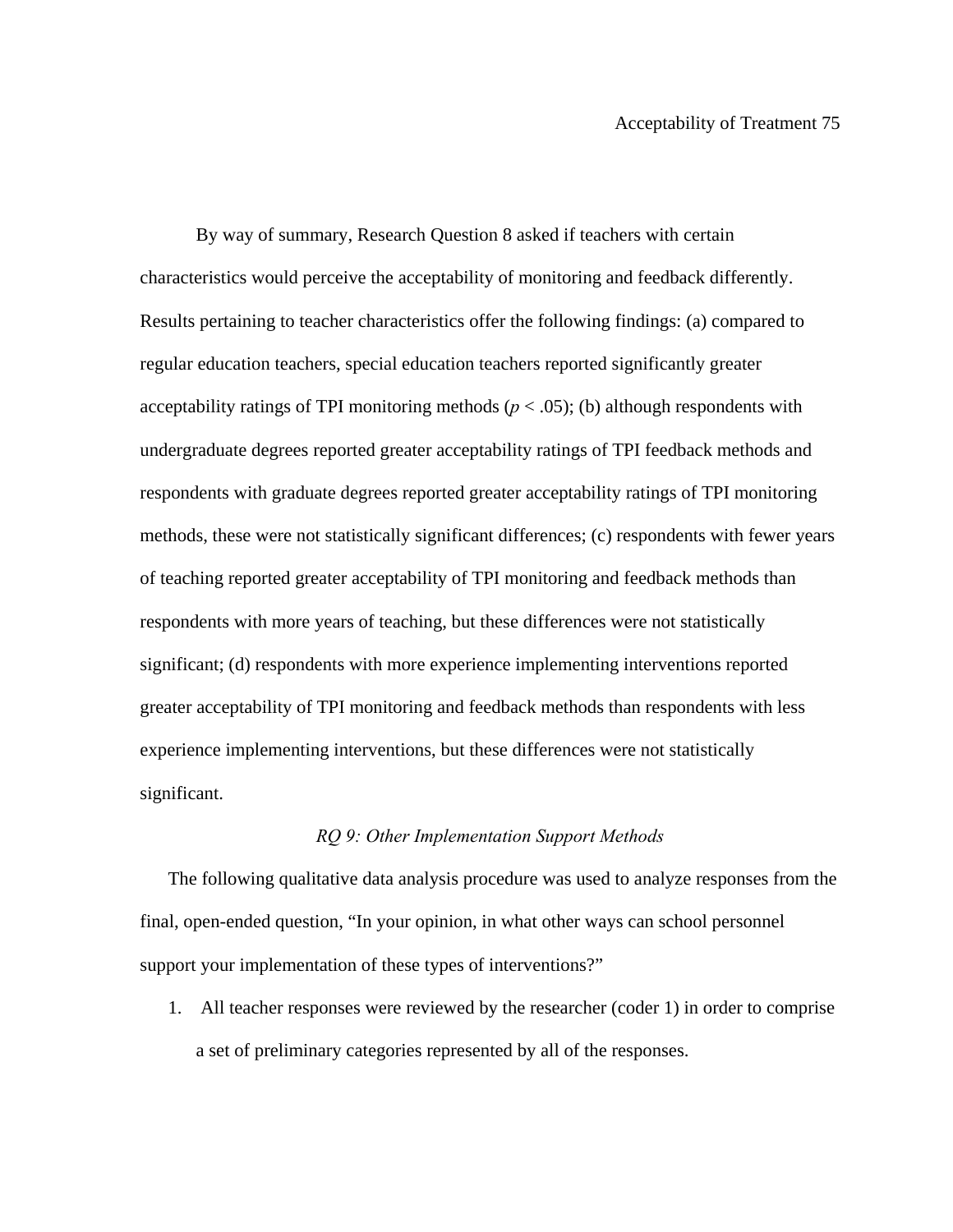By way of summary, Research Question 8 asked if teachers with certain characteristics would perceive the acceptability of monitoring and feedback differently. Results pertaining to teacher characteristics offer the following findings: (a) compared to regular education teachers, special education teachers reported significantly greater acceptability ratings of TPI monitoring methods ($p < .05$); (b) although respondents with undergraduate degrees reported greater acceptability ratings of TPI feedback methods and respondents with graduate degrees reported greater acceptability ratings of TPI monitoring methods, these were not statistically significant differences; (c) respondents with fewer years of teaching reported greater acceptability of TPI monitoring and feedback methods than respondents with more years of teaching, but these differences were not statistically significant; (d) respondents with more experience implementing interventions reported greater acceptability of TPI monitoring and feedback methods than respondents with less experience implementing interventions, but these differences were not statistically significant.

### *RQ 9: Other Implementation Support Methods*

The following qualitative data analysis procedure was used to analyze responses from the final, open-ended question, “In your opinion, in what other ways can school personnel support your implementation of these types of interventions?”

1. All teacher responses were reviewed by the researcher (coder 1) in order to comprise a set of preliminary categories represented by all of the responses.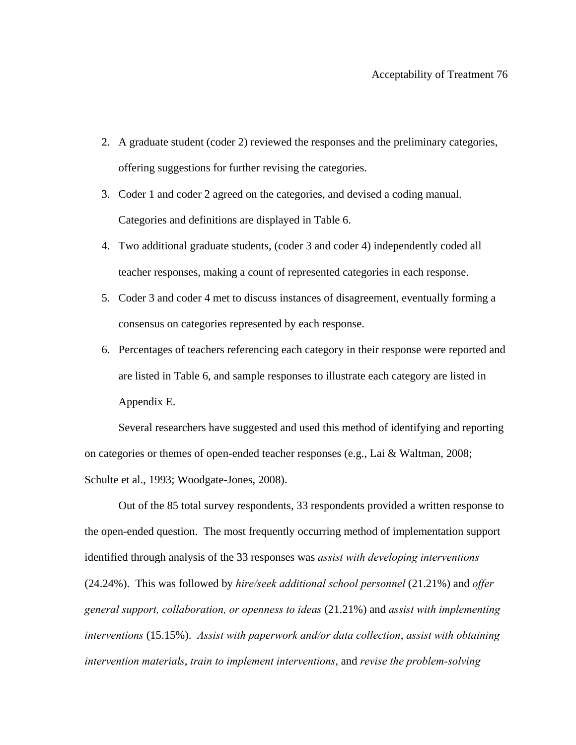2. A graduate student (coder 2) reviewed the responses and the preliminary categories, offering suggestions for further revising the categories.
3. Coder 1 and coder 2 agreed on the categories, and devised a coding manual. Categories and definitions are displayed in Table 6.
4. Two additional graduate students, (coder 3 and coder 4) independently coded all teacher responses, making a count of represented categories in each response.
5. Coder 3 and coder 4 met to discuss instances of disagreement, eventually forming a consensus on categories represented by each response.
6. Percentages of teachers referencing each category in their response were reported and are listed in Table 6, and sample responses to illustrate each category are listed in Appendix E.

Several researchers have suggested and used this method of identifying and reporting on categories or themes of open-ended teacher responses (e.g., Lai & Waltman, 2008; Schulte et al., 1993; Woodgate-Jones, 2008).

Out of the 85 total survey respondents, 33 respondents provided a written response to the open-ended question. The most frequently occurring method of implementation support identified through analysis of the 33 responses was *assist with developing interventions* (24.24%). This was followed by *hire/seek additional school personnel* (21.21%) and *offer general support, collaboration, or openness to ideas* (21.21%) and *assist with implementing interventions* (15.15%). *Assist with paperwork and/or data collection*, *assist with obtaining intervention materials*, *train to implement interventions*, and *revise the problem-solving*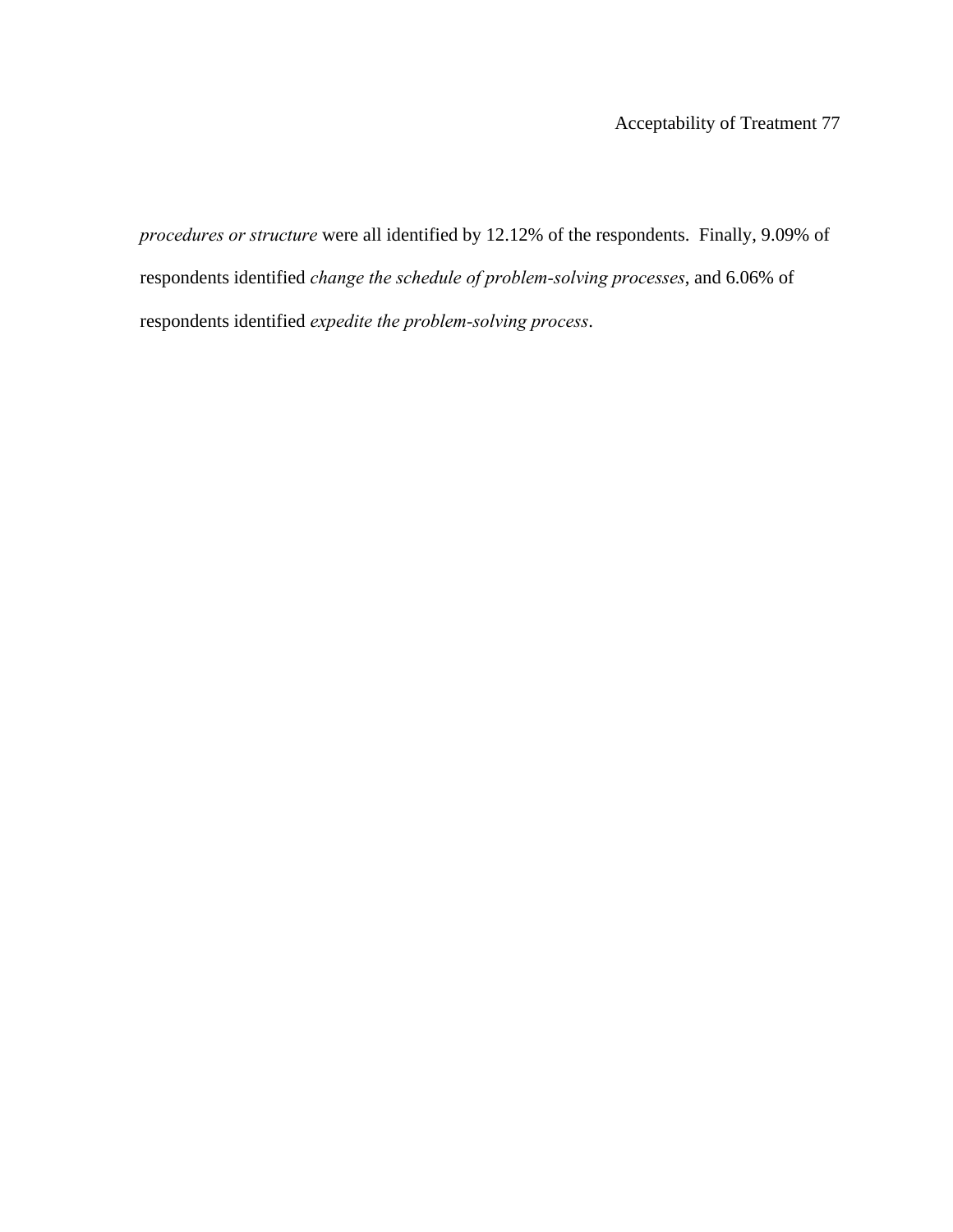*procedures or structure* were all identified by 12.12% of the respondents. Finally, 9.09% of respondents identified *change the schedule of problem-solving processes*, and 6.06% of respondents identified *expedite the problem-solving process*.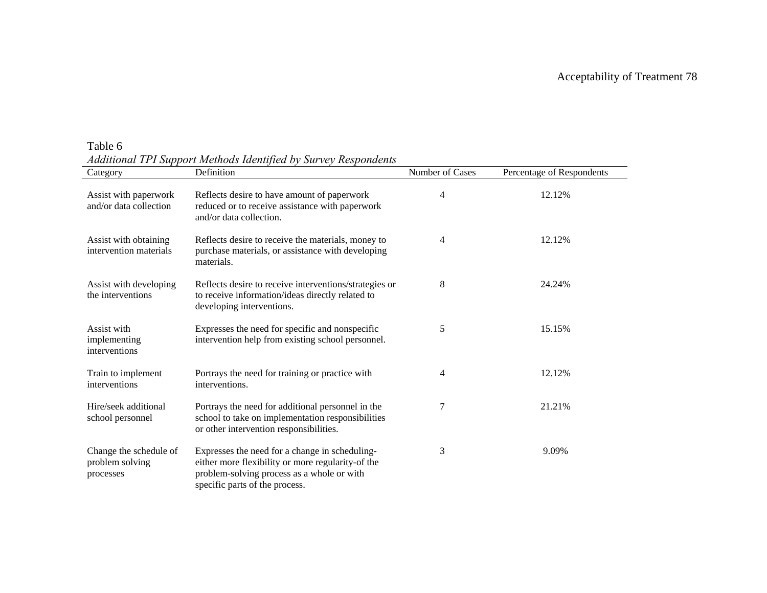Table 6

*Additional TPI Support Methods Identified by Survey Respondents*

| Category | Definition | Number of Cases | Percentage of Respondents |
|---|---|---|---|
| Assist with paperwork and/or data collection | Reflects desire to have amount of paperwork reduced or to receive assistance with paperwork and/or data collection. | 4 | 12.12% |
| Assist with obtaining intervention materials | Reflects desire to receive the materials, money to purchase materials, or assistance with developing materials. | 4 | 12.12% |
| Assist with developing the interventions | Reflects desire to receive interventions/strategies or to receive information/ideas directly related to developing interventions. | 8 | 24.24% |
| Assist with implementing interventions | Expresses the need for specific and nonspecific intervention help from existing school personnel. | 5 | 15.15% |
| Train to implement interventions | Portrays the need for training or practice with interventions. | 4 | 12.12% |
| Hire/seek additional school personnel | Portrays the need for additional personnel in the school to take on implementation responsibilities or other intervention responsibilities. | 7 | 21.21% |
| Change the schedule of problem solving processes | Expresses the need for a change in scheduling-either more flexibility or more regularity-of the problem-solving process as a whole or with specific parts of the process. | 3 | 9.09% |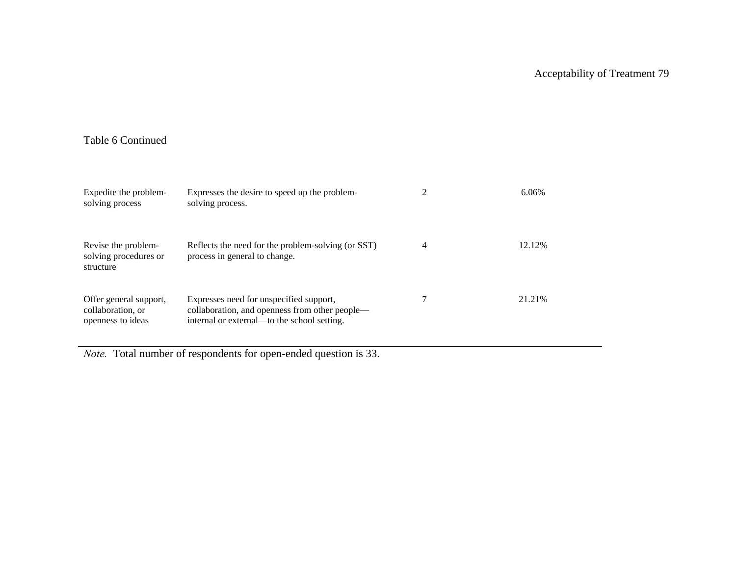Table 6 Continued

| | | | |
|---|---|---|---|
| Expedite the problem-solving process | Expresses the desire to speed up the problem-solving process. | 2 | 6.06% |
| Revise the problem-solving procedures or structure | Reflects the need for the problem-solving (or SST) process in general to change. | 4 | 12.12% |
| Offer general support, collaboration, or openness to ideas | Expresses need for unspecified support, collaboration, and openness from other people—internal or external—to the school setting. | 7 | 21.21% |

*Note.* Total number of respondents for open-ended question is 33.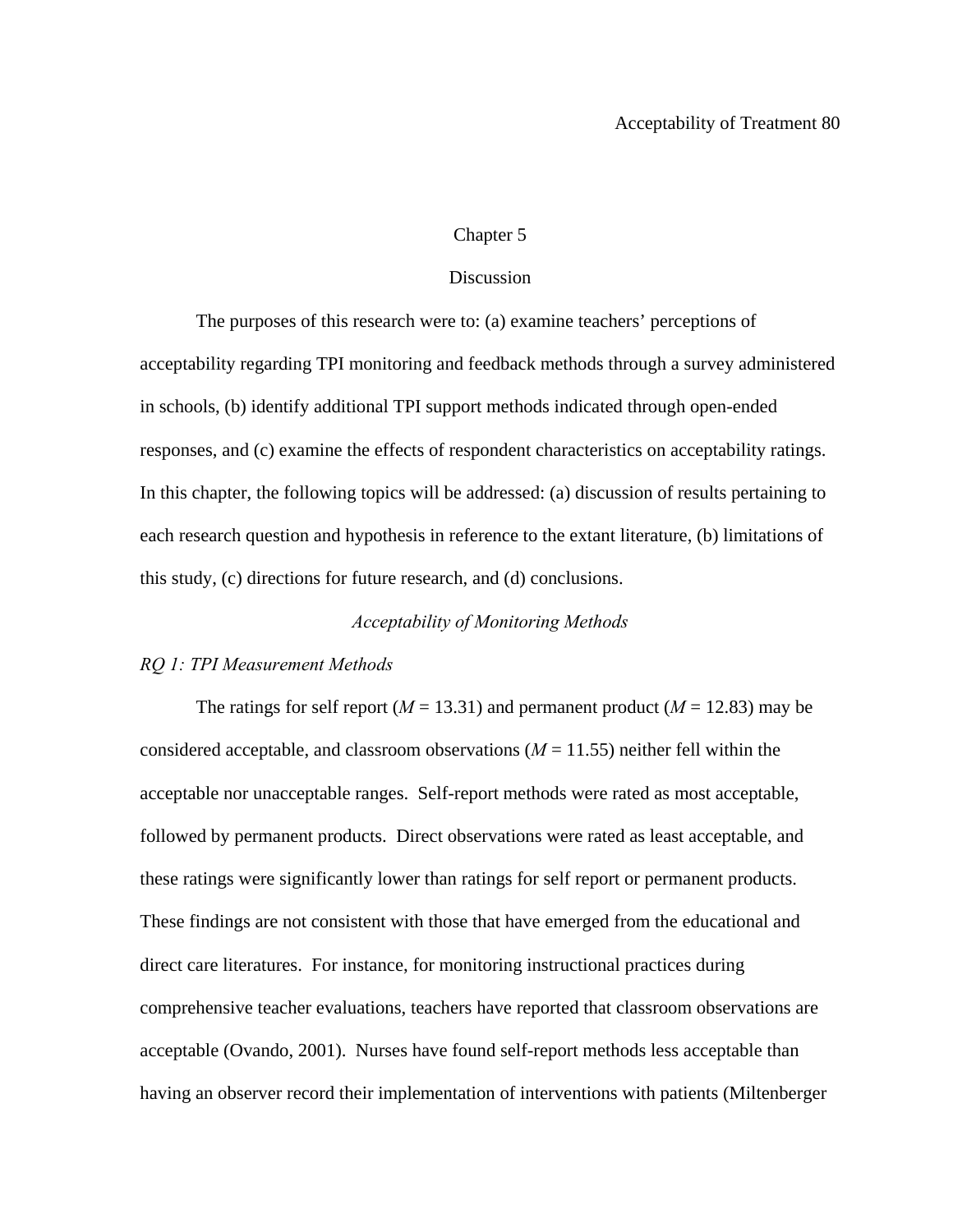# Chapter 5

# Discussion

The purposes of this research were to: (a) examine teachers' perceptions of acceptability regarding TPI monitoring and feedback methods through a survey administered in schools, (b) identify additional TPI support methods indicated through open-ended responses, and (c) examine the effects of respondent characteristics on acceptability ratings. In this chapter, the following topics will be addressed: (a) discussion of results pertaining to each research question and hypothesis in reference to the extant literature, (b) limitations of this study, (c) directions for future research, and (d) conclusions.

## *Acceptability of Monitoring Methods*

### *RQ 1: TPI Measurement Methods*

The ratings for self report ($M$ = 13.31) and permanent product ($M$ = 12.83) may be considered acceptable, and classroom observations ($M$ = 11.55) neither fell within the acceptable nor unacceptable ranges. Self-report methods were rated as most acceptable, followed by permanent products. Direct observations were rated as least acceptable, and these ratings were significantly lower than ratings for self report or permanent products. These findings are not consistent with those that have emerged from the educational and direct care literatures. For instance, for monitoring instructional practices during comprehensive teacher evaluations, teachers have reported that classroom observations are acceptable (Ovando, 2001). Nurses have found self-report methods less acceptable than having an observer record their implementation of interventions with patients (Miltenberger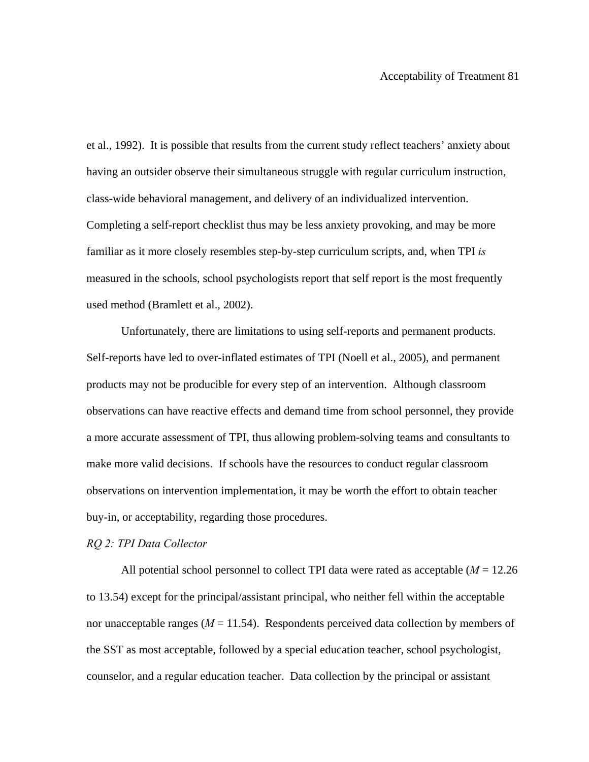et al., 1992). It is possible that results from the current study reflect teachers' anxiety about having an outsider observe their simultaneous struggle with regular curriculum instruction, class-wide behavioral management, and delivery of an individualized intervention. Completing a self-report checklist thus may be less anxiety provoking, and may be more familiar as it more closely resembles step-by-step curriculum scripts, and, when TPI *is* measured in the schools, school psychologists report that self report is the most frequently used method (Bramlett et al., 2002).

Unfortunately, there are limitations to using self-reports and permanent products. Self-reports have led to over-inflated estimates of TPI (Noell et al., 2005), and permanent products may not be producible for every step of an intervention. Although classroom observations can have reactive effects and demand time from school personnel, they provide a more accurate assessment of TPI, thus allowing problem-solving teams and consultants to make more valid decisions. If schools have the resources to conduct regular classroom observations on intervention implementation, it may be worth the effort to obtain teacher buy-in, or acceptability, regarding those procedures.

*RQ 2: TPI Data Collector*

All potential school personnel to collect TPI data were rated as acceptable ($M$ = 12.26 to 13.54) except for the principal/assistant principal, who neither fell within the acceptable nor unacceptable ranges ($M$ = 11.54). Respondents perceived data collection by members of the SST as most acceptable, followed by a special education teacher, school psychologist, counselor, and a regular education teacher. Data collection by the principal or assistant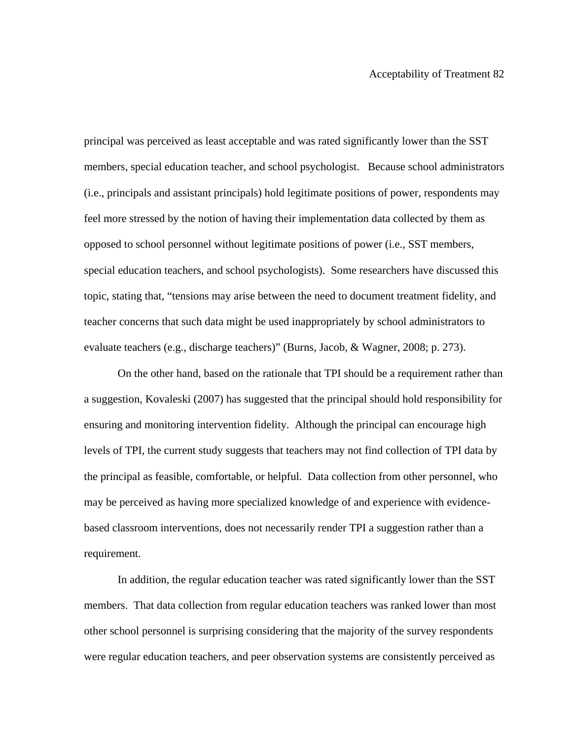principal was perceived as least acceptable and was rated significantly lower than the SST members, special education teacher, and school psychologist. Because school administrators (i.e., principals and assistant principals) hold legitimate positions of power, respondents may feel more stressed by the notion of having their implementation data collected by them as opposed to school personnel without legitimate positions of power (i.e., SST members, special education teachers, and school psychologists). Some researchers have discussed this topic, stating that, "tensions may arise between the need to document treatment fidelity, and teacher concerns that such data might be used inappropriately by school administrators to evaluate teachers (e.g., discharge teachers)" (Burns, Jacob, & Wagner, 2008; p. 273).

On the other hand, based on the rationale that TPI should be a requirement rather than a suggestion, Kovaleski (2007) has suggested that the principal should hold responsibility for ensuring and monitoring intervention fidelity. Although the principal can encourage high levels of TPI, the current study suggests that teachers may not find collection of TPI data by the principal as feasible, comfortable, or helpful. Data collection from other personnel, who may be perceived as having more specialized knowledge of and experience with evidence-based classroom interventions, does not necessarily render TPI a suggestion rather than a requirement.

In addition, the regular education teacher was rated significantly lower than the SST members. That data collection from regular education teachers was ranked lower than most other school personnel is surprising considering that the majority of the survey respondents were regular education teachers, and peer observation systems are consistently perceived as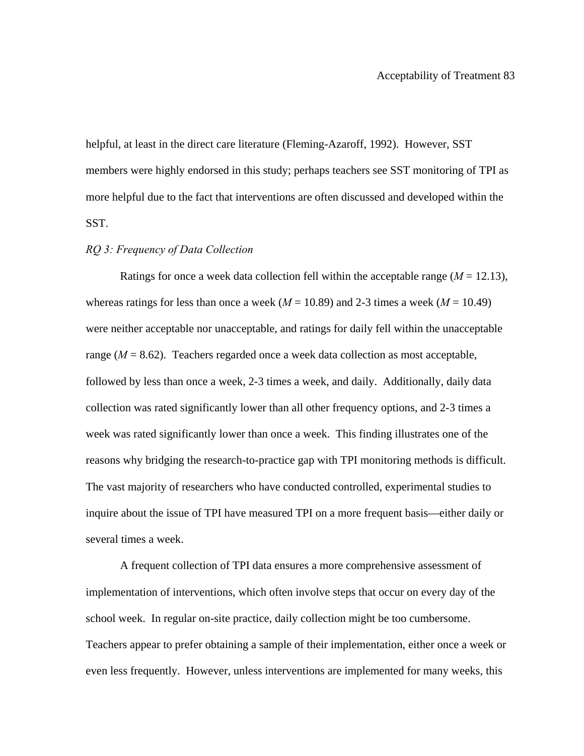helpful, at least in the direct care literature (Fleming-Azaroff, 1992). However, SST members were highly endorsed in this study; perhaps teachers see SST monitoring of TPI as more helpful due to the fact that interventions are often discussed and developed within the SST.

*RQ 3: Frequency of Data Collection*

Ratings for once a week data collection fell within the acceptable range ($M$ = 12.13), whereas ratings for less than once a week ($M$ = 10.89) and 2-3 times a week ($M$ = 10.49) were neither acceptable nor unacceptable, and ratings for daily fell within the unacceptable range ($M$ = 8.62). Teachers regarded once a week data collection as most acceptable, followed by less than once a week, 2-3 times a week, and daily. Additionally, daily data collection was rated significantly lower than all other frequency options, and 2-3 times a week was rated significantly lower than once a week. This finding illustrates one of the reasons why bridging the research-to-practice gap with TPI monitoring methods is difficult. The vast majority of researchers who have conducted controlled, experimental studies to inquire about the issue of TPI have measured TPI on a more frequent basis—either daily or several times a week.

A frequent collection of TPI data ensures a more comprehensive assessment of implementation of interventions, which often involve steps that occur on every day of the school week. In regular on-site practice, daily collection might be too cumbersome. Teachers appear to prefer obtaining a sample of their implementation, either once a week or even less frequently. However, unless interventions are implemented for many weeks, this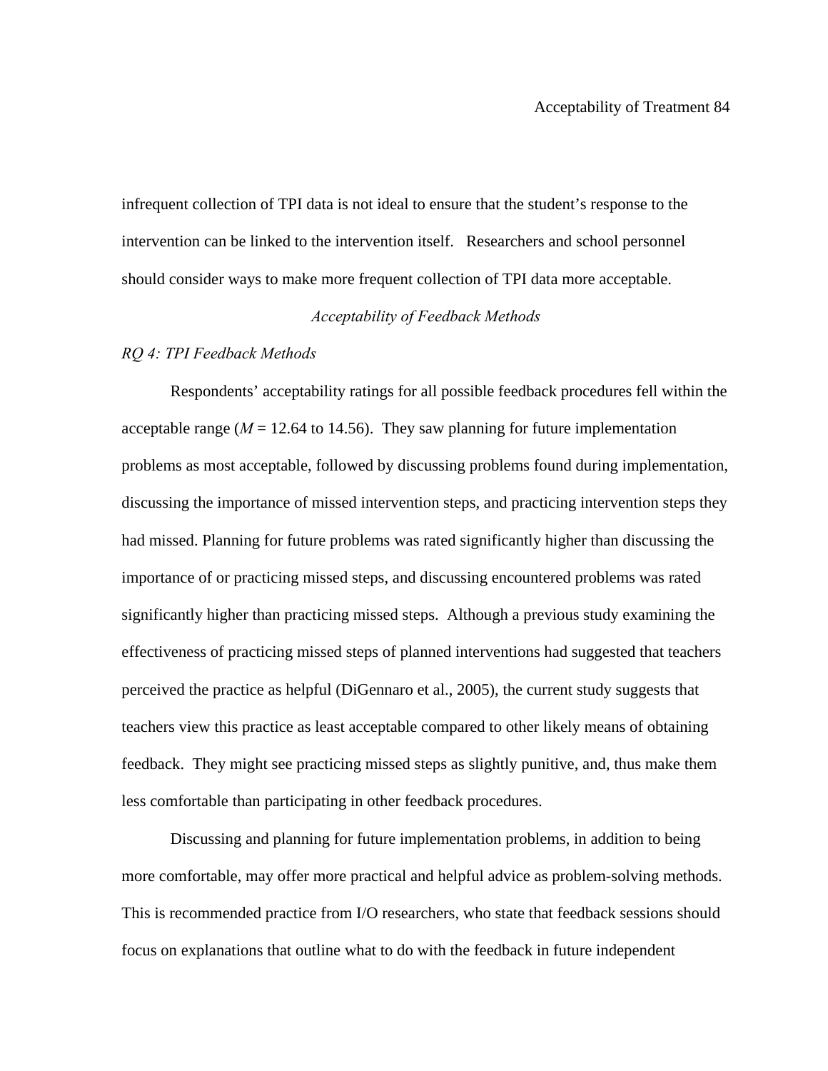infrequent collection of TPI data is not ideal to ensure that the student's response to the intervention can be linked to the intervention itself. Researchers and school personnel should consider ways to make more frequent collection of TPI data more acceptable.

## *Acceptability of Feedback Methods*

### *RQ 4: TPI Feedback Methods*

Respondents' acceptability ratings for all possible feedback procedures fell within the acceptable range ($M$ = 12.64 to 14.56). They saw planning for future implementation problems as most acceptable, followed by discussing problems found during implementation, discussing the importance of missed intervention steps, and practicing intervention steps they had missed. Planning for future problems was rated significantly higher than discussing the importance of or practicing missed steps, and discussing encountered problems was rated significantly higher than practicing missed steps. Although a previous study examining the effectiveness of practicing missed steps of planned interventions had suggested that teachers perceived the practice as helpful (DiGennaro et al., 2005), the current study suggests that teachers view this practice as least acceptable compared to other likely means of obtaining feedback. They might see practicing missed steps as slightly punitive, and, thus make them less comfortable than participating in other feedback procedures.

Discussing and planning for future implementation problems, in addition to being more comfortable, may offer more practical and helpful advice as problem-solving methods. This is recommended practice from I/O researchers, who state that feedback sessions should focus on explanations that outline what to do with the feedback in future independent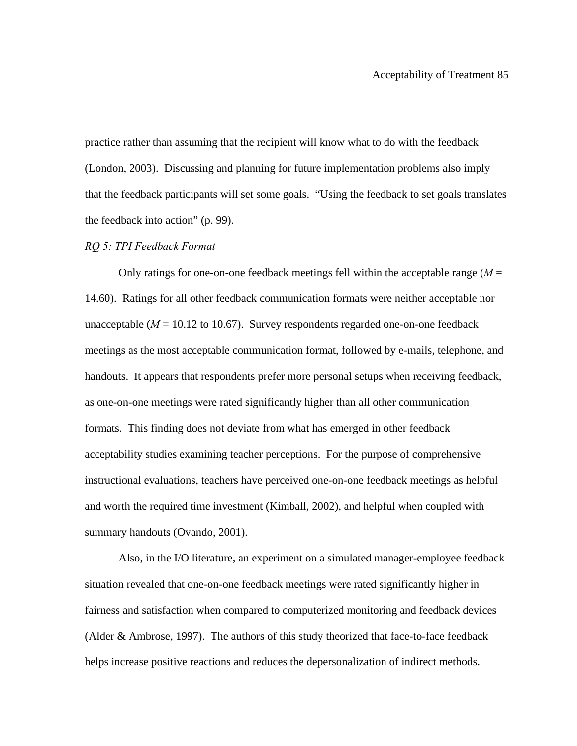practice rather than assuming that the recipient will know what to do with the feedback (London, 2003). Discussing and planning for future implementation problems also imply that the feedback participants will set some goals. "Using the feedback to set goals translates the feedback into action" (p. 99).

*RQ 5: TPI Feedback Format*

Only ratings for one-on-one feedback meetings fell within the acceptable range ($M$ = 14.60). Ratings for all other feedback communication formats were neither acceptable nor unacceptable ($M$ = 10.12 to 10.67). Survey respondents regarded one-on-one feedback meetings as the most acceptable communication format, followed by e-mails, telephone, and handouts. It appears that respondents prefer more personal setups when receiving feedback, as one-on-one meetings were rated significantly higher than all other communication formats. This finding does not deviate from what has emerged in other feedback acceptability studies examining teacher perceptions. For the purpose of comprehensive instructional evaluations, teachers have perceived one-on-one feedback meetings as helpful and worth the required time investment (Kimball, 2002), and helpful when coupled with summary handouts (Ovando, 2001).

Also, in the I/O literature, an experiment on a simulated manager-employee feedback situation revealed that one-on-one feedback meetings were rated significantly higher in fairness and satisfaction when compared to computerized monitoring and feedback devices (Alder & Ambrose, 1997). The authors of this study theorized that face-to-face feedback helps increase positive reactions and reduces the depersonalization of indirect methods.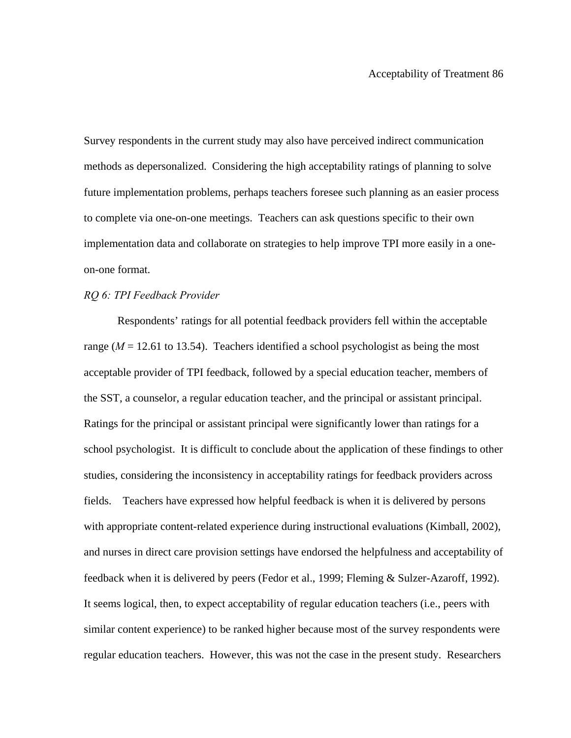Survey respondents in the current study may also have perceived indirect communication methods as depersonalized. Considering the high acceptability ratings of planning to solve future implementation problems, perhaps teachers foresee such planning as an easier process to complete via one-on-one meetings. Teachers can ask questions specific to their own implementation data and collaborate on strategies to help improve TPI more easily in a one-on-one format.

*RQ 6: TPI Feedback Provider*

Respondents' ratings for all potential feedback providers fell within the acceptable range (*M* = 12.61 to 13.54). Teachers identified a school psychologist as being the most acceptable provider of TPI feedback, followed by a special education teacher, members of the SST, a counselor, a regular education teacher, and the principal or assistant principal. Ratings for the principal or assistant principal were significantly lower than ratings for a school psychologist. It is difficult to conclude about the application of these findings to other studies, considering the inconsistency in acceptability ratings for feedback providers across fields. Teachers have expressed how helpful feedback is when it is delivered by persons with appropriate content-related experience during instructional evaluations (Kimball, 2002), and nurses in direct care provision settings have endorsed the helpfulness and acceptability of feedback when it is delivered by peers (Fedor et al., 1999; Fleming & Sulzer-Azaroff, 1992). It seems logical, then, to expect acceptability of regular education teachers (i.e., peers with similar content experience) to be ranked higher because most of the survey respondents were regular education teachers. However, this was not the case in the present study. Researchers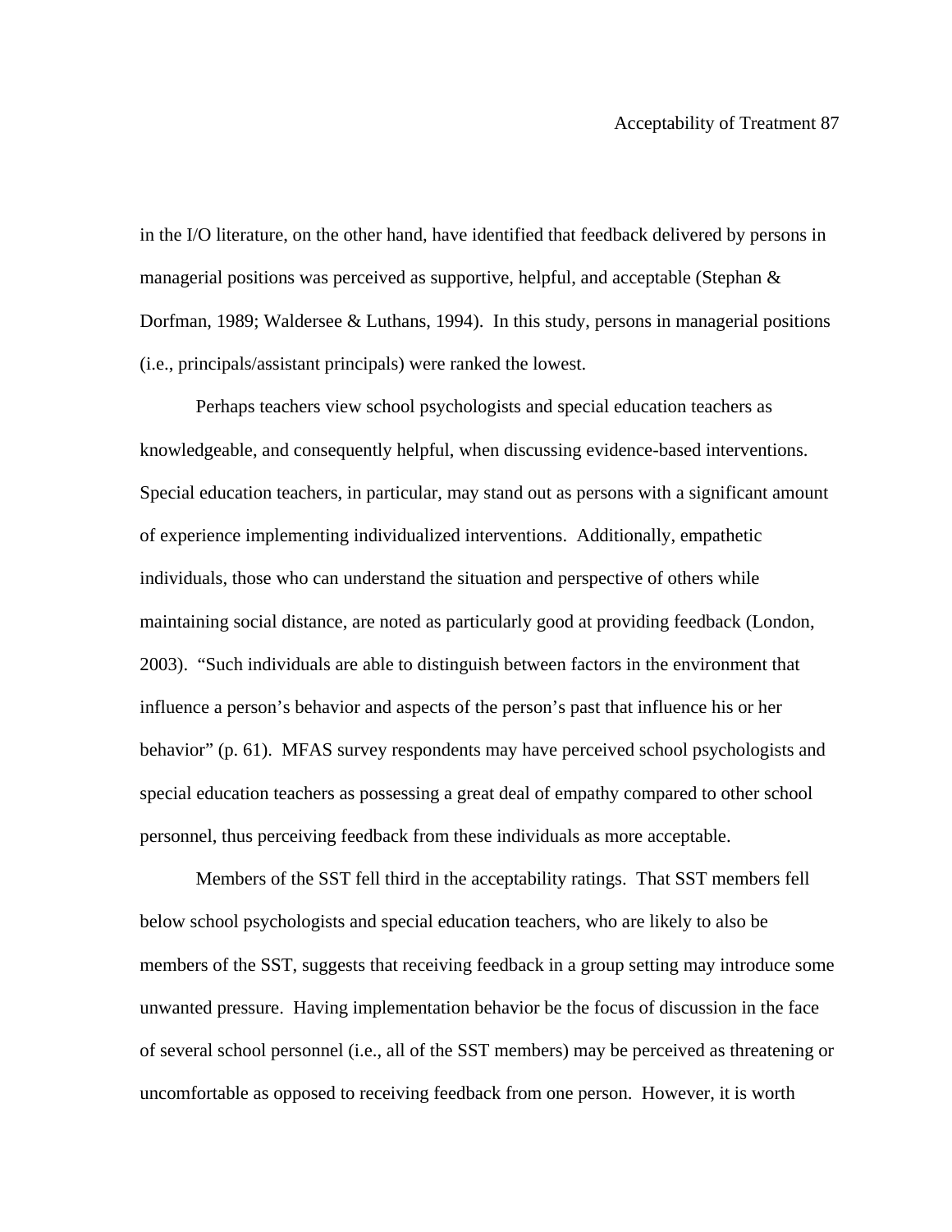in the I/O literature, on the other hand, have identified that feedback delivered by persons in managerial positions was perceived as supportive, helpful, and acceptable (Stephan & Dorfman, 1989; Waldersee & Luthans, 1994). In this study, persons in managerial positions (i.e., principals/assistant principals) were ranked the lowest.

Perhaps teachers view school psychologists and special education teachers as knowledgeable, and consequently helpful, when discussing evidence-based interventions. Special education teachers, in particular, may stand out as persons with a significant amount of experience implementing individualized interventions. Additionally, empathetic individuals, those who can understand the situation and perspective of others while maintaining social distance, are noted as particularly good at providing feedback (London, 2003). "Such individuals are able to distinguish between factors in the environment that influence a person's behavior and aspects of the person's past that influence his or her behavior" (p. 61). MFAS survey respondents may have perceived school psychologists and special education teachers as possessing a great deal of empathy compared to other school personnel, thus perceiving feedback from these individuals as more acceptable.

Members of the SST fell third in the acceptability ratings. That SST members fell below school psychologists and special education teachers, who are likely to also be members of the SST, suggests that receiving feedback in a group setting may introduce some unwanted pressure. Having implementation behavior be the focus of discussion in the face of several school personnel (i.e., all of the SST members) may be perceived as threatening or uncomfortable as opposed to receiving feedback from one person. However, it is worth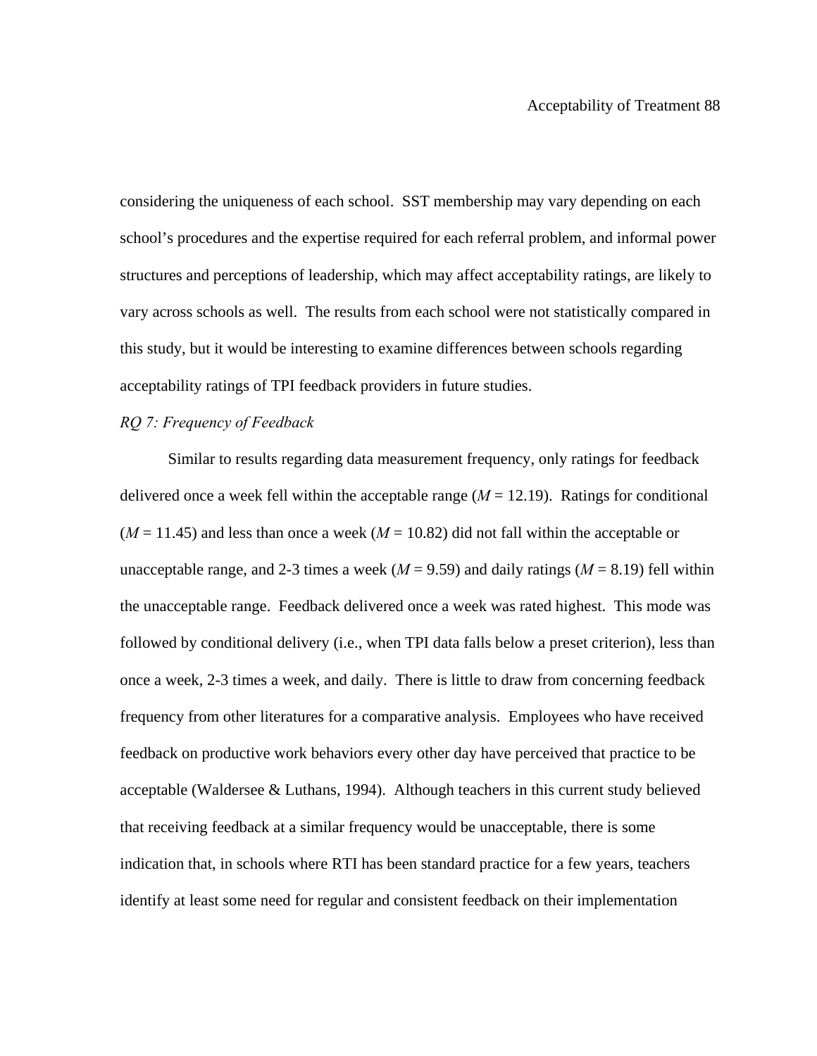considering the uniqueness of each school. SST membership may vary depending on each school's procedures and the expertise required for each referral problem, and informal power structures and perceptions of leadership, which may affect acceptability ratings, are likely to vary across schools as well. The results from each school were not statistically compared in this study, but it would be interesting to examine differences between schools regarding acceptability ratings of TPI feedback providers in future studies.

*RQ 7: Frequency of Feedback*

Similar to results regarding data measurement frequency, only ratings for feedback delivered once a week fell within the acceptable range ($M$ = 12.19). Ratings for conditional ($M$ = 11.45) and less than once a week ($M$ = 10.82) did not fall within the acceptable or unacceptable range, and 2-3 times a week ($M$ = 9.59) and daily ratings ($M$ = 8.19) fell within the unacceptable range. Feedback delivered once a week was rated highest. This mode was followed by conditional delivery (i.e., when TPI data falls below a preset criterion), less than once a week, 2-3 times a week, and daily. There is little to draw from concerning feedback frequency from other literatures for a comparative analysis. Employees who have received feedback on productive work behaviors every other day have perceived that practice to be acceptable (Waldersee & Luthans, 1994). Although teachers in this current study believed that receiving feedback at a similar frequency would be unacceptable, there is some indication that, in schools where RTI has been standard practice for a few years, teachers identify at least some need for regular and consistent feedback on their implementation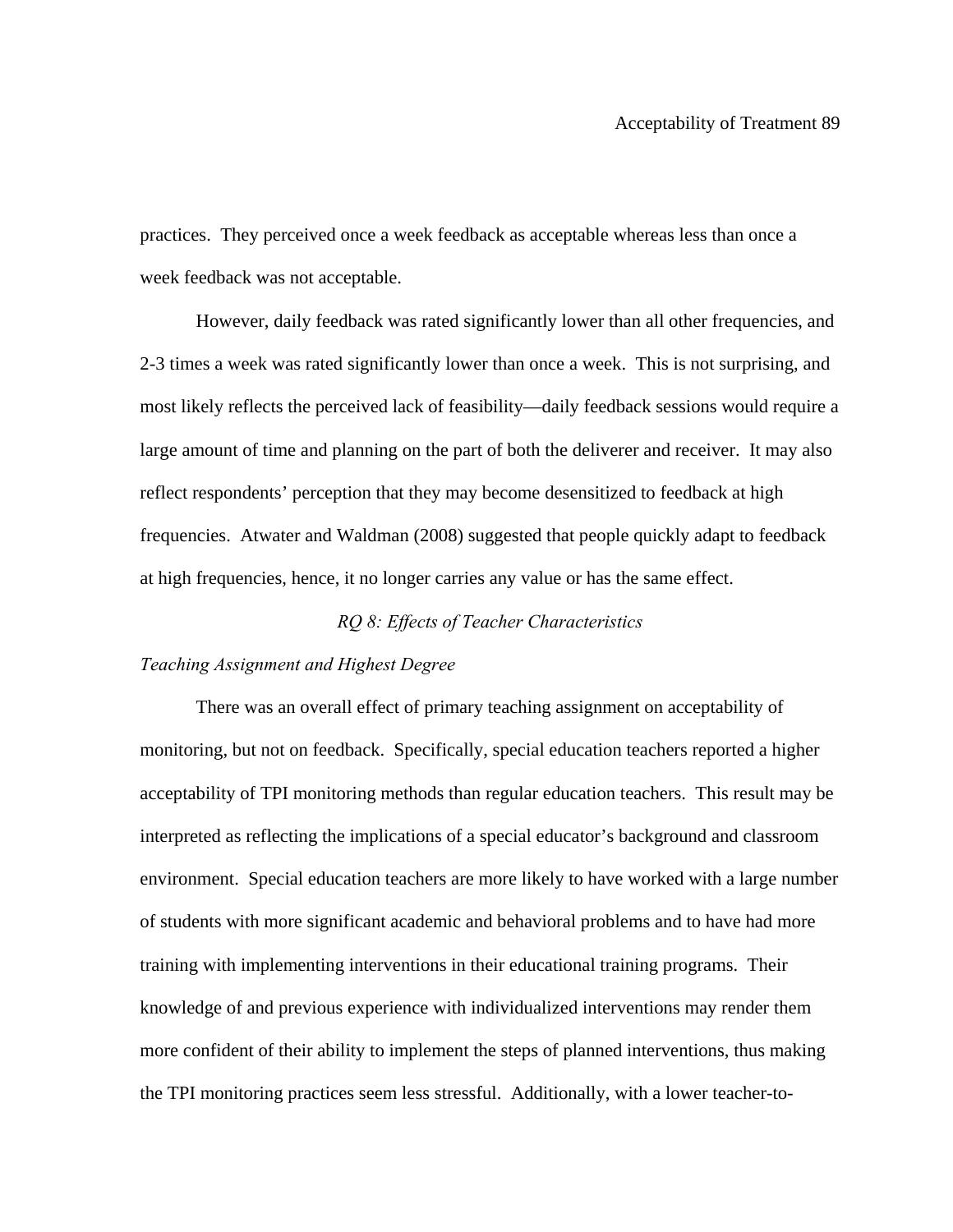practices. They perceived once a week feedback as acceptable whereas less than once a week feedback was not acceptable.

However, daily feedback was rated significantly lower than all other frequencies, and 2-3 times a week was rated significantly lower than once a week. This is not surprising, and most likely reflects the perceived lack of feasibility—daily feedback sessions would require a large amount of time and planning on the part of both the deliverer and receiver. It may also reflect respondents' perception that they may become desensitized to feedback at high frequencies. Atwater and Waldman (2008) suggested that people quickly adapt to feedback at high frequencies, hence, it no longer carries any value or has the same effect.

## *RQ 8: Effects of Teacher Characteristics*

### *Teaching Assignment and Highest Degree*

There was an overall effect of primary teaching assignment on acceptability of monitoring, but not on feedback. Specifically, special education teachers reported a higher acceptability of TPI monitoring methods than regular education teachers. This result may be interpreted as reflecting the implications of a special educator's background and classroom environment. Special education teachers are more likely to have worked with a large number of students with more significant academic and behavioral problems and to have had more training with implementing interventions in their educational training programs. Their knowledge of and previous experience with individualized interventions may render them more confident of their ability to implement the steps of planned interventions, thus making the TPI monitoring practices seem less stressful. Additionally, with a lower teacher-to-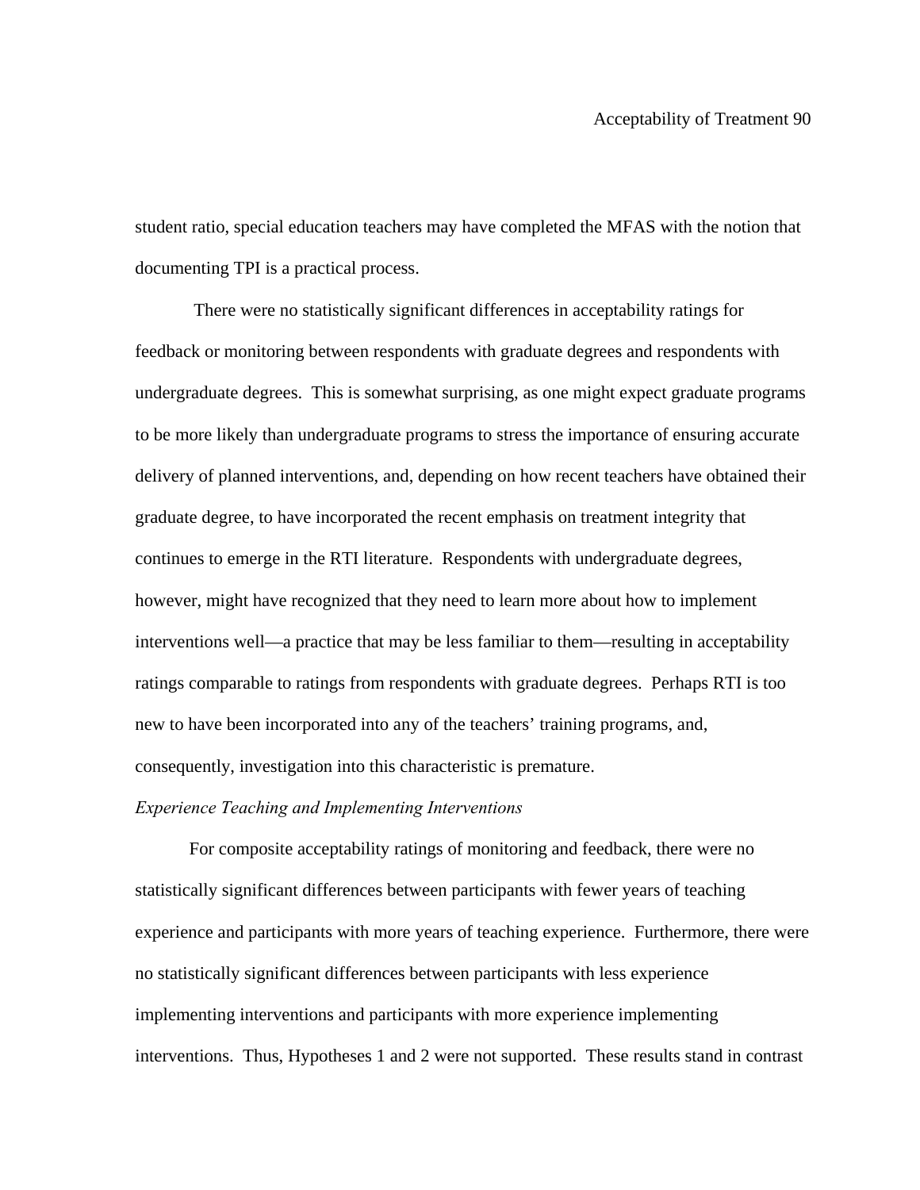student ratio, special education teachers may have completed the MFAS with the notion that documenting TPI is a practical process.

There were no statistically significant differences in acceptability ratings for feedback or monitoring between respondents with graduate degrees and respondents with undergraduate degrees. This is somewhat surprising, as one might expect graduate programs to be more likely than undergraduate programs to stress the importance of ensuring accurate delivery of planned interventions, and, depending on how recent teachers have obtained their graduate degree, to have incorporated the recent emphasis on treatment integrity that continues to emerge in the RTI literature. Respondents with undergraduate degrees, however, might have recognized that they need to learn more about how to implement interventions well—a practice that may be less familiar to them—resulting in acceptability ratings comparable to ratings from respondents with graduate degrees. Perhaps RTI is too new to have been incorporated into any of the teachers' training programs, and, consequently, investigation into this characteristic is premature.

*Experience Teaching and Implementing Interventions*

For composite acceptability ratings of monitoring and feedback, there were no statistically significant differences between participants with fewer years of teaching experience and participants with more years of teaching experience. Furthermore, there were no statistically significant differences between participants with less experience implementing interventions and participants with more experience implementing interventions. Thus, Hypotheses 1 and 2 were not supported. These results stand in contrast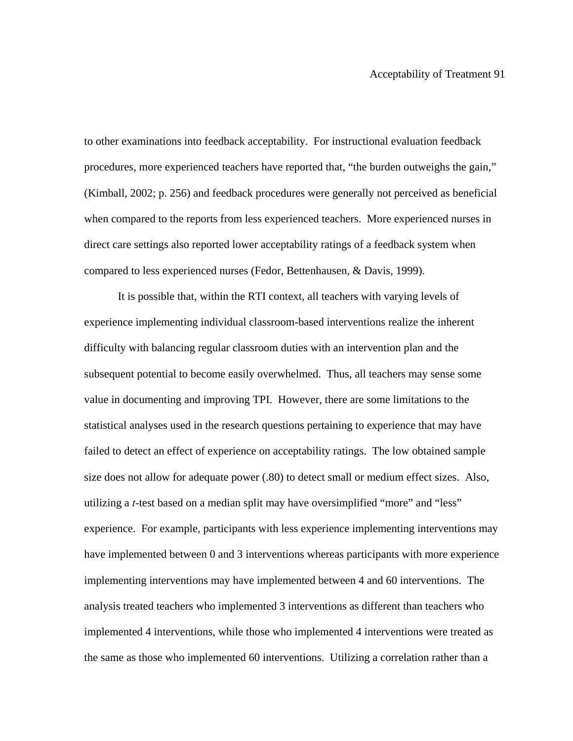to other examinations into feedback acceptability. For instructional evaluation feedback procedures, more experienced teachers have reported that, "the burden outweighs the gain," (Kimball, 2002; p. 256) and feedback procedures were generally not perceived as beneficial when compared to the reports from less experienced teachers. More experienced nurses in direct care settings also reported lower acceptability ratings of a feedback system when compared to less experienced nurses (Fedor, Bettenhausen, & Davis, 1999).

It is possible that, within the RTI context, all teachers with varying levels of experience implementing individual classroom-based interventions realize the inherent difficulty with balancing regular classroom duties with an intervention plan and the subsequent potential to become easily overwhelmed. Thus, all teachers may sense some value in documenting and improving TPI. However, there are some limitations to the statistical analyses used in the research questions pertaining to experience that may have failed to detect an effect of experience on acceptability ratings. The low obtained sample size does not allow for adequate power (.80) to detect small or medium effect sizes. Also, utilizing a *t*-test based on a median split may have oversimplified "more" and "less" experience. For example, participants with less experience implementing interventions may have implemented between 0 and 3 interventions whereas participants with more experience implementing interventions may have implemented between 4 and 60 interventions. The analysis treated teachers who implemented 3 interventions as different than teachers who implemented 4 interventions, while those who implemented 4 interventions were treated as the same as those who implemented 60 interventions. Utilizing a correlation rather than a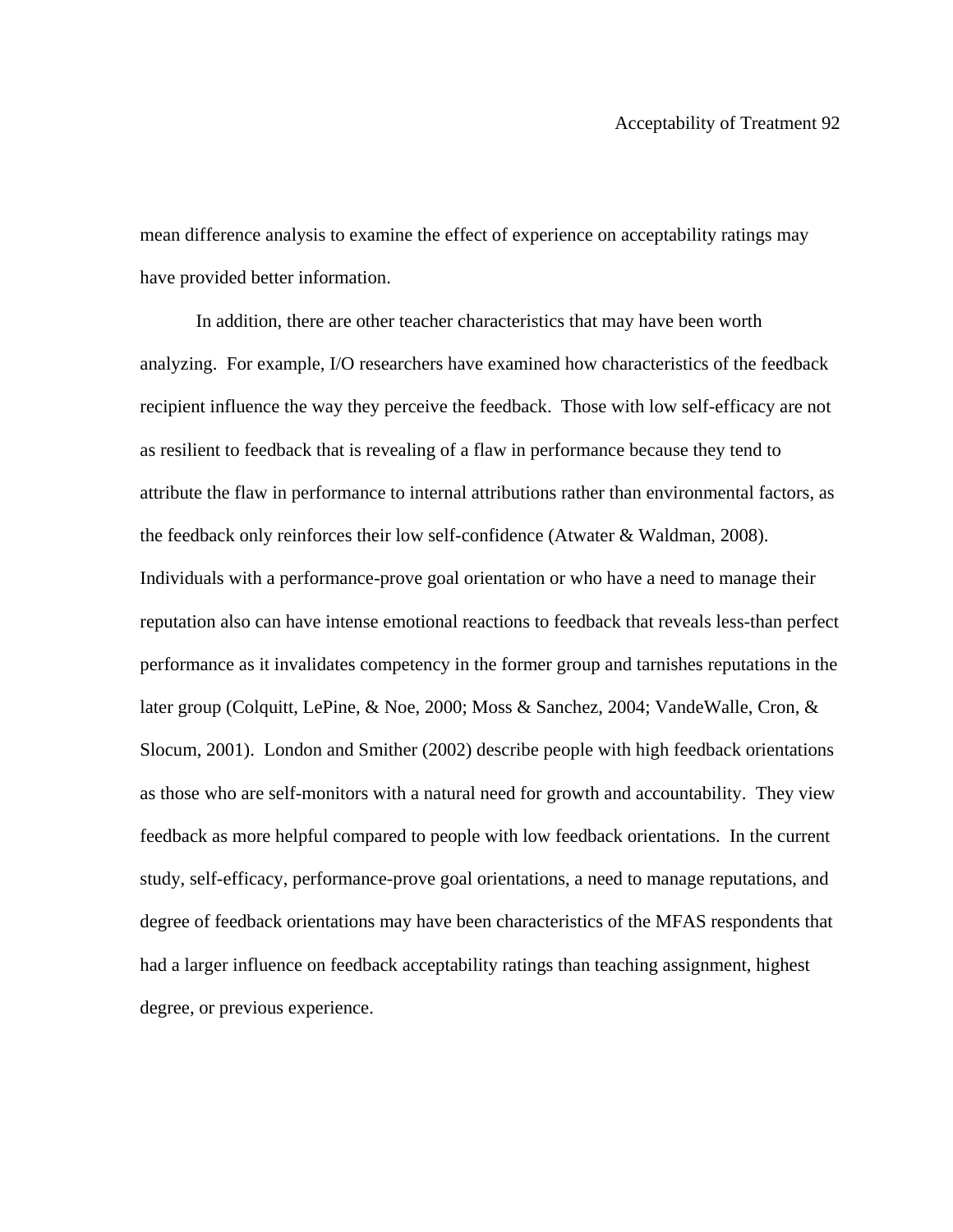mean difference analysis to examine the effect of experience on acceptability ratings may have provided better information.

In addition, there are other teacher characteristics that may have been worth analyzing. For example, I/O researchers have examined how characteristics of the feedback recipient influence the way they perceive the feedback. Those with low self-efficacy are not as resilient to feedback that is revealing of a flaw in performance because they tend to attribute the flaw in performance to internal attributions rather than environmental factors, as the feedback only reinforces their low self-confidence (Atwater & Waldman, 2008). Individuals with a performance-prove goal orientation or who have a need to manage their reputation also can have intense emotional reactions to feedback that reveals less-than perfect performance as it invalidates competency in the former group and tarnishes reputations in the later group (Colquitt, LePine, & Noe, 2000; Moss & Sanchez, 2004; VandeWalle, Cron, & Slocum, 2001). London and Smither (2002) describe people with high feedback orientations as those who are self-monitors with a natural need for growth and accountability. They view feedback as more helpful compared to people with low feedback orientations. In the current study, self-efficacy, performance-prove goal orientations, a need to manage reputations, and degree of feedback orientations may have been characteristics of the MFAS respondents that had a larger influence on feedback acceptability ratings than teaching assignment, highest degree, or previous experience.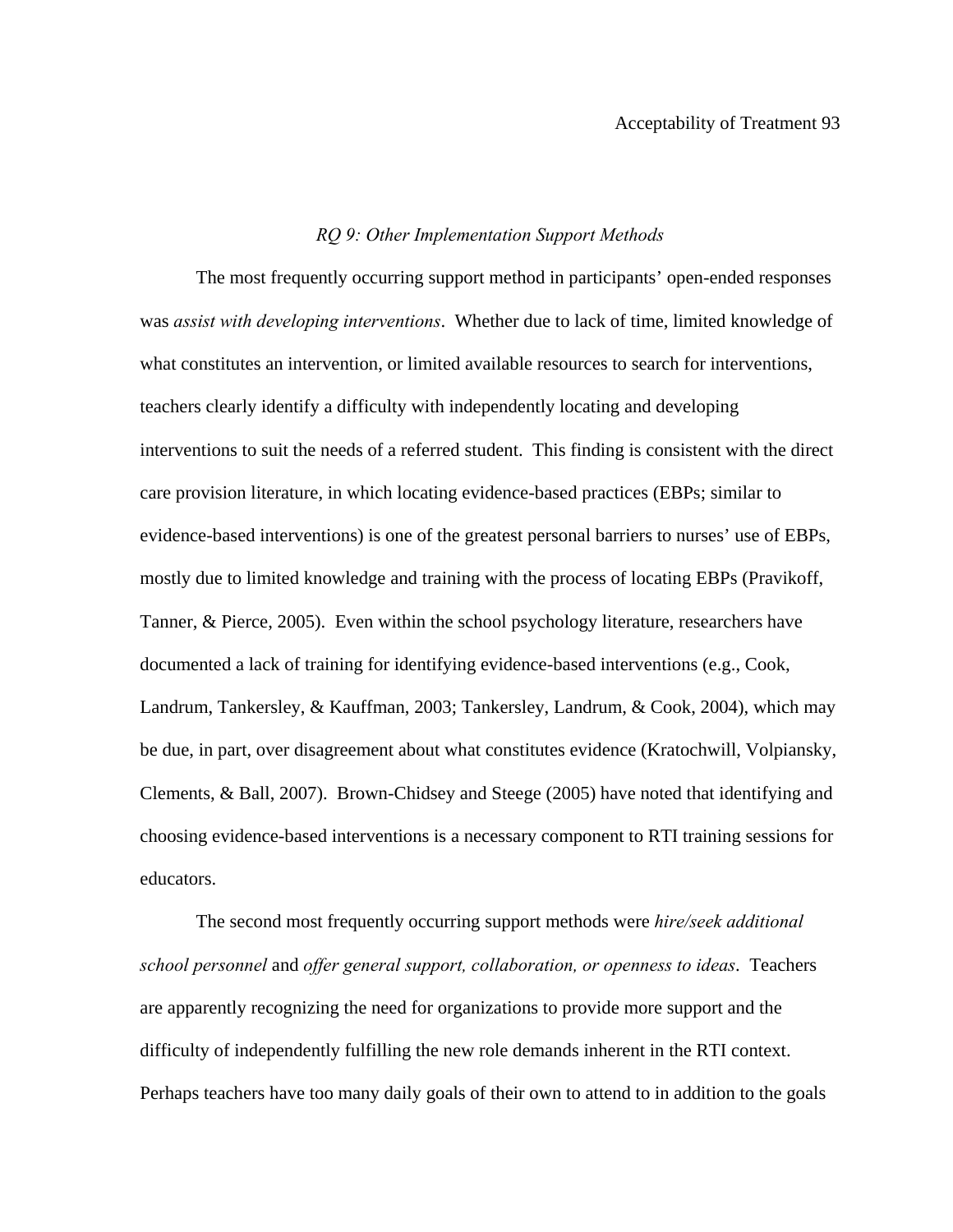*RQ 9: Other Implementation Support Methods*

The most frequently occurring support method in participants' open-ended responses was *assist with developing interventions*. Whether due to lack of time, limited knowledge of what constitutes an intervention, or limited available resources to search for interventions, teachers clearly identify a difficulty with independently locating and developing interventions to suit the needs of a referred student. This finding is consistent with the direct care provision literature, in which locating evidence-based practices (EBPs; similar to evidence-based interventions) is one of the greatest personal barriers to nurses' use of EBPs, mostly due to limited knowledge and training with the process of locating EBPs (Pravikoff, Tanner, & Pierce, 2005). Even within the school psychology literature, researchers have documented a lack of training for identifying evidence-based interventions (e.g., Cook, Landrum, Tankersley, & Kauffman, 2003; Tankersley, Landrum, & Cook, 2004), which may be due, in part, over disagreement about what constitutes evidence (Kratochwill, Volpiansky, Clements, & Ball, 2007). Brown-Chidsey and Steege (2005) have noted that identifying and choosing evidence-based interventions is a necessary component to RTI training sessions for educators.

The second most frequently occurring support methods were *hire/seek additional school personnel* and *offer general support, collaboration, or openness to ideas*. Teachers are apparently recognizing the need for organizations to provide more support and the difficulty of independently fulfilling the new role demands inherent in the RTI context. Perhaps teachers have too many daily goals of their own to attend to in addition to the goals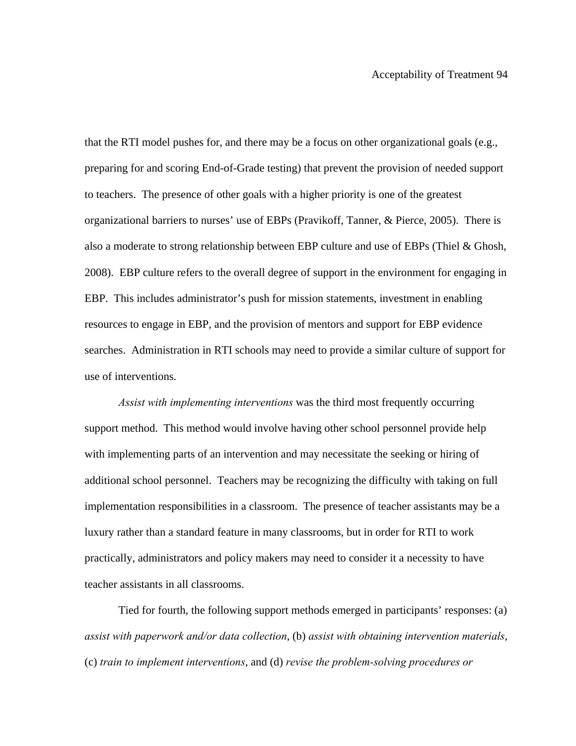that the RTI model pushes for, and there may be a focus on other organizational goals (e.g., preparing for and scoring End-of-Grade testing) that prevent the provision of needed support to teachers. The presence of other goals with a higher priority is one of the greatest organizational barriers to nurses' use of EBPs (Pravikoff, Tanner, & Pierce, 2005). There is also a moderate to strong relationship between EBP culture and use of EBPs (Thiel & Ghosh, 2008). EBP culture refers to the overall degree of support in the environment for engaging in EBP. This includes administrator's push for mission statements, investment in enabling resources to engage in EBP, and the provision of mentors and support for EBP evidence searches. Administration in RTI schools may need to provide a similar culture of support for use of interventions.

*Assist with implementing interventions* was the third most frequently occurring support method. This method would involve having other school personnel provide help with implementing parts of an intervention and may necessitate the seeking or hiring of additional school personnel. Teachers may be recognizing the difficulty with taking on full implementation responsibilities in a classroom. The presence of teacher assistants may be a luxury rather than a standard feature in many classrooms, but in order for RTI to work practically, administrators and policy makers may need to consider it a necessity to have teacher assistants in all classrooms.

Tied for fourth, the following support methods emerged in participants' responses: (a) *assist with paperwork and/or data collection*, (b) *assist with obtaining intervention materials*, (c) *train to implement interventions*, and (d) *revise the problem-solving procedures or*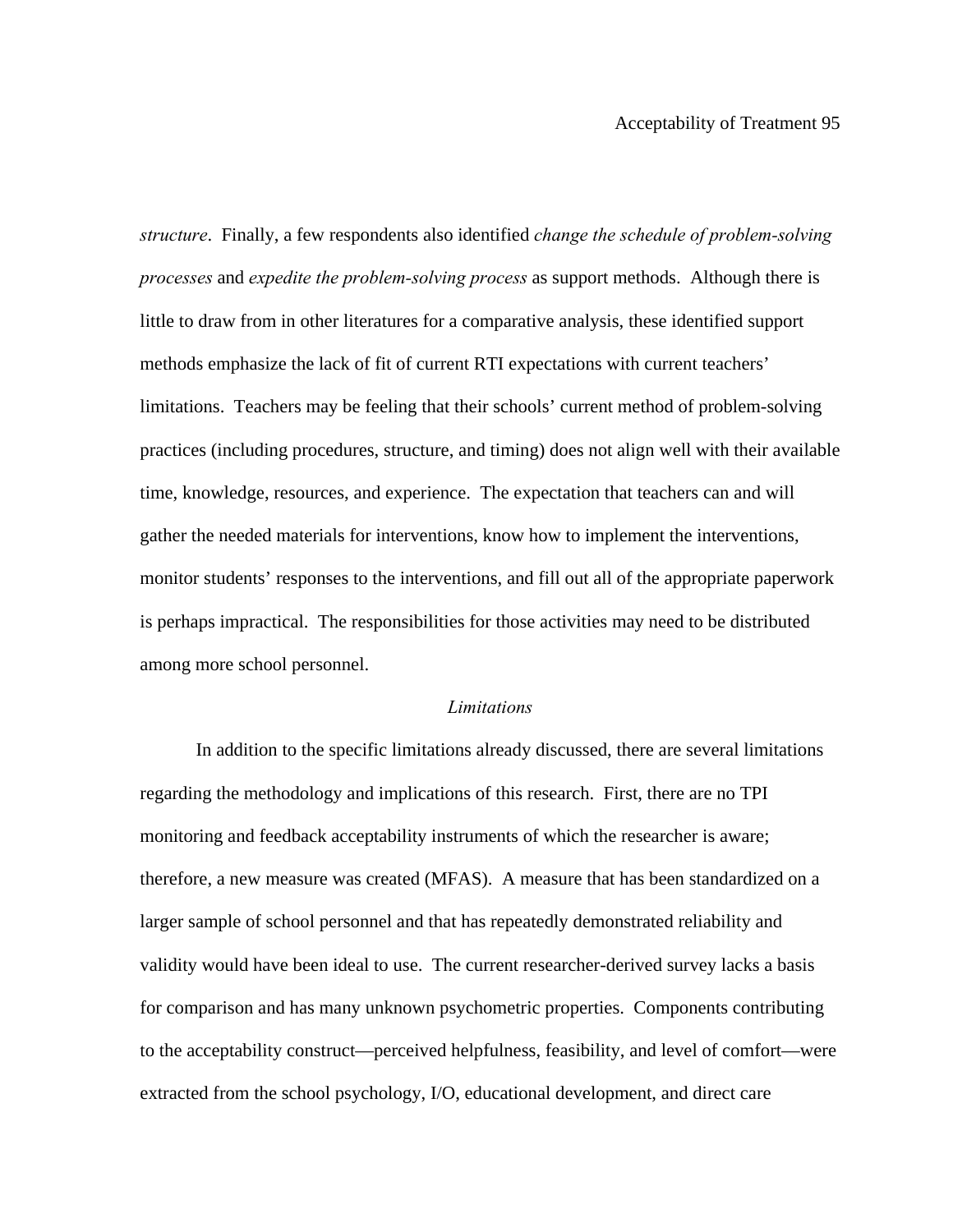*structure*. Finally, a few respondents also identified *change the schedule of problem-solving processes* and *expedite the problem-solving process* as support methods. Although there is little to draw from in other literatures for a comparative analysis, these identified support methods emphasize the lack of fit of current RTI expectations with current teachers' limitations. Teachers may be feeling that their schools' current method of problem-solving practices (including procedures, structure, and timing) does not align well with their available time, knowledge, resources, and experience. The expectation that teachers can and will gather the needed materials for interventions, know how to implement the interventions, monitor students' responses to the interventions, and fill out all of the appropriate paperwork is perhaps impractical. The responsibilities for those activities may need to be distributed among more school personnel.

### *Limitations*

In addition to the specific limitations already discussed, there are several limitations regarding the methodology and implications of this research. First, there are no TPI monitoring and feedback acceptability instruments of which the researcher is aware; therefore, a new measure was created (MFAS). A measure that has been standardized on a larger sample of school personnel and that has repeatedly demonstrated reliability and validity would have been ideal to use. The current researcher-derived survey lacks a basis for comparison and has many unknown psychometric properties. Components contributing to the acceptability construct—perceived helpfulness, feasibility, and level of comfort—were extracted from the school psychology, I/O, educational development, and direct care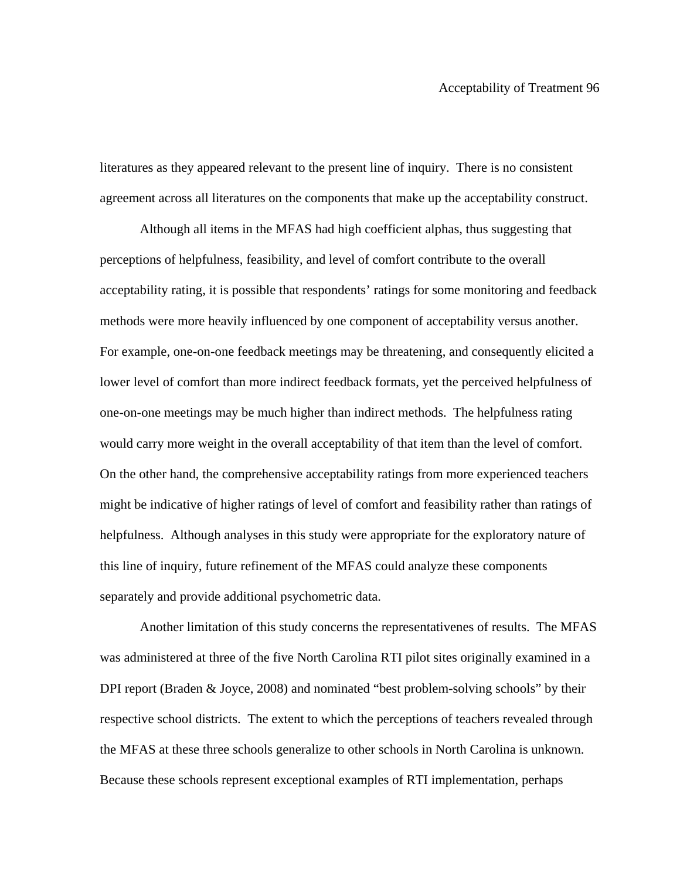literatures as they appeared relevant to the present line of inquiry. There is no consistent agreement across all literatures on the components that make up the acceptability construct.

Although all items in the MFAS had high coefficient alphas, thus suggesting that perceptions of helpfulness, feasibility, and level of comfort contribute to the overall acceptability rating, it is possible that respondents' ratings for some monitoring and feedback methods were more heavily influenced by one component of acceptability versus another. For example, one-on-one feedback meetings may be threatening, and consequently elicited a lower level of comfort than more indirect feedback formats, yet the perceived helpfulness of one-on-one meetings may be much higher than indirect methods. The helpfulness rating would carry more weight in the overall acceptability of that item than the level of comfort. On the other hand, the comprehensive acceptability ratings from more experienced teachers might be indicative of higher ratings of level of comfort and feasibility rather than ratings of helpfulness. Although analyses in this study were appropriate for the exploratory nature of this line of inquiry, future refinement of the MFAS could analyze these components separately and provide additional psychometric data.

Another limitation of this study concerns the representativenes of results. The MFAS was administered at three of the five North Carolina RTI pilot sites originally examined in a DPI report (Braden & Joyce, 2008) and nominated "best problem-solving schools" by their respective school districts. The extent to which the perceptions of teachers revealed through the MFAS at these three schools generalize to other schools in North Carolina is unknown. Because these schools represent exceptional examples of RTI implementation, perhaps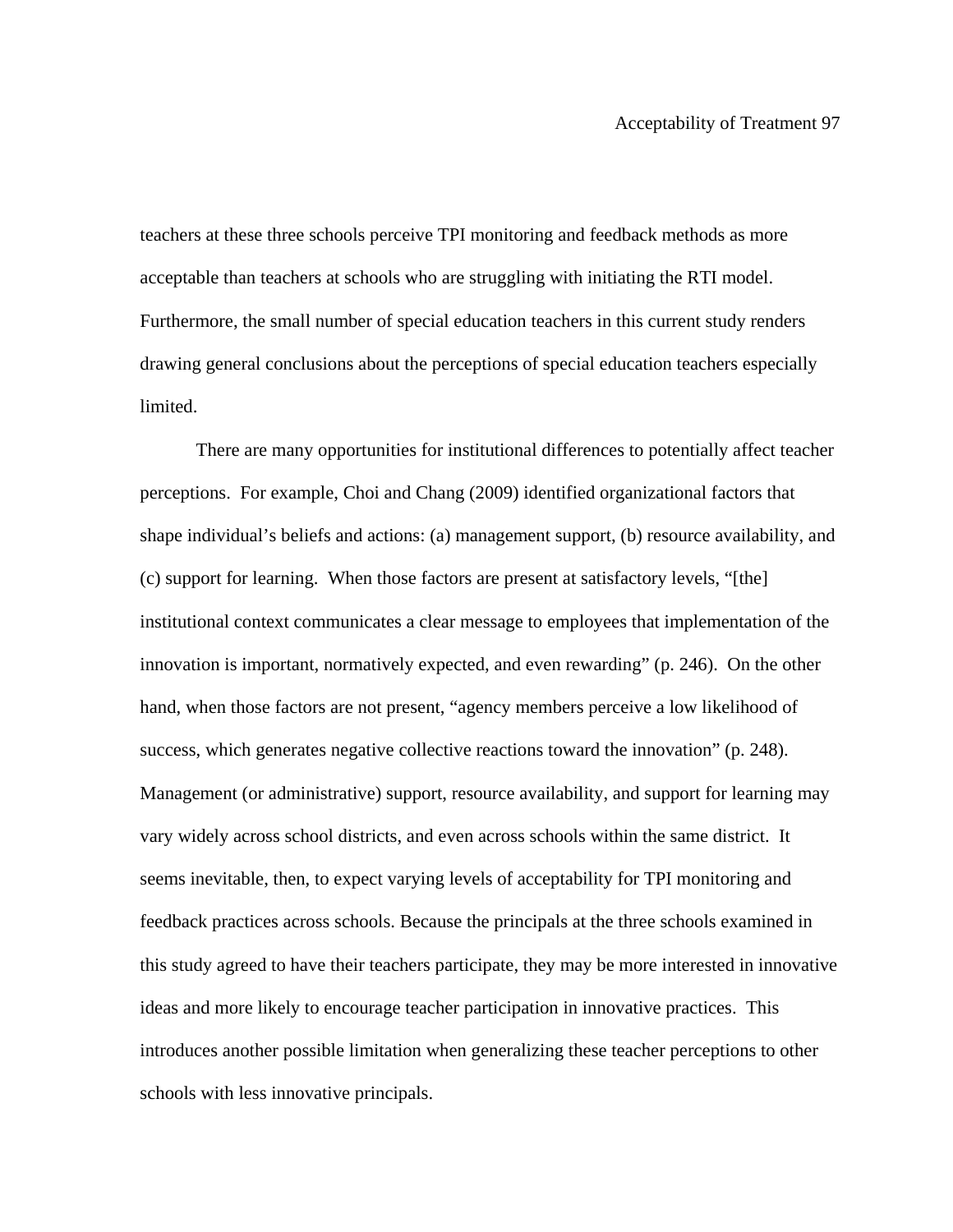teachers at these three schools perceive TPI monitoring and feedback methods as more acceptable than teachers at schools who are struggling with initiating the RTI model. Furthermore, the small number of special education teachers in this current study renders drawing general conclusions about the perceptions of special education teachers especially limited.

There are many opportunities for institutional differences to potentially affect teacher perceptions. For example, Choi and Chang (2009) identified organizational factors that shape individual's beliefs and actions: (a) management support, (b) resource availability, and (c) support for learning. When those factors are present at satisfactory levels, "[the] institutional context communicates a clear message to employees that implementation of the innovation is important, normatively expected, and even rewarding" (p. 246). On the other hand, when those factors are not present, "agency members perceive a low likelihood of success, which generates negative collective reactions toward the innovation" (p. 248). Management (or administrative) support, resource availability, and support for learning may vary widely across school districts, and even across schools within the same district. It seems inevitable, then, to expect varying levels of acceptability for TPI monitoring and feedback practices across schools. Because the principals at the three schools examined in this study agreed to have their teachers participate, they may be more interested in innovative ideas and more likely to encourage teacher participation in innovative practices. This introduces another possible limitation when generalizing these teacher perceptions to other schools with less innovative principals.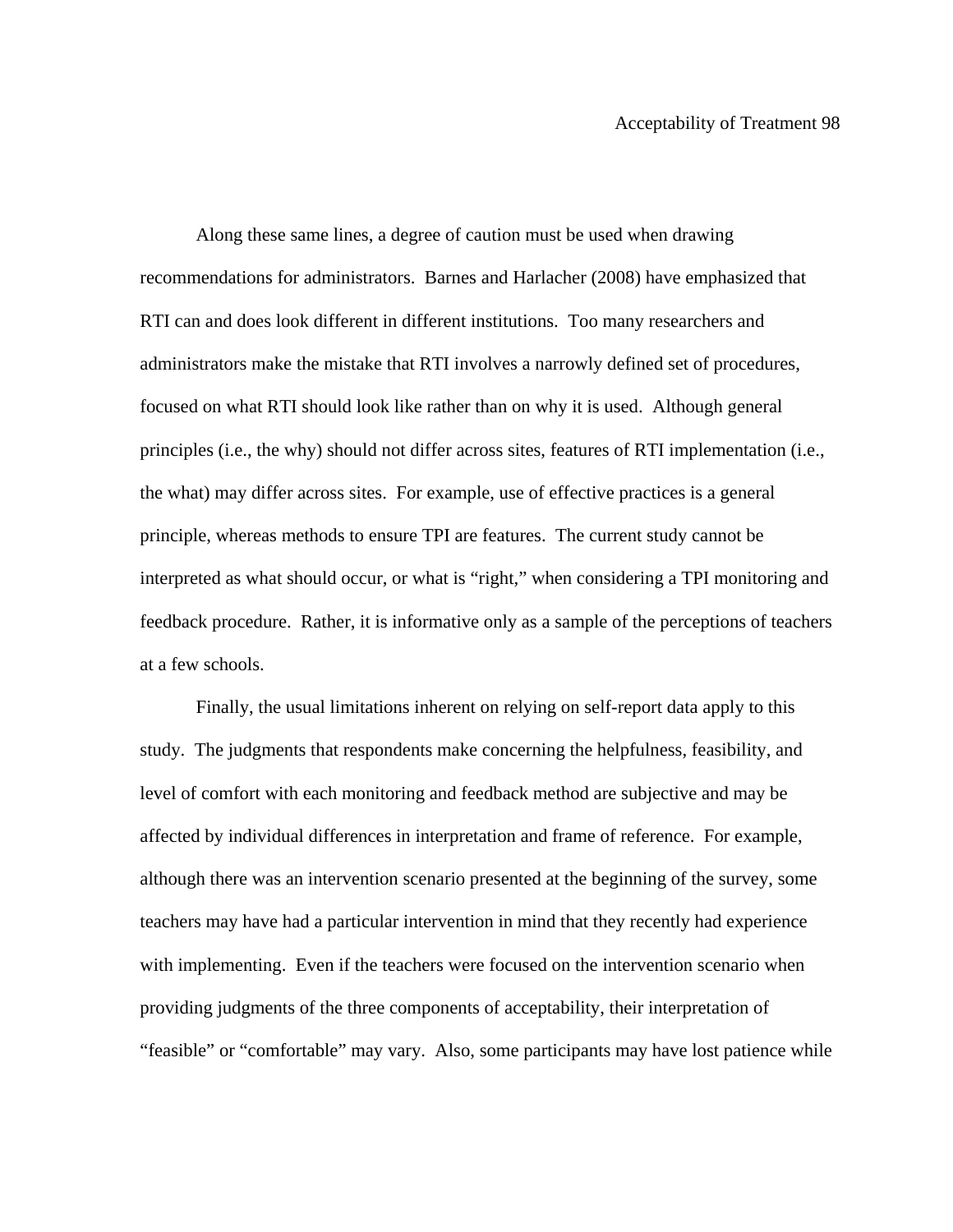Along these same lines, a degree of caution must be used when drawing recommendations for administrators. Barnes and Harlacher (2008) have emphasized that RTI can and does look different in different institutions. Too many researchers and administrators make the mistake that RTI involves a narrowly defined set of procedures, focused on what RTI should look like rather than on why it is used. Although general principles (i.e., the why) should not differ across sites, features of RTI implementation (i.e., the what) may differ across sites. For example, use of effective practices is a general principle, whereas methods to ensure TPI are features. The current study cannot be interpreted as what should occur, or what is "right," when considering a TPI monitoring and feedback procedure. Rather, it is informative only as a sample of the perceptions of teachers at a few schools.

Finally, the usual limitations inherent on relying on self-report data apply to this study. The judgments that respondents make concerning the helpfulness, feasibility, and level of comfort with each monitoring and feedback method are subjective and may be affected by individual differences in interpretation and frame of reference. For example, although there was an intervention scenario presented at the beginning of the survey, some teachers may have had a particular intervention in mind that they recently had experience with implementing. Even if the teachers were focused on the intervention scenario when providing judgments of the three components of acceptability, their interpretation of "feasible" or "comfortable" may vary. Also, some participants may have lost patience while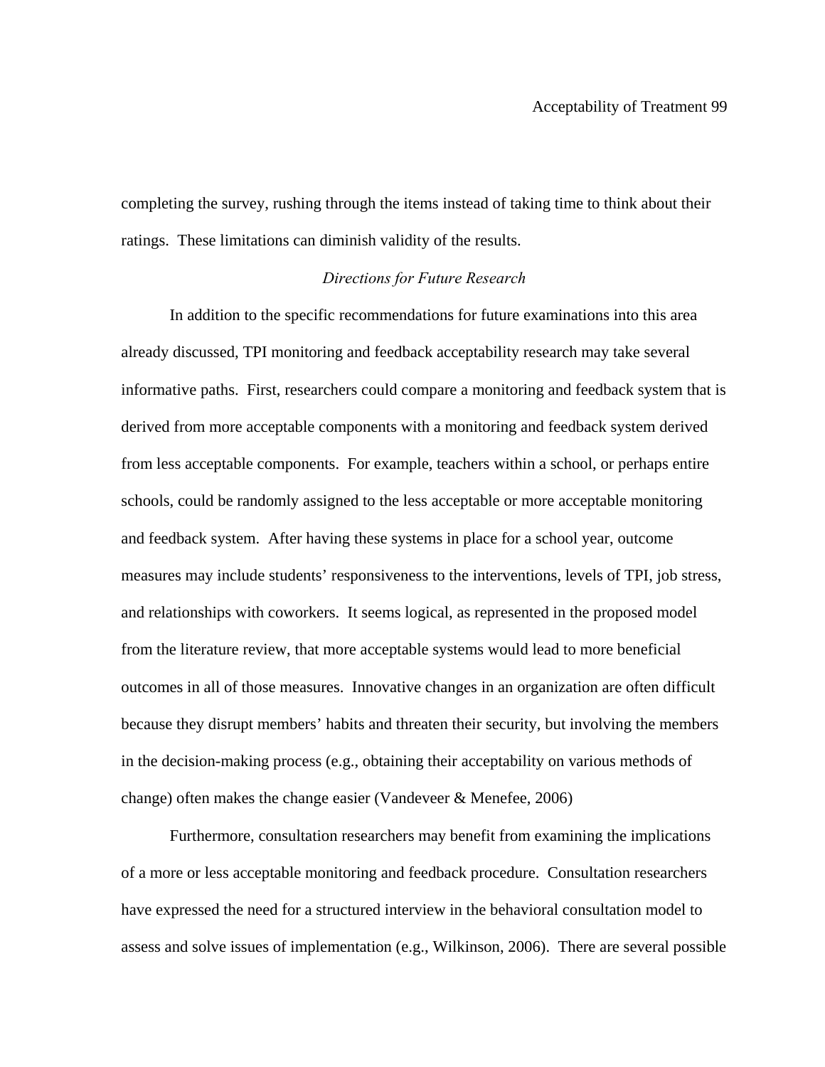completing the survey, rushing through the items instead of taking time to think about their ratings. These limitations can diminish validity of the results.

*Directions for Future Research*

In addition to the specific recommendations for future examinations into this area already discussed, TPI monitoring and feedback acceptability research may take several informative paths. First, researchers could compare a monitoring and feedback system that is derived from more acceptable components with a monitoring and feedback system derived from less acceptable components. For example, teachers within a school, or perhaps entire schools, could be randomly assigned to the less acceptable or more acceptable monitoring and feedback system. After having these systems in place for a school year, outcome measures may include students' responsiveness to the interventions, levels of TPI, job stress, and relationships with coworkers. It seems logical, as represented in the proposed model from the literature review, that more acceptable systems would lead to more beneficial outcomes in all of those measures. Innovative changes in an organization are often difficult because they disrupt members' habits and threaten their security, but involving the members in the decision-making process (e.g., obtaining their acceptability on various methods of change) often makes the change easier (Vandeveer & Menefee, 2006)

Furthermore, consultation researchers may benefit from examining the implications of a more or less acceptable monitoring and feedback procedure. Consultation researchers have expressed the need for a structured interview in the behavioral consultation model to assess and solve issues of implementation (e.g., Wilkinson, 2006). There are several possible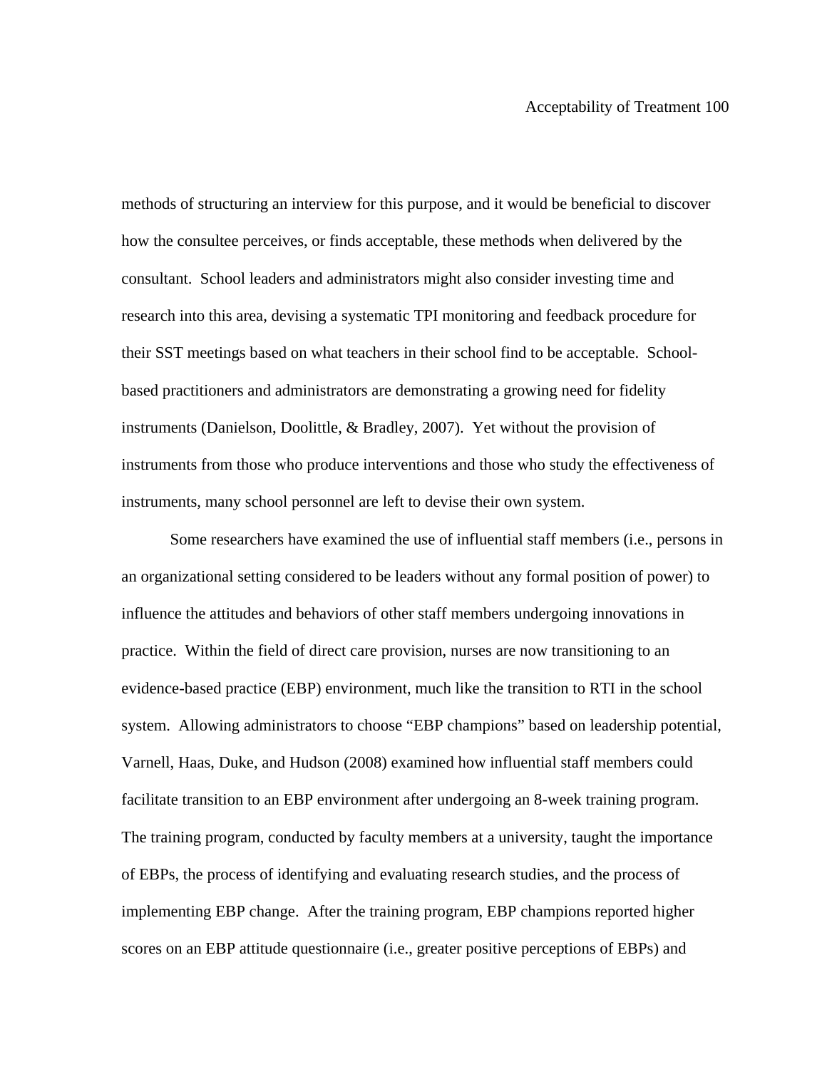methods of structuring an interview for this purpose, and it would be beneficial to discover how the consultee perceives, or finds acceptable, these methods when delivered by the consultant. School leaders and administrators might also consider investing time and research into this area, devising a systematic TPI monitoring and feedback procedure for their SST meetings based on what teachers in their school find to be acceptable. School-based practitioners and administrators are demonstrating a growing need for fidelity instruments (Danielson, Doolittle, & Bradley, 2007). Yet without the provision of instruments from those who produce interventions and those who study the effectiveness of instruments, many school personnel are left to devise their own system.

Some researchers have examined the use of influential staff members (i.e., persons in an organizational setting considered to be leaders without any formal position of power) to influence the attitudes and behaviors of other staff members undergoing innovations in practice. Within the field of direct care provision, nurses are now transitioning to an evidence-based practice (EBP) environment, much like the transition to RTI in the school system. Allowing administrators to choose "EBP champions" based on leadership potential, Varnell, Haas, Duke, and Hudson (2008) examined how influential staff members could facilitate transition to an EBP environment after undergoing an 8-week training program. The training program, conducted by faculty members at a university, taught the importance of EBPs, the process of identifying and evaluating research studies, and the process of implementing EBP change. After the training program, EBP champions reported higher scores on an EBP attitude questionnaire (i.e., greater positive perceptions of EBPs) and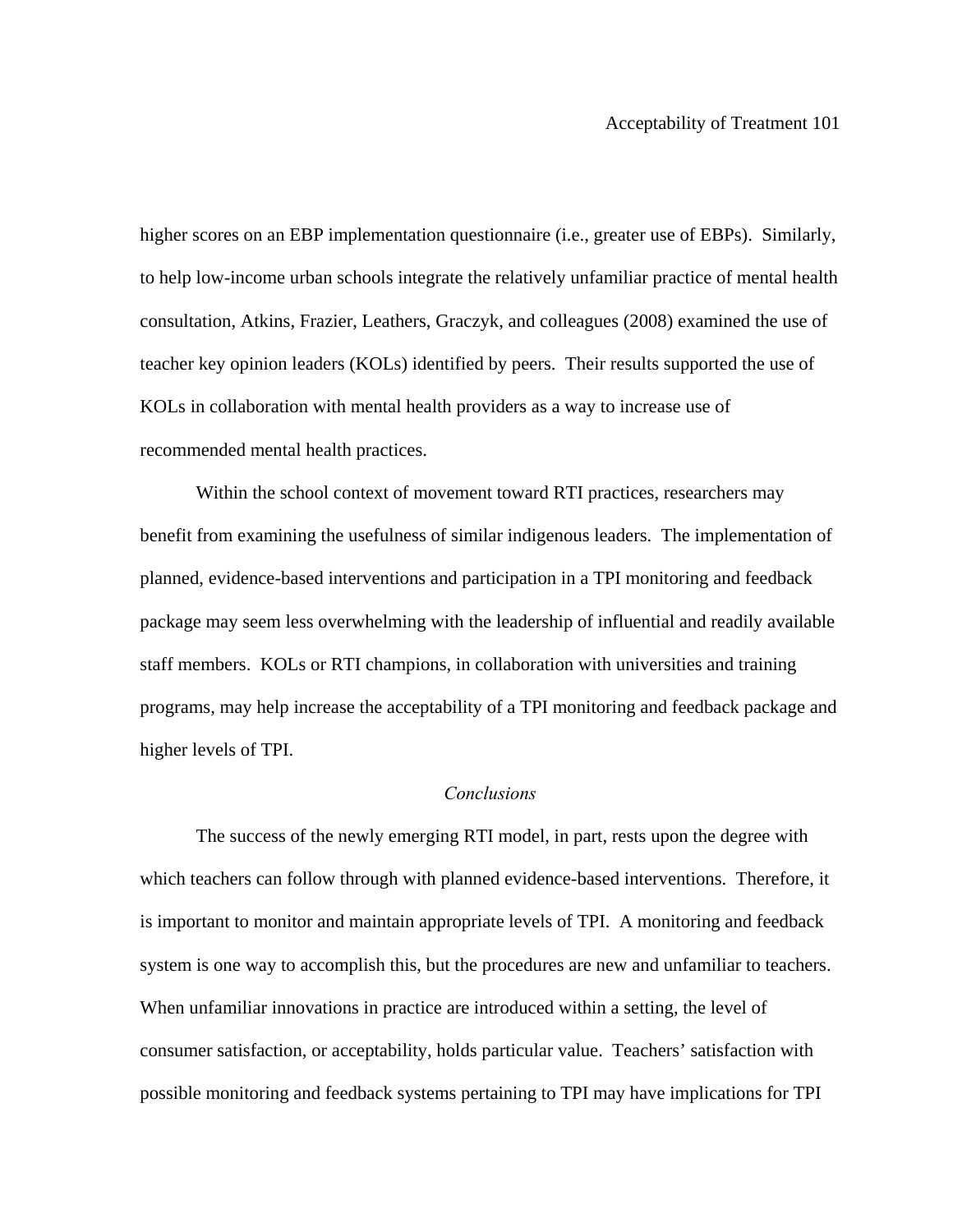higher scores on an EBP implementation questionnaire (i.e., greater use of EBPs). Similarly, to help low-income urban schools integrate the relatively unfamiliar practice of mental health consultation, Atkins, Frazier, Leathers, Graczyk, and colleagues (2008) examined the use of teacher key opinion leaders (KOLs) identified by peers. Their results supported the use of KOLs in collaboration with mental health providers as a way to increase use of recommended mental health practices.

Within the school context of movement toward RTI practices, researchers may benefit from examining the usefulness of similar indigenous leaders. The implementation of planned, evidence-based interventions and participation in a TPI monitoring and feedback package may seem less overwhelming with the leadership of influential and readily available staff members. KOLs or RTI champions, in collaboration with universities and training programs, may help increase the acceptability of a TPI monitoring and feedback package and higher levels of TPI.

### *Conclusions*

The success of the newly emerging RTI model, in part, rests upon the degree with which teachers can follow through with planned evidence-based interventions. Therefore, it is important to monitor and maintain appropriate levels of TPI. A monitoring and feedback system is one way to accomplish this, but the procedures are new and unfamiliar to teachers. When unfamiliar innovations in practice are introduced within a setting, the level of consumer satisfaction, or acceptability, holds particular value. Teachers' satisfaction with possible monitoring and feedback systems pertaining to TPI may have implications for TPI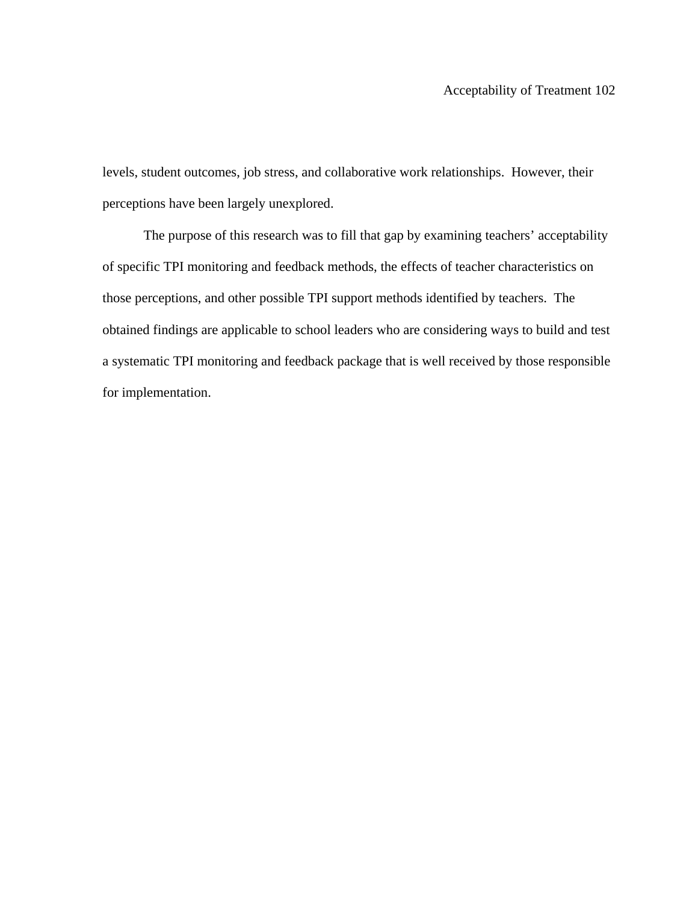levels, student outcomes, job stress, and collaborative work relationships. However, their perceptions have been largely unexplored.

The purpose of this research was to fill that gap by examining teachers' acceptability of specific TPI monitoring and feedback methods, the effects of teacher characteristics on those perceptions, and other possible TPI support methods identified by teachers. The obtained findings are applicable to school leaders who are considering ways to build and test a systematic TPI monitoring and feedback package that is well received by those responsible for implementation.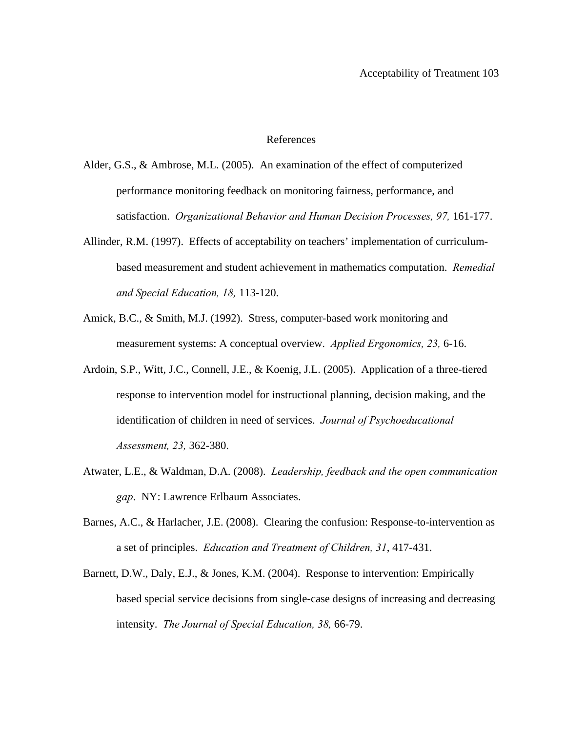# References

Alder, G.S., & Ambrose, M.L. (2005). An examination of the effect of computerized performance monitoring feedback on monitoring fairness, performance, and satisfaction. *Organizational Behavior and Human Decision Processes, 97,* 161-177.

Allinder, R.M. (1997). Effects of acceptability on teachers' implementation of curriculum-based measurement and student achievement in mathematics computation. *Remedial and Special Education, 18,* 113-120.

Amick, B.C., & Smith, M.J. (1992). Stress, computer-based work monitoring and measurement systems: A conceptual overview. *Applied Ergonomics, 23,* 6-16.

Ardoin, S.P., Witt, J.C., Connell, J.E., & Koenig, J.L. (2005). Application of a three-tiered response to intervention model for instructional planning, decision making, and the identification of children in need of services. *Journal of Psychoeducational Assessment, 23,* 362-380.

Atwater, L.E., & Waldman, D.A. (2008). *Leadership, feedback and the open communication gap*. NY: Lawrence Erlbaum Associates.

Barnes, A.C., & Harlacher, J.E. (2008). Clearing the confusion: Response-to-intervention as a set of principles. *Education and Treatment of Children, 31*, 417-431.

Barnett, D.W., Daly, E.J., & Jones, K.M. (2004). Response to intervention: Empirically based special service decisions from single-case designs of increasing and decreasing intensity. *The Journal of Special Education, 38,* 66-79.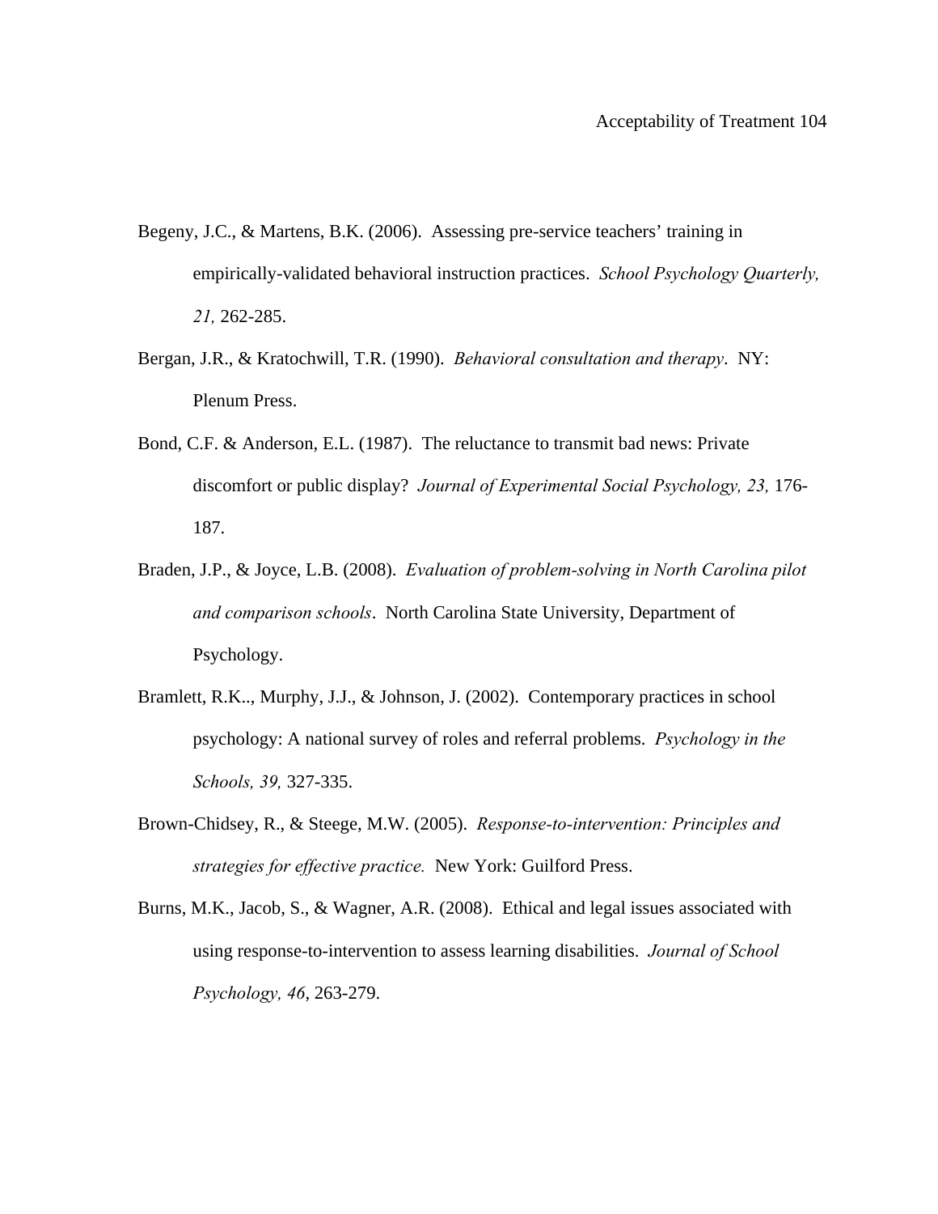Begeny, J.C., & Martens, B.K. (2006). Assessing pre-service teachers' training in empirically-validated behavioral instruction practices. *School Psychology Quarterly, 21,* 262-285.

Bergan, J.R., & Kratochwill, T.R. (1990). *Behavioral consultation and therapy*. NY: Plenum Press.

Bond, C.F. & Anderson, E.L. (1987). The reluctance to transmit bad news: Private discomfort or public display? *Journal of Experimental Social Psychology, 23,* 176-187.

Braden, J.P., & Joyce, L.B. (2008). *Evaluation of problem-solving in North Carolina pilot and comparison schools*. North Carolina State University, Department of Psychology.

Bramlett, R.K.., Murphy, J.J., & Johnson, J. (2002). Contemporary practices in school psychology: A national survey of roles and referral problems. *Psychology in the Schools, 39,* 327-335.

Brown-Chidsey, R., & Steege, M.W. (2005). *Response-to-intervention: Principles and strategies for effective practice.* New York: Guilford Press.

Burns, M.K., Jacob, S., & Wagner, A.R. (2008). Ethical and legal issues associated with using response-to-intervention to assess learning disabilities. *Journal of School Psychology, 46*, 263-279.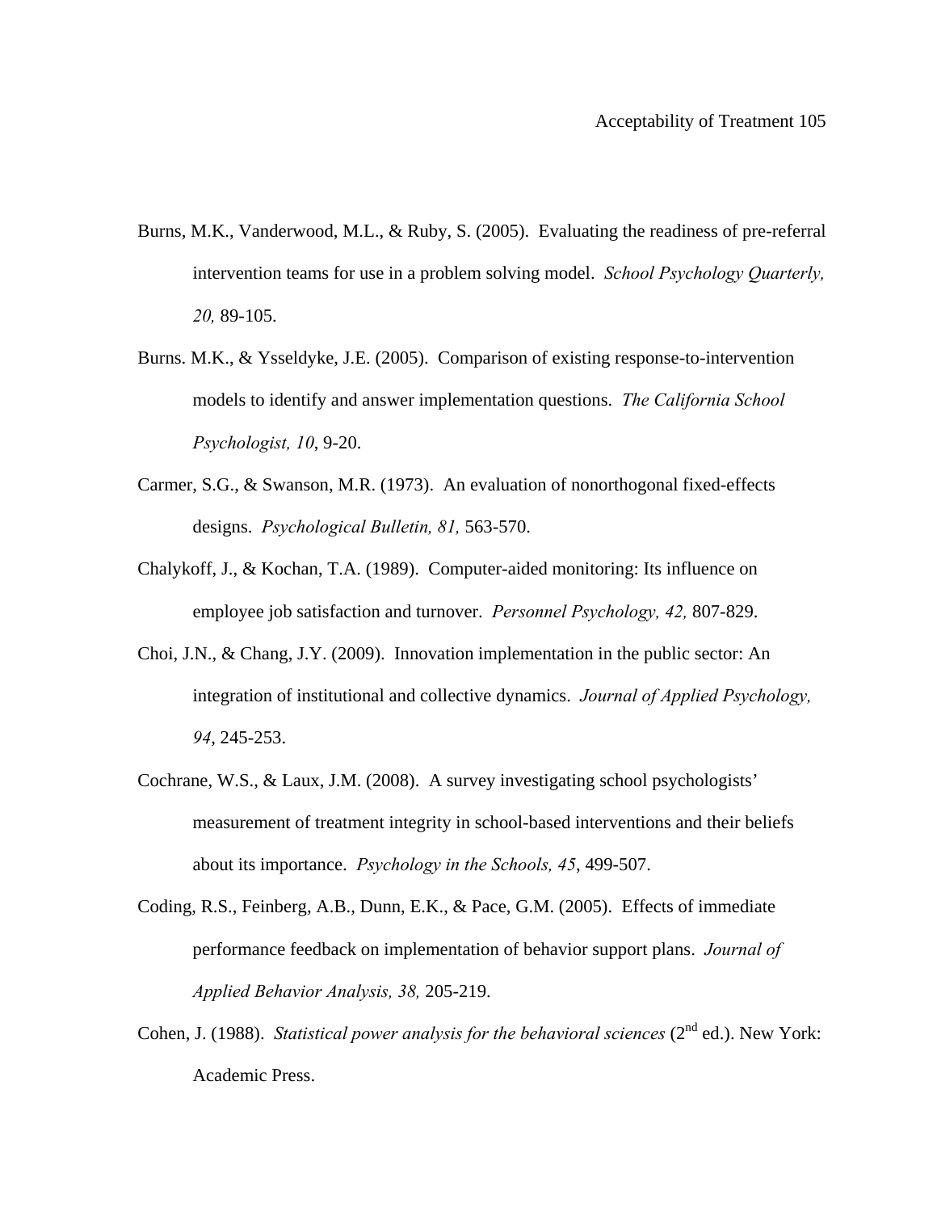Burns, M.K., Vanderwood, M.L., & Ruby, S. (2005). Evaluating the readiness of pre-referral intervention teams for use in a problem solving model. *School Psychology Quarterly, 20,* 89-105.

Burns. M.K., & Ysseldyke, J.E. (2005). Comparison of existing response-to-intervention models to identify and answer implementation questions. *The California School Psychologist, 10*, 9-20.

Carmer, S.G., & Swanson, M.R. (1973). An evaluation of nonorthogonal fixed-effects designs. *Psychological Bulletin, 81,* 563-570.

Chalykoff, J., & Kochan, T.A. (1989). Computer-aided monitoring: Its influence on employee job satisfaction and turnover. *Personnel Psychology, 42,* 807-829.

Choi, J.N., & Chang, J.Y. (2009). Innovation implementation in the public sector: An integration of institutional and collective dynamics. *Journal of Applied Psychology, 94*, 245-253.

Cochrane, W.S., & Laux, J.M. (2008). A survey investigating school psychologists' measurement of treatment integrity in school-based interventions and their beliefs about its importance. *Psychology in the Schools, 45*, 499-507.

Coding, R.S., Feinberg, A.B., Dunn, E.K., & Pace, G.M. (2005). Effects of immediate performance feedback on implementation of behavior support plans. *Journal of Applied Behavior Analysis, 38,* 205-219.

Cohen, J. (1988). *Statistical power analysis for the behavioral sciences* (2nd ed.). New York: Academic Press.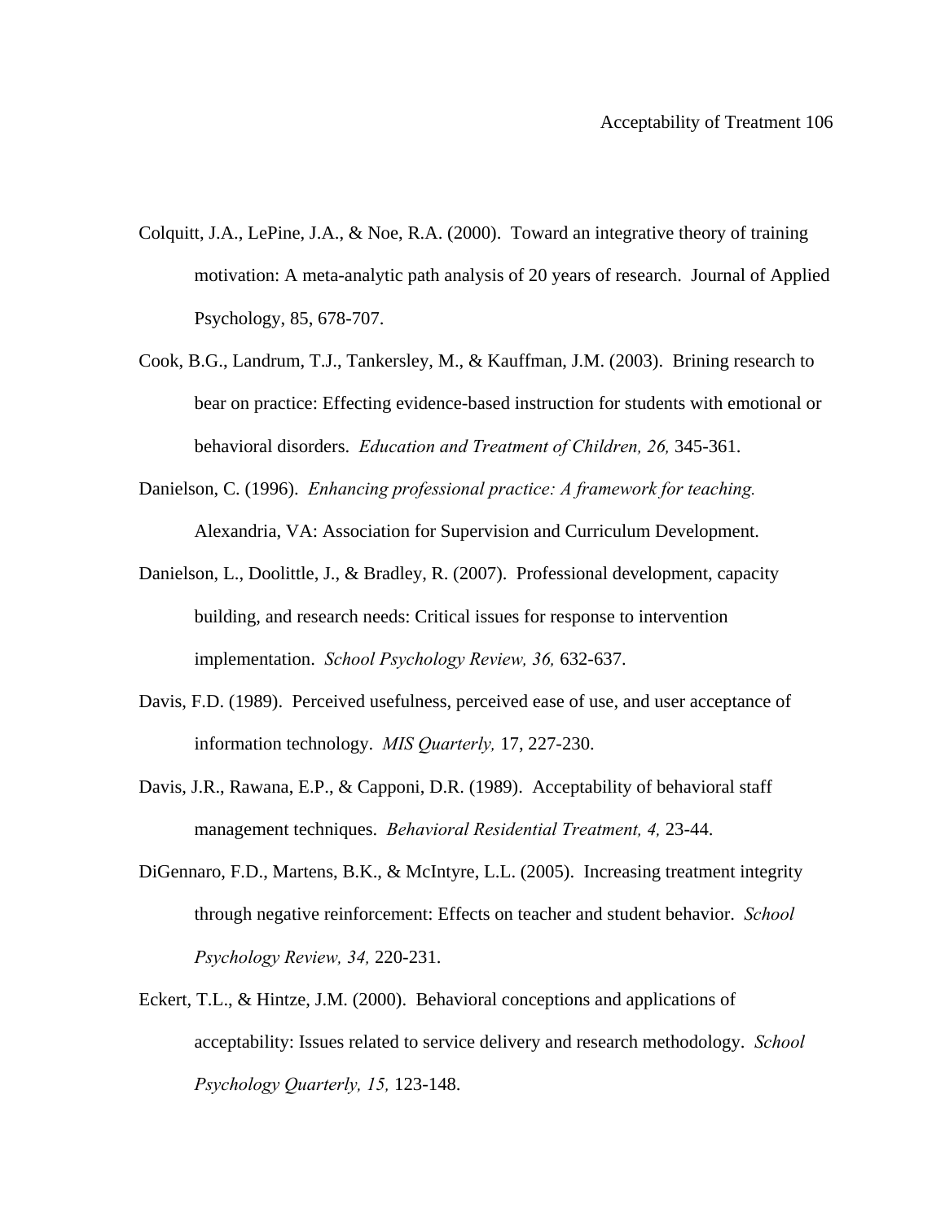Colquitt, J.A., LePine, J.A., & Noe, R.A. (2000). Toward an integrative theory of training motivation: A meta-analytic path analysis of 20 years of research. Journal of Applied Psychology, 85, 678-707.

Cook, B.G., Landrum, T.J., Tankersley, M., & Kauffman, J.M. (2003). Brining research to bear on practice: Effecting evidence-based instruction for students with emotional or behavioral disorders. *Education and Treatment of Children, 26,* 345-361.

Danielson, C. (1996). *Enhancing professional practice: A framework for teaching.* Alexandria, VA: Association for Supervision and Curriculum Development.

Danielson, L., Doolittle, J., & Bradley, R. (2007). Professional development, capacity building, and research needs: Critical issues for response to intervention implementation. *School Psychology Review, 36,* 632-637.

Davis, F.D. (1989). Perceived usefulness, perceived ease of use, and user acceptance of information technology. *MIS Quarterly,* 17, 227-230.

Davis, J.R., Rawana, E.P., & Capponi, D.R. (1989). Acceptability of behavioral staff management techniques. *Behavioral Residential Treatment, 4,* 23-44.

DiGennaro, F.D., Martens, B.K., & McIntyre, L.L. (2005). Increasing treatment integrity through negative reinforcement: Effects on teacher and student behavior. *School Psychology Review, 34,* 220-231.

Eckert, T.L., & Hintze, J.M. (2000). Behavioral conceptions and applications of acceptability: Issues related to service delivery and research methodology. *School Psychology Quarterly, 15,* 123-148.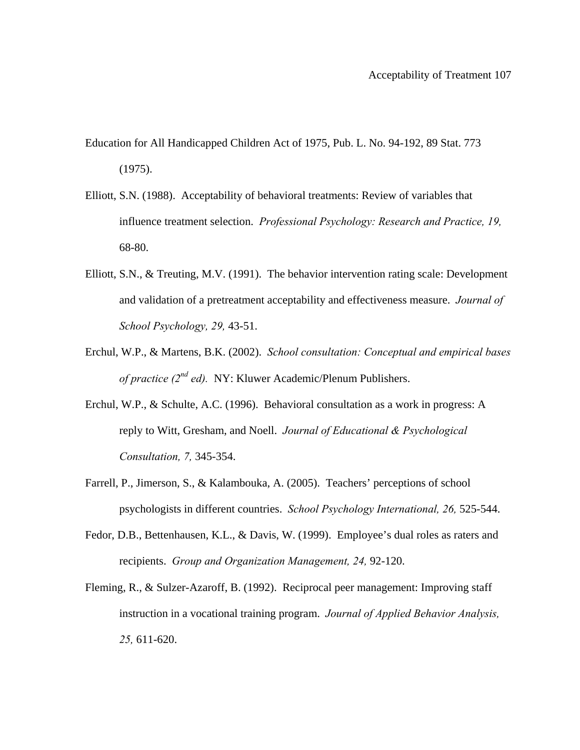Education for All Handicapped Children Act of 1975, Pub. L. No. 94-192, 89 Stat. 773 (1975).

Elliott, S.N. (1988). Acceptability of behavioral treatments: Review of variables that influence treatment selection. *Professional Psychology: Research and Practice, 19,* 68-80.

Elliott, S.N., & Treuting, M.V. (1991). The behavior intervention rating scale: Development and validation of a pretreatment acceptability and effectiveness measure. *Journal of School Psychology, 29,* 43-51.

Erchul, W.P., & Martens, B.K. (2002). *School consultation: Conceptual and empirical bases of practice (2nd ed).* NY: Kluwer Academic/Plenum Publishers.

Erchul, W.P., & Schulte, A.C. (1996). Behavioral consultation as a work in progress: A reply to Witt, Gresham, and Noell. *Journal of Educational & Psychological Consultation, 7,* 345-354.

Farrell, P., Jimerson, S., & Kalambouka, A. (2005). Teachers' perceptions of school psychologists in different countries. *School Psychology International, 26,* 525-544.

Fedor, D.B., Bettenhausen, K.L., & Davis, W. (1999). Employee's dual roles as raters and recipients. *Group and Organization Management, 24,* 92-120.

Fleming, R., & Sulzer-Azaroff, B. (1992). Reciprocal peer management: Improving staff instruction in a vocational training program. *Journal of Applied Behavior Analysis, 25,* 611-620.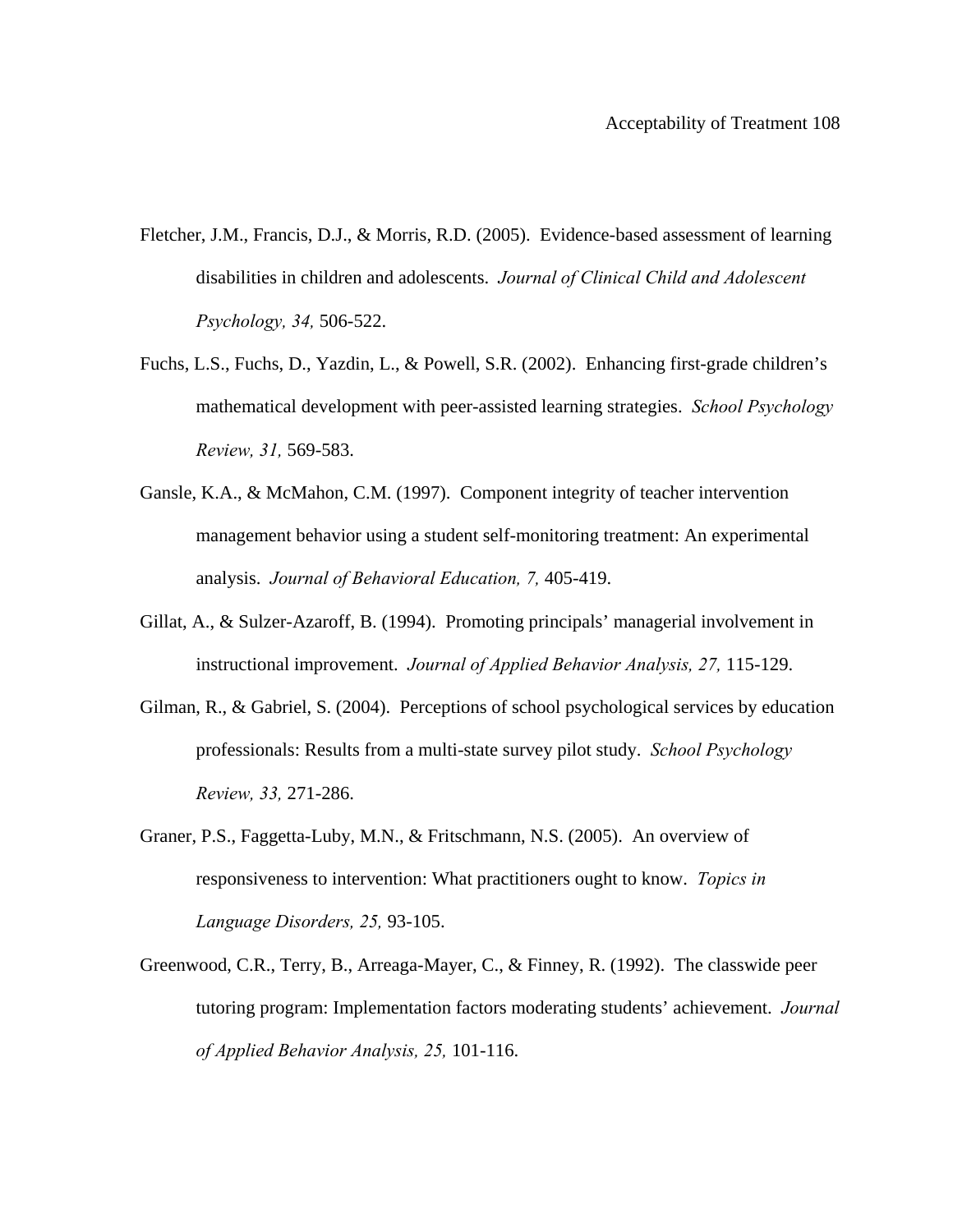Fletcher, J.M., Francis, D.J., & Morris, R.D. (2005). Evidence-based assessment of learning disabilities in children and adolescents. *Journal of Clinical Child and Adolescent Psychology, 34,* 506-522.

Fuchs, L.S., Fuchs, D., Yazdin, L., & Powell, S.R. (2002). Enhancing first-grade children's mathematical development with peer-assisted learning strategies. *School Psychology Review, 31,* 569-583.

Gansle, K.A., & McMahon, C.M. (1997). Component integrity of teacher intervention management behavior using a student self-monitoring treatment: An experimental analysis. *Journal of Behavioral Education, 7,* 405-419.

Gillat, A., & Sulzer-Azaroff, B. (1994). Promoting principals' managerial involvement in instructional improvement. *Journal of Applied Behavior Analysis, 27,* 115-129.

Gilman, R., & Gabriel, S. (2004). Perceptions of school psychological services by education professionals: Results from a multi-state survey pilot study. *School Psychology Review, 33,* 271-286.

Graner, P.S., Faggetta-Luby, M.N., & Fritschmann, N.S. (2005). An overview of responsiveness to intervention: What practitioners ought to know. *Topics in Language Disorders, 25,* 93-105.

Greenwood, C.R., Terry, B., Arreaga-Mayer, C., & Finney, R. (1992). The classwide peer tutoring program: Implementation factors moderating students' achievement. *Journal of Applied Behavior Analysis, 25,* 101-116.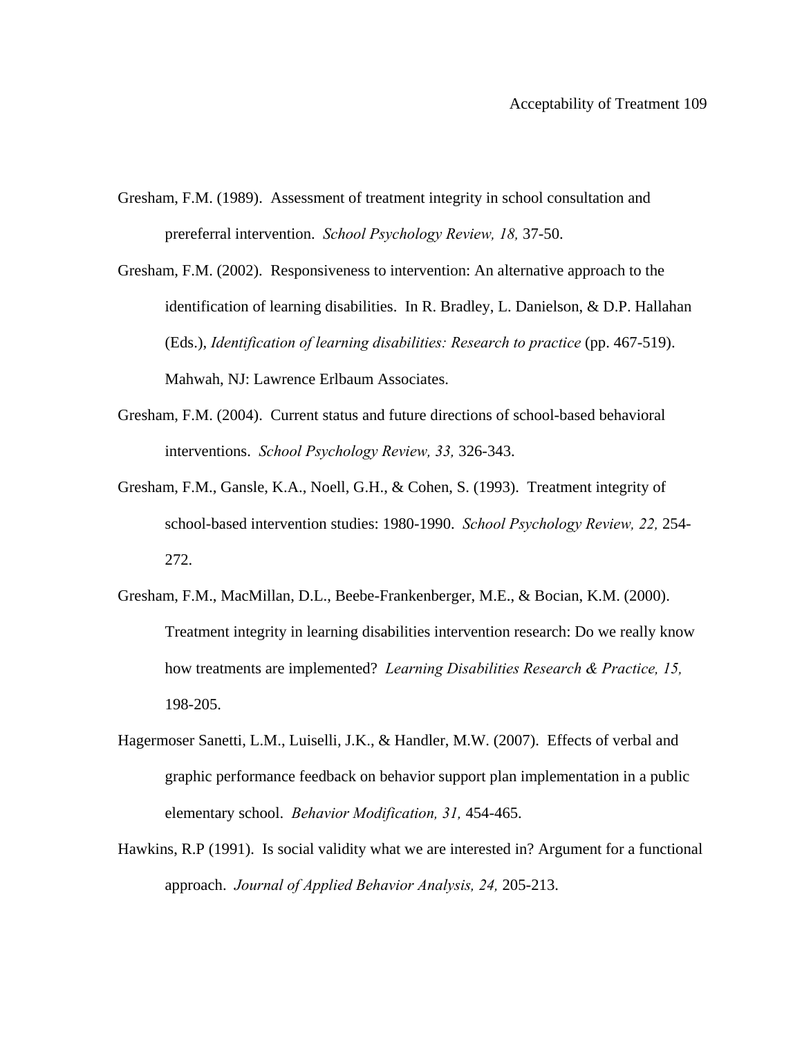Gresham, F.M. (1989). Assessment of treatment integrity in school consultation and prereferral intervention. *School Psychology Review, 18,* 37-50.

Gresham, F.M. (2002). Responsiveness to intervention: An alternative approach to the identification of learning disabilities. In R. Bradley, L. Danielson, & D.P. Hallahan (Eds.), *Identification of learning disabilities: Research to practice* (pp. 467-519). Mahwah, NJ: Lawrence Erlbaum Associates.

Gresham, F.M. (2004). Current status and future directions of school-based behavioral interventions. *School Psychology Review, 33,* 326-343.

Gresham, F.M., Gansle, K.A., Noell, G.H., & Cohen, S. (1993). Treatment integrity of school-based intervention studies: 1980-1990. *School Psychology Review, 22,* 254-272.

Gresham, F.M., MacMillan, D.L., Beebe-Frankenberger, M.E., & Bocian, K.M. (2000). Treatment integrity in learning disabilities intervention research: Do we really know how treatments are implemented? *Learning Disabilities Research & Practice, 15,* 198-205.

Hagermoser Sanetti, L.M., Luiselli, J.K., & Handler, M.W. (2007). Effects of verbal and graphic performance feedback on behavior support plan implementation in a public elementary school. *Behavior Modification, 31,* 454-465.

Hawkins, R.P (1991). Is social validity what we are interested in? Argument for a functional approach. *Journal of Applied Behavior Analysis, 24,* 205-213.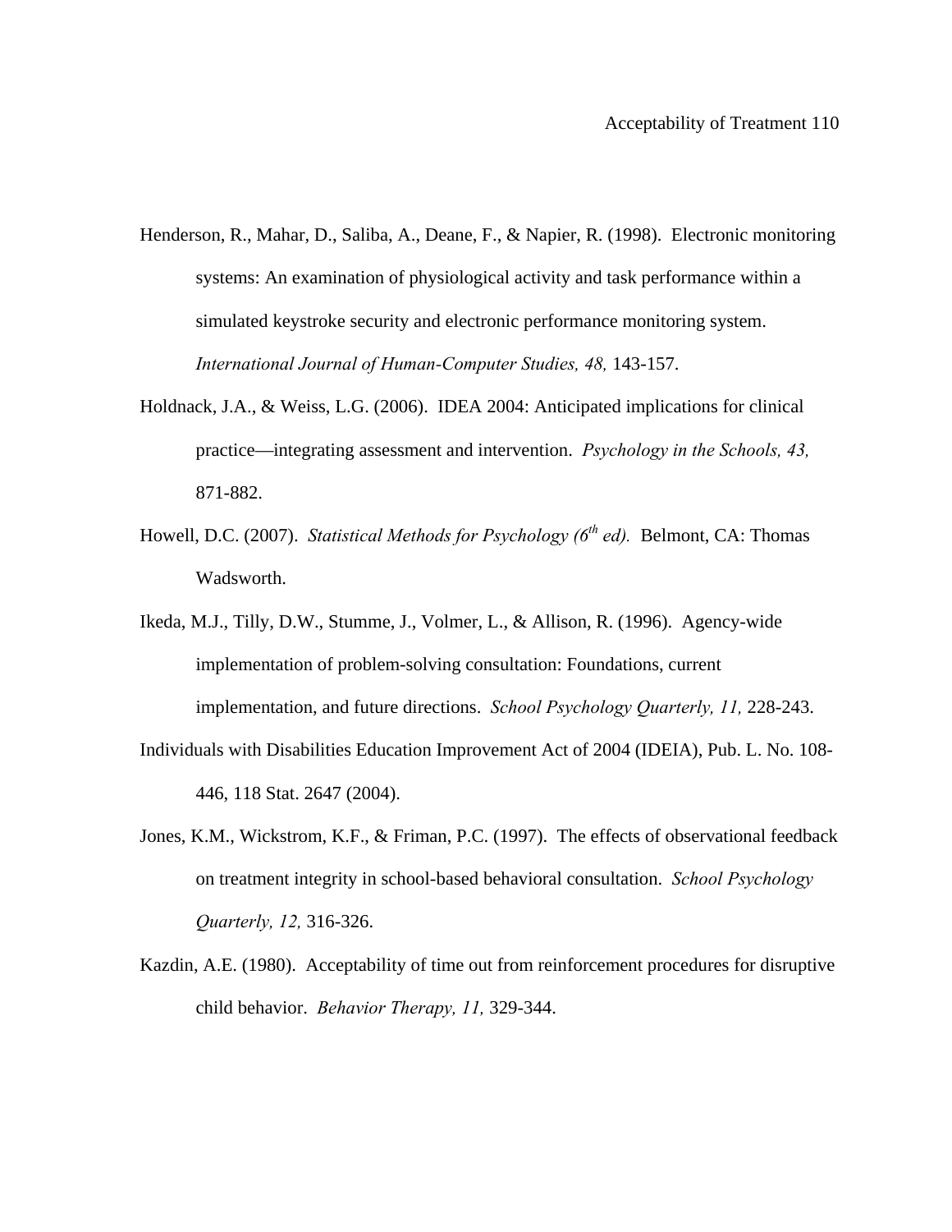Henderson, R., Mahar, D., Saliba, A., Deane, F., & Napier, R. (1998). Electronic monitoring systems: An examination of physiological activity and task performance within a simulated keystroke security and electronic performance monitoring system. *International Journal of Human-Computer Studies, 48,* 143-157.

Holdnack, J.A., & Weiss, L.G. (2006). IDEA 2004: Anticipated implications for clinical practice—integrating assessment and intervention. *Psychology in the Schools, 43,* 871-882.

Howell, D.C. (2007). *Statistical Methods for Psychology (6th ed).* Belmont, CA: Thomas Wadsworth.

Ikeda, M.J., Tilly, D.W., Stumme, J., Volmer, L., & Allison, R. (1996). Agency-wide implementation of problem-solving consultation: Foundations, current implementation, and future directions. *School Psychology Quarterly, 11,* 228-243.

Individuals with Disabilities Education Improvement Act of 2004 (IDEIA), Pub. L. No. 108-446, 118 Stat. 2647 (2004).

Jones, K.M., Wickstrom, K.F., & Friman, P.C. (1997). The effects of observational feedback on treatment integrity in school-based behavioral consultation. *School Psychology Quarterly, 12,* 316-326.

Kazdin, A.E. (1980). Acceptability of time out from reinforcement procedures for disruptive child behavior. *Behavior Therapy, 11,* 329-344.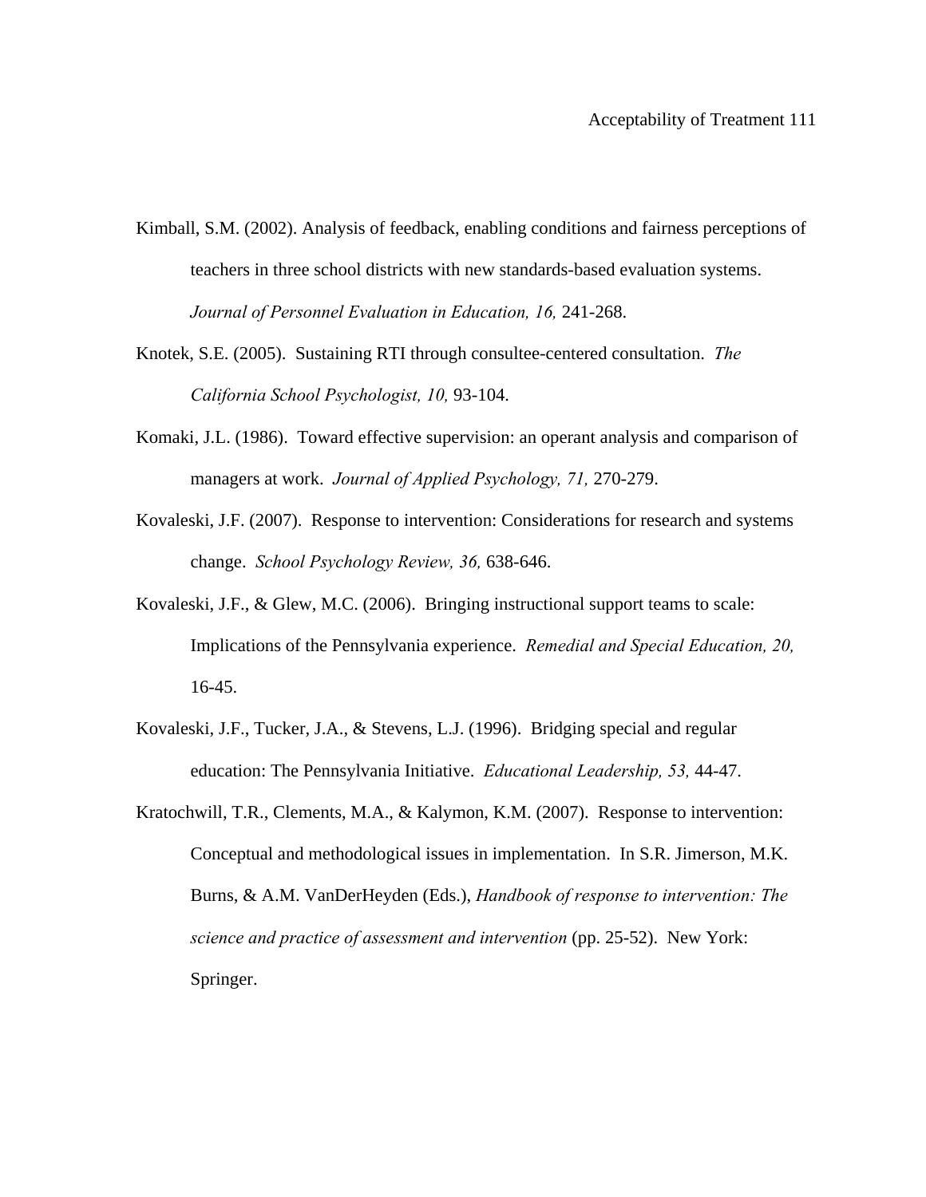Kimball, S.M. (2002). Analysis of feedback, enabling conditions and fairness perceptions of teachers in three school districts with new standards-based evaluation systems. *Journal of Personnel Evaluation in Education, 16,* 241-268.

Knotek, S.E. (2005). Sustaining RTI through consultee-centered consultation. *The California School Psychologist, 10,* 93-104.

Komaki, J.L. (1986). Toward effective supervision: an operant analysis and comparison of managers at work. *Journal of Applied Psychology, 71,* 270-279.

Kovaleski, J.F. (2007). Response to intervention: Considerations for research and systems change. *School Psychology Review, 36,* 638-646.

Kovaleski, J.F., & Glew, M.C. (2006). Bringing instructional support teams to scale: Implications of the Pennsylvania experience. *Remedial and Special Education, 20,* 16-45.

Kovaleski, J.F., Tucker, J.A., & Stevens, L.J. (1996). Bridging special and regular education: The Pennsylvania Initiative. *Educational Leadership, 53,* 44-47.

Kratochwill, T.R., Clements, M.A., & Kalymon, K.M. (2007). Response to intervention: Conceptual and methodological issues in implementation. In S.R. Jimerson, M.K. Burns, & A.M. VanDerHeyden (Eds.), *Handbook of response to intervention: The science and practice of assessment and intervention* (pp. 25-52). New York: Springer.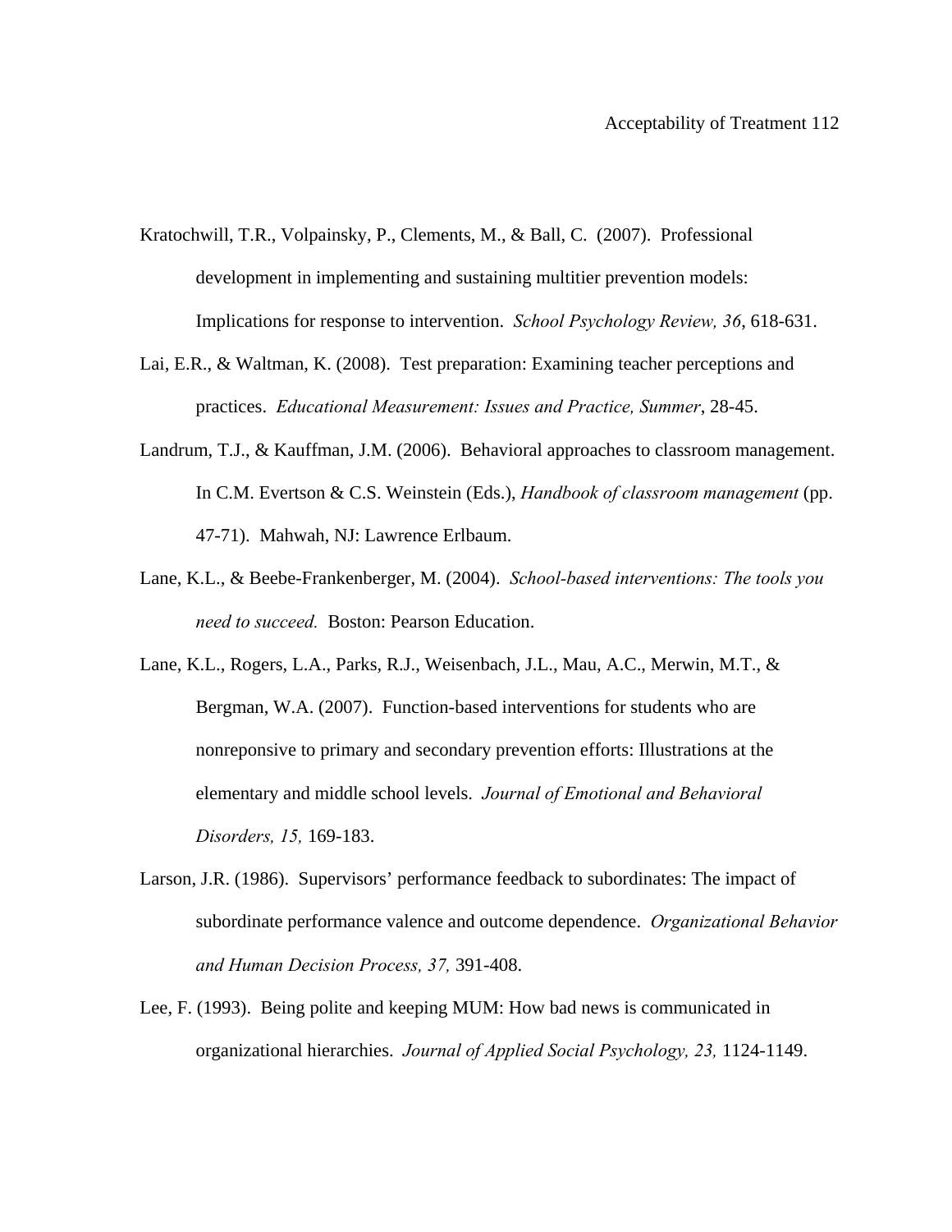Kratochwill, T.R., Volpainsky, P., Clements, M., & Ball, C. (2007). Professional development in implementing and sustaining multitier prevention models: Implications for response to intervention. *School Psychology Review, 36*, 618-631.

Lai, E.R., & Waltman, K. (2008). Test preparation: Examining teacher perceptions and practices. *Educational Measurement: Issues and Practice, Summer*, 28-45.

Landrum, T.J., & Kauffman, J.M. (2006). Behavioral approaches to classroom management. In C.M. Evertson & C.S. Weinstein (Eds.), *Handbook of classroom management* (pp. 47-71). Mahwah, NJ: Lawrence Erlbaum.

Lane, K.L., & Beebe-Frankenberger, M. (2004). *School-based interventions: The tools you need to succeed.* Boston: Pearson Education.

Lane, K.L., Rogers, L.A., Parks, R.J., Weisenbach, J.L., Mau, A.C., Merwin, M.T., & Bergman, W.A. (2007). Function-based interventions for students who are nonreponsive to primary and secondary prevention efforts: Illustrations at the elementary and middle school levels. *Journal of Emotional and Behavioral Disorders, 15,* 169-183.

Larson, J.R. (1986). Supervisors' performance feedback to subordinates: The impact of subordinate performance valence and outcome dependence. *Organizational Behavior and Human Decision Process, 37,* 391-408.

Lee, F. (1993). Being polite and keeping MUM: How bad news is communicated in organizational hierarchies. *Journal of Applied Social Psychology, 23,* 1124-1149.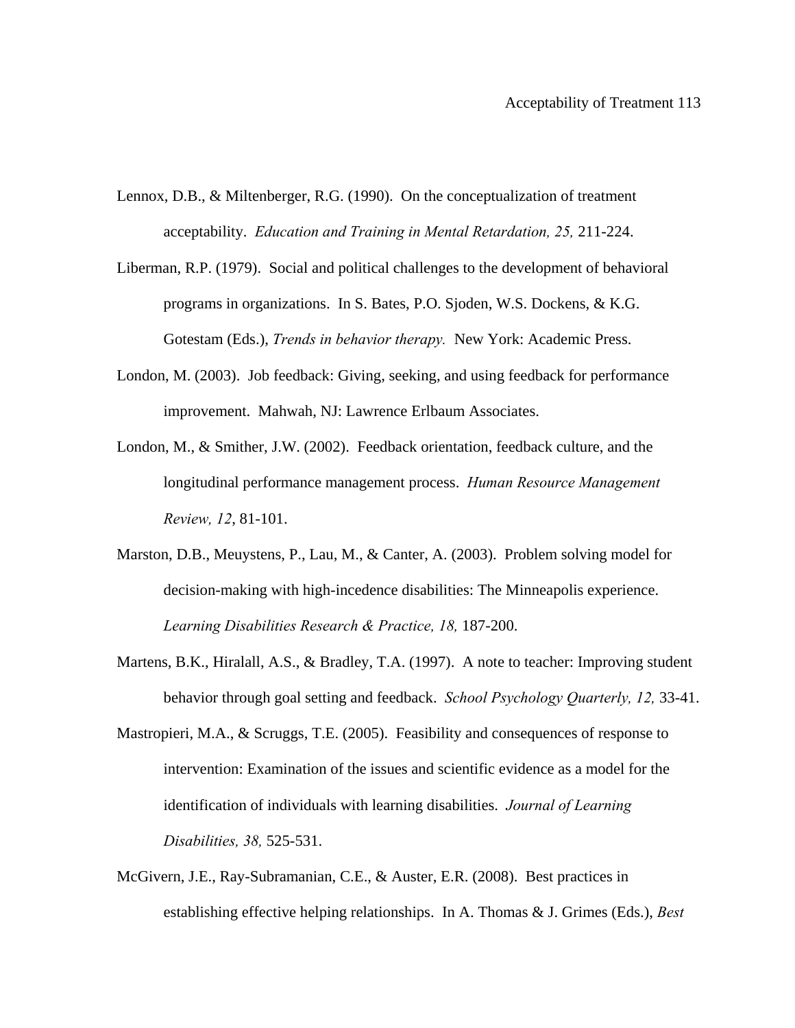Lennox, D.B., & Miltenberger, R.G. (1990). On the conceptualization of treatment acceptability. *Education and Training in Mental Retardation, 25,* 211-224.

Liberman, R.P. (1979). Social and political challenges to the development of behavioral programs in organizations. In S. Bates, P.O. Sjoden, W.S. Dockens, & K.G. Gotestam (Eds.), *Trends in behavior therapy.* New York: Academic Press.

London, M. (2003). Job feedback: Giving, seeking, and using feedback for performance improvement. Mahwah, NJ: Lawrence Erlbaum Associates.

London, M., & Smither, J.W. (2002). Feedback orientation, feedback culture, and the longitudinal performance management process. *Human Resource Management Review, 12*, 81-101.

Marston, D.B., Meuystens, P., Lau, M., & Canter, A. (2003). Problem solving model for decision-making with high-incedence disabilities: The Minneapolis experience. *Learning Disabilities Research & Practice, 18,* 187-200.

Martens, B.K., Hiralall, A.S., & Bradley, T.A. (1997). A note to teacher: Improving student behavior through goal setting and feedback. *School Psychology Quarterly, 12,* 33-41.

Mastropieri, M.A., & Scruggs, T.E. (2005). Feasibility and consequences of response to intervention: Examination of the issues and scientific evidence as a model for the identification of individuals with learning disabilities. *Journal of Learning Disabilities, 38,* 525-531.

McGivern, J.E., Ray-Subramanian, C.E., & Auster, E.R. (2008). Best practices in establishing effective helping relationships. In A. Thomas & J. Grimes (Eds.), *Best*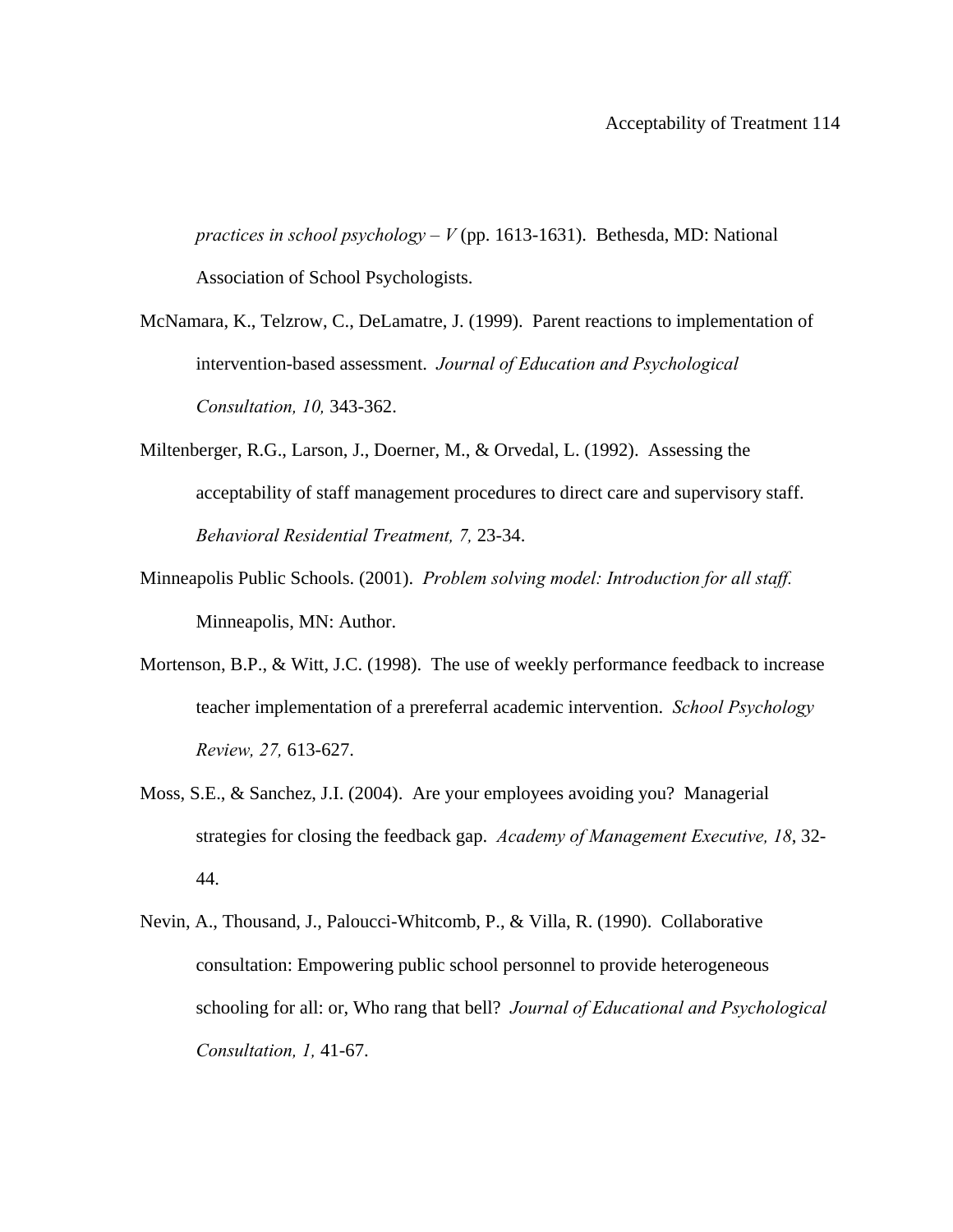*practices in school psychology – V* (pp. 1613-1631). Bethesda, MD: National Association of School Psychologists.

McNamara, K., Telzrow, C., DeLamatre, J. (1999). Parent reactions to implementation of intervention-based assessment. *Journal of Education and Psychological Consultation, 10,* 343-362.

Miltenberger, R.G., Larson, J., Doerner, M., & Orvedal, L. (1992). Assessing the acceptability of staff management procedures to direct care and supervisory staff. *Behavioral Residential Treatment, 7,* 23-34.

Minneapolis Public Schools. (2001). *Problem solving model: Introduction for all staff.* Minneapolis, MN: Author.

Mortenson, B.P., & Witt, J.C. (1998). The use of weekly performance feedback to increase teacher implementation of a prereferral academic intervention. *School Psychology Review, 27,* 613-627.

Moss, S.E., & Sanchez, J.I. (2004). Are your employees avoiding you? Managerial strategies for closing the feedback gap. *Academy of Management Executive, 18*, 32-44.

Nevin, A., Thousand, J., Paloucci-Whitcomb, P., & Villa, R. (1990). Collaborative consultation: Empowering public school personnel to provide heterogeneous schooling for all: or, Who rang that bell? *Journal of Educational and Psychological Consultation, 1,* 41-67.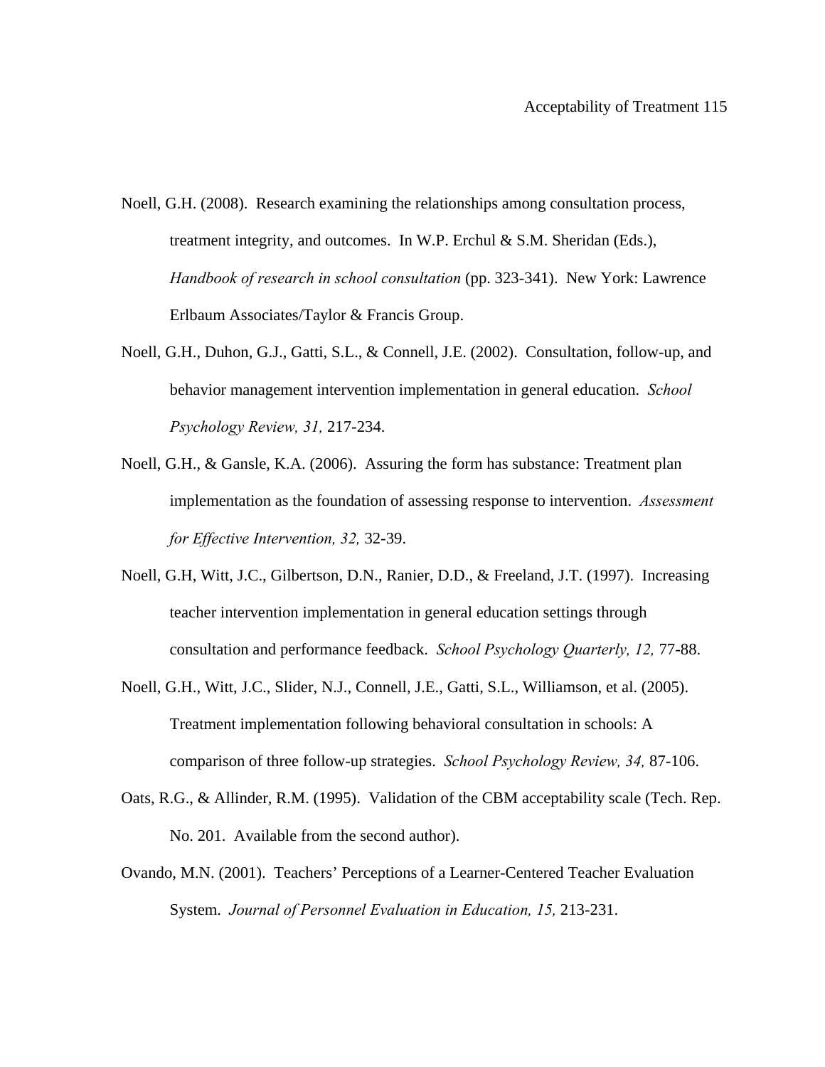Noell, G.H. (2008). Research examining the relationships among consultation process, treatment integrity, and outcomes. In W.P. Erchul & S.M. Sheridan (Eds.), *Handbook of research in school consultation* (pp. 323-341). New York: Lawrence Erlbaum Associates/Taylor & Francis Group.

Noell, G.H., Duhon, G.J., Gatti, S.L., & Connell, J.E. (2002). Consultation, follow-up, and behavior management intervention implementation in general education. *School Psychology Review, 31,* 217-234.

Noell, G.H., & Gansle, K.A. (2006). Assuring the form has substance: Treatment plan implementation as the foundation of assessing response to intervention. *Assessment for Effective Intervention, 32,* 32-39.

Noell, G.H, Witt, J.C., Gilbertson, D.N., Ranier, D.D., & Freeland, J.T. (1997). Increasing teacher intervention implementation in general education settings through consultation and performance feedback. *School Psychology Quarterly, 12,* 77-88.

Noell, G.H., Witt, J.C., Slider, N.J., Connell, J.E., Gatti, S.L., Williamson, et al. (2005). Treatment implementation following behavioral consultation in schools: A comparison of three follow-up strategies. *School Psychology Review, 34,* 87-106.

Oats, R.G., & Allinder, R.M. (1995). Validation of the CBM acceptability scale (Tech. Rep. No. 201. Available from the second author).

Ovando, M.N. (2001). Teachers' Perceptions of a Learner-Centered Teacher Evaluation System. *Journal of Personnel Evaluation in Education, 15,* 213-231.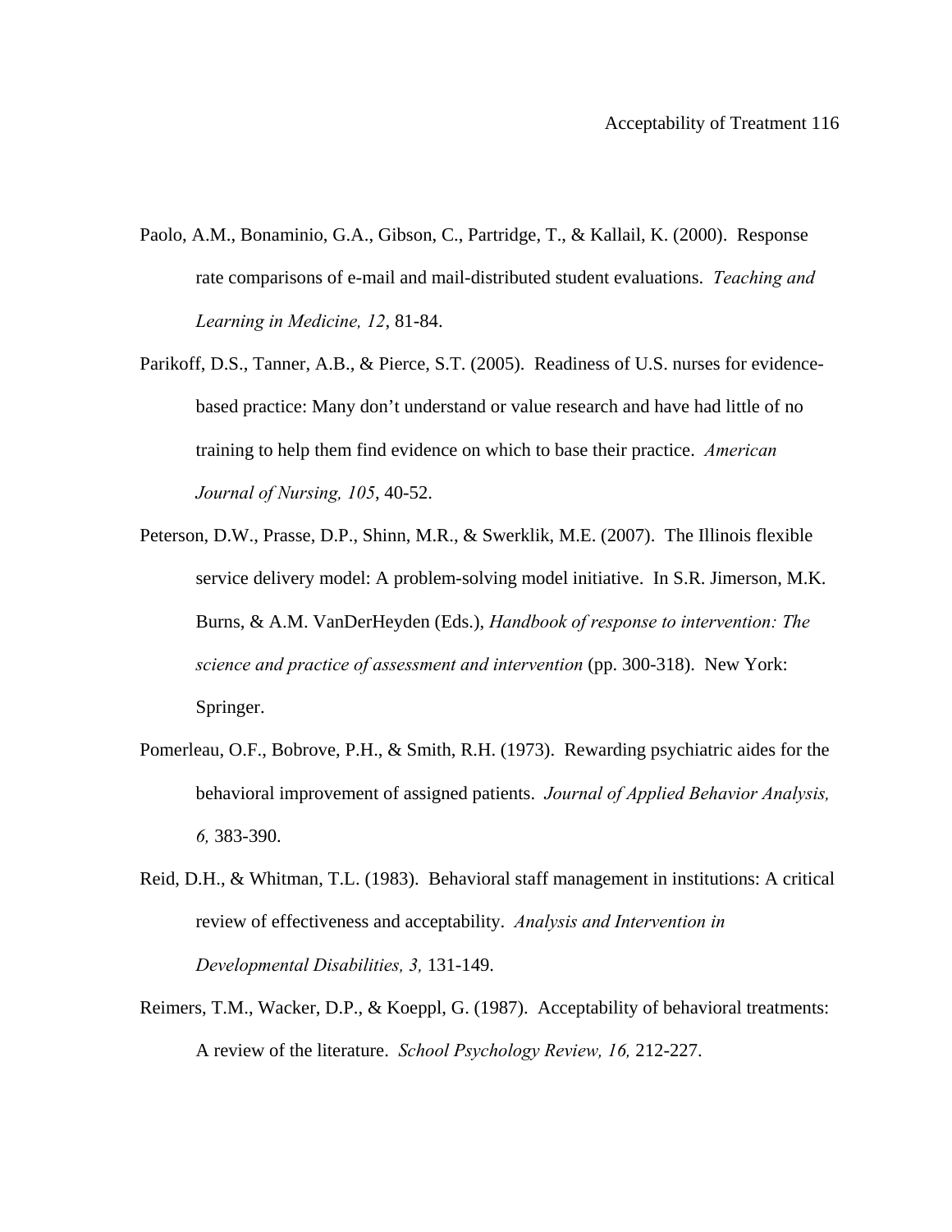Paolo, A.M., Bonaminio, G.A., Gibson, C., Partridge, T., & Kallail, K. (2000). Response rate comparisons of e-mail and mail-distributed student evaluations. *Teaching and Learning in Medicine, 12*, 81-84.

Parikoff, D.S., Tanner, A.B., & Pierce, S.T. (2005). Readiness of U.S. nurses for evidence-based practice: Many don't understand or value research and have had little of no training to help them find evidence on which to base their practice. *American Journal of Nursing, 105*, 40-52.

Peterson, D.W., Prasse, D.P., Shinn, M.R., & Swerklik, M.E. (2007). The Illinois flexible service delivery model: A problem-solving model initiative. In S.R. Jimerson, M.K. Burns, & A.M. VanDerHeyden (Eds.), *Handbook of response to intervention: The science and practice of assessment and intervention* (pp. 300-318). New York: Springer.

Pomerleau, O.F., Bobrove, P.H., & Smith, R.H. (1973). Rewarding psychiatric aides for the behavioral improvement of assigned patients. *Journal of Applied Behavior Analysis, 6,* 383-390.

Reid, D.H., & Whitman, T.L. (1983). Behavioral staff management in institutions: A critical review of effectiveness and acceptability. *Analysis and Intervention in Developmental Disabilities, 3,* 131-149.

Reimers, T.M., Wacker, D.P., & Koeppl, G. (1987). Acceptability of behavioral treatments: A review of the literature. *School Psychology Review, 16,* 212-227.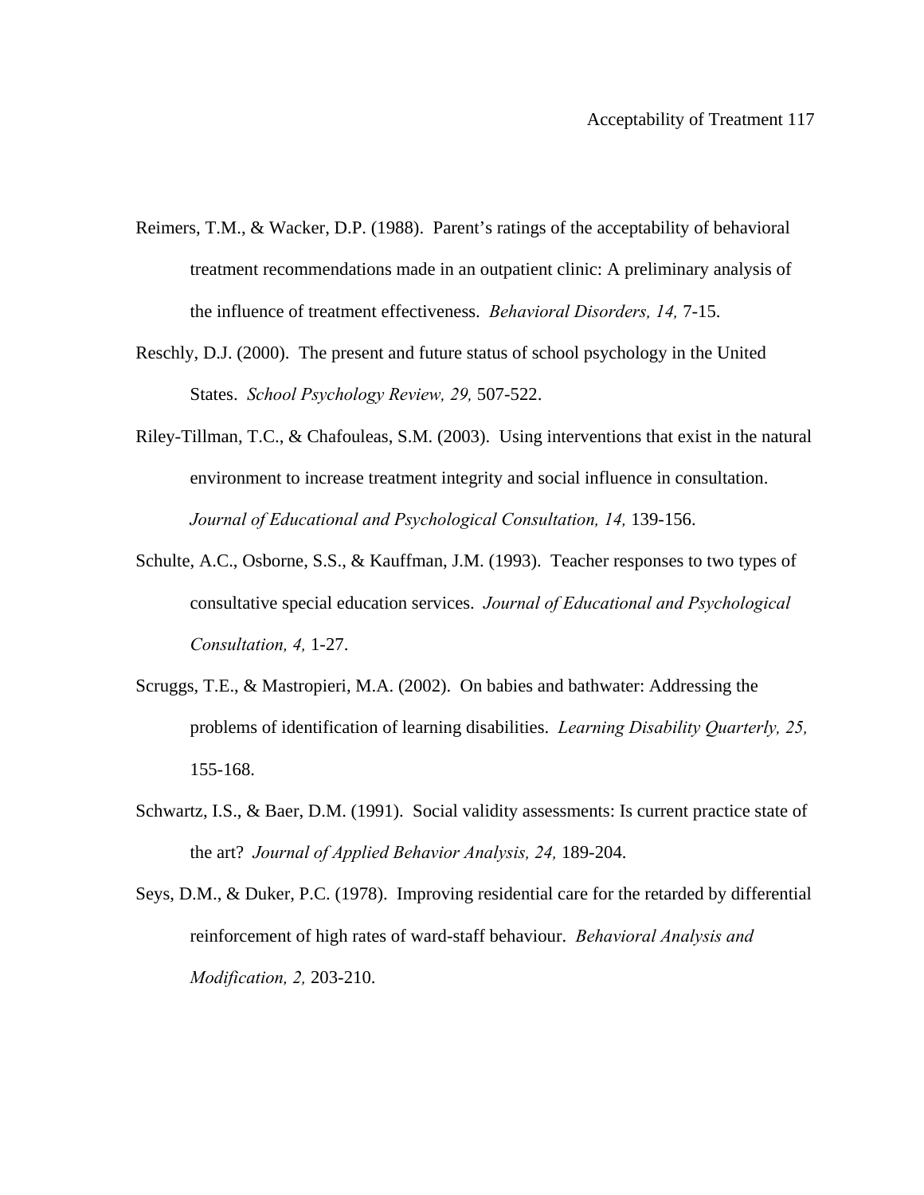Reimers, T.M., & Wacker, D.P. (1988). Parent's ratings of the acceptability of behavioral treatment recommendations made in an outpatient clinic: A preliminary analysis of the influence of treatment effectiveness. *Behavioral Disorders, 14,* 7-15.

Reschly, D.J. (2000). The present and future status of school psychology in the United States. *School Psychology Review, 29,* 507-522.

Riley-Tillman, T.C., & Chafouleas, S.M. (2003). Using interventions that exist in the natural environment to increase treatment integrity and social influence in consultation. *Journal of Educational and Psychological Consultation, 14,* 139-156.

Schulte, A.C., Osborne, S.S., & Kauffman, J.M. (1993). Teacher responses to two types of consultative special education services. *Journal of Educational and Psychological Consultation, 4,* 1-27.

Scruggs, T.E., & Mastropieri, M.A. (2002). On babies and bathwater: Addressing the problems of identification of learning disabilities. *Learning Disability Quarterly, 25,* 155-168.

Schwartz, I.S., & Baer, D.M. (1991). Social validity assessments: Is current practice state of the art? *Journal of Applied Behavior Analysis, 24,* 189-204.

Seys, D.M., & Duker, P.C. (1978). Improving residential care for the retarded by differential reinforcement of high rates of ward-staff behaviour. *Behavioral Analysis and Modification, 2,* 203-210.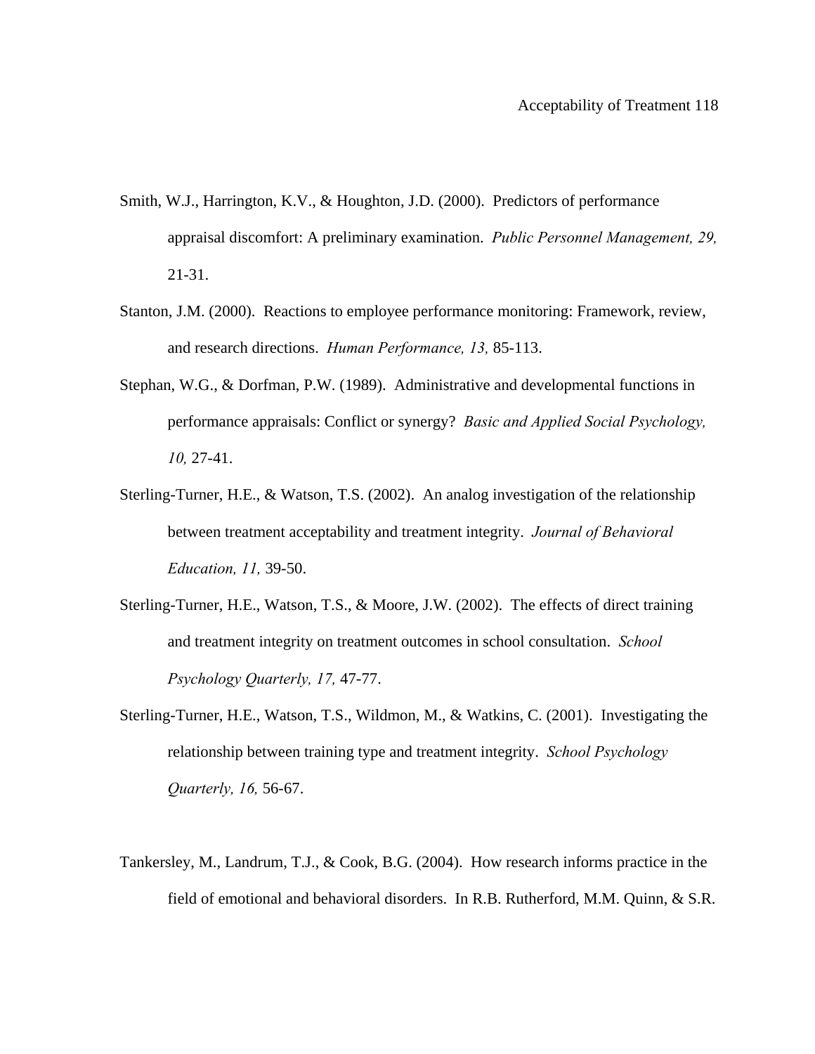Smith, W.J., Harrington, K.V., & Houghton, J.D. (2000). Predictors of performance appraisal discomfort: A preliminary examination. *Public Personnel Management, 29,* 21-31.

Stanton, J.M. (2000). Reactions to employee performance monitoring: Framework, review, and research directions. *Human Performance, 13,* 85-113.

Stephan, W.G., & Dorfman, P.W. (1989). Administrative and developmental functions in performance appraisals: Conflict or synergy? *Basic and Applied Social Psychology, 10,* 27-41.

Sterling-Turner, H.E., & Watson, T.S. (2002). An analog investigation of the relationship between treatment acceptability and treatment integrity. *Journal of Behavioral Education, 11,* 39-50.

Sterling-Turner, H.E., Watson, T.S., & Moore, J.W. (2002). The effects of direct training and treatment integrity on treatment outcomes in school consultation. *School Psychology Quarterly, 17,* 47-77.

Sterling-Turner, H.E., Watson, T.S., Wildmon, M., & Watkins, C. (2001). Investigating the relationship between training type and treatment integrity. *School Psychology Quarterly, 16,* 56-67.

Tankersley, M., Landrum, T.J., & Cook, B.G. (2004). How research informs practice in the field of emotional and behavioral disorders. In R.B. Rutherford, M.M. Quinn, & S.R.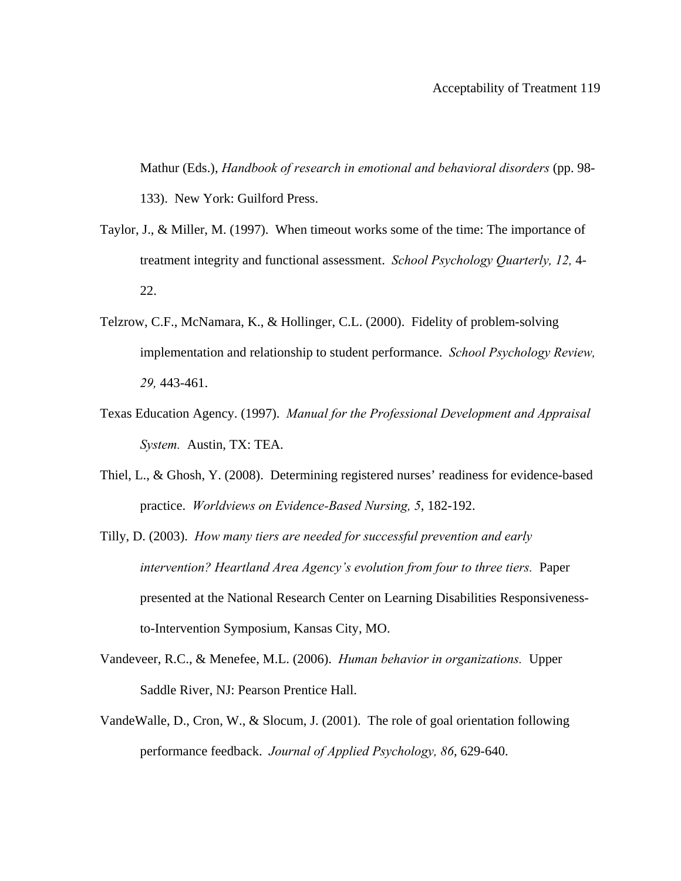Mathur (Eds.), *Handbook of research in emotional and behavioral disorders* (pp. 98-133). New York: Guilford Press.

Taylor, J., & Miller, M. (1997). When timeout works some of the time: The importance of treatment integrity and functional assessment. *School Psychology Quarterly, 12,* 4-22.

Telzrow, C.F., McNamara, K., & Hollinger, C.L. (2000). Fidelity of problem-solving implementation and relationship to student performance. *School Psychology Review, 29,* 443-461.

Texas Education Agency. (1997). *Manual for the Professional Development and Appraisal System.* Austin, TX: TEA.

Thiel, L., & Ghosh, Y. (2008). Determining registered nurses' readiness for evidence-based practice. *Worldviews on Evidence-Based Nursing, 5*, 182-192.

Tilly, D. (2003). *How many tiers are needed for successful prevention and early intervention? Heartland Area Agency's evolution from four to three tiers.* Paper presented at the National Research Center on Learning Disabilities Responsiveness-to-Intervention Symposium, Kansas City, MO.

Vandeveer, R.C., & Menefee, M.L. (2006). *Human behavior in organizations.* Upper Saddle River, NJ: Pearson Prentice Hall.

VandeWalle, D., Cron, W., & Slocum, J. (2001). The role of goal orientation following performance feedback. *Journal of Applied Psychology, 86*, 629-640.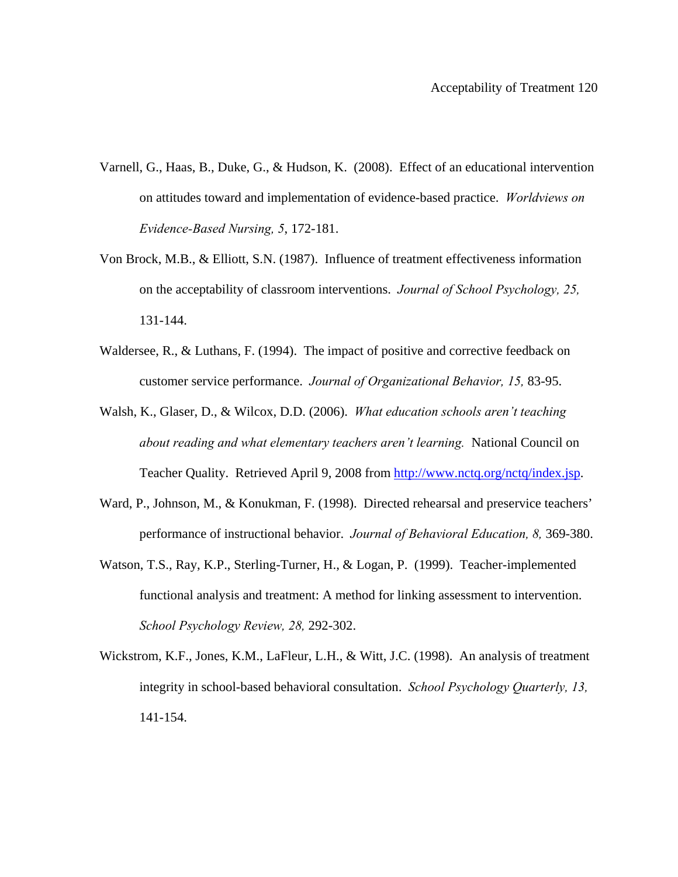Varnell, G., Haas, B., Duke, G., & Hudson, K. (2008). Effect of an educational intervention on attitudes toward and implementation of evidence-based practice. *Worldviews on Evidence-Based Nursing, 5*, 172-181.

Von Brock, M.B., & Elliott, S.N. (1987). Influence of treatment effectiveness information on the acceptability of classroom interventions. *Journal of School Psychology, 25,* 131-144.

Waldersee, R., & Luthans, F. (1994). The impact of positive and corrective feedback on customer service performance. *Journal of Organizational Behavior, 15,* 83-95.

Walsh, K., Glaser, D., & Wilcox, D.D. (2006). *What education schools aren't teaching about reading and what elementary teachers aren't learning.* National Council on Teacher Quality. Retrieved April 9, 2008 from http://www.nctq.org/nctq/index.jsp.

Ward, P., Johnson, M., & Konukman, F. (1998). Directed rehearsal and preservice teachers' performance of instructional behavior. *Journal of Behavioral Education, 8,* 369-380.

Watson, T.S., Ray, K.P., Sterling-Turner, H., & Logan, P. (1999). Teacher-implemented functional analysis and treatment: A method for linking assessment to intervention. *School Psychology Review, 28,* 292-302.

Wickstrom, K.F., Jones, K.M., LaFleur, L.H., & Witt, J.C. (1998). An analysis of treatment integrity in school-based behavioral consultation. *School Psychology Quarterly, 13,* 141-154.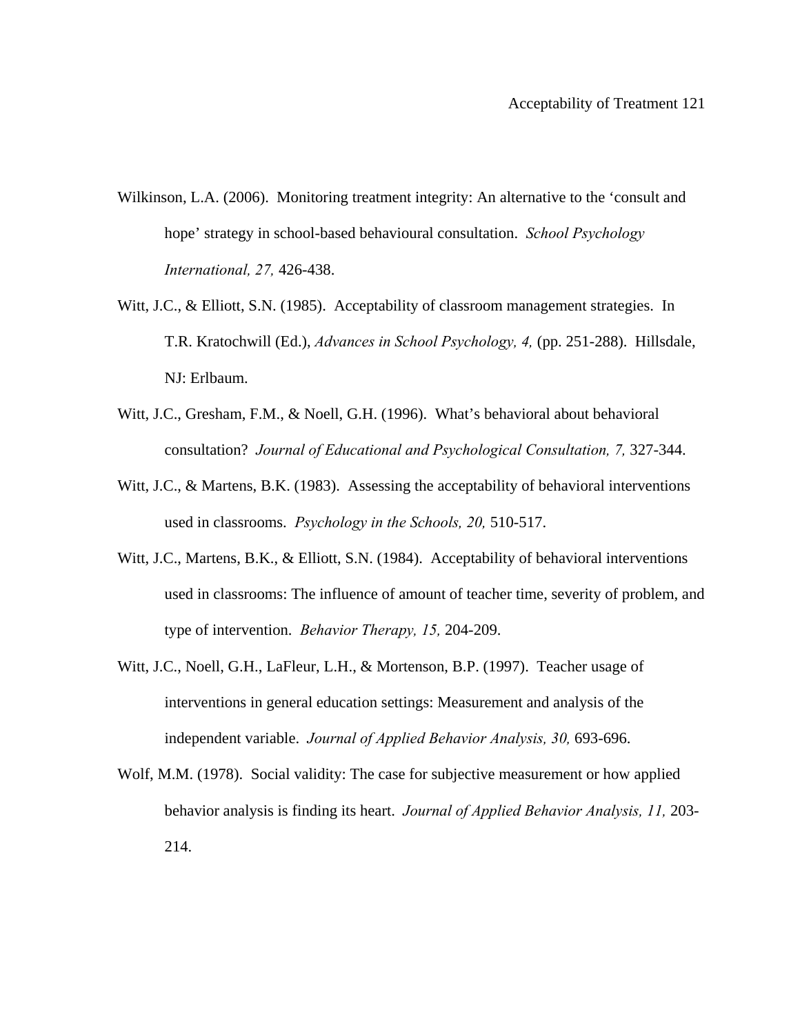Wilkinson, L.A. (2006). Monitoring treatment integrity: An alternative to the 'consult and hope' strategy in school-based behavioural consultation. *School Psychology International, 27,* 426-438.

Witt, J.C., & Elliott, S.N. (1985). Acceptability of classroom management strategies. In T.R. Kratochwill (Ed.), *Advances in School Psychology, 4,* (pp. 251-288). Hillsdale, NJ: Erlbaum.

Witt, J.C., Gresham, F.M., & Noell, G.H. (1996). What's behavioral about behavioral consultation? *Journal of Educational and Psychological Consultation, 7,* 327-344.

Witt, J.C., & Martens, B.K. (1983). Assessing the acceptability of behavioral interventions used in classrooms. *Psychology in the Schools, 20,* 510-517.

Witt, J.C., Martens, B.K., & Elliott, S.N. (1984). Acceptability of behavioral interventions used in classrooms: The influence of amount of teacher time, severity of problem, and type of intervention. *Behavior Therapy, 15,* 204-209.

Witt, J.C., Noell, G.H., LaFleur, L.H., & Mortenson, B.P. (1997). Teacher usage of interventions in general education settings: Measurement and analysis of the independent variable. *Journal of Applied Behavior Analysis, 30,* 693-696.

Wolf, M.M. (1978). Social validity: The case for subjective measurement or how applied behavior analysis is finding its heart. *Journal of Applied Behavior Analysis, 11,* 203-214.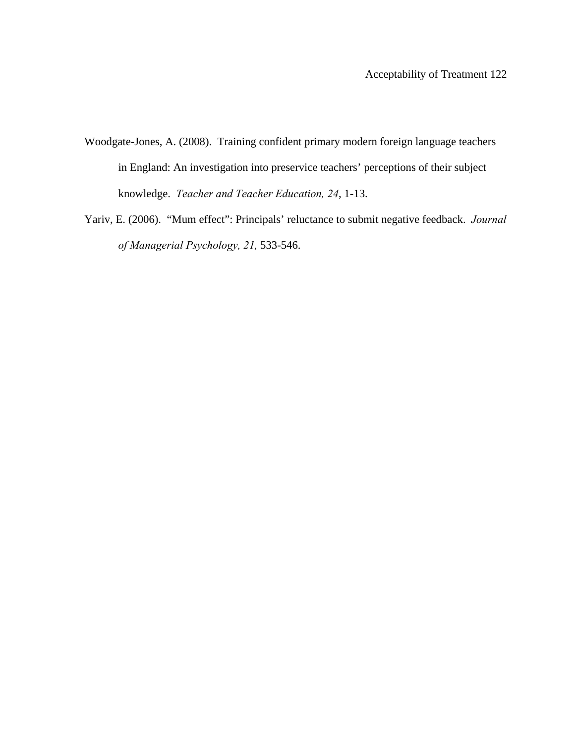Woodgate-Jones, A. (2008). Training confident primary modern foreign language teachers in England: An investigation into preservice teachers' perceptions of their subject knowledge. *Teacher and Teacher Education, 24*, 1-13.

Yariv, E. (2006). "Mum effect": Principals' reluctance to submit negative feedback. *Journal of Managerial Psychology, 21,* 533-546.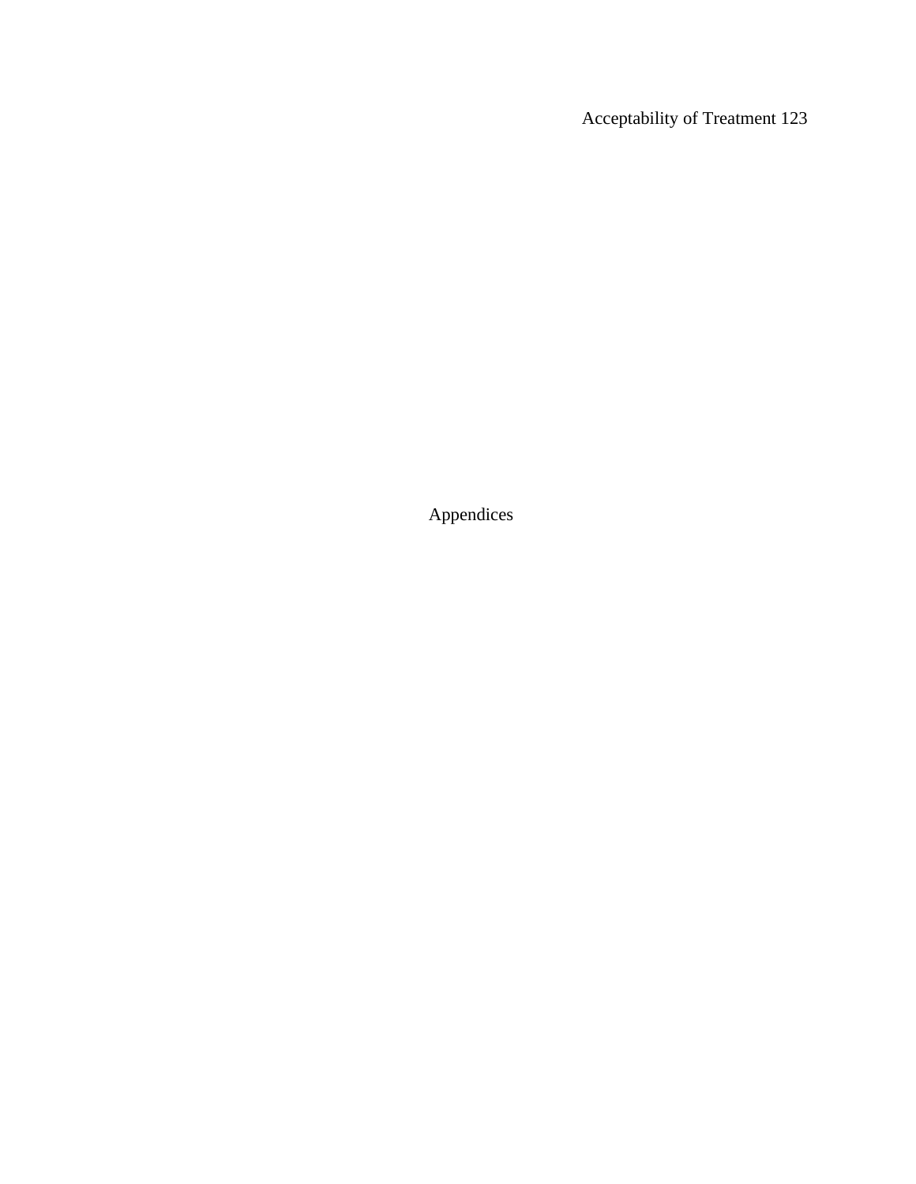# Appendices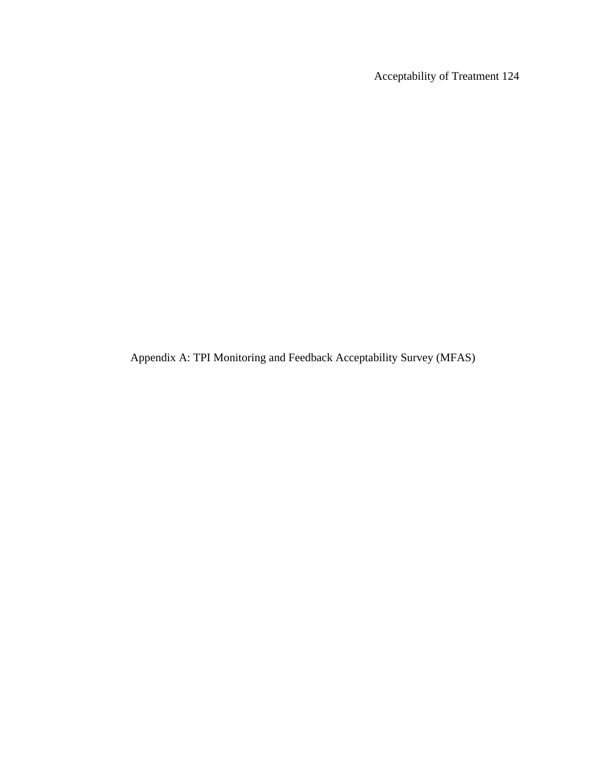# Appendix A: TPI Monitoring and Feedback Acceptability Survey (MFAS)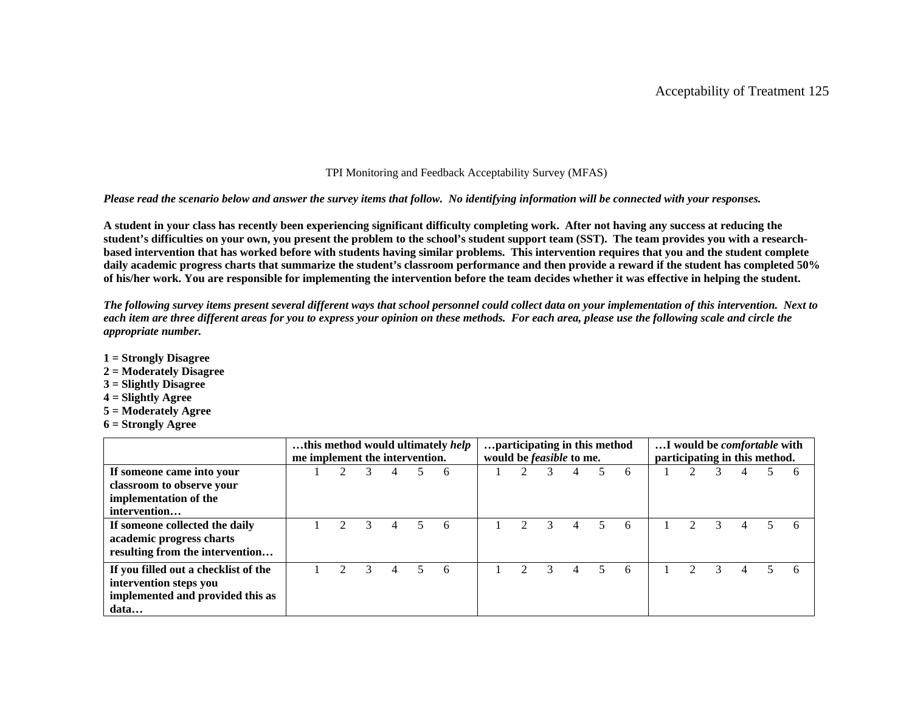TPI Monitoring and Feedback Acceptability Survey (MFAS)

***Please read the scenario below and answer the survey items that follow. No identifying information will be connected with your responses.***

**A student in your class has recently been experiencing significant difficulty completing work. After not having any success at reducing the student's difficulties on your own, you present the problem to the school's student support team (SST). The team provides you with a research-based intervention that has worked before with students having similar problems. This intervention requires that you and the student complete daily academic progress charts that summarize the student's classroom performance and then provide a reward if the student has completed 50% of his/her work. You are responsible for implementing the intervention before the team decides whether it was effective in helping the student.**

***The following survey items present several different ways that school personnel could collect data on your implementation of this intervention. Next to each item are three different areas for you to express your opinion on these methods. For each area, please use the following scale and circle the appropriate number.***

**1 = Strongly Disagree**
**2 = Moderately Disagree**
**3 = Slightly Disagree**
**4 = Slightly Agree**
**5 = Moderately Agree**
**6 = Strongly Agree**

| | **…this method would ultimately *help* me implement the intervention.** | **…participating in this method would be *feasible* to me.** | **…I would be *comfortable* with participating in this method.** |
|---|---|---|---|
| **If someone came into your classroom to observe your implementation of the intervention…** | 1 2 3 4 5 6 | 1 2 3 4 5 6 | 1 2 3 4 5 6 |
| **If someone collected the daily academic progress charts resulting from the intervention…** | 1 2 3 4 5 6 | 1 2 3 4 5 6 | 1 2 3 4 5 6 |
| **If you filled out a checklist of the intervention steps you implemented and provided this as data…** | 1 2 3 4 5 6 | 1 2 3 4 5 6 | 1 2 3 4 5 6 |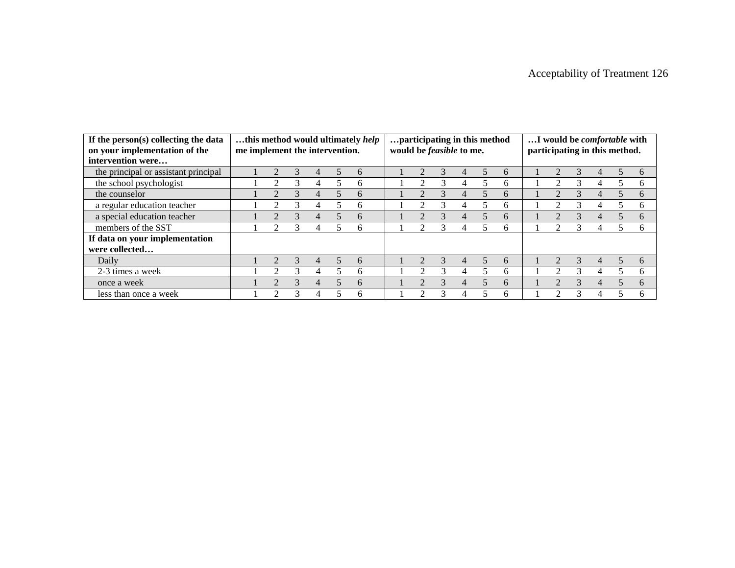| **If the person(s) collecting the data on your implementation of the intervention were…** | **…this method would ultimately *help* me implement the intervention.** | **…participating in this method would be *feasible* to me.** | **…I would be *comfortable* with participating in this method.** |
|---|---|---|---|
| the principal or assistant principal | 1 2 3 4 5 6 | 1 2 3 4 5 6 | 1 2 3 4 5 6 |
| the school psychologist | 1 2 3 4 5 6 | 1 2 3 4 5 6 | 1 2 3 4 5 6 |
| the counselor | 1 2 3 4 5 6 | 1 2 3 4 5 6 | 1 2 3 4 5 6 |
| a regular education teacher | 1 2 3 4 5 6 | 1 2 3 4 5 6 | 1 2 3 4 5 6 |
| a special education teacher | 1 2 3 4 5 6 | 1 2 3 4 5 6 | 1 2 3 4 5 6 |
| members of the SST | 1 2 3 4 5 6 | 1 2 3 4 5 6 | 1 2 3 4 5 6 |
| **If data on your implementation were collected…** | | | |
| Daily | 1 2 3 4 5 6 | 1 2 3 4 5 6 | 1 2 3 4 5 6 |
| 2-3 times a week | 1 2 3 4 5 6 | 1 2 3 4 5 6 | 1 2 3 4 5 6 |
| once a week | 1 2 3 4 5 6 | 1 2 3 4 5 6 | 1 2 3 4 5 6 |
| less than once a week | 1 2 3 4 5 6 | 1 2 3 4 5 6 | 1 2 3 4 5 6 |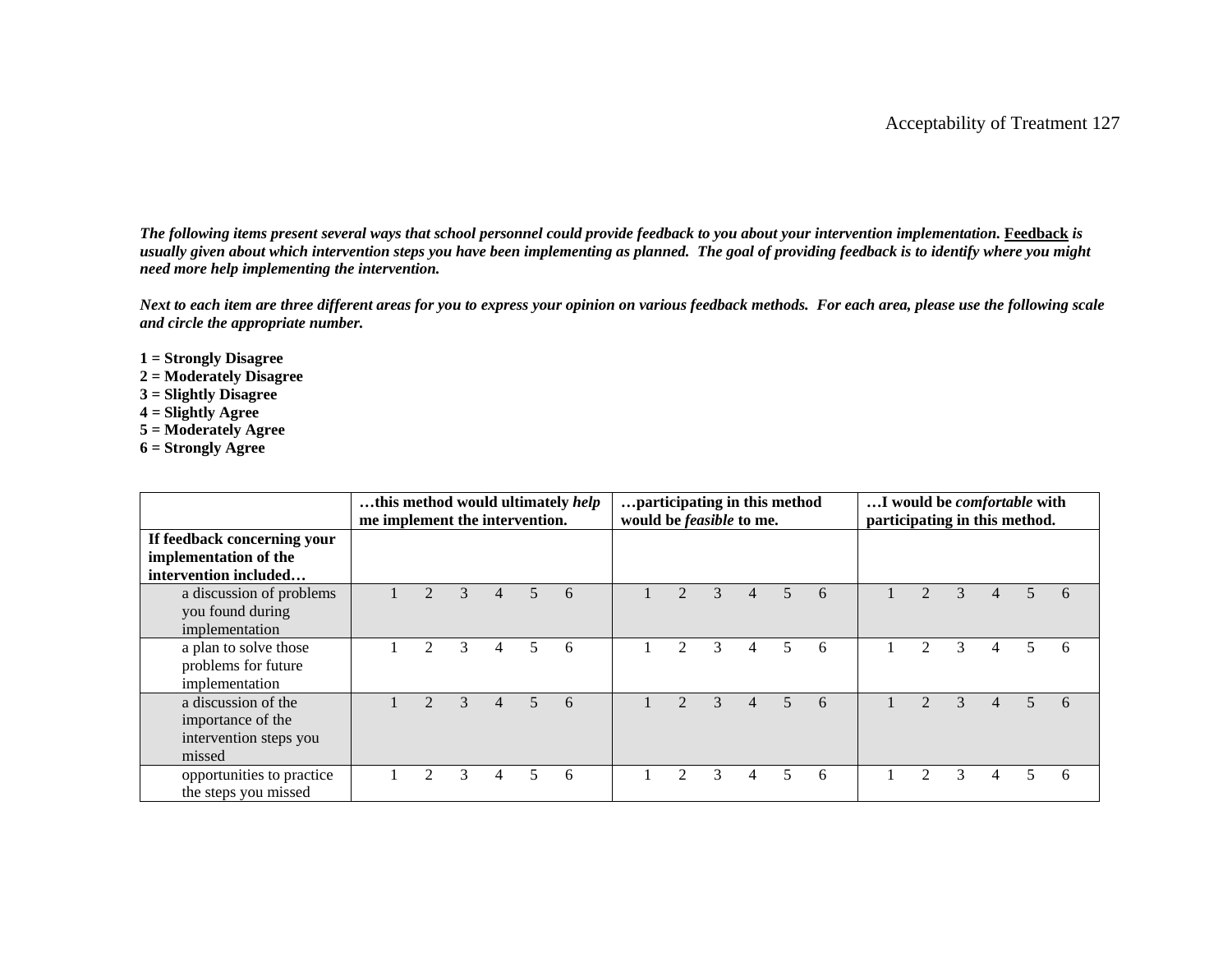***The following items present several ways that school personnel could provide feedback to you about your intervention implementation. <u>Feedback</u> is usually given about which intervention steps you have been implementing as planned. The goal of providing feedback is to identify where you might need more help implementing the intervention.***

***Next to each item are three different areas for you to express your opinion on various feedback methods. For each area, please use the following scale and circle the appropriate number.***

**1 = Strongly Disagree**
**2 = Moderately Disagree**
**3 = Slightly Disagree**
**4 = Slightly Agree**
**5 = Moderately Agree**
**6 = Strongly Agree**

| | **…this method would ultimately *help* me implement the intervention.** | **…participating in this method would be *feasible* to me.** | **…I would be *comfortable* with participating in this method.** |
|---|---|---|---|
| **If feedback concerning your implementation of the intervention included…** | | | |
| a discussion of problems you found during implementation | 1 2 3 4 5 6 | 1 2 3 4 5 6 | 1 2 3 4 5 6 |
| a plan to solve those problems for future implementation | 1 2 3 4 5 6 | 1 2 3 4 5 6 | 1 2 3 4 5 6 |
| a discussion of the importance of the intervention steps you missed | 1 2 3 4 5 6 | 1 2 3 4 5 6 | 1 2 3 4 5 6 |
| opportunities to practice the steps you missed | 1 2 3 4 5 6 | 1 2 3 4 5 6 | 1 2 3 4 5 6 |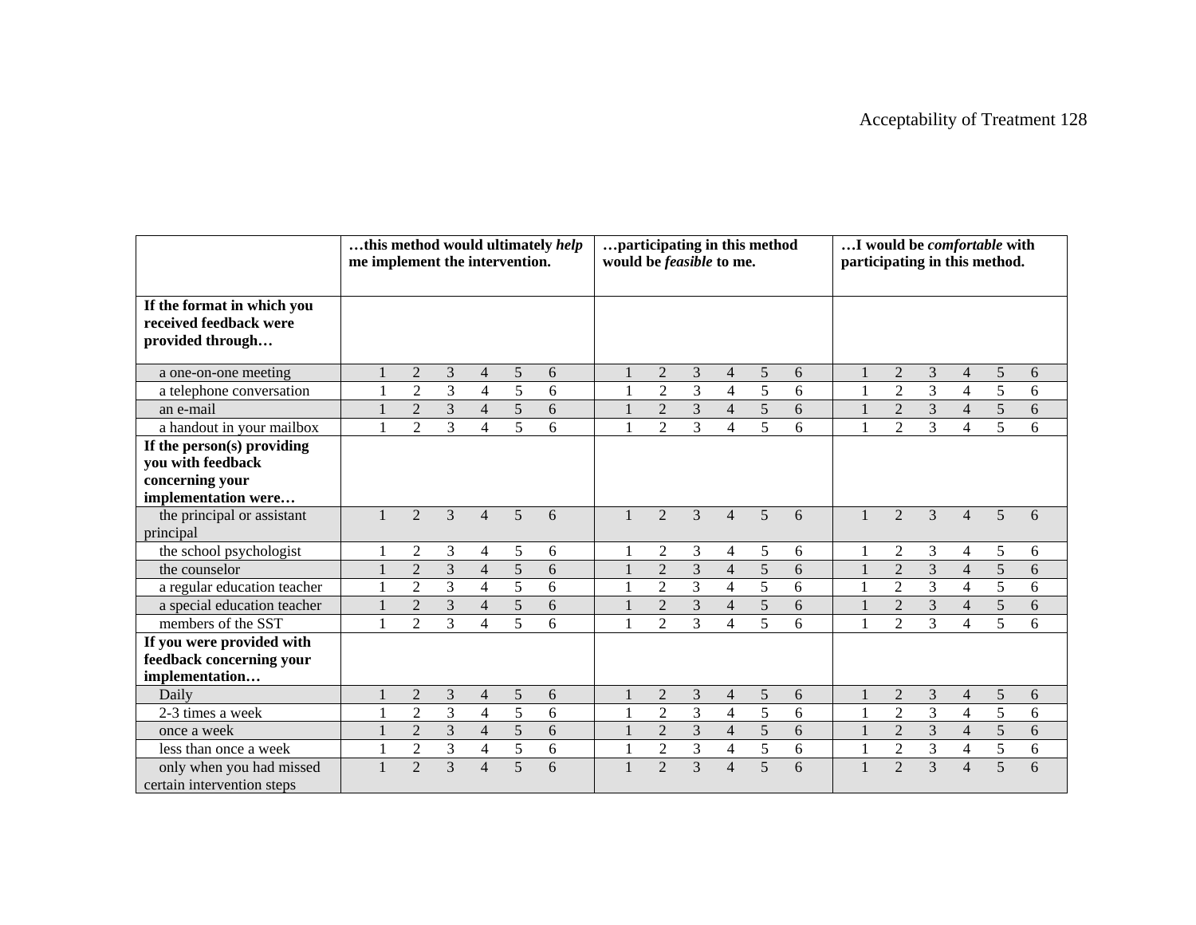| | …this method would ultimately *help* me implement the intervention. | | | | | | …participating in this method would be *feasible* to me. | | | | | | …I would be *comfortable* with participating in this method. | | | | | |
|---|---|---|---|---|---|---|---|---|---|---|---|---|---|---|---|---|---|---|
| **If the format in which you received feedback were provided through…** | | | | | | | | | | | | | | | | | | |
| a one-on-one meeting | 1 | 2 | 3 | 4 | 5 | 6 | 1 | 2 | 3 | 4 | 5 | 6 | 1 | 2 | 3 | 4 | 5 | 6 |
| a telephone conversation | 1 | 2 | 3 | 4 | 5 | 6 | 1 | 2 | 3 | 4 | 5 | 6 | 1 | 2 | 3 | 4 | 5 | 6 |
| an e-mail | 1 | 2 | 3 | 4 | 5 | 6 | 1 | 2 | 3 | 4 | 5 | 6 | 1 | 2 | 3 | 4 | 5 | 6 |
| a handout in your mailbox | 1 | 2 | 3 | 4 | 5 | 6 | 1 | 2 | 3 | 4 | 5 | 6 | 1 | 2 | 3 | 4 | 5 | 6 |
| **If the person(s) providing you with feedback concerning your implementation were…** | | | | | | | | | | | | | | | | | | |
| the principal or assistant principal | 1 | 2 | 3 | 4 | 5 | 6 | 1 | 2 | 3 | 4 | 5 | 6 | 1 | 2 | 3 | 4 | 5 | 6 |
| the school psychologist | 1 | 2 | 3 | 4 | 5 | 6 | 1 | 2 | 3 | 4 | 5 | 6 | 1 | 2 | 3 | 4 | 5 | 6 |
| the counselor | 1 | 2 | 3 | 4 | 5 | 6 | 1 | 2 | 3 | 4 | 5 | 6 | 1 | 2 | 3 | 4 | 5 | 6 |
| a regular education teacher | 1 | 2 | 3 | 4 | 5 | 6 | 1 | 2 | 3 | 4 | 5 | 6 | 1 | 2 | 3 | 4 | 5 | 6 |
| a special education teacher | 1 | 2 | 3 | 4 | 5 | 6 | 1 | 2 | 3 | 4 | 5 | 6 | 1 | 2 | 3 | 4 | 5 | 6 |
| members of the SST | 1 | 2 | 3 | 4 | 5 | 6 | 1 | 2 | 3 | 4 | 5 | 6 | 1 | 2 | 3 | 4 | 5 | 6 |
| **If you were provided with feedback concerning your implementation…** | | | | | | | | | | | | | | | | | | |
| Daily | 1 | 2 | 3 | 4 | 5 | 6 | 1 | 2 | 3 | 4 | 5 | 6 | 1 | 2 | 3 | 4 | 5 | 6 |
| 2-3 times a week | 1 | 2 | 3 | 4 | 5 | 6 | 1 | 2 | 3 | 4 | 5 | 6 | 1 | 2 | 3 | 4 | 5 | 6 |
| once a week | 1 | 2 | 3 | 4 | 5 | 6 | 1 | 2 | 3 | 4 | 5 | 6 | 1 | 2 | 3 | 4 | 5 | 6 |
| less than once a week | 1 | 2 | 3 | 4 | 5 | 6 | 1 | 2 | 3 | 4 | 5 | 6 | 1 | 2 | 3 | 4 | 5 | 6 |
| only when you had missed certain intervention steps | 1 | 2 | 3 | 4 | 5 | 6 | 1 | 2 | 3 | 4 | 5 | 6 | 1 | 2 | 3 | 4 | 5 | 6 |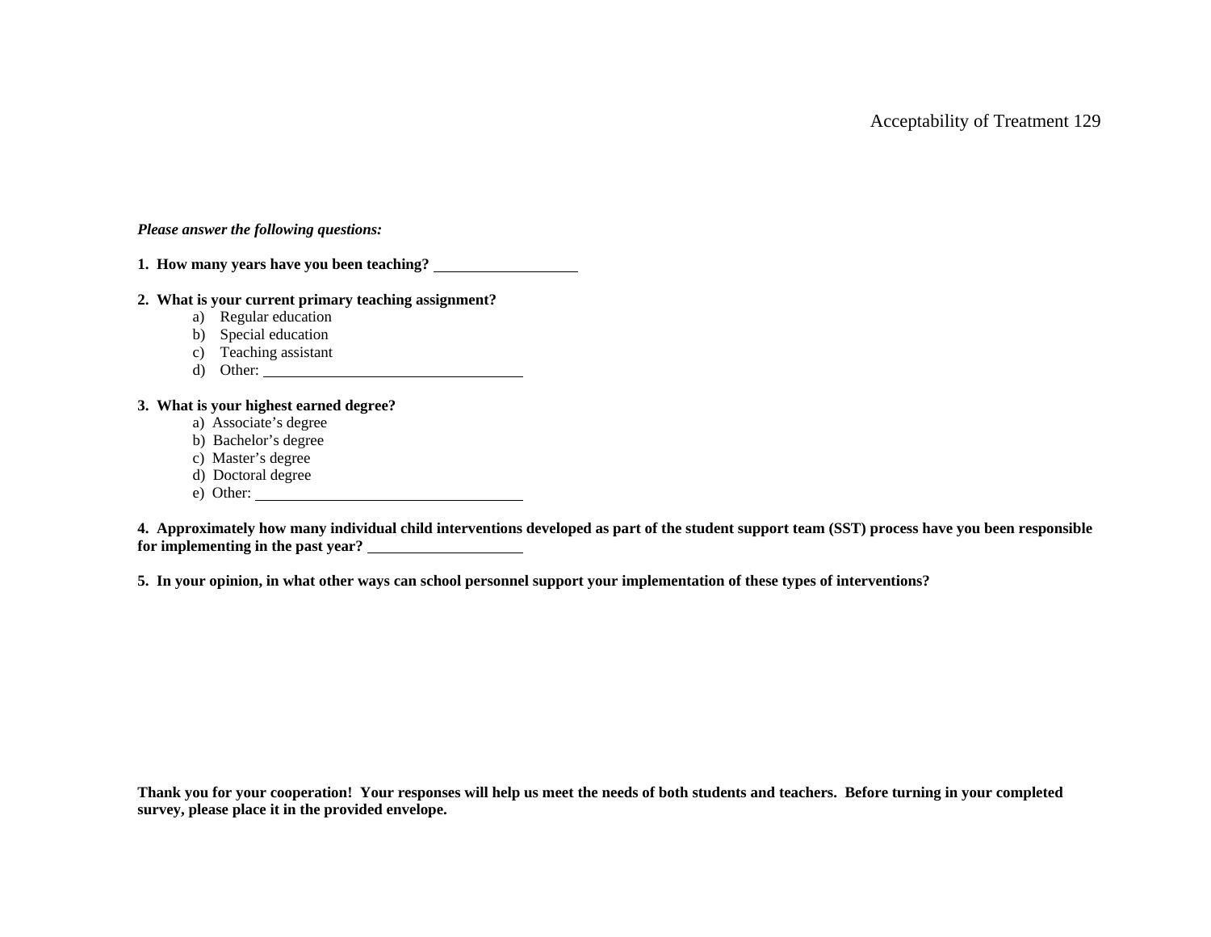***Please answer the following questions:***

**1. How many years have you been teaching?** ___________________

**2. What is your current primary teaching assignment?**

a) Regular education
b) Special education
c) Teaching assistant
d) Other: ___________________________________

**3. What is your highest earned degree?**

a) Associate's degree
b) Bachelor's degree
c) Master's degree
d) Doctoral degree
e) Other: ___________________________________

**4. Approximately how many individual child interventions developed as part of the student support team (SST) process have you been responsible for implementing in the past year?** ____________________

**5. In your opinion, in what other ways can school personnel support your implementation of these types of interventions?**

**Thank you for your cooperation! Your responses will help us meet the needs of both students and teachers. Before turning in your completed survey, please place it in the provided envelope.**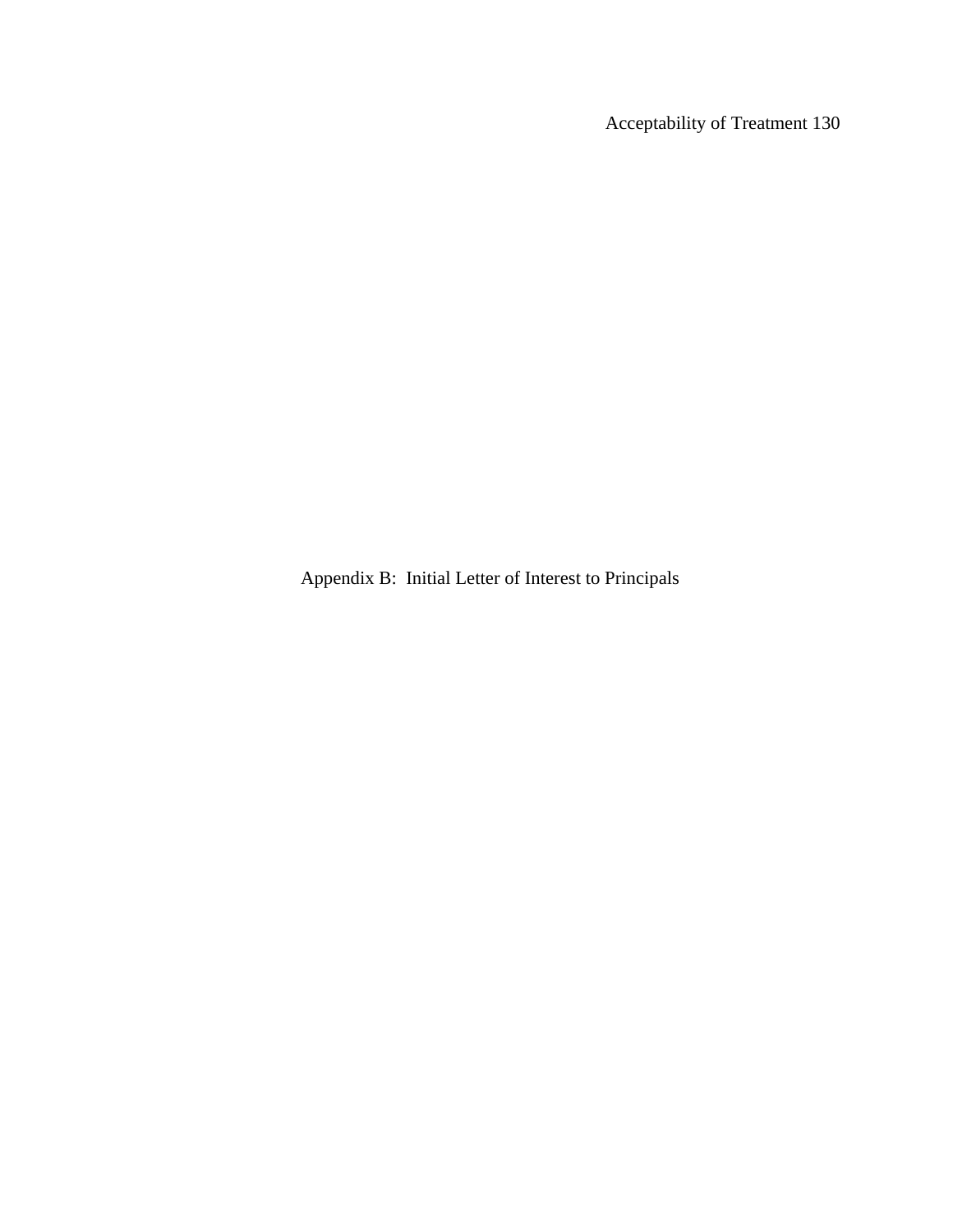# Appendix B: Initial Letter of Interest to Principals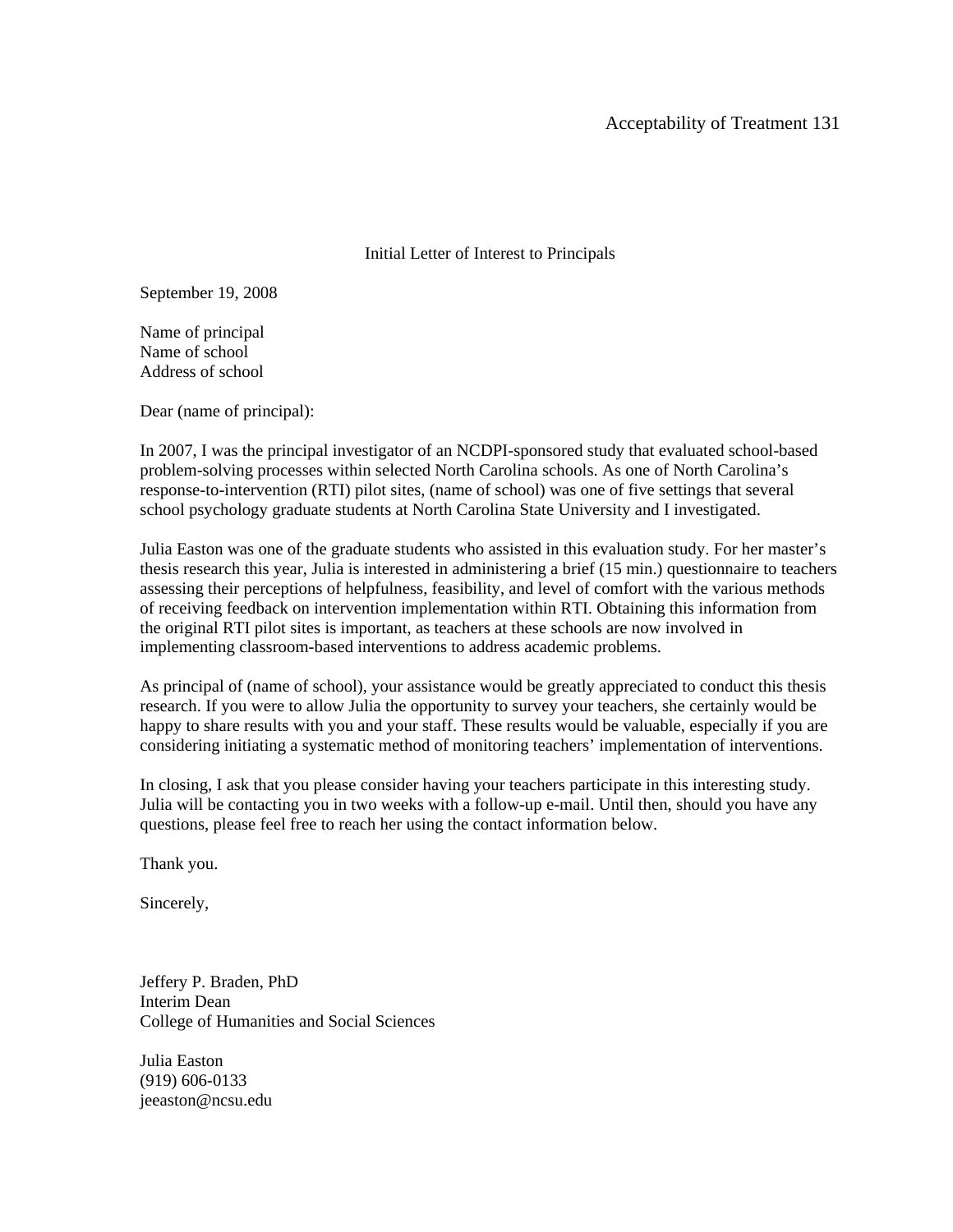## Initial Letter of Interest to Principals

September 19, 2008

Name of principal  
Name of school  
Address of school

Dear (name of principal):

In 2007, I was the principal investigator of an NCDPI-sponsored study that evaluated school-based problem-solving processes within selected North Carolina schools. As one of North Carolina's response-to-intervention (RTI) pilot sites, (name of school) was one of five settings that several school psychology graduate students at North Carolina State University and I investigated.

Julia Easton was one of the graduate students who assisted in this evaluation study. For her master's thesis research this year, Julia is interested in administering a brief (15 min.) questionnaire to teachers assessing their perceptions of helpfulness, feasibility, and level of comfort with the various methods of receiving feedback on intervention implementation within RTI. Obtaining this information from the original RTI pilot sites is important, as teachers at these schools are now involved in implementing classroom-based interventions to address academic problems.

As principal of (name of school), your assistance would be greatly appreciated to conduct this thesis research. If you were to allow Julia the opportunity to survey your teachers, she certainly would be happy to share results with you and your staff. These results would be valuable, especially if you are considering initiating a systematic method of monitoring teachers' implementation of interventions.

In closing, I ask that you please consider having your teachers participate in this interesting study. Julia will be contacting you in two weeks with a follow-up e-mail. Until then, should you have any questions, please feel free to reach her using the contact information below.

Thank you.

Sincerely,

Jeffery P. Braden, PhD  
Interim Dean  
College of Humanities and Social Sciences

Julia Easton  
(919) 606-0133  
jeeaston@ncsu.edu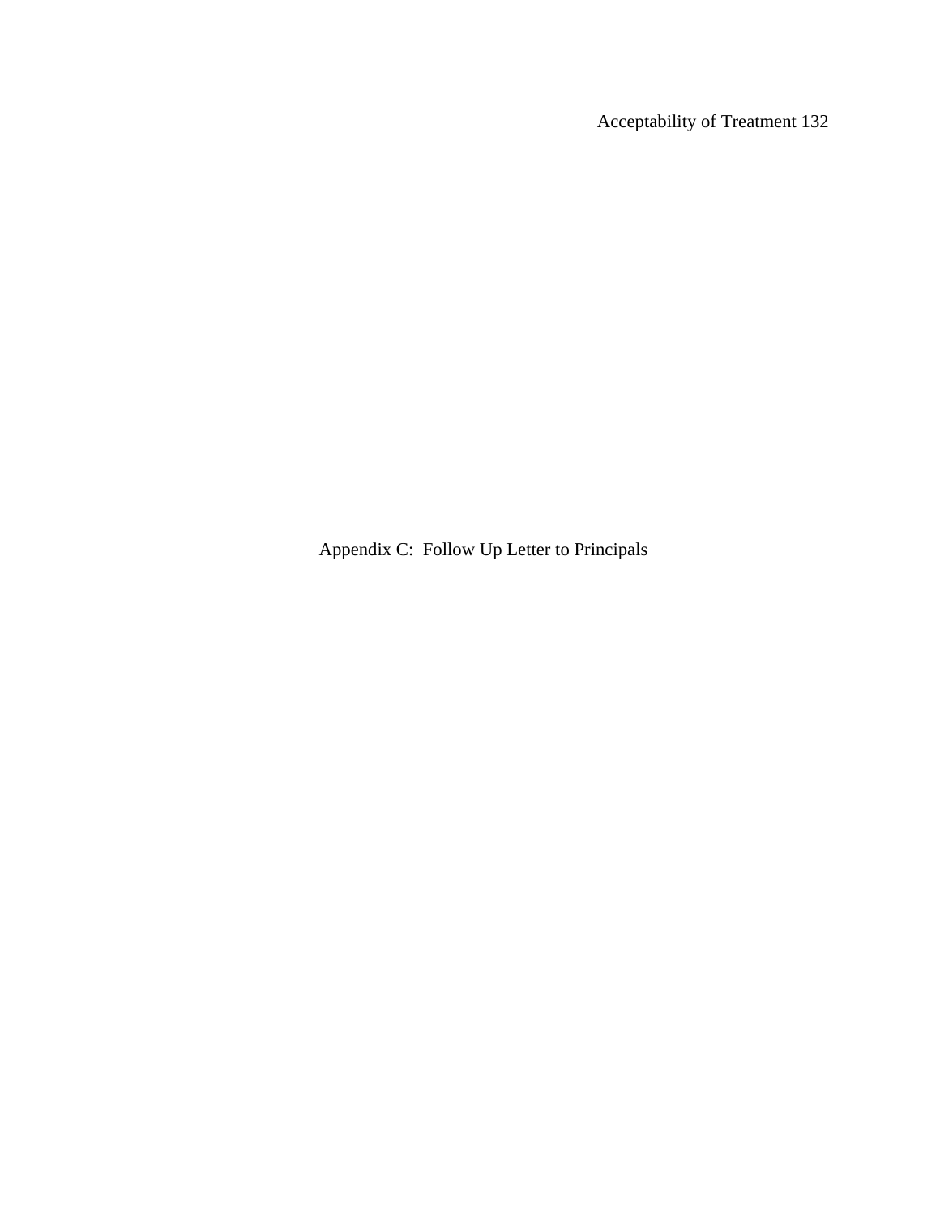# Appendix C: Follow Up Letter to Principals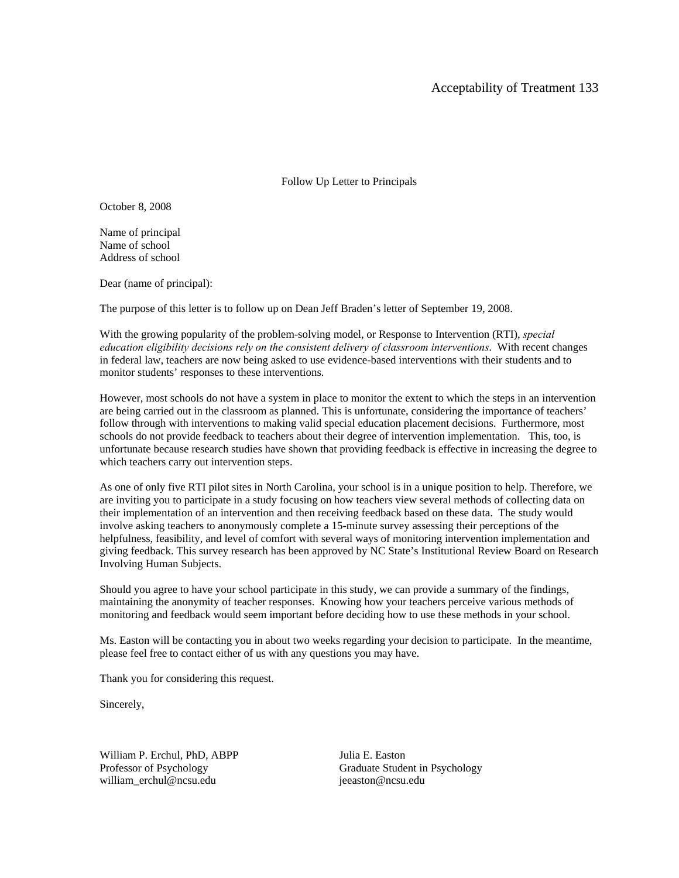Follow Up Letter to Principals

October 8, 2008

Name of principal
Name of school
Address of school

Dear (name of principal):

The purpose of this letter is to follow up on Dean Jeff Braden's letter of September 19, 2008.

With the growing popularity of the problem-solving model, or Response to Intervention (RTI), *special education eligibility decisions rely on the consistent delivery of classroom interventions*. With recent changes in federal law, teachers are now being asked to use evidence-based interventions with their students and to monitor students' responses to these interventions.

However, most schools do not have a system in place to monitor the extent to which the steps in an intervention are being carried out in the classroom as planned. This is unfortunate, considering the importance of teachers' follow through with interventions to making valid special education placement decisions. Furthermore, most schools do not provide feedback to teachers about their degree of intervention implementation. This, too, is unfortunate because research studies have shown that providing feedback is effective in increasing the degree to which teachers carry out intervention steps.

As one of only five RTI pilot sites in North Carolina, your school is in a unique position to help. Therefore, we are inviting you to participate in a study focusing on how teachers view several methods of collecting data on their implementation of an intervention and then receiving feedback based on these data. The study would involve asking teachers to anonymously complete a 15-minute survey assessing their perceptions of the helpfulness, feasibility, and level of comfort with several ways of monitoring intervention implementation and giving feedback. This survey research has been approved by NC State's Institutional Review Board on Research Involving Human Subjects.

Should you agree to have your school participate in this study, we can provide a summary of the findings, maintaining the anonymity of teacher responses. Knowing how your teachers perceive various methods of monitoring and feedback would seem important before deciding how to use these methods in your school.

Ms. Easton will be contacting you in about two weeks regarding your decision to participate. In the meantime, please feel free to contact either of us with any questions you may have.

Thank you for considering this request.

Sincerely,

William P. Erchul, PhD, ABPP
Professor of Psychology
william_erchul@ncsu.edu

Julia E. Easton
Graduate Student in Psychology
jeeaston@ncsu.edu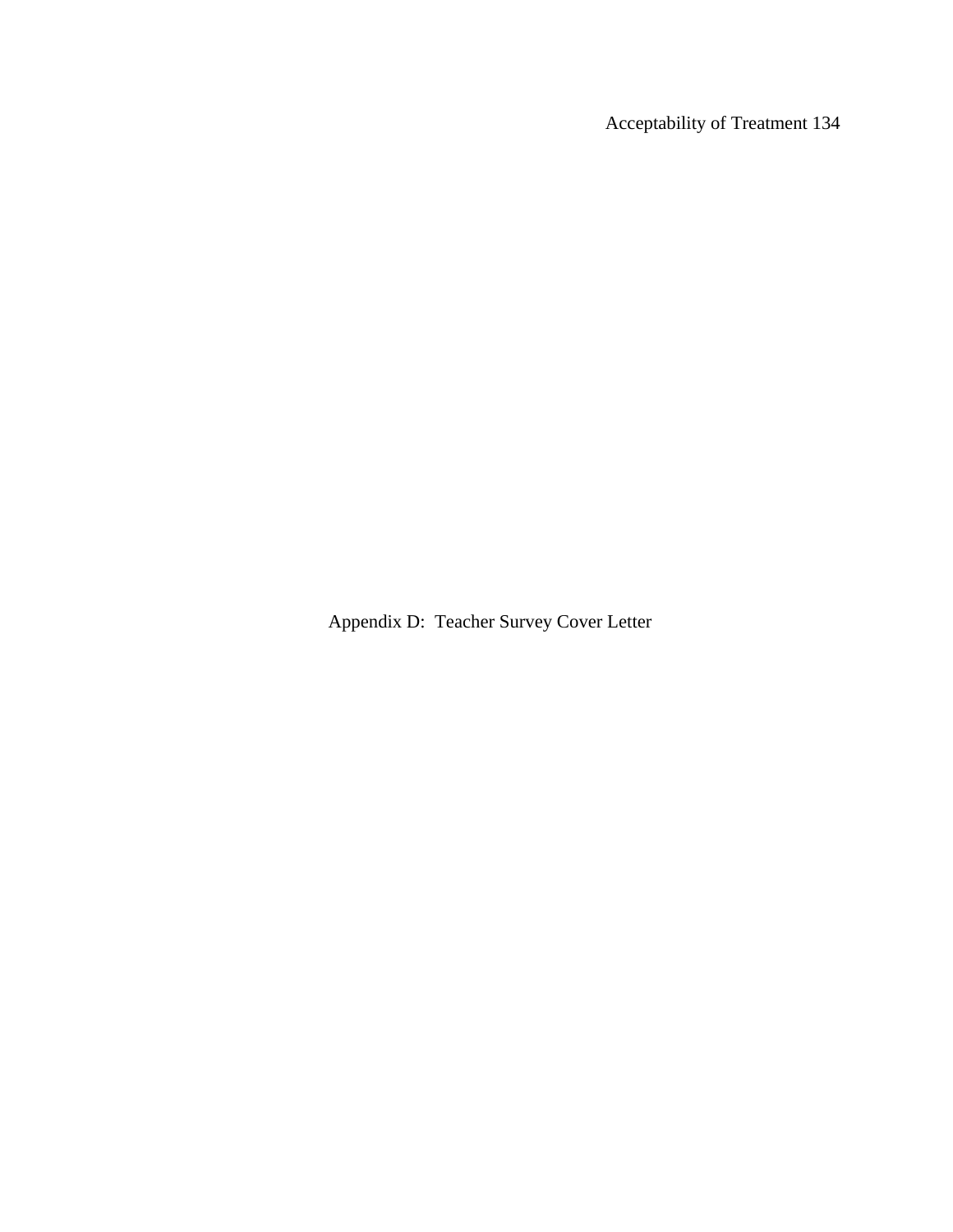# Appendix D:  Teacher Survey Cover Letter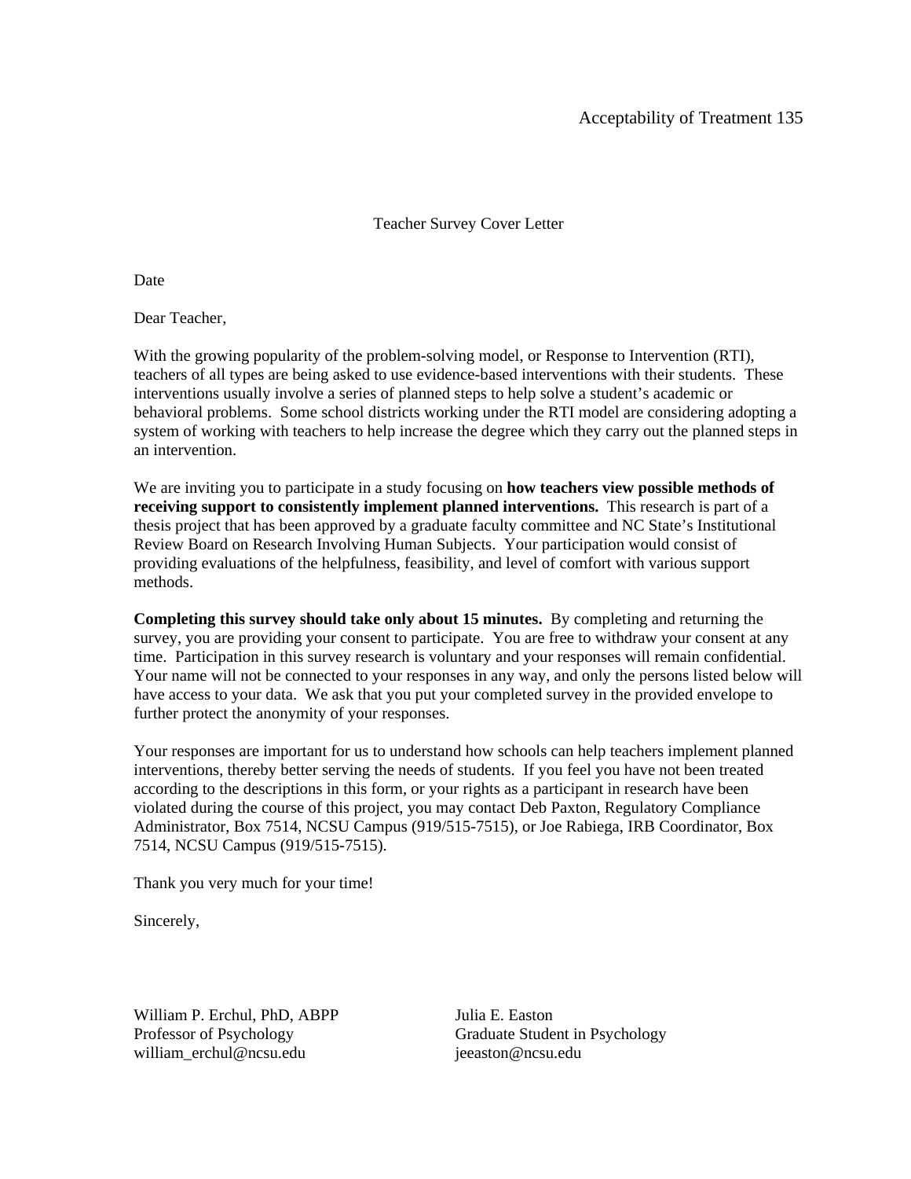# Teacher Survey Cover Letter

Date

Dear Teacher,

With the growing popularity of the problem-solving model, or Response to Intervention (RTI), teachers of all types are being asked to use evidence-based interventions with their students. These interventions usually involve a series of planned steps to help solve a student's academic or behavioral problems. Some school districts working under the RTI model are considering adopting a system of working with teachers to help increase the degree which they carry out the planned steps in an intervention.

We are inviting you to participate in a study focusing on **how teachers view possible methods of receiving support to consistently implement planned interventions.** This research is part of a thesis project that has been approved by a graduate faculty committee and NC State's Institutional Review Board on Research Involving Human Subjects. Your participation would consist of providing evaluations of the helpfulness, feasibility, and level of comfort with various support methods.

**Completing this survey should take only about 15 minutes.** By completing and returning the survey, you are providing your consent to participate. You are free to withdraw your consent at any time. Participation in this survey research is voluntary and your responses will remain confidential. Your name will not be connected to your responses in any way, and only the persons listed below will have access to your data. We ask that you put your completed survey in the provided envelope to further protect the anonymity of your responses.

Your responses are important for us to understand how schools can help teachers implement planned interventions, thereby better serving the needs of students. If you feel you have not been treated according to the descriptions in this form, or your rights as a participant in research have been violated during the course of this project, you may contact Deb Paxton, Regulatory Compliance Administrator, Box 7514, NCSU Campus (919/515-7515), or Joe Rabiega, IRB Coordinator, Box 7514, NCSU Campus (919/515-7515).

Thank you very much for your time!

Sincerely,

William P. Erchul, PhD, ABPP
Professor of Psychology
william_erchul@ncsu.edu

Julia E. Easton
Graduate Student in Psychology
jeeaston@ncsu.edu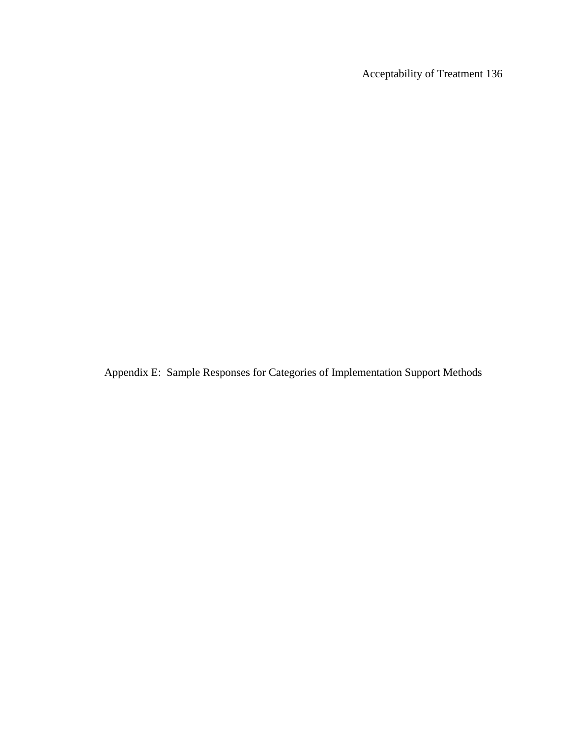# Appendix E: Sample Responses for Categories of Implementation Support Methods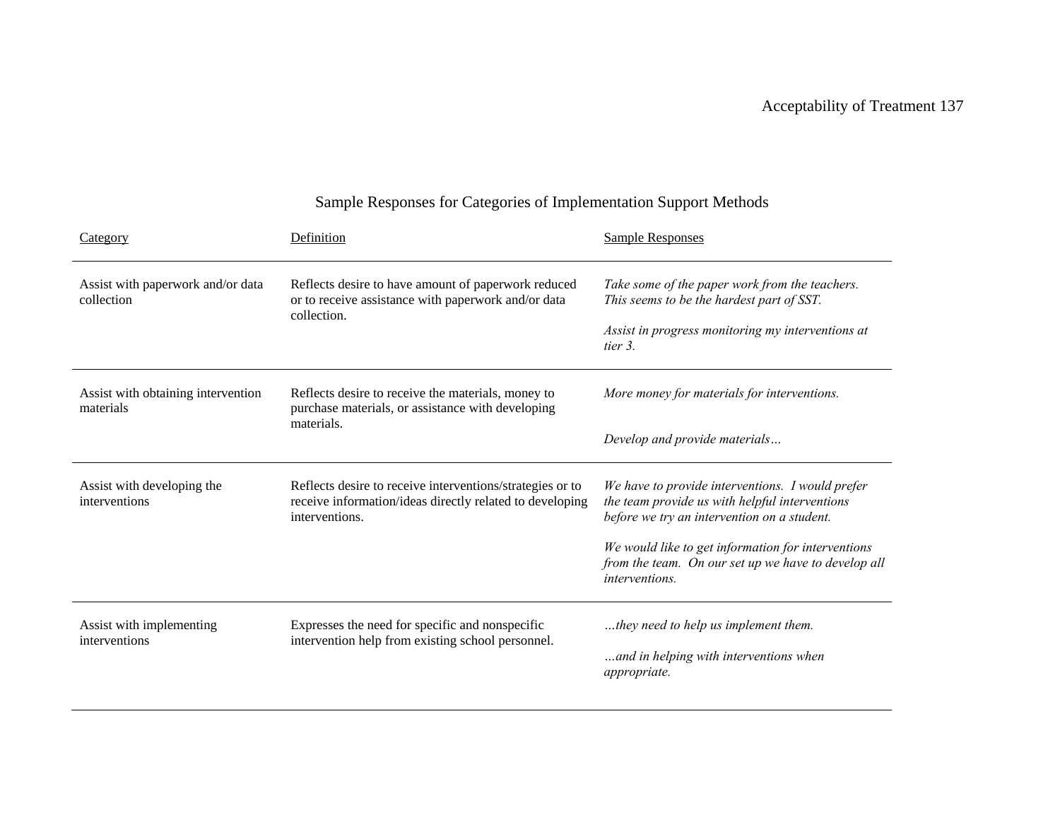Sample Responses for Categories of Implementation Support Methods

| Category | Definition | Sample Responses |
|---|---|---|
| Assist with paperwork and/or data collection | Reflects desire to have amount of paperwork reduced or to receive assistance with paperwork and/or data collection. | *Take some of the paper work from the teachers. This seems to be the hardest part of SST.* <br><br> *Assist in progress monitoring my interventions at tier 3.* |
| Assist with obtaining intervention materials | Reflects desire to receive the materials, money to purchase materials, or assistance with developing materials. | *More money for materials for interventions.* <br><br> *Develop and provide materials…* |
| Assist with developing the interventions | Reflects desire to receive interventions/strategies or to receive information/ideas directly related to developing interventions. | *We have to provide interventions. I would prefer the team provide us with helpful interventions before we try an intervention on a student.* <br><br> *We would like to get information for interventions from the team. On our set up we have to develop all interventions.* |
| Assist with implementing interventions | Expresses the need for specific and nonspecific intervention help from existing school personnel. | *…they need to help us implement them.* <br><br> *…and in helping with interventions when appropriate.* |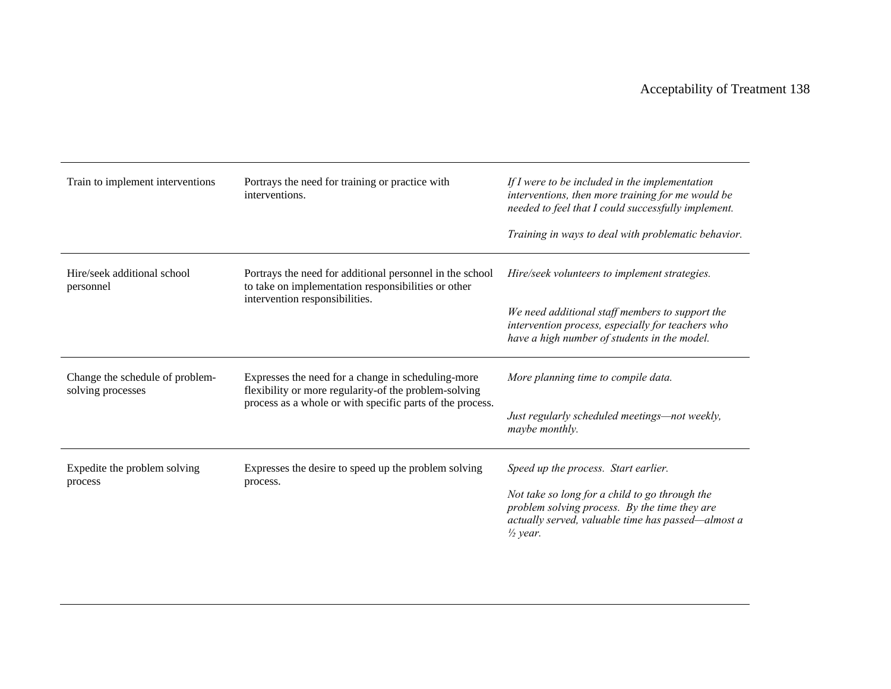| | | |
|---|---|---|
| Train to implement interventions | Portrays the need for training or practice with interventions. | *If I were to be included in the implementation interventions, then more training for me would be needed to feel that I could successfully implement.*<br><br>*Training in ways to deal with problematic behavior.* |
| Hire/seek additional school personnel | Portrays the need for additional personnel in the school to take on implementation responsibilities or other intervention responsibilities. | *Hire/seek volunteers to implement strategies.*<br><br>*We need additional staff members to support the intervention process, especially for teachers who have a high number of students in the model.* |
| Change the schedule of problem-solving processes | Expresses the need for a change in scheduling-more flexibility or more regularity-of the problem-solving process as a whole or with specific parts of the process. | *More planning time to compile data.*<br><br>*Just regularly scheduled meetings—not weekly, maybe monthly.* |
| Expedite the problem solving process | Expresses the desire to speed up the problem solving process. | *Speed up the process. Start earlier.*<br><br>*Not take so long for a child to go through the problem solving process. By the time they are actually served, valuable time has passed—almost a ½ year.* |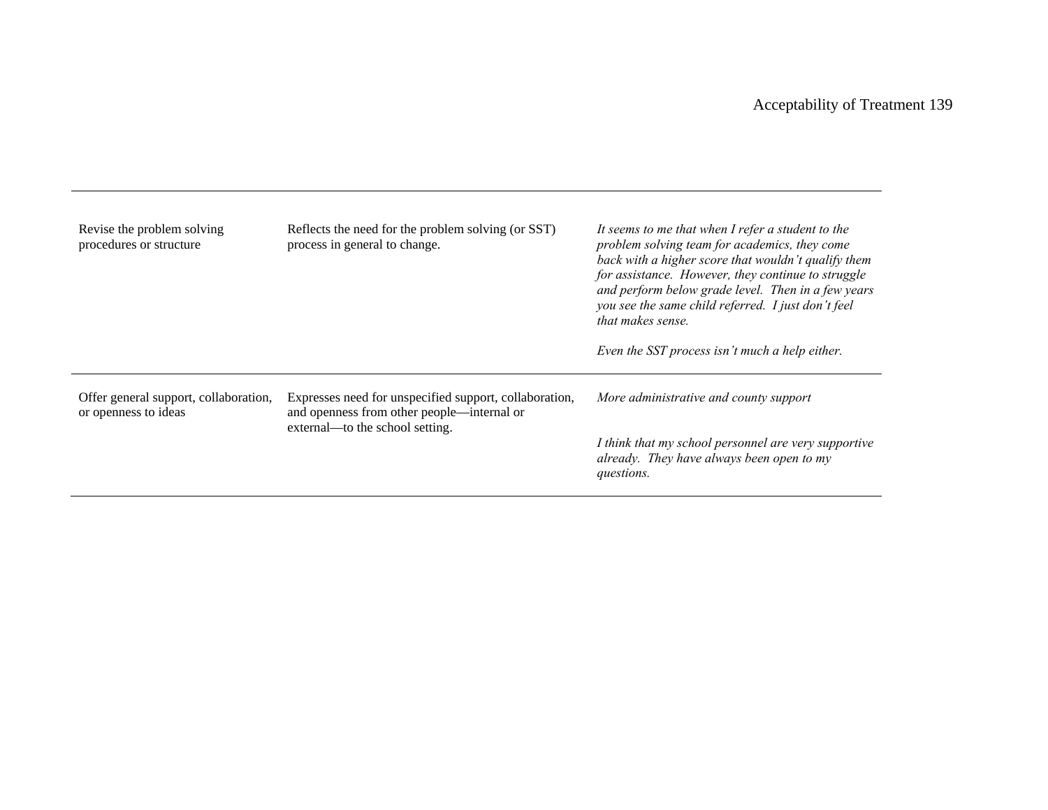| | | |
|---|---|---|
| Revise the problem solving procedures or structure | Reflects the need for the problem solving (or SST) process in general to change. | *It seems to me that when I refer a student to the problem solving team for academics, they come back with a higher score that wouldn't qualify them for assistance. However, they continue to struggle and perform below grade level. Then in a few years you see the same child referred. I just don't feel that makes sense.*<br><br>*Even the SST process isn't much a help either.* |
| Offer general support, collaboration, or openness to ideas | Expresses need for unspecified support, collaboration, and openness from other people—internal or external—to the school setting. | *More administrative and county support*<br><br>*I think that my school personnel are very supportive already. They have always been open to my questions.* |